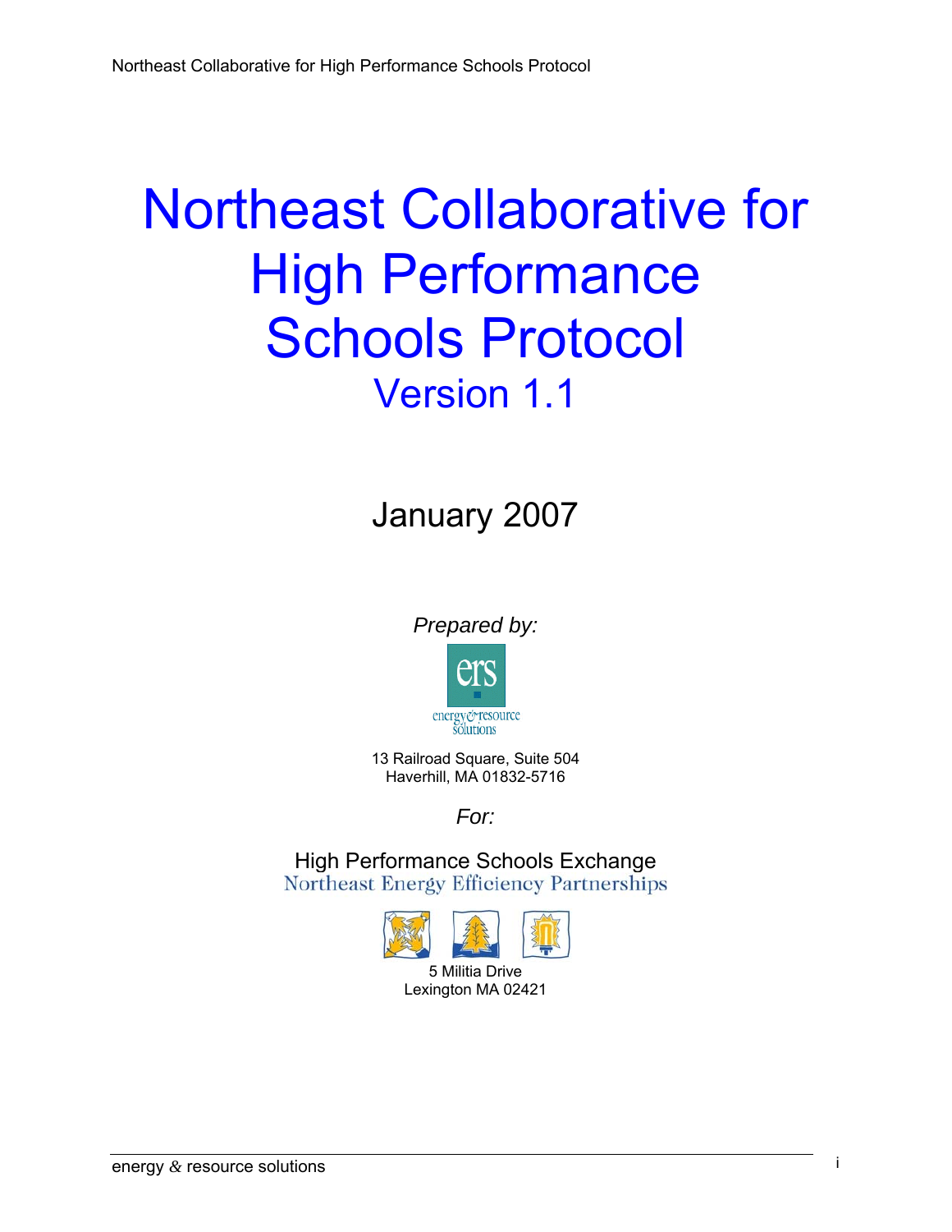# Northeast Collaborative for High Performance Schools Protocol

## Version 1.1

January 2007

*Prepared by:*

energy & resource solutions

13 Railroad Square, Suite 504
Haverhill, MA 01832-5716

*For:*

High Performance Schools Exchange
Northeast Energy Efficiency Partnerships

5 Militia Drive
Lexington MA 02421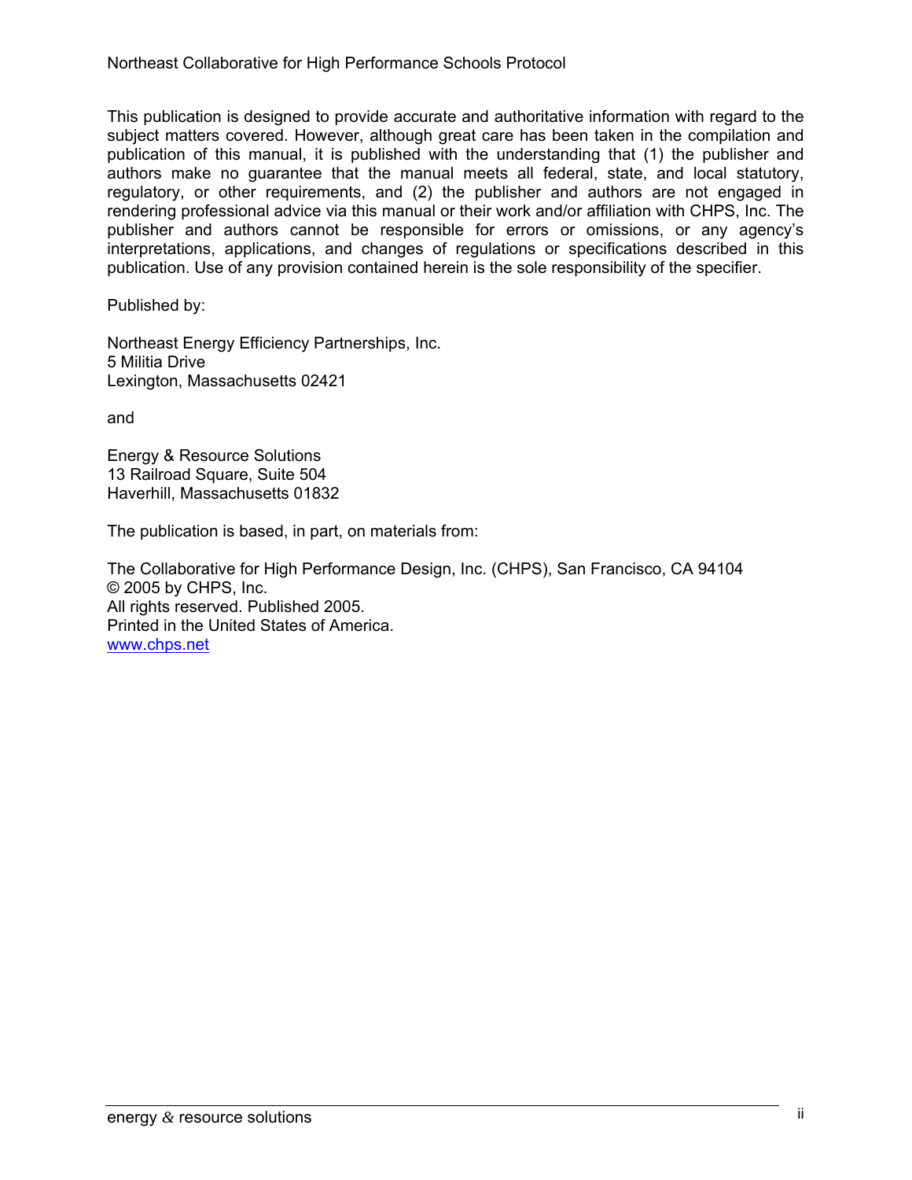This publication is designed to provide accurate and authoritative information with regard to the subject matters covered. However, although great care has been taken in the compilation and publication of this manual, it is published with the understanding that (1) the publisher and authors make no guarantee that the manual meets all federal, state, and local statutory, regulatory, or other requirements, and (2) the publisher and authors are not engaged in rendering professional advice via this manual or their work and/or affiliation with CHPS, Inc. The publisher and authors cannot be responsible for errors or omissions, or any agency's interpretations, applications, and changes of regulations or specifications described in this publication. Use of any provision contained herein is the sole responsibility of the specifier.

Published by:

Northeast Energy Efficiency Partnerships, Inc.
5 Militia Drive
Lexington, Massachusetts 02421

and

Energy & Resource Solutions
13 Railroad Square, Suite 504
Haverhill, Massachusetts 01832

The publication is based, in part, on materials from:

The Collaborative for High Performance Design, Inc. (CHPS), San Francisco, CA 94104
© 2005 by CHPS, Inc.
All rights reserved. Published 2005.
Printed in the United States of America.
www.chps.net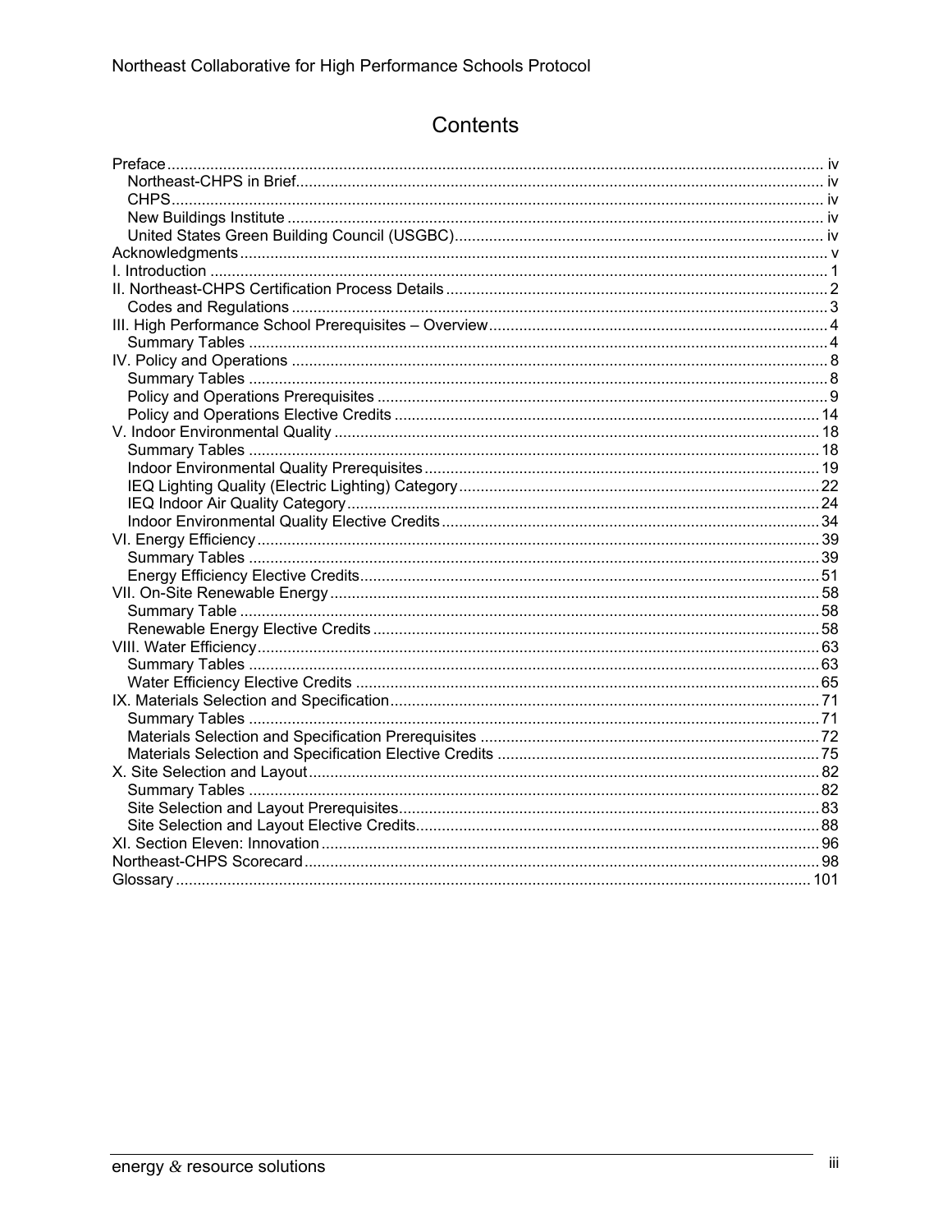# Contents

- Preface ..... iv
  - Northeast-CHPS in Brief ..... iv
  - CHPS ..... iv
  - New Buildings Institute ..... iv
  - United States Green Building Council (USGBC) ..... iv
- Acknowledgments ..... v
- I. Introduction ..... 1
- II. Northeast-CHPS Certification Process Details ..... 2
  - Codes and Regulations ..... 3
- III. High Performance School Prerequisites – Overview ..... 4
  - Summary Tables ..... 4
- IV. Policy and Operations ..... 8
  - Summary Tables ..... 8
  - Policy and Operations Prerequisites ..... 9
  - Policy and Operations Elective Credits ..... 14
- V. Indoor Environmental Quality ..... 18
  - Summary Tables ..... 18
  - Indoor Environmental Quality Prerequisites ..... 19
  - IEQ Lighting Quality (Electric Lighting) Category ..... 22
  - IEQ Indoor Air Quality Category ..... 24
  - Indoor Environmental Quality Elective Credits ..... 34
- VI. Energy Efficiency ..... 39
  - Summary Tables ..... 39
  - Energy Efficiency Elective Credits ..... 51
- VII. On-Site Renewable Energy ..... 58
  - Summary Table ..... 58
  - Renewable Energy Elective Credits ..... 58
- VIII. Water Efficiency ..... 63
  - Summary Tables ..... 63
  - Water Efficiency Elective Credits ..... 65
- IX. Materials Selection and Specification ..... 71
  - Summary Tables ..... 71
  - Materials Selection and Specification Prerequisites ..... 72
  - Materials Selection and Specification Elective Credits ..... 75
- X. Site Selection and Layout ..... 82
  - Summary Tables ..... 82
  - Site Selection and Layout Prerequisites ..... 83
  - Site Selection and Layout Elective Credits ..... 88
- XI. Section Eleven: Innovation ..... 96
- Northeast-CHPS Scorecard ..... 98
- Glossary ..... 101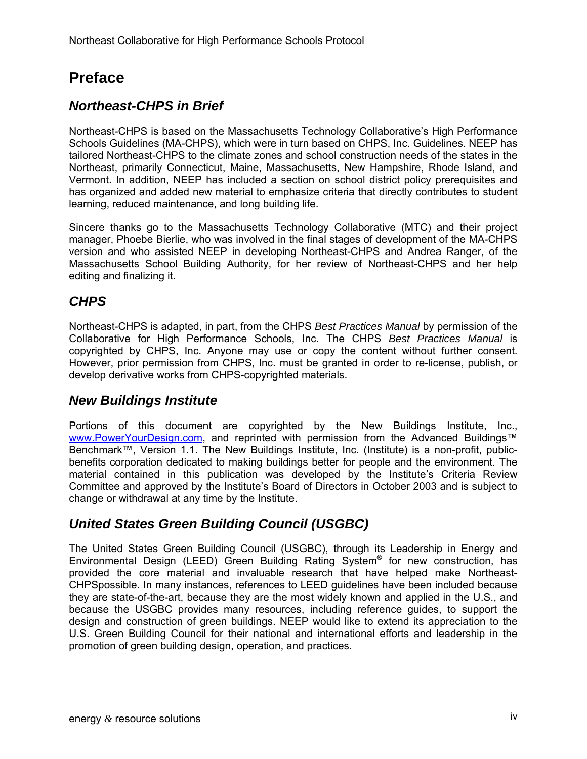# Preface

## *Northeast-CHPS in Brief*

Northeast-CHPS is based on the Massachusetts Technology Collaborative's High Performance Schools Guidelines (MA-CHPS), which were in turn based on CHPS, Inc. Guidelines. NEEP has tailored Northeast-CHPS to the climate zones and school construction needs of the states in the Northeast, primarily Connecticut, Maine, Massachusetts, New Hampshire, Rhode Island, and Vermont. In addition, NEEP has included a section on school district policy prerequisites and has organized and added new material to emphasize criteria that directly contributes to student learning, reduced maintenance, and long building life.

Sincere thanks go to the Massachusetts Technology Collaborative (MTC) and their project manager, Phoebe Bierlie, who was involved in the final stages of development of the MA-CHPS version and who assisted NEEP in developing Northeast-CHPS and Andrea Ranger, of the Massachusetts School Building Authority, for her review of Northeast-CHPS and her help editing and finalizing it.

## *CHPS*

Northeast-CHPS is adapted, in part, from the CHPS *Best Practices Manual* by permission of the Collaborative for High Performance Schools, Inc. The CHPS *Best Practices Manual* is copyrighted by CHPS, Inc. Anyone may use or copy the content without further consent. However, prior permission from CHPS, Inc. must be granted in order to re-license, publish, or develop derivative works from CHPS-copyrighted materials.

## *New Buildings Institute*

Portions of this document are copyrighted by the New Buildings Institute, Inc., www.PowerYourDesign.com, and reprinted with permission from the Advanced Buildings™ Benchmark™, Version 1.1. The New Buildings Institute, Inc. (Institute) is a non-profit, public-benefits corporation dedicated to making buildings better for people and the environment. The material contained in this publication was developed by the Institute's Criteria Review Committee and approved by the Institute's Board of Directors in October 2003 and is subject to change or withdrawal at any time by the Institute.

## *United States Green Building Council (USGBC)*

The United States Green Building Council (USGBC), through its Leadership in Energy and Environmental Design (LEED) Green Building Rating System® for new construction, has provided the core material and invaluable research that have helped make Northeast-CHPSpossible. In many instances, references to LEED guidelines have been included because they are state-of-the-art, because they are the most widely known and applied in the U.S., and because the USGBC provides many resources, including reference guides, to support the design and construction of green buildings. NEEP would like to extend its appreciation to the U.S. Green Building Council for their national and international efforts and leadership in the promotion of green building design, operation, and practices.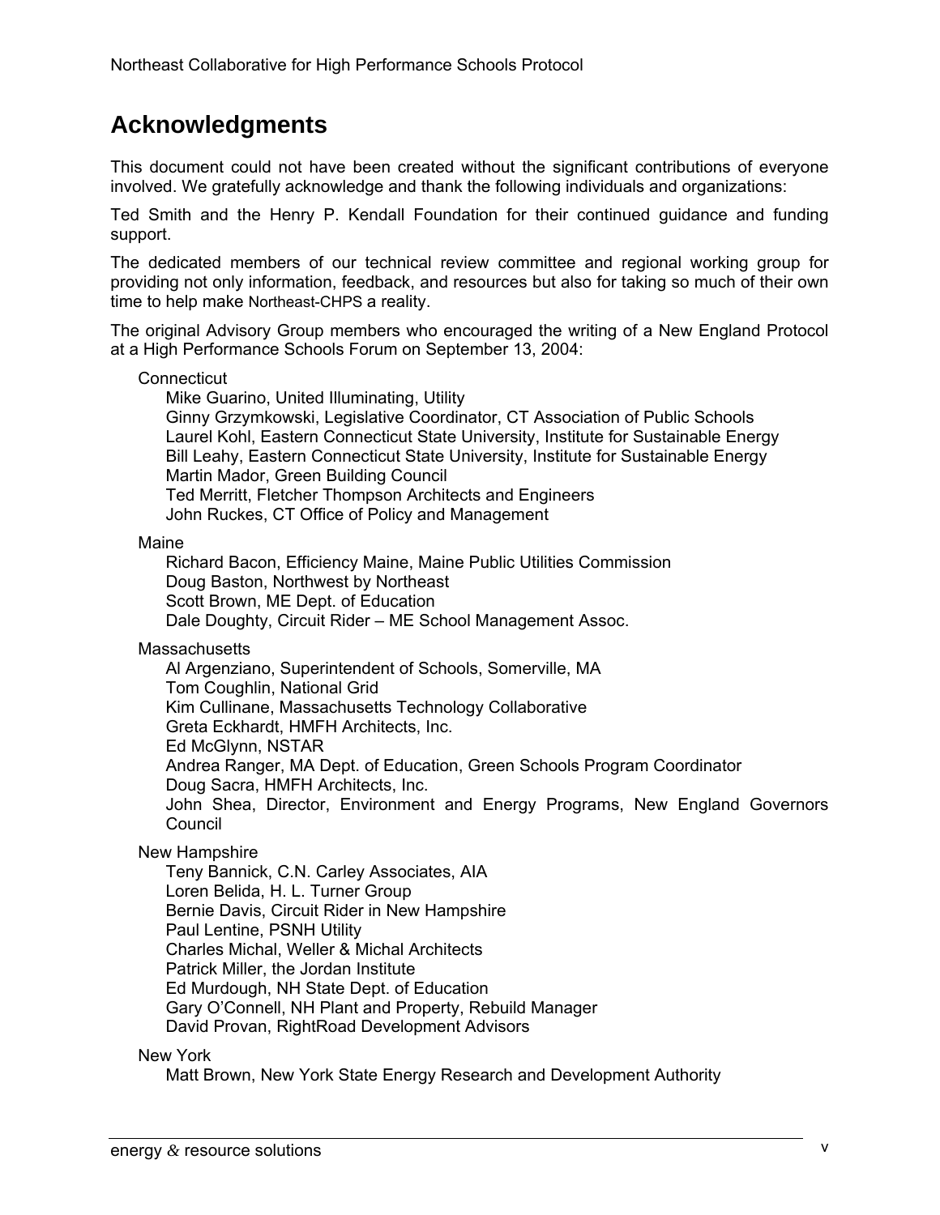## Acknowledgments

This document could not have been created without the significant contributions of everyone involved. We gratefully acknowledge and thank the following individuals and organizations:

Ted Smith and the Henry P. Kendall Foundation for their continued guidance and funding support.

The dedicated members of our technical review committee and regional working group for providing not only information, feedback, and resources but also for taking so much of their own time to help make Northeast-CHPS a reality.

The original Advisory Group members who encouraged the writing of a New England Protocol at a High Performance Schools Forum on September 13, 2004:

Connecticut

- Mike Guarino, United Illuminating, Utility
- Ginny Grzymkowski, Legislative Coordinator, CT Association of Public Schools
- Laurel Kohl, Eastern Connecticut State University, Institute for Sustainable Energy
- Bill Leahy, Eastern Connecticut State University, Institute for Sustainable Energy
- Martin Mador, Green Building Council
- Ted Merritt, Fletcher Thompson Architects and Engineers
- John Ruckes, CT Office of Policy and Management

Maine

- Richard Bacon, Efficiency Maine, Maine Public Utilities Commission
- Doug Baston, Northwest by Northeast
- Scott Brown, ME Dept. of Education
- Dale Doughty, Circuit Rider – ME School Management Assoc.

Massachusetts

- Al Argenziano, Superintendent of Schools, Somerville, MA
- Tom Coughlin, National Grid
- Kim Cullinane, Massachusetts Technology Collaborative
- Greta Eckhardt, HMFH Architects, Inc.
- Ed McGlynn, NSTAR
- Andrea Ranger, MA Dept. of Education, Green Schools Program Coordinator
- Doug Sacra, HMFH Architects, Inc.
- John Shea, Director, Environment and Energy Programs, New England Governors Council

New Hampshire

- Teny Bannick, C.N. Carley Associates, AIA
- Loren Belida, H. L. Turner Group
- Bernie Davis, Circuit Rider in New Hampshire
- Paul Lentine, PSNH Utility
- Charles Michal, Weller & Michal Architects
- Patrick Miller, the Jordan Institute
- Ed Murdough, NH State Dept. of Education
- Gary O'Connell, NH Plant and Property, Rebuild Manager
- David Provan, RightRoad Development Advisors

New York

- Matt Brown, New York State Energy Research and Development Authority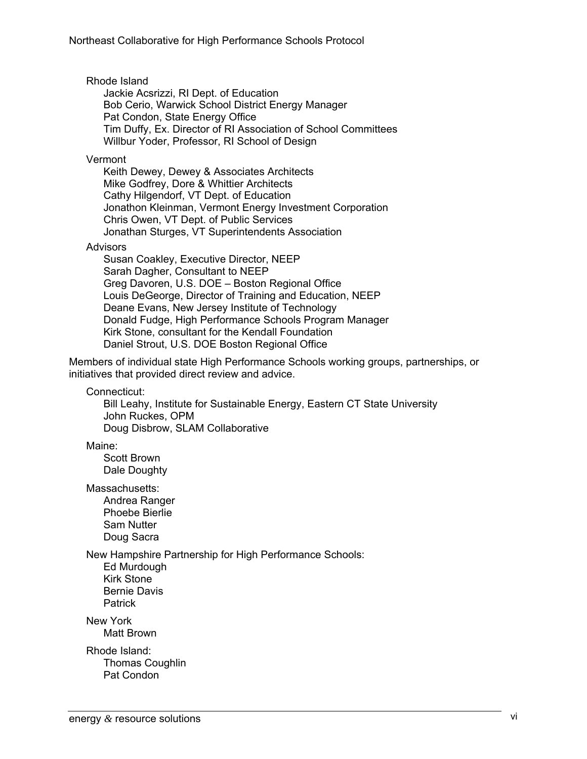Rhode Island

- Jackie Acsrizzi, RI Dept. of Education
- Bob Cerio, Warwick School District Energy Manager
- Pat Condon, State Energy Office
- Tim Duffy, Ex. Director of RI Association of School Committees
- Willbur Yoder, Professor, RI School of Design

Vermont

- Keith Dewey, Dewey & Associates Architects
- Mike Godfrey, Dore & Whittier Architects
- Cathy Hilgendorf, VT Dept. of Education
- Jonathon Kleinman, Vermont Energy Investment Corporation
- Chris Owen, VT Dept. of Public Services
- Jonathan Sturges, VT Superintendents Association

Advisors

- Susan Coakley, Executive Director, NEEP
- Sarah Dagher, Consultant to NEEP
- Greg Davoren, U.S. DOE – Boston Regional Office
- Louis DeGeorge, Director of Training and Education, NEEP
- Deane Evans, New Jersey Institute of Technology
- Donald Fudge, High Performance Schools Program Manager
- Kirk Stone, consultant for the Kendall Foundation
- Daniel Strout, U.S. DOE Boston Regional Office

Members of individual state High Performance Schools working groups, partnerships, or initiatives that provided direct review and advice.

Connecticut:

- Bill Leahy, Institute for Sustainable Energy, Eastern CT State University
- John Ruckes, OPM
- Doug Disbrow, SLAM Collaborative

Maine:

- Scott Brown
- Dale Doughty

Massachusetts:

- Andrea Ranger
- Phoebe Bierlie
- Sam Nutter
- Doug Sacra

New Hampshire Partnership for High Performance Schools:

- Ed Murdough
- Kirk Stone
- Bernie Davis
- Patrick

New York

- Matt Brown

Rhode Island:

- Thomas Coughlin
- Pat Condon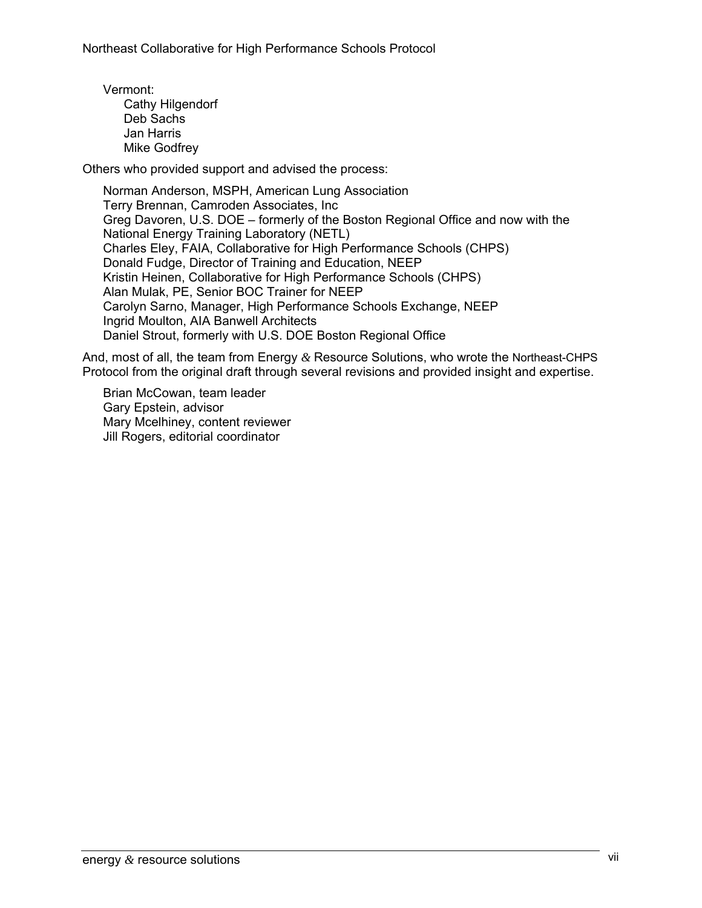Vermont:

- Cathy Hilgendorf
- Deb Sachs
- Jan Harris
- Mike Godfrey

Others who provided support and advised the process:

- Norman Anderson, MSPH, American Lung Association
- Terry Brennan, Camroden Associates, Inc
- Greg Davoren, U.S. DOE – formerly of the Boston Regional Office and now with the National Energy Training Laboratory (NETL)
- Charles Eley, FAIA, Collaborative for High Performance Schools (CHPS)
- Donald Fudge, Director of Training and Education, NEEP
- Kristin Heinen, Collaborative for High Performance Schools (CHPS)
- Alan Mulak, PE, Senior BOC Trainer for NEEP
- Carolyn Sarno, Manager, High Performance Schools Exchange, NEEP
- Ingrid Moulton, AIA Banwell Architects
- Daniel Strout, formerly with U.S. DOE Boston Regional Office

And, most of all, the team from Energy & Resource Solutions, who wrote the Northeast-CHPS Protocol from the original draft through several revisions and provided insight and expertise.

- Brian McCowan, team leader
- Gary Epstein, advisor
- Mary Mcelhiney, content reviewer
- Jill Rogers, editorial coordinator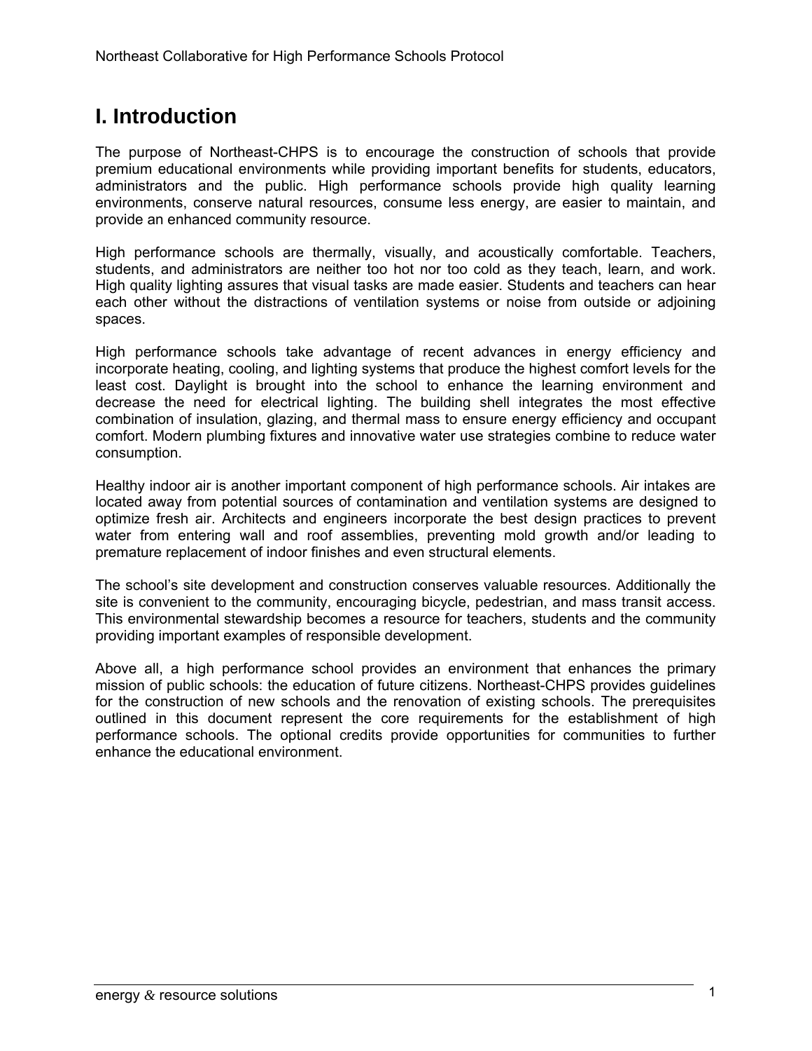# I. Introduction

The purpose of Northeast-CHPS is to encourage the construction of schools that provide premium educational environments while providing important benefits for students, educators, administrators and the public. High performance schools provide high quality learning environments, conserve natural resources, consume less energy, are easier to maintain, and provide an enhanced community resource.

High performance schools are thermally, visually, and acoustically comfortable. Teachers, students, and administrators are neither too hot nor too cold as they teach, learn, and work. High quality lighting assures that visual tasks are made easier. Students and teachers can hear each other without the distractions of ventilation systems or noise from outside or adjoining spaces.

High performance schools take advantage of recent advances in energy efficiency and incorporate heating, cooling, and lighting systems that produce the highest comfort levels for the least cost. Daylight is brought into the school to enhance the learning environment and decrease the need for electrical lighting. The building shell integrates the most effective combination of insulation, glazing, and thermal mass to ensure energy efficiency and occupant comfort. Modern plumbing fixtures and innovative water use strategies combine to reduce water consumption.

Healthy indoor air is another important component of high performance schools. Air intakes are located away from potential sources of contamination and ventilation systems are designed to optimize fresh air. Architects and engineers incorporate the best design practices to prevent water from entering wall and roof assemblies, preventing mold growth and/or leading to premature replacement of indoor finishes and even structural elements.

The school's site development and construction conserves valuable resources. Additionally the site is convenient to the community, encouraging bicycle, pedestrian, and mass transit access. This environmental stewardship becomes a resource for teachers, students and the community providing important examples of responsible development.

Above all, a high performance school provides an environment that enhances the primary mission of public schools: the education of future citizens. Northeast-CHPS provides guidelines for the construction of new schools and the renovation of existing schools. The prerequisites outlined in this document represent the core requirements for the establishment of high performance schools. The optional credits provide opportunities for communities to further enhance the educational environment.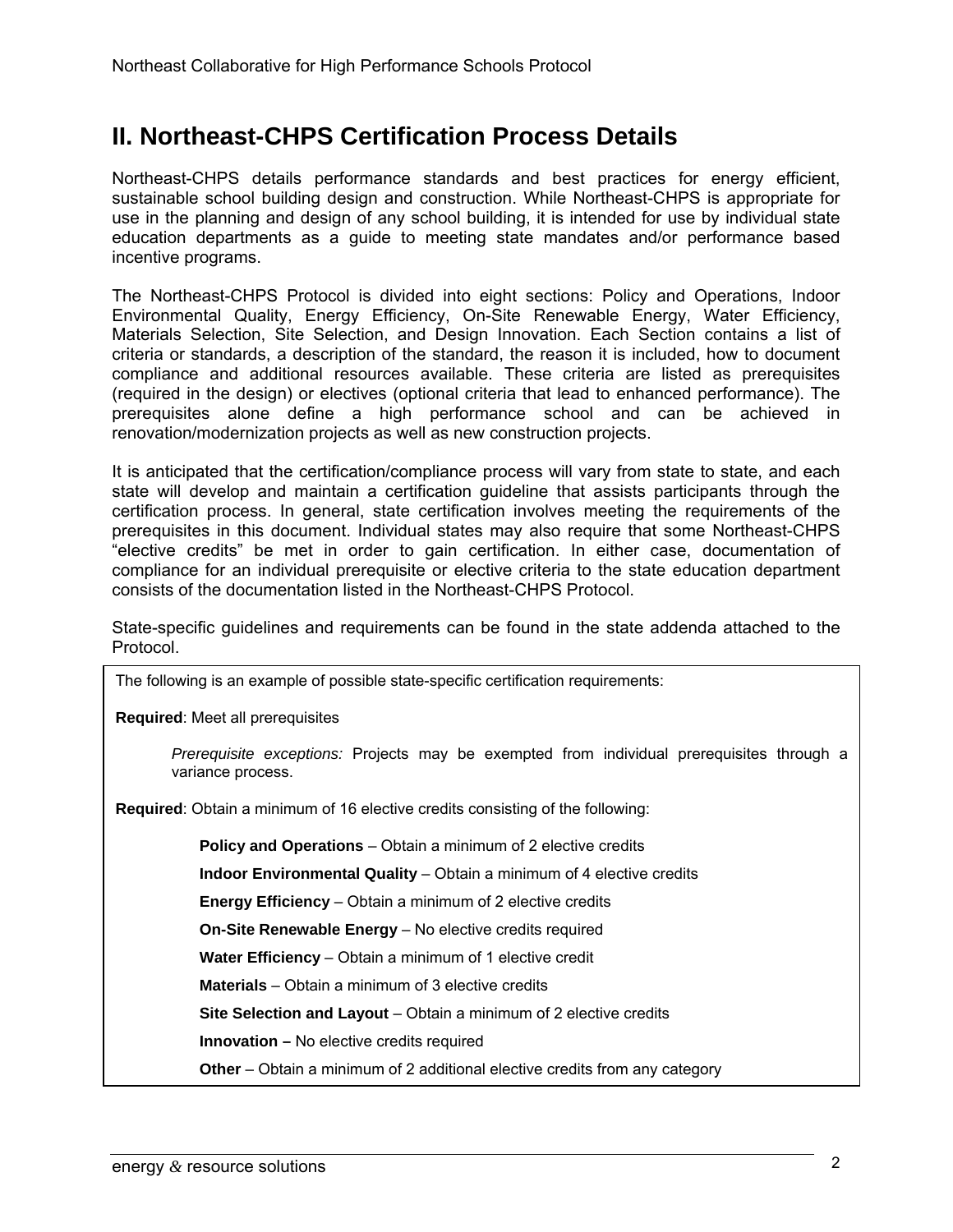## II. Northeast-CHPS Certification Process Details

Northeast-CHPS details performance standards and best practices for energy efficient, sustainable school building design and construction. While Northeast-CHPS is appropriate for use in the planning and design of any school building, it is intended for use by individual state education departments as a guide to meeting state mandates and/or performance based incentive programs.

The Northeast-CHPS Protocol is divided into eight sections: Policy and Operations, Indoor Environmental Quality, Energy Efficiency, On-Site Renewable Energy, Water Efficiency, Materials Selection, Site Selection, and Design Innovation. Each Section contains a list of criteria or standards, a description of the standard, the reason it is included, how to document compliance and additional resources available. These criteria are listed as prerequisites (required in the design) or electives (optional criteria that lead to enhanced performance). The prerequisites alone define a high performance school and can be achieved in renovation/modernization projects as well as new construction projects.

It is anticipated that the certification/compliance process will vary from state to state, and each state will develop and maintain a certification guideline that assists participants through the certification process. In general, state certification involves meeting the requirements of the prerequisites in this document. Individual states may also require that some Northeast-CHPS "elective credits" be met in order to gain certification. In either case, documentation of compliance for an individual prerequisite or elective criteria to the state education department consists of the documentation listed in the Northeast-CHPS Protocol.

State-specific guidelines and requirements can be found in the state addenda attached to the Protocol.

The following is an example of possible state-specific certification requirements:

**Required**: Meet all prerequisites

> *Prerequisite exceptions:* Projects may be exempted from individual prerequisites through a variance process.

**Required**: Obtain a minimum of 16 elective credits consisting of the following:

- **Policy and Operations** – Obtain a minimum of 2 elective credits
- **Indoor Environmental Quality** – Obtain a minimum of 4 elective credits
- **Energy Efficiency** – Obtain a minimum of 2 elective credits
- **On-Site Renewable Energy** – No elective credits required
- **Water Efficiency** – Obtain a minimum of 1 elective credit
- **Materials** – Obtain a minimum of 3 elective credits
- **Site Selection and Layout** – Obtain a minimum of 2 elective credits
- **Innovation –** No elective credits required
- **Other** – Obtain a minimum of 2 additional elective credits from any category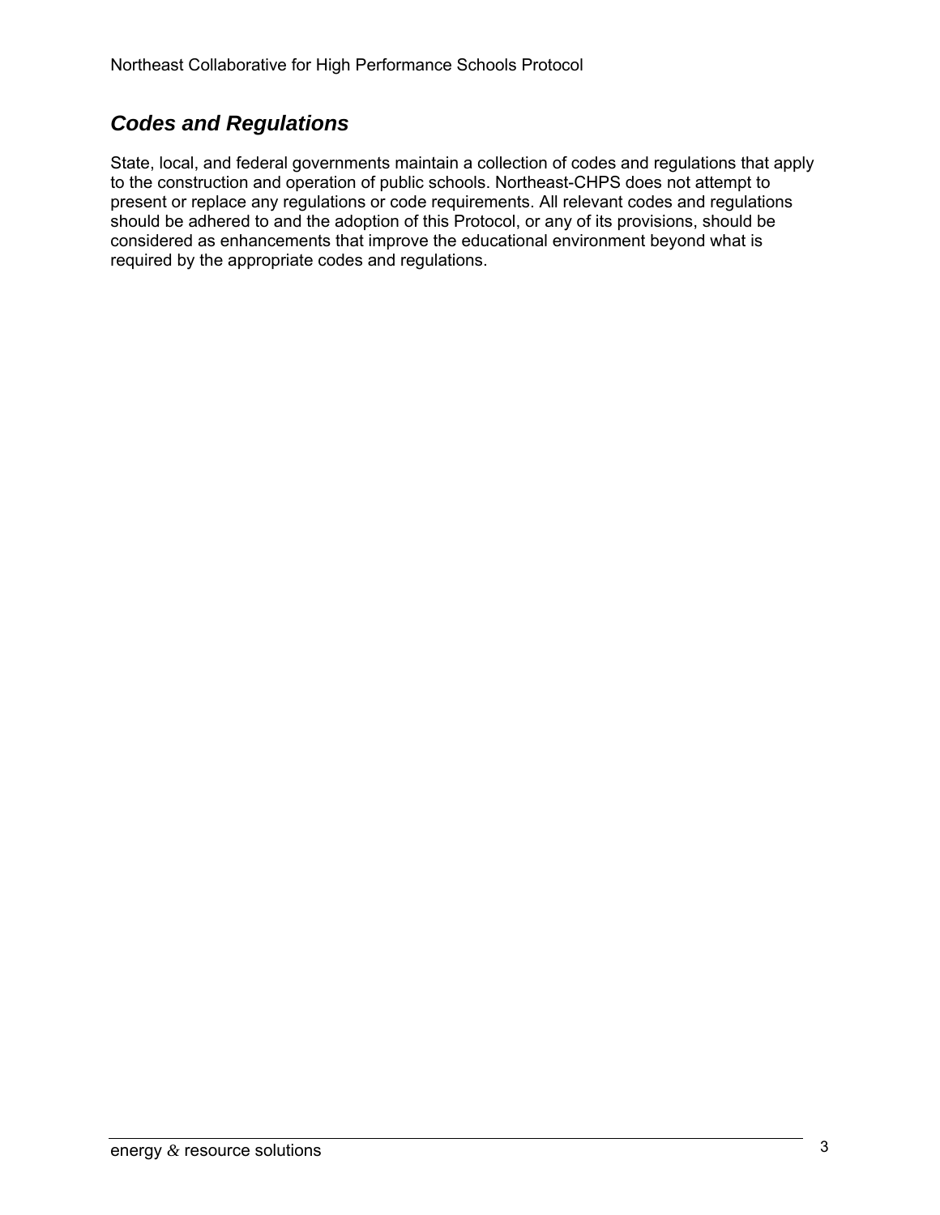## *Codes and Regulations*

State, local, and federal governments maintain a collection of codes and regulations that apply to the construction and operation of public schools. Northeast-CHPS does not attempt to present or replace any regulations or code requirements. All relevant codes and regulations should be adhered to and the adoption of this Protocol, or any of its provisions, should be considered as enhancements that improve the educational environment beyond what is required by the appropriate codes and regulations.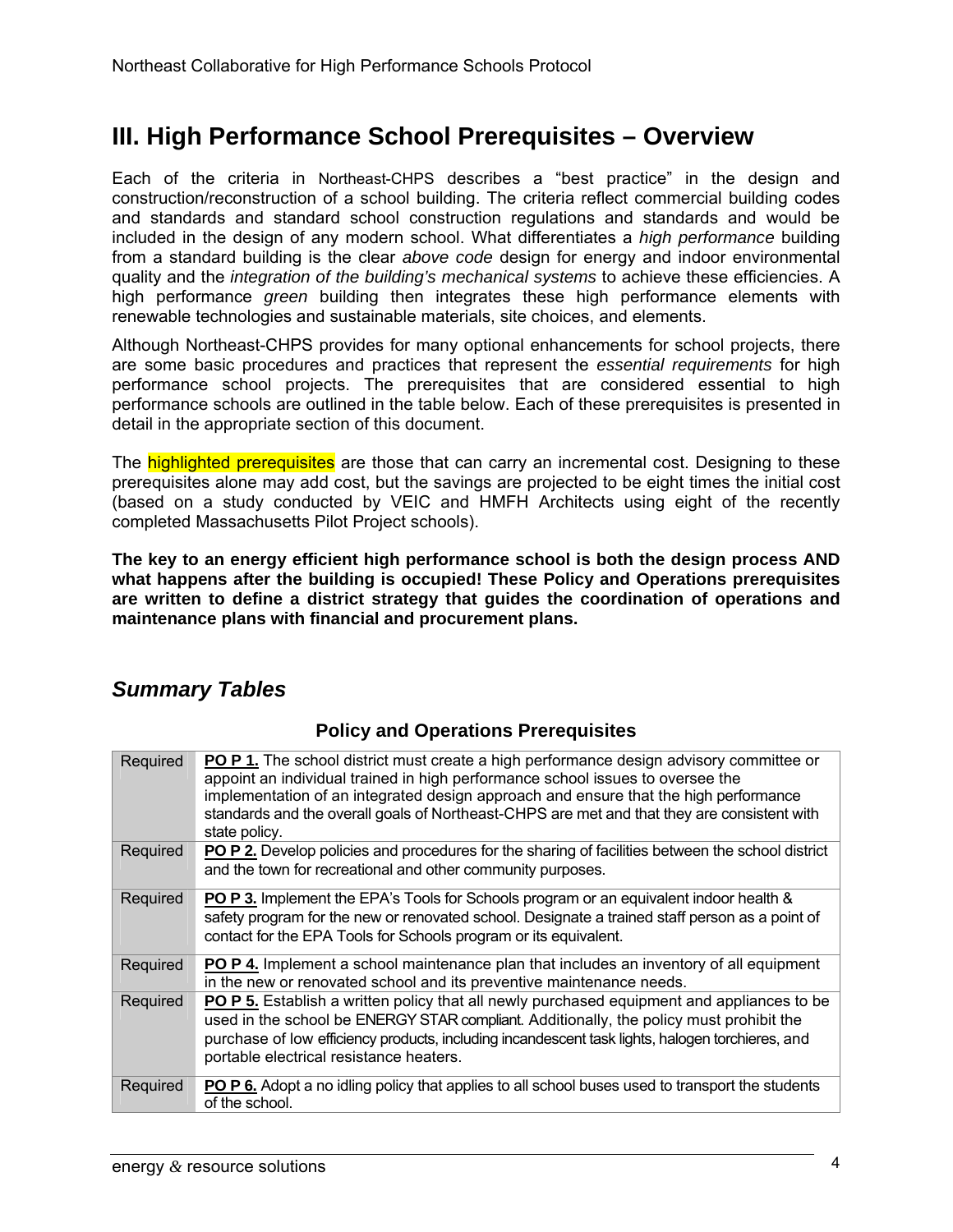# III. High Performance School Prerequisites – Overview

Each of the criteria in Northeast-CHPS describes a "best practice" in the design and construction/reconstruction of a school building. The criteria reflect commercial building codes and standards and standard school construction regulations and standards and would be included in the design of any modern school. What differentiates a *high performance* building from a standard building is the clear *above code* design for energy and indoor environmental quality and the *integration of the building's mechanical systems* to achieve these efficiencies. A high performance *green* building then integrates these high performance elements with renewable technologies and sustainable materials, site choices, and elements.

Although Northeast-CHPS provides for many optional enhancements for school projects, there are some basic procedures and practices that represent the *essential requirements* for high performance school projects. The prerequisites that are considered essential to high performance schools are outlined in the table below. Each of these prerequisites is presented in detail in the appropriate section of this document.

The highlighted prerequisites are those that can carry an incremental cost. Designing to these prerequisites alone may add cost, but the savings are projected to be eight times the initial cost (based on a study conducted by VEIC and HMFH Architects using eight of the recently completed Massachusetts Pilot Project schools).

**The key to an energy efficient high performance school is both the design process AND what happens after the building is occupied! These Policy and Operations prerequisites are written to define a district strategy that guides the coordination of operations and maintenance plans with financial and procurement plans.**

## *Summary Tables*

### Policy and Operations Prerequisites

| | |
|---|---|
| Required | **PO P 1.** The school district must create a high performance design advisory committee or appoint an individual trained in high performance school issues to oversee the implementation of an integrated design approach and ensure that the high performance standards and the overall goals of Northeast-CHPS are met and that they are consistent with state policy. |
| Required | **PO P 2.** Develop policies and procedures for the sharing of facilities between the school district and the town for recreational and other community purposes. |
| Required | **PO P 3.** Implement the EPA's Tools for Schools program or an equivalent indoor health & safety program for the new or renovated school. Designate a trained staff person as a point of contact for the EPA Tools for Schools program or its equivalent. |
| Required | **PO P 4.** Implement a school maintenance plan that includes an inventory of all equipment in the new or renovated school and its preventive maintenance needs. |
| Required | **PO P 5.** Establish a written policy that all newly purchased equipment and appliances to be used in the school be ENERGY STAR compliant. Additionally, the policy must prohibit the purchase of low efficiency products, including incandescent task lights, halogen torchieres, and portable electrical resistance heaters. |
| Required | **PO P 6.** Adopt a no idling policy that applies to all school buses used to transport the students of the school. |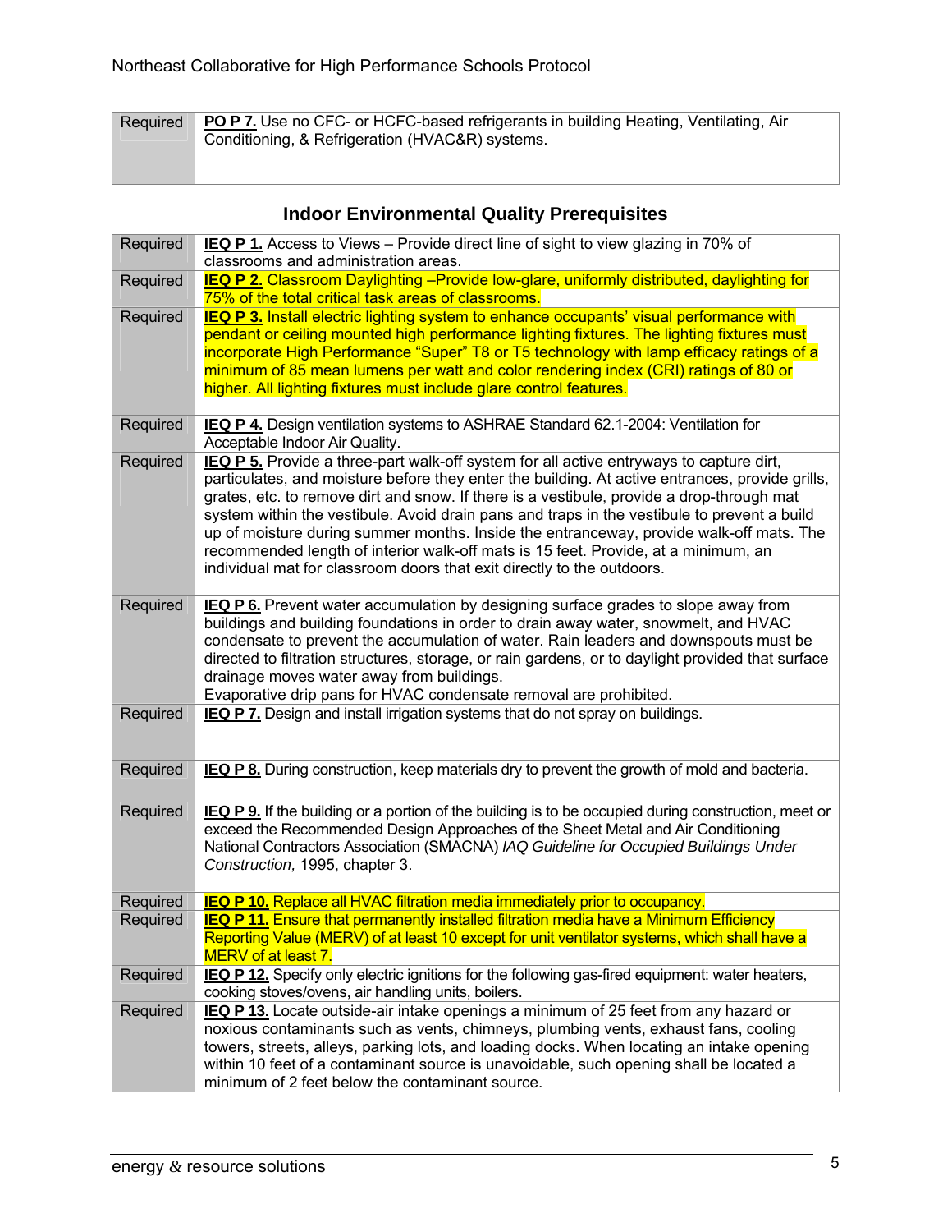| Required | **PO P 7.** Use no CFC- or HCFC-based refrigerants in building Heating, Ventilating, Air Conditioning, & Refrigeration (HVAC&R) systems. |
|---|---|

## Indoor Environmental Quality Prerequisites

| | |
|---|---|
| Required | **IEQ P 1.** Access to Views – Provide direct line of sight to view glazing in 70% of classrooms and administration areas. |
| Required | **IEQ P 2.** Classroom Daylighting –Provide low-glare, uniformly distributed, daylighting for 75% of the total critical task areas of classrooms. |
| Required | **IEQ P 3.** Install electric lighting system to enhance occupants' visual performance with pendant or ceiling mounted high performance lighting fixtures. The lighting fixtures must incorporate High Performance "Super" T8 or T5 technology with lamp efficacy ratings of a minimum of 85 mean lumens per watt and color rendering index (CRI) ratings of 80 or higher. All lighting fixtures must include glare control features. |
| Required | **IEQ P 4.** Design ventilation systems to ASHRAE Standard 62.1-2004: Ventilation for Acceptable Indoor Air Quality. |
| Required | **IEQ P 5.** Provide a three-part walk-off system for all active entryways to capture dirt, particulates, and moisture before they enter the building. At active entrances, provide grills, grates, etc. to remove dirt and snow. If there is a vestibule, provide a drop-through mat system within the vestibule. Avoid drain pans and traps in the vestibule to prevent a build up of moisture during summer months. Inside the entranceway, provide walk-off mats. The recommended length of interior walk-off mats is 15 feet. Provide, at a minimum, an individual mat for classroom doors that exit directly to the outdoors. |
| Required | **IEQ P 6.** Prevent water accumulation by designing surface grades to slope away from buildings and building foundations in order to drain away water, snowmelt, and HVAC condensate to prevent the accumulation of water. Rain leaders and downspouts must be directed to filtration structures, storage, or rain gardens, or to daylight provided that surface drainage moves water away from buildings. Evaporative drip pans for HVAC condensate removal are prohibited. |
| Required | **IEQ P 7.** Design and install irrigation systems that do not spray on buildings. |
| Required | **IEQ P 8.** During construction, keep materials dry to prevent the growth of mold and bacteria. |
| Required | **IEQ P 9.** If the building or a portion of the building is to be occupied during construction, meet or exceed the Recommended Design Approaches of the Sheet Metal and Air Conditioning National Contractors Association (SMACNA) *IAQ Guideline for Occupied Buildings Under Construction,* 1995, chapter 3. |
| Required | **IEQ P 10.** Replace all HVAC filtration media immediately prior to occupancy. |
| Required | **IEQ P 11.** Ensure that permanently installed filtration media have a Minimum Efficiency Reporting Value (MERV) of at least 10 except for unit ventilator systems, which shall have a MERV of at least 7. |
| Required | **IEQ P 12.** Specify only electric ignitions for the following gas-fired equipment: water heaters, cooking stoves/ovens, air handling units, boilers. |
| Required | **IEQ P 13.** Locate outside-air intake openings a minimum of 25 feet from any hazard or noxious contaminants such as vents, chimneys, plumbing vents, exhaust fans, cooling towers, streets, alleys, parking lots, and loading docks. When locating an intake opening within 10 feet of a contaminant source is unavoidable, such opening shall be located a minimum of 2 feet below the contaminant source. |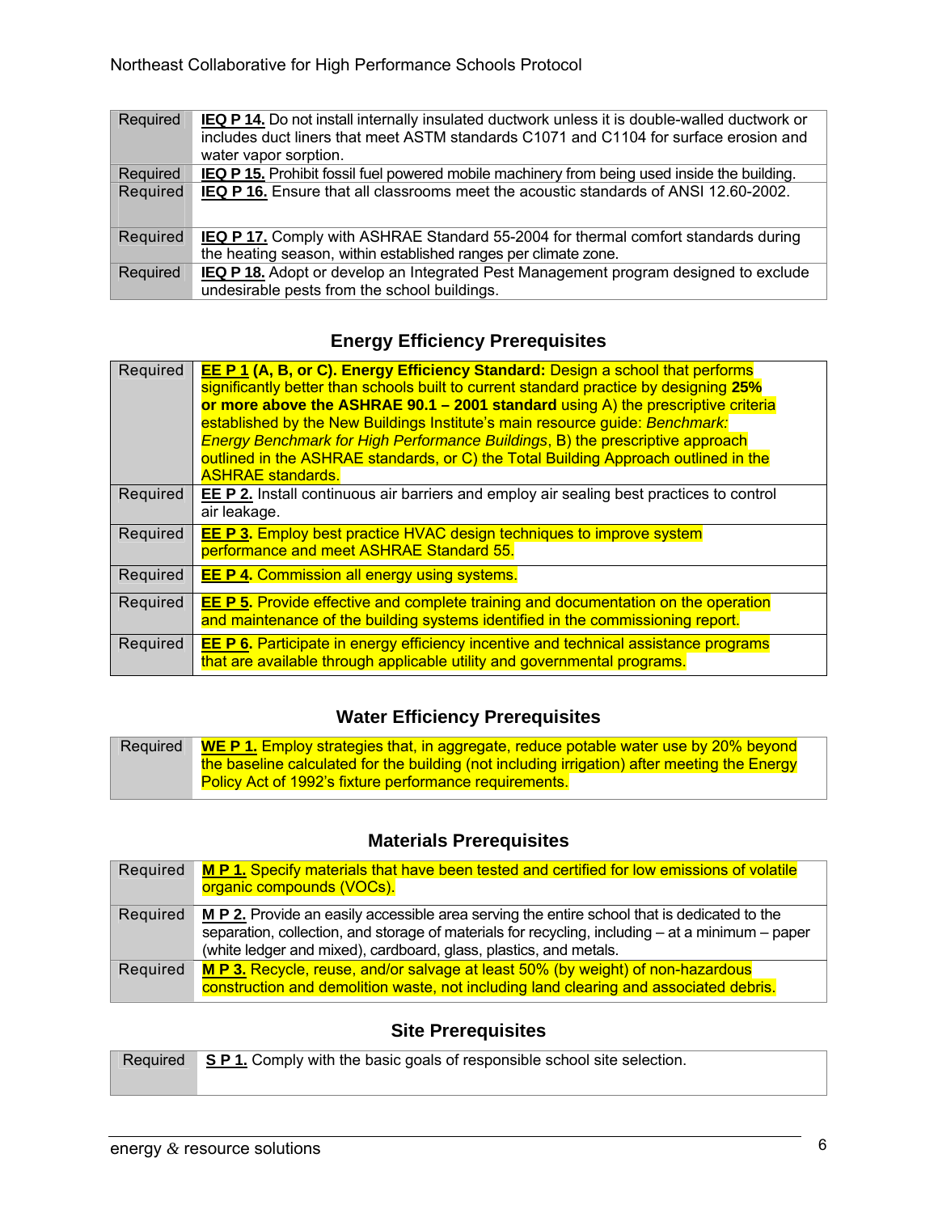| | |
|---|---|
| Required | **IEQ P 14.** Do not install internally insulated ductwork unless it is double-walled ductwork or includes duct liners that meet ASTM standards C1071 and C1104 for surface erosion and water vapor sorption. |
| Required | **IEQ P 15.** Prohibit fossil fuel powered mobile machinery from being used inside the building. |
| Required | **IEQ P 16.** Ensure that all classrooms meet the acoustic standards of ANSI 12.60-2002. |
| Required | **IEQ P 17.** Comply with ASHRAE Standard 55-2004 for thermal comfort standards during the heating season, within established ranges per climate zone. |
| Required | **IEQ P 18.** Adopt or develop an Integrated Pest Management program designed to exclude undesirable pests from the school buildings. |

## Energy Efficiency Prerequisites

| | |
|---|---|
| Required | **EE P 1 (A, B, or C). Energy Efficiency Standard:** Design a school that performs significantly better than schools built to current standard practice by designing **25% or more above the ASHRAE 90.1 – 2001 standard** using A) the prescriptive criteria established by the New Buildings Institute's main resource guide: *Benchmark: Energy Benchmark for High Performance Buildings*, B) the prescriptive approach outlined in the ASHRAE standards, or C) the Total Building Approach outlined in the ASHRAE standards. |
| Required | **EE P 2.** Install continuous air barriers and employ air sealing best practices to control air leakage. |
| Required | **EE P 3.** Employ best practice HVAC design techniques to improve system performance and meet ASHRAE Standard 55. |
| Required | **EE P 4.** Commission all energy using systems. |
| Required | **EE P 5.** Provide effective and complete training and documentation on the operation and maintenance of the building systems identified in the commissioning report. |
| Required | **EE P 6.** Participate in energy efficiency incentive and technical assistance programs that are available through applicable utility and governmental programs. |

## Water Efficiency Prerequisites

| | |
|---|---|
| Required | **WE P 1.** Employ strategies that, in aggregate, reduce potable water use by 20% beyond the baseline calculated for the building (not including irrigation) after meeting the Energy Policy Act of 1992's fixture performance requirements. |

## Materials Prerequisites

| | |
|---|---|
| Required | **M P 1.** Specify materials that have been tested and certified for low emissions of volatile organic compounds (VOCs). |
| Required | **M P 2.** Provide an easily accessible area serving the entire school that is dedicated to the separation, collection, and storage of materials for recycling, including – at a minimum – paper (white ledger and mixed), cardboard, glass, plastics, and metals. |
| Required | **M P 3.** Recycle, reuse, and/or salvage at least 50% (by weight) of non-hazardous construction and demolition waste, not including land clearing and associated debris. |

## Site Prerequisites

| | |
|---|---|
| Required | **S P 1.** Comply with the basic goals of responsible school site selection. |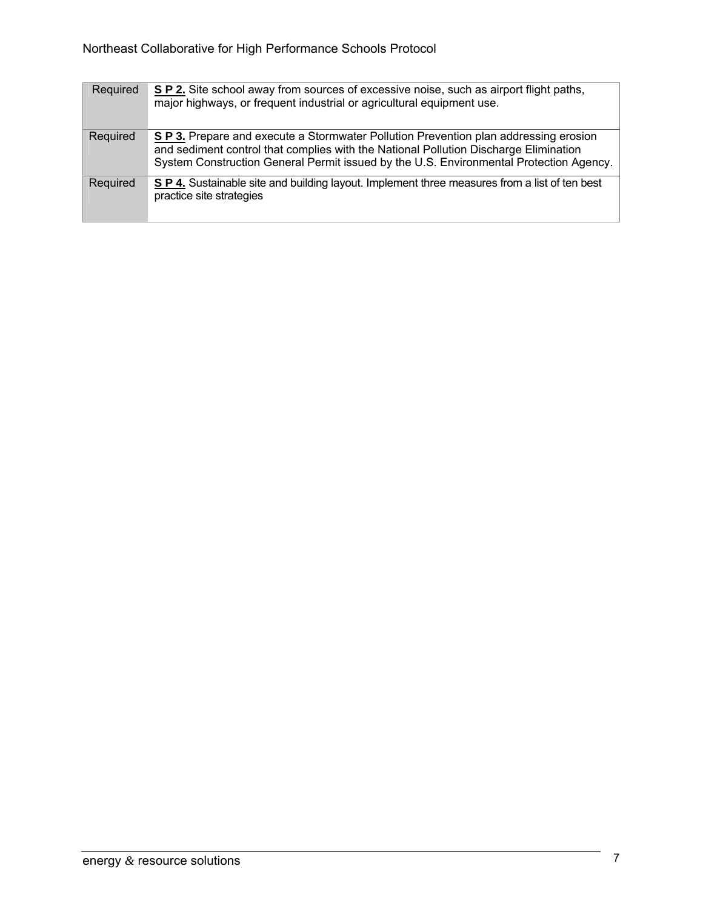| | |
|---|---|
| Required | **S P 2.** Site school away from sources of excessive noise, such as airport flight paths, major highways, or frequent industrial or agricultural equipment use. |
| Required | **S P 3.** Prepare and execute a Stormwater Pollution Prevention plan addressing erosion and sediment control that complies with the National Pollution Discharge Elimination System Construction General Permit issued by the U.S. Environmental Protection Agency. |
| Required | **S P 4.** Sustainable site and building layout. Implement three measures from a list of ten best practice site strategies |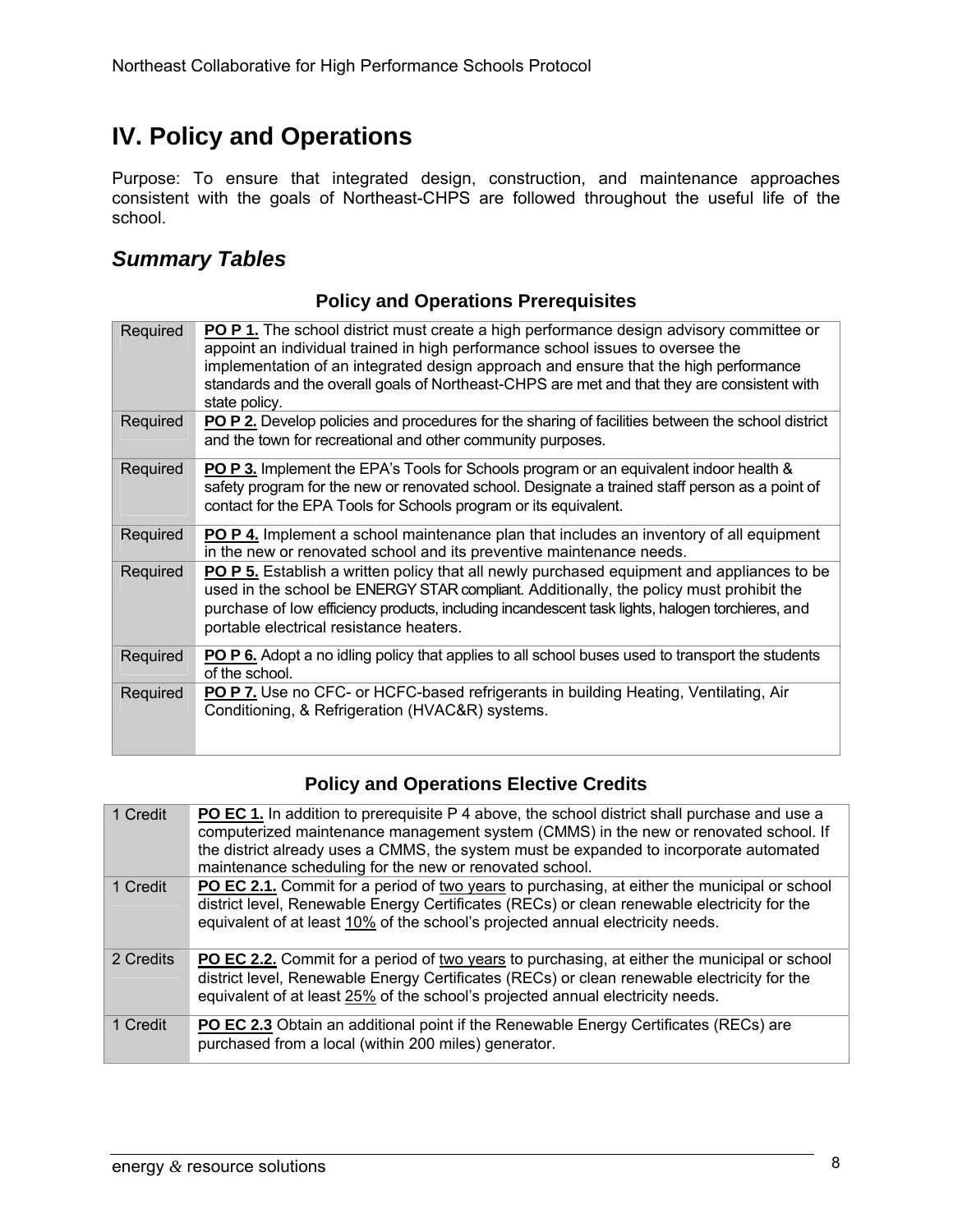# IV. Policy and Operations

Purpose: To ensure that integrated design, construction, and maintenance approaches consistent with the goals of Northeast-CHPS are followed throughout the useful life of the school.

## *Summary Tables*

### Policy and Operations Prerequisites

| | |
|---|---|
| Required | **PO P 1.** The school district must create a high performance design advisory committee or appoint an individual trained in high performance school issues to oversee the implementation of an integrated design approach and ensure that the high performance standards and the overall goals of Northeast-CHPS are met and that they are consistent with state policy. |
| Required | **PO P 2.** Develop policies and procedures for the sharing of facilities between the school district and the town for recreational and other community purposes. |
| Required | **PO P 3.** Implement the EPA's Tools for Schools program or an equivalent indoor health & safety program for the new or renovated school. Designate a trained staff person as a point of contact for the EPA Tools for Schools program or its equivalent. |
| Required | **PO P 4.** Implement a school maintenance plan that includes an inventory of all equipment in the new or renovated school and its preventive maintenance needs. |
| Required | **PO P 5.** Establish a written policy that all newly purchased equipment and appliances to be used in the school be ENERGY STAR compliant. Additionally, the policy must prohibit the purchase of low efficiency products, including incandescent task lights, halogen torchieres, and portable electrical resistance heaters. |
| Required | **PO P 6.** Adopt a no idling policy that applies to all school buses used to transport the students of the school. |
| Required | **PO P 7.** Use no CFC- or HCFC-based refrigerants in building Heating, Ventilating, Air Conditioning, & Refrigeration (HVAC&R) systems. |

### Policy and Operations Elective Credits

| | |
|---|---|
| 1 Credit | **PO EC 1.** In addition to prerequisite P 4 above, the school district shall purchase and use a computerized maintenance management system (CMMS) in the new or renovated school. If the district already uses a CMMS, the system must be expanded to incorporate automated maintenance scheduling for the new or renovated school. |
| 1 Credit | **PO EC 2.1.** Commit for a period of two years to purchasing, at either the municipal or school district level, Renewable Energy Certificates (RECs) or clean renewable electricity for the equivalent of at least 10% of the school's projected annual electricity needs. |
| 2 Credits | **PO EC 2.2.** Commit for a period of two years to purchasing, at either the municipal or school district level, Renewable Energy Certificates (RECs) or clean renewable electricity for the equivalent of at least 25% of the school's projected annual electricity needs. |
| 1 Credit | **PO EC 2.3** Obtain an additional point if the Renewable Energy Certificates (RECs) are purchased from a local (within 200 miles) generator. |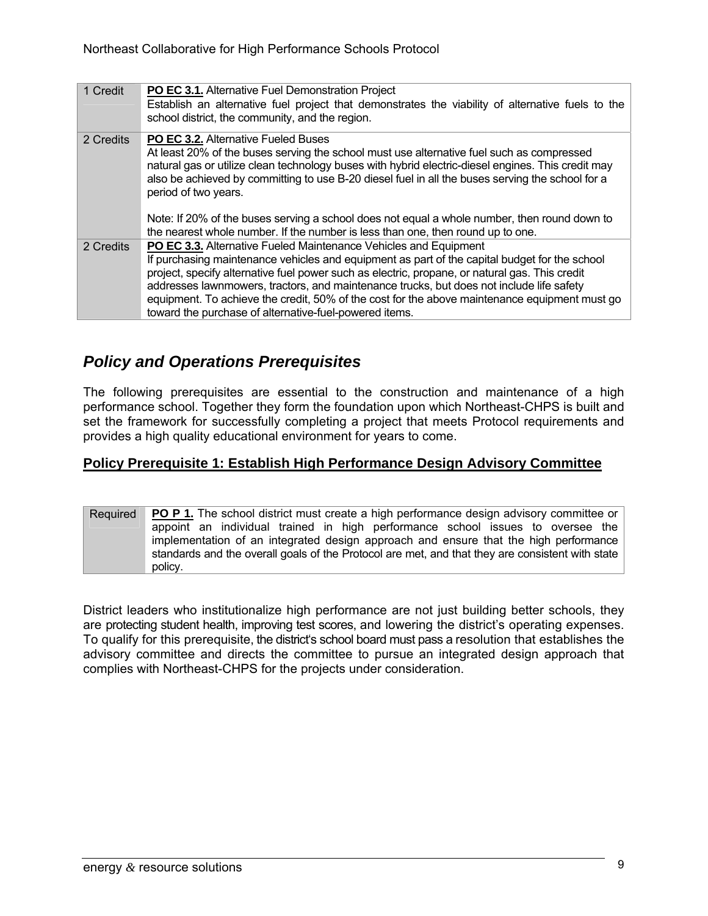| 1 Credit | **PO EC 3.1.** Alternative Fuel Demonstration Project<br>Establish an alternative fuel project that demonstrates the viability of alternative fuels to the school district, the community, and the region. |
|---|---|
| 2 Credits | **PO EC 3.2.** Alternative Fueled Buses<br>At least 20% of the buses serving the school must use alternative fuel such as compressed natural gas or utilize clean technology buses with hybrid electric-diesel engines. This credit may also be achieved by committing to use B-20 diesel fuel in all the buses serving the school for a period of two years.<br><br>Note: If 20% of the buses serving a school does not equal a whole number, then round down to the nearest whole number. If the number is less than one, then round up to one. |
| 2 Credits | **PO EC 3.3.** Alternative Fueled Maintenance Vehicles and Equipment<br>If purchasing maintenance vehicles and equipment as part of the capital budget for the school project, specify alternative fuel power such as electric, propane, or natural gas. This credit addresses lawnmowers, tractors, and maintenance trucks, but does not include life safety equipment. To achieve the credit, 50% of the cost for the above maintenance equipment must go toward the purchase of alternative-fuel-powered items. |

## *Policy and Operations Prerequisites*

The following prerequisites are essential to the construction and maintenance of a high performance school. Together they form the foundation upon which Northeast-CHPS is built and set the framework for successfully completing a project that meets Protocol requirements and provides a high quality educational environment for years to come.

### Policy Prerequisite 1: Establish High Performance Design Advisory Committee

| Required | **PO P 1.** The school district must create a high performance design advisory committee or appoint an individual trained in high performance school issues to oversee the implementation of an integrated design approach and ensure that the high performance standards and the overall goals of the Protocol are met, and that they are consistent with state policy. |
|---|---|

District leaders who institutionalize high performance are not just building better schools, they are protecting student health, improving test scores, and lowering the district's operating expenses. To qualify for this prerequisite, the district's school board must pass a resolution that establishes the advisory committee and directs the committee to pursue an integrated design approach that complies with Northeast-CHPS for the projects under consideration.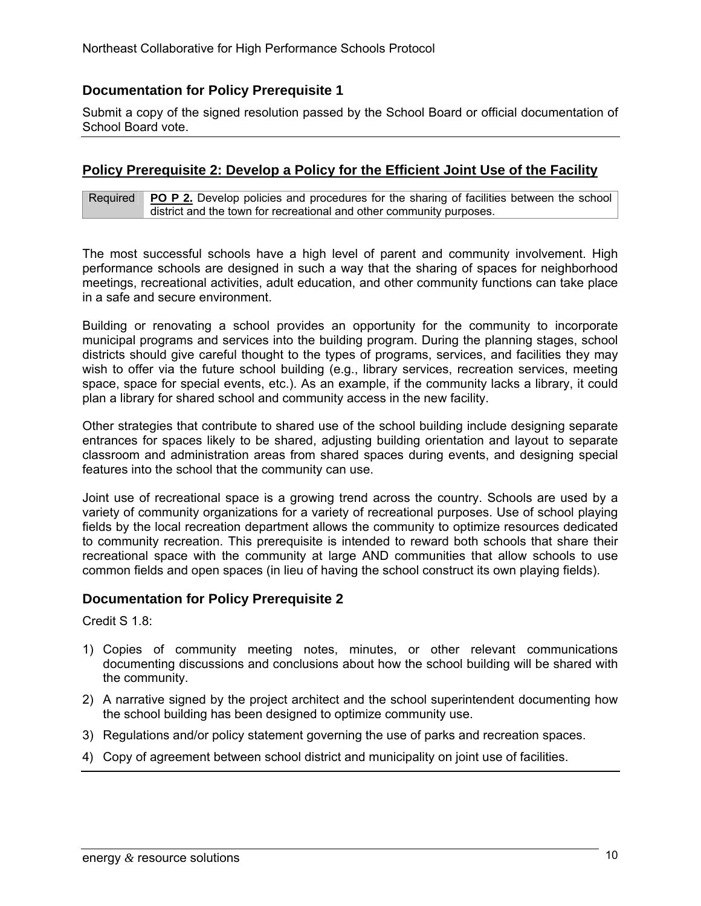### Documentation for Policy Prerequisite 1

Submit a copy of the signed resolution passed by the School Board or official documentation of School Board vote.

## Policy Prerequisite 2: Develop a Policy for the Efficient Joint Use of the Facility

| Required | **PO P 2.** Develop policies and procedures for the sharing of facilities between the school district and the town for recreational and other community purposes. |
|---|---|

The most successful schools have a high level of parent and community involvement. High performance schools are designed in such a way that the sharing of spaces for neighborhood meetings, recreational activities, adult education, and other community functions can take place in a safe and secure environment.

Building or renovating a school provides an opportunity for the community to incorporate municipal programs and services into the building program. During the planning stages, school districts should give careful thought to the types of programs, services, and facilities they may wish to offer via the future school building (e.g., library services, recreation services, meeting space, space for special events, etc.). As an example, if the community lacks a library, it could plan a library for shared school and community access in the new facility.

Other strategies that contribute to shared use of the school building include designing separate entrances for spaces likely to be shared, adjusting building orientation and layout to separate classroom and administration areas from shared spaces during events, and designing special features into the school that the community can use.

Joint use of recreational space is a growing trend across the country. Schools are used by a variety of community organizations for a variety of recreational purposes. Use of school playing fields by the local recreation department allows the community to optimize resources dedicated to community recreation. This prerequisite is intended to reward both schools that share their recreational space with the community at large AND communities that allow schools to use common fields and open spaces (in lieu of having the school construct its own playing fields).

### Documentation for Policy Prerequisite 2

Credit S 1.8:

1) Copies of community meeting notes, minutes, or other relevant communications documenting discussions and conclusions about how the school building will be shared with the community.
2) A narrative signed by the project architect and the school superintendent documenting how the school building has been designed to optimize community use.
3) Regulations and/or policy statement governing the use of parks and recreation spaces.
4) Copy of agreement between school district and municipality on joint use of facilities.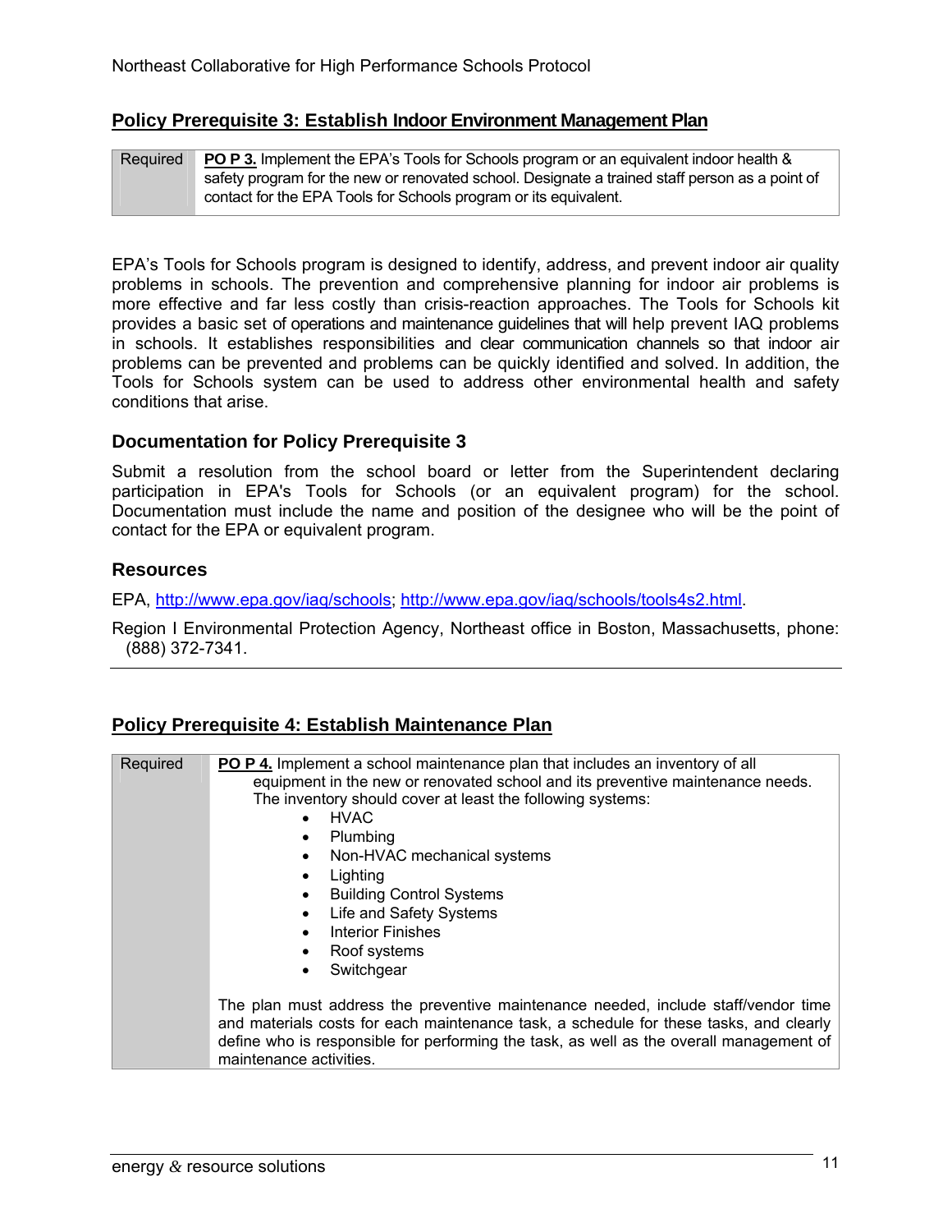## Policy Prerequisite 3: Establish Indoor Environment Management Plan

| Required | **PO P 3.** Implement the EPA's Tools for Schools program or an equivalent indoor health & safety program for the new or renovated school. Designate a trained staff person as a point of contact for the EPA Tools for Schools program or its equivalent. |
|---|---|

EPA's Tools for Schools program is designed to identify, address, and prevent indoor air quality problems in schools. The prevention and comprehensive planning for indoor air problems is more effective and far less costly than crisis-reaction approaches. The Tools for Schools kit provides a basic set of operations and maintenance guidelines that will help prevent IAQ problems in schools. It establishes responsibilities and clear communication channels so that indoor air problems can be prevented and problems can be quickly identified and solved. In addition, the Tools for Schools system can be used to address other environmental health and safety conditions that arise.

### Documentation for Policy Prerequisite 3

Submit a resolution from the school board or letter from the Superintendent declaring participation in EPA's Tools for Schools (or an equivalent program) for the school. Documentation must include the name and position of the designee who will be the point of contact for the EPA or equivalent program.

### Resources

EPA, http://www.epa.gov/iaq/schools; http://www.epa.gov/iaq/schools/tools4s2.html.

Region I Environmental Protection Agency, Northeast office in Boston, Massachusetts, phone: (888) 372-7341.

---

## Policy Prerequisite 4: Establish Maintenance Plan

| Required | **PO P 4.** Implement a school maintenance plan that includes an inventory of all equipment in the new or renovated school and its preventive maintenance needs. The inventory should cover at least the following systems:<br>• HVAC<br>• Plumbing<br>• Non-HVAC mechanical systems<br>• Lighting<br>• Building Control Systems<br>• Life and Safety Systems<br>• Interior Finishes<br>• Roof systems<br>• Switchgear<br><br>The plan must address the preventive maintenance needed, include staff/vendor time and materials costs for each maintenance task, a schedule for these tasks, and clearly define who is responsible for performing the task, as well as the overall management of maintenance activities. |
|---|---|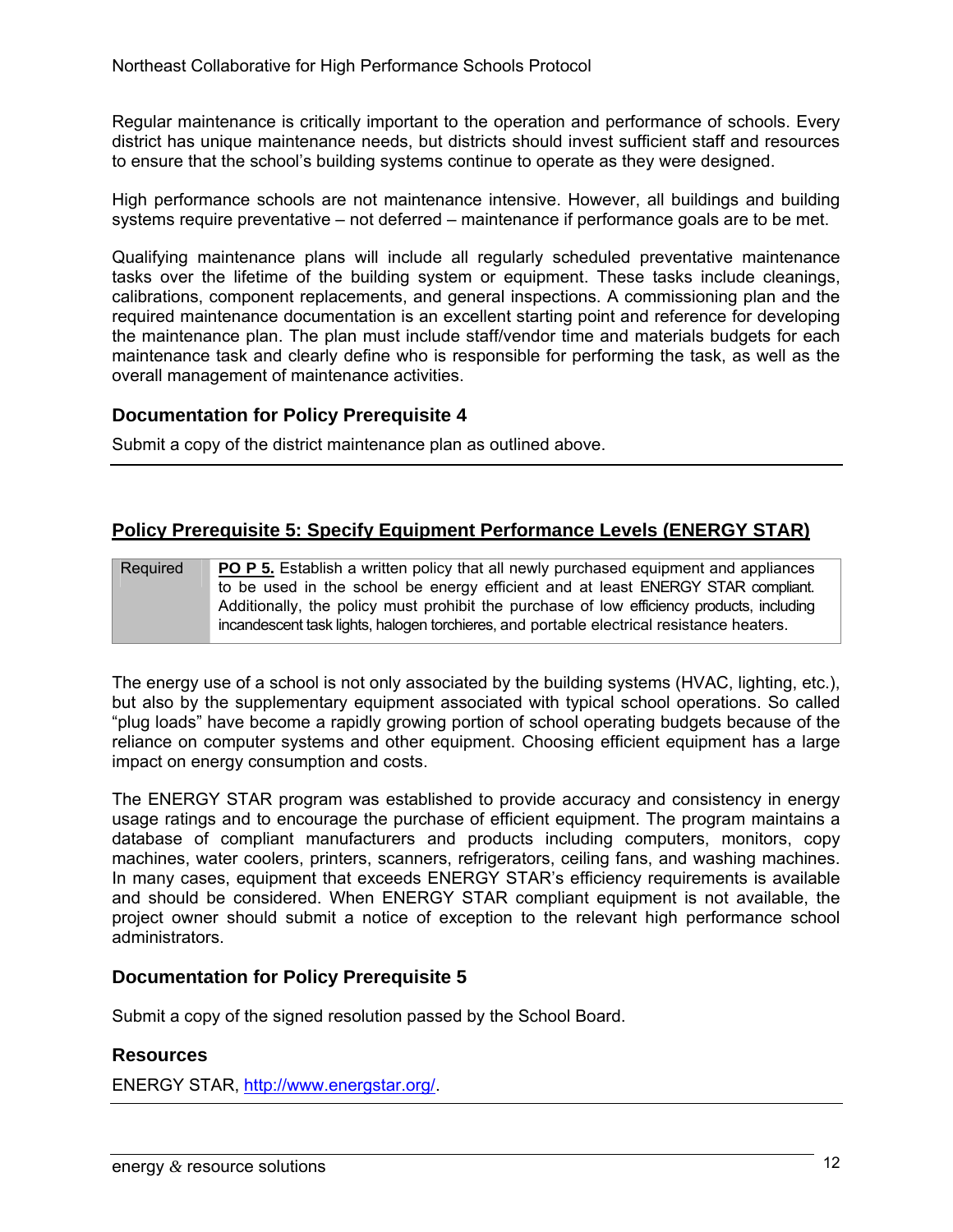Regular maintenance is critically important to the operation and performance of schools. Every district has unique maintenance needs, but districts should invest sufficient staff and resources to ensure that the school's building systems continue to operate as they were designed.

High performance schools are not maintenance intensive. However, all buildings and building systems require preventative – not deferred – maintenance if performance goals are to be met.

Qualifying maintenance plans will include all regularly scheduled preventative maintenance tasks over the lifetime of the building system or equipment. These tasks include cleanings, calibrations, component replacements, and general inspections. A commissioning plan and the required maintenance documentation is an excellent starting point and reference for developing the maintenance plan. The plan must include staff/vendor time and materials budgets for each maintenance task and clearly define who is responsible for performing the task, as well as the overall management of maintenance activities.

### Documentation for Policy Prerequisite 4

Submit a copy of the district maintenance plan as outlined above.

---

## Policy Prerequisite 5: Specify Equipment Performance Levels (ENERGY STAR)

| Required | **PO P 5.** Establish a written policy that all newly purchased equipment and appliances to be used in the school be energy efficient and at least ENERGY STAR compliant. Additionally, the policy must prohibit the purchase of low efficiency products, including incandescent task lights, halogen torchieres, and portable electrical resistance heaters. |
|---|---|

The energy use of a school is not only associated by the building systems (HVAC, lighting, etc.), but also by the supplementary equipment associated with typical school operations. So called "plug loads" have become a rapidly growing portion of school operating budgets because of the reliance on computer systems and other equipment. Choosing efficient equipment has a large impact on energy consumption and costs.

The ENERGY STAR program was established to provide accuracy and consistency in energy usage ratings and to encourage the purchase of efficient equipment. The program maintains a database of compliant manufacturers and products including computers, monitors, copy machines, water coolers, printers, scanners, refrigerators, ceiling fans, and washing machines. In many cases, equipment that exceeds ENERGY STAR's efficiency requirements is available and should be considered. When ENERGY STAR compliant equipment is not available, the project owner should submit a notice of exception to the relevant high performance school administrators.

### Documentation for Policy Prerequisite 5

Submit a copy of the signed resolution passed by the School Board.

### Resources

ENERGY STAR, http://www.energstar.org/.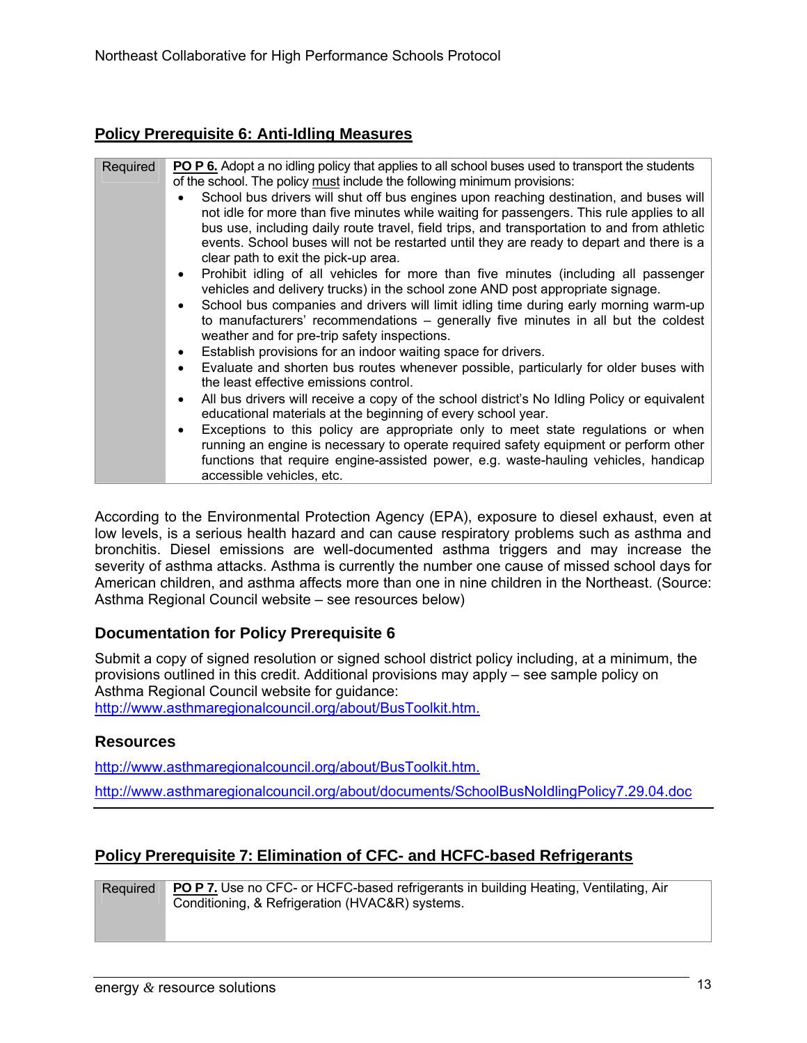## Policy Prerequisite 6: Anti-Idling Measures

| Required | **PO P 6.** Adopt a no idling policy that applies to all school buses used to transport the students of the school. The policy must include the following minimum provisions:<br>• School bus drivers will shut off bus engines upon reaching destination, and buses will not idle for more than five minutes while waiting for passengers. This rule applies to all bus use, including daily route travel, field trips, and transportation to and from athletic events. School buses will not be restarted until they are ready to depart and there is a clear path to exit the pick-up area.<br>• Prohibit idling of all vehicles for more than five minutes (including all passenger vehicles and delivery trucks) in the school zone AND post appropriate signage.<br>• School bus companies and drivers will limit idling time during early morning warm-up to manufacturers' recommendations – generally five minutes in all but the coldest weather and for pre-trip safety inspections.<br>• Establish provisions for an indoor waiting space for drivers.<br>• Evaluate and shorten bus routes whenever possible, particularly for older buses with the least effective emissions control.<br>• All bus drivers will receive a copy of the school district's No Idling Policy or equivalent educational materials at the beginning of every school year.<br>• Exceptions to this policy are appropriate only to meet state regulations or when running an engine is necessary to operate required safety equipment or perform other functions that require engine-assisted power, e.g. waste-hauling vehicles, handicap accessible vehicles, etc. |
|---|---|

According to the Environmental Protection Agency (EPA), exposure to diesel exhaust, even at low levels, is a serious health hazard and can cause respiratory problems such as asthma and bronchitis. Diesel emissions are well-documented asthma triggers and may increase the severity of asthma attacks. Asthma is currently the number one cause of missed school days for American children, and asthma affects more than one in nine children in the Northeast. (Source: Asthma Regional Council website – see resources below)

### Documentation for Policy Prerequisite 6

Submit a copy of signed resolution or signed school district policy including, at a minimum, the provisions outlined in this credit. Additional provisions may apply – see sample policy on Asthma Regional Council website for guidance:
http://www.asthmaregionalcouncil.org/about/BusToolkit.htm.

### Resources

http://www.asthmaregionalcouncil.org/about/BusToolkit.htm.

http://www.asthmaregionalcouncil.org/about/documents/SchoolBusNoIdlingPolicy7.29.04.doc

## Policy Prerequisite 7: Elimination of CFC- and HCFC-based Refrigerants

| Required | **PO P 7.** Use no CFC- or HCFC-based refrigerants in building Heating, Ventilating, Air Conditioning, & Refrigeration (HVAC&R) systems. |
|---|---|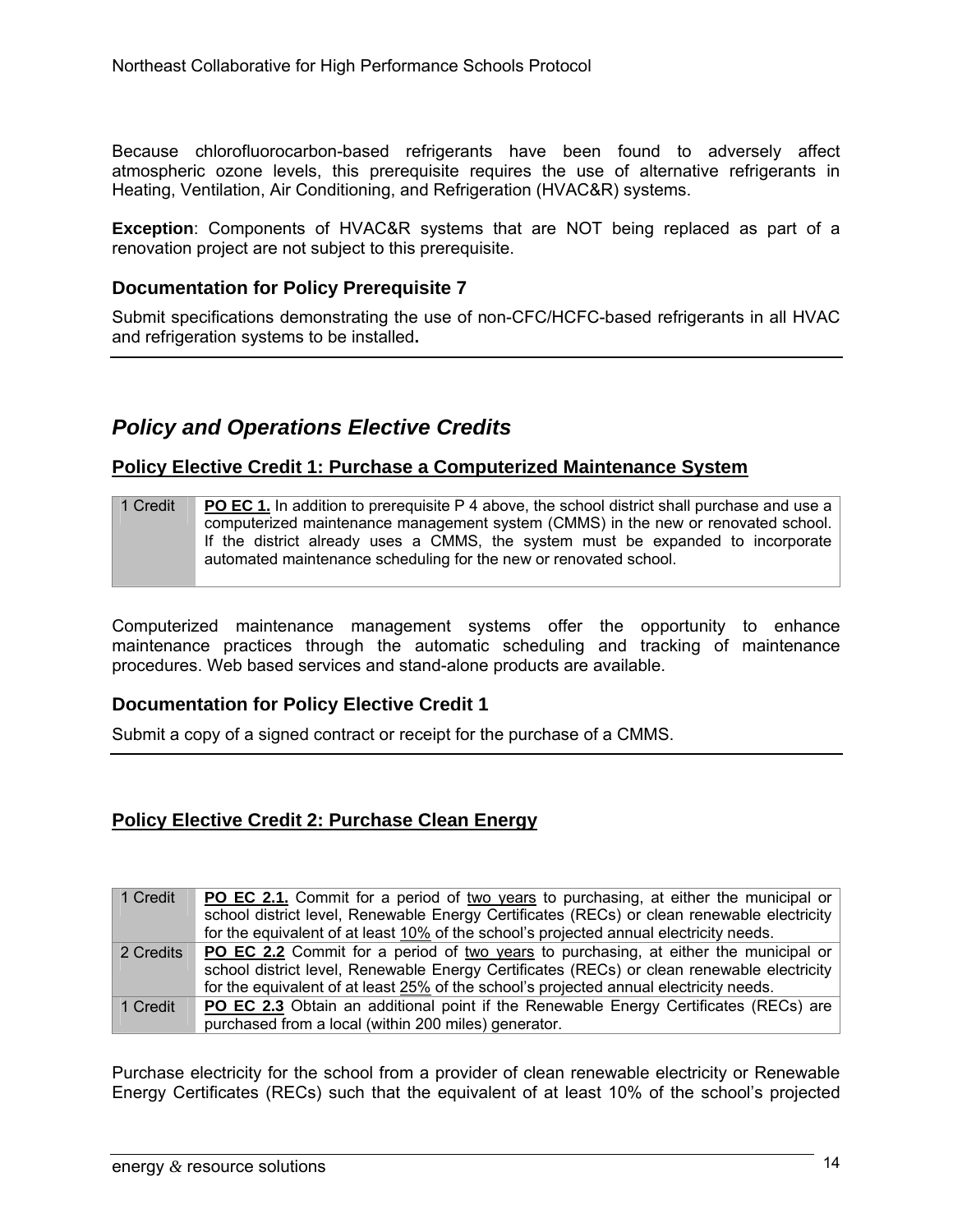Because chlorofluorocarbon-based refrigerants have been found to adversely affect atmospheric ozone levels, this prerequisite requires the use of alternative refrigerants in Heating, Ventilation, Air Conditioning, and Refrigeration (HVAC&R) systems.

**Exception**: Components of HVAC&R systems that are NOT being replaced as part of a renovation project are not subject to this prerequisite.

### Documentation for Policy Prerequisite 7

Submit specifications demonstrating the use of non-CFC/HCFC-based refrigerants in all HVAC and refrigeration systems to be installed**.**

---

## *Policy and Operations Elective Credits*

### Policy Elective Credit 1: Purchase a Computerized Maintenance System

| | |
|---|---|
| 1 Credit | **PO EC 1.** In addition to prerequisite P 4 above, the school district shall purchase and use a computerized maintenance management system (CMMS) in the new or renovated school. If the district already uses a CMMS, the system must be expanded to incorporate automated maintenance scheduling for the new or renovated school. |

Computerized maintenance management systems offer the opportunity to enhance maintenance practices through the automatic scheduling and tracking of maintenance procedures. Web based services and stand-alone products are available.

### Documentation for Policy Elective Credit 1

Submit a copy of a signed contract or receipt for the purchase of a CMMS.

---

### Policy Elective Credit 2: Purchase Clean Energy

| | |
|---|---|
| 1 Credit | **PO EC 2.1.** Commit for a period of two years to purchasing, at either the municipal or school district level, Renewable Energy Certificates (RECs) or clean renewable electricity for the equivalent of at least 10% of the school's projected annual electricity needs. |
| 2 Credits | **PO EC 2.2** Commit for a period of two years to purchasing, at either the municipal or school district level, Renewable Energy Certificates (RECs) or clean renewable electricity for the equivalent of at least 25% of the school's projected annual electricity needs. |
| 1 Credit | **PO EC 2.3** Obtain an additional point if the Renewable Energy Certificates (RECs) are purchased from a local (within 200 miles) generator. |

Purchase electricity for the school from a provider of clean renewable electricity or Renewable Energy Certificates (RECs) such that the equivalent of at least 10% of the school's projected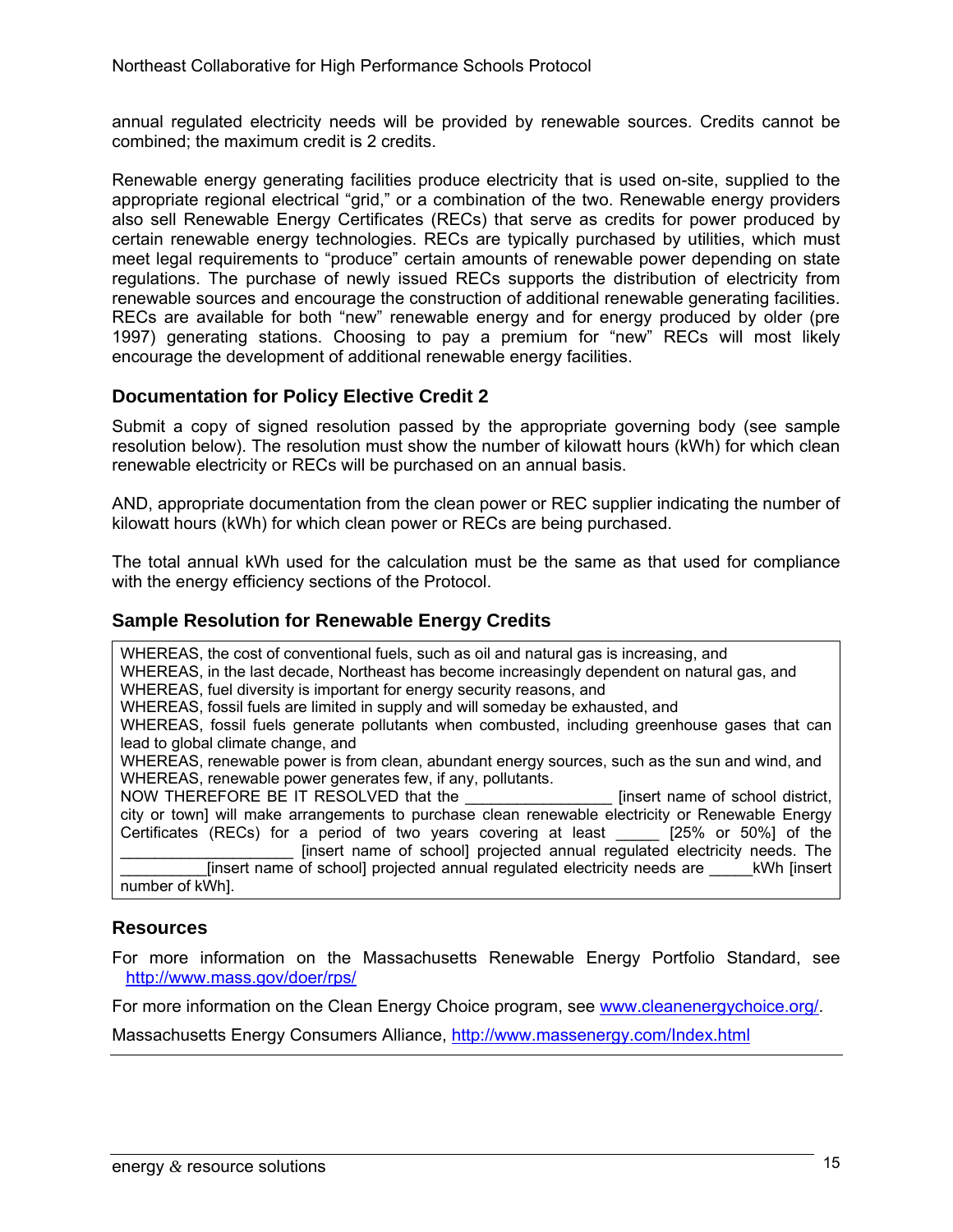annual regulated electricity needs will be provided by renewable sources. Credits cannot be combined; the maximum credit is 2 credits.

Renewable energy generating facilities produce electricity that is used on-site, supplied to the appropriate regional electrical "grid," or a combination of the two. Renewable energy providers also sell Renewable Energy Certificates (RECs) that serve as credits for power produced by certain renewable energy technologies. RECs are typically purchased by utilities, which must meet legal requirements to "produce" certain amounts of renewable power depending on state regulations. The purchase of newly issued RECs supports the distribution of electricity from renewable sources and encourage the construction of additional renewable generating facilities. RECs are available for both "new" renewable energy and for energy produced by older (pre 1997) generating stations. Choosing to pay a premium for "new" RECs will most likely encourage the development of additional renewable energy facilities.

### Documentation for Policy Elective Credit 2

Submit a copy of signed resolution passed by the appropriate governing body (see sample resolution below). The resolution must show the number of kilowatt hours (kWh) for which clean renewable electricity or RECs will be purchased on an annual basis.

AND, appropriate documentation from the clean power or REC supplier indicating the number of kilowatt hours (kWh) for which clean power or RECs are being purchased.

The total annual kWh used for the calculation must be the same as that used for compliance with the energy efficiency sections of the Protocol.

### Sample Resolution for Renewable Energy Credits

WHEREAS, the cost of conventional fuels, such as oil and natural gas is increasing, and
WHEREAS, in the last decade, Northeast has become increasingly dependent on natural gas, and
WHEREAS, fuel diversity is important for energy security reasons, and
WHEREAS, fossil fuels are limited in supply and will someday be exhausted, and
WHEREAS, fossil fuels generate pollutants when combusted, including greenhouse gases that can lead to global climate change, and
WHEREAS, renewable power is from clean, abundant energy sources, such as the sun and wind, and
WHEREAS, renewable power generates few, if any, pollutants.
NOW THEREFORE BE IT RESOLVED that the ________________ [insert name of school district, city or town] will make arrangements to purchase clean renewable electricity or Renewable Energy Certificates (RECs) for a period of two years covering at least _____ [25% or 50%] of the ____________________ [insert name of school] projected annual regulated electricity needs. The __________[insert name of school] projected annual regulated electricity needs are _____kWh [insert number of kWh].

### Resources

For more information on the Massachusetts Renewable Energy Portfolio Standard, see http://www.mass.gov/doer/rps/

For more information on the Clean Energy Choice program, see www.cleanenergychoice.org/.

Massachusetts Energy Consumers Alliance, http://www.massenergy.com/Index.html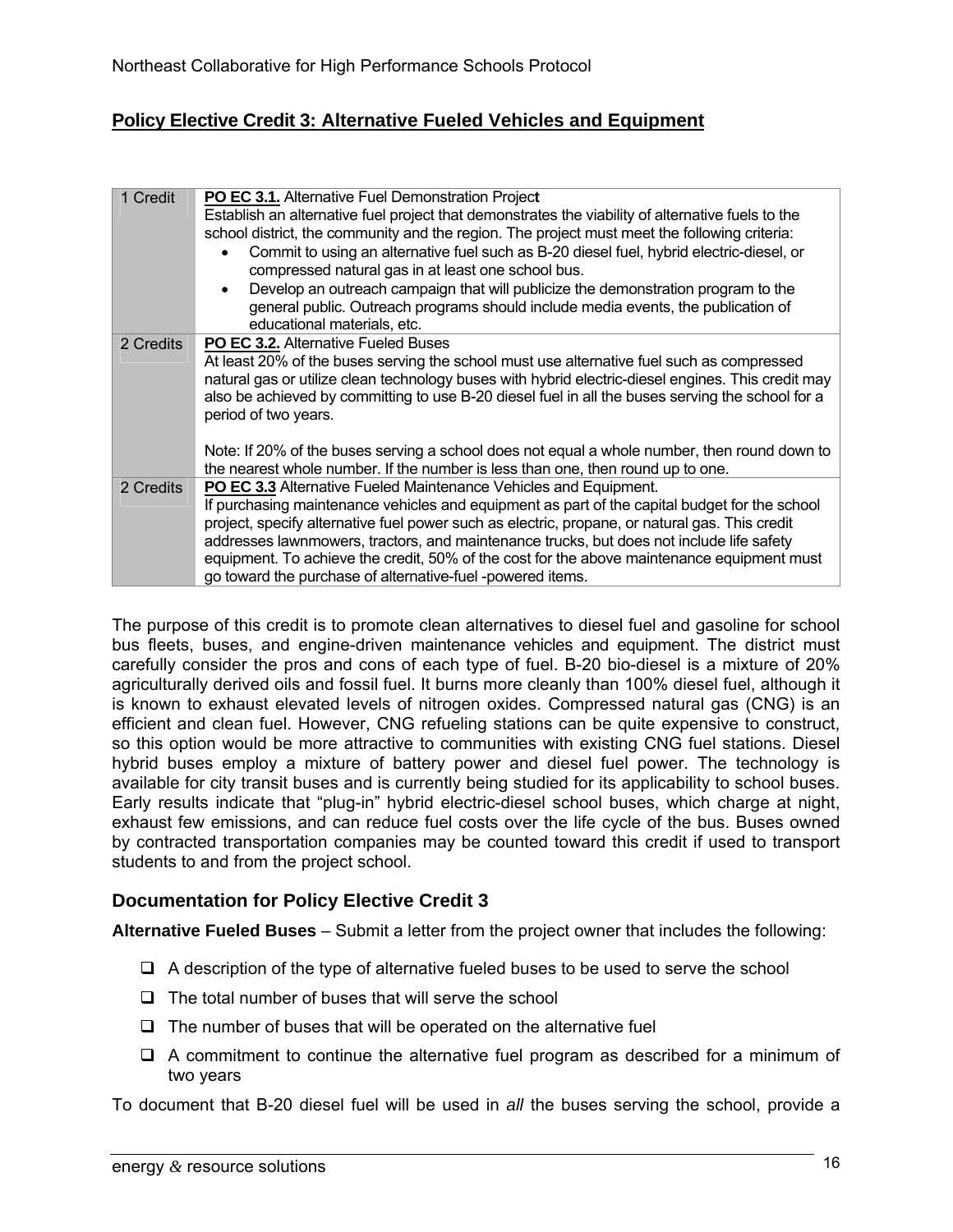## Policy Elective Credit 3: Alternative Fueled Vehicles and Equipment

| | |
|---|---|
| 1 Credit | **PO EC 3.1.** Alternative Fuel Demonstration Project<br>Establish an alternative fuel project that demonstrates the viability of alternative fuels to the school district, the community and the region. The project must meet the following criteria:<br>• Commit to using an alternative fuel such as B-20 diesel fuel, hybrid electric-diesel, or compressed natural gas in at least one school bus.<br>• Develop an outreach campaign that will publicize the demonstration program to the general public. Outreach programs should include media events, the publication of educational materials, etc. |
| 2 Credits | **PO EC 3.2.** Alternative Fueled Buses<br>At least 20% of the buses serving the school must use alternative fuel such as compressed natural gas or utilize clean technology buses with hybrid electric-diesel engines. This credit may also be achieved by committing to use B-20 diesel fuel in all the buses serving the school for a period of two years.<br><br>Note: If 20% of the buses serving a school does not equal a whole number, then round down to the nearest whole number. If the number is less than one, then round up to one. |
| 2 Credits | **PO EC 3.3** Alternative Fueled Maintenance Vehicles and Equipment.<br>If purchasing maintenance vehicles and equipment as part of the capital budget for the school project, specify alternative fuel power such as electric, propane, or natural gas. This credit addresses lawnmowers, tractors, and maintenance trucks, but does not include life safety equipment. To achieve the credit, 50% of the cost for the above maintenance equipment must go toward the purchase of alternative-fuel -powered items. |

The purpose of this credit is to promote clean alternatives to diesel fuel and gasoline for school bus fleets, buses, and engine-driven maintenance vehicles and equipment. The district must carefully consider the pros and cons of each type of fuel. B-20 bio-diesel is a mixture of 20% agriculturally derived oils and fossil fuel. It burns more cleanly than 100% diesel fuel, although it is known to exhaust elevated levels of nitrogen oxides. Compressed natural gas (CNG) is an efficient and clean fuel. However, CNG refueling stations can be quite expensive to construct, so this option would be more attractive to communities with existing CNG fuel stations. Diesel hybrid buses employ a mixture of battery power and diesel fuel power. The technology is available for city transit buses and is currently being studied for its applicability to school buses. Early results indicate that "plug-in" hybrid electric-diesel school buses, which charge at night, exhaust few emissions, and can reduce fuel costs over the life cycle of the bus. Buses owned by contracted transportation companies may be counted toward this credit if used to transport students to and from the project school.

### Documentation for Policy Elective Credit 3

**Alternative Fueled Buses** – Submit a letter from the project owner that includes the following:

- ❑ A description of the type of alternative fueled buses to be used to serve the school
- ❑ The total number of buses that will serve the school
- ❑ The number of buses that will be operated on the alternative fuel
- ❑ A commitment to continue the alternative fuel program as described for a minimum of two years

To document that B-20 diesel fuel will be used in *all* the buses serving the school, provide a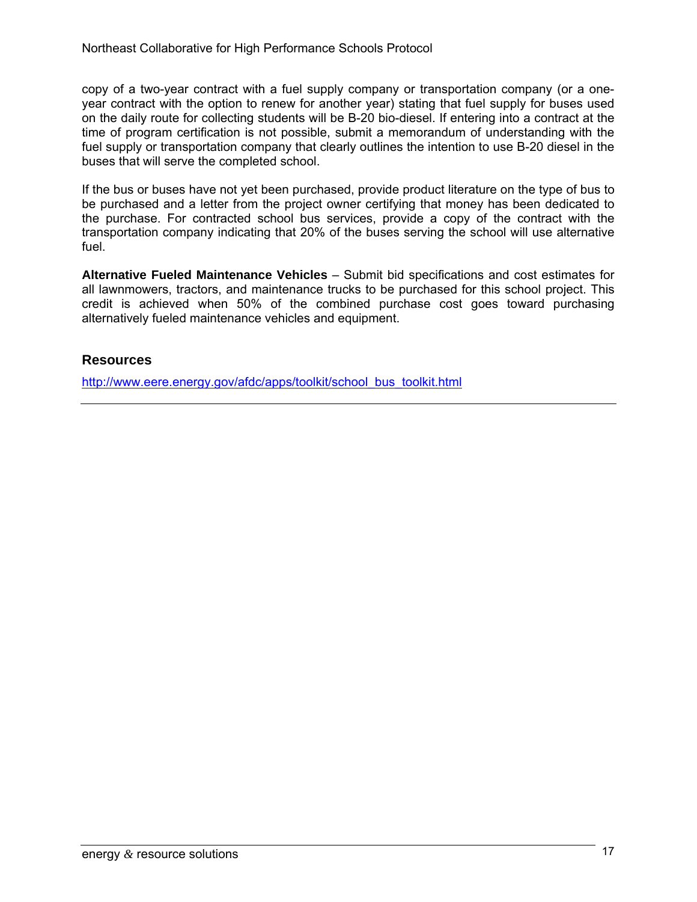copy of a two-year contract with a fuel supply company or transportation company (or a one-year contract with the option to renew for another year) stating that fuel supply for buses used on the daily route for collecting students will be B-20 bio-diesel. If entering into a contract at the time of program certification is not possible, submit a memorandum of understanding with the fuel supply or transportation company that clearly outlines the intention to use B-20 diesel in the buses that will serve the completed school.

If the bus or buses have not yet been purchased, provide product literature on the type of bus to be purchased and a letter from the project owner certifying that money has been dedicated to the purchase. For contracted school bus services, provide a copy of the contract with the transportation company indicating that 20% of the buses serving the school will use alternative fuel.

**Alternative Fueled Maintenance Vehicles** – Submit bid specifications and cost estimates for all lawnmowers, tractors, and maintenance trucks to be purchased for this school project. This credit is achieved when 50% of the combined purchase cost goes toward purchasing alternatively fueled maintenance vehicles and equipment.

## Resources

http://www.eere.energy.gov/afdc/apps/toolkit/school_bus_toolkit.html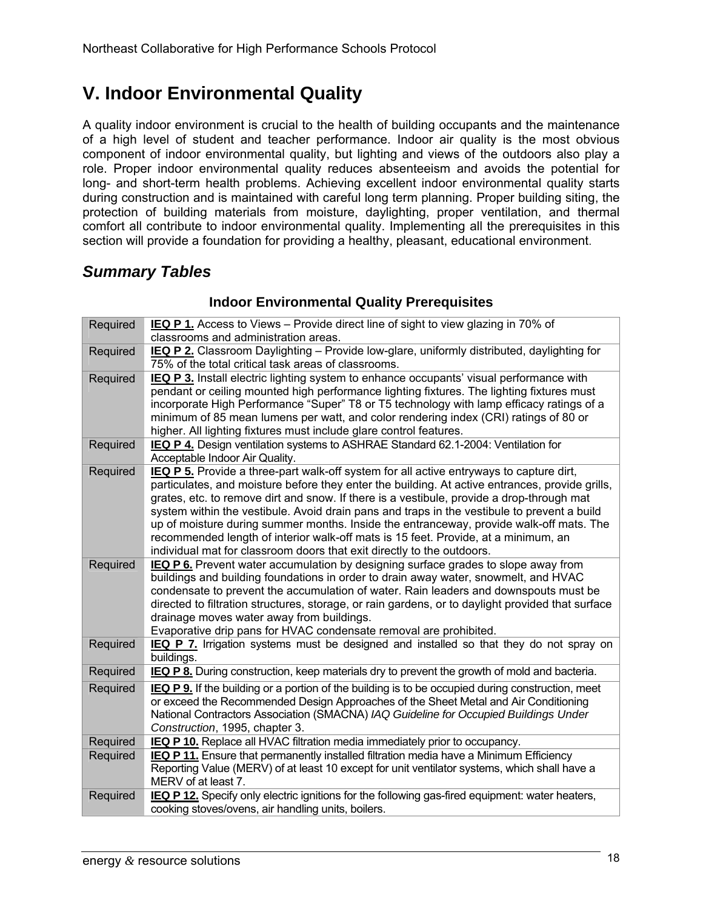# V. Indoor Environmental Quality

A quality indoor environment is crucial to the health of building occupants and the maintenance of a high level of student and teacher performance. Indoor air quality is the most obvious component of indoor environmental quality, but lighting and views of the outdoors also play a role. Proper indoor environmental quality reduces absenteeism and avoids the potential for long- and short-term health problems. Achieving excellent indoor environmental quality starts during construction and is maintained with careful long term planning. Proper building siting, the protection of building materials from moisture, daylighting, proper ventilation, and thermal comfort all contribute to indoor environmental quality. Implementing all the prerequisites in this section will provide a foundation for providing a healthy, pleasant, educational environment.

## *Summary Tables*

### Indoor Environmental Quality Prerequisites

| | |
|---|---|
| Required | **IEQ P 1.** Access to Views – Provide direct line of sight to view glazing in 70% of classrooms and administration areas. |
| Required | **IEQ P 2.** Classroom Daylighting – Provide low-glare, uniformly distributed, daylighting for 75% of the total critical task areas of classrooms. |
| Required | **IEQ P 3.** Install electric lighting system to enhance occupants' visual performance with pendant or ceiling mounted high performance lighting fixtures. The lighting fixtures must incorporate High Performance "Super" T8 or T5 technology with lamp efficacy ratings of a minimum of 85 mean lumens per watt, and color rendering index (CRI) ratings of 80 or higher. All lighting fixtures must include glare control features. |
| Required | **IEQ P 4.** Design ventilation systems to ASHRAE Standard 62.1-2004: Ventilation for Acceptable Indoor Air Quality. |
| Required | **IEQ P 5.** Provide a three-part walk-off system for all active entryways to capture dirt, particulates, and moisture before they enter the building. At active entrances, provide grills, grates, etc. to remove dirt and snow. If there is a vestibule, provide a drop-through mat system within the vestibule. Avoid drain pans and traps in the vestibule to prevent a build up of moisture during summer months. Inside the entranceway, provide walk-off mats. The recommended length of interior walk-off mats is 15 feet. Provide, at a minimum, an individual mat for classroom doors that exit directly to the outdoors. |
| Required | **IEQ P 6.** Prevent water accumulation by designing surface grades to slope away from buildings and building foundations in order to drain away water, snowmelt, and HVAC condensate to prevent the accumulation of water. Rain leaders and downspouts must be directed to filtration structures, storage, or rain gardens, or to daylight provided that surface drainage moves water away from buildings. Evaporative drip pans for HVAC condensate removal are prohibited. |
| Required | **IEQ P 7.** Irrigation systems must be designed and installed so that they do not spray on buildings. |
| Required | **IEQ P 8.** During construction, keep materials dry to prevent the growth of mold and bacteria. |
| Required | **IEQ P 9.** If the building or a portion of the building is to be occupied during construction, meet or exceed the Recommended Design Approaches of the Sheet Metal and Air Conditioning National Contractors Association (SMACNA) *IAQ Guideline for Occupied Buildings Under Construction*, 1995, chapter 3. |
| Required | **IEQ P 10.** Replace all HVAC filtration media immediately prior to occupancy. |
| Required | **IEQ P 11.** Ensure that permanently installed filtration media have a Minimum Efficiency Reporting Value (MERV) of at least 10 except for unit ventilator systems, which shall have a MERV of at least 7. |
| Required | **IEQ P 12.** Specify only electric ignitions for the following gas-fired equipment: water heaters, cooking stoves/ovens, air handling units, boilers. |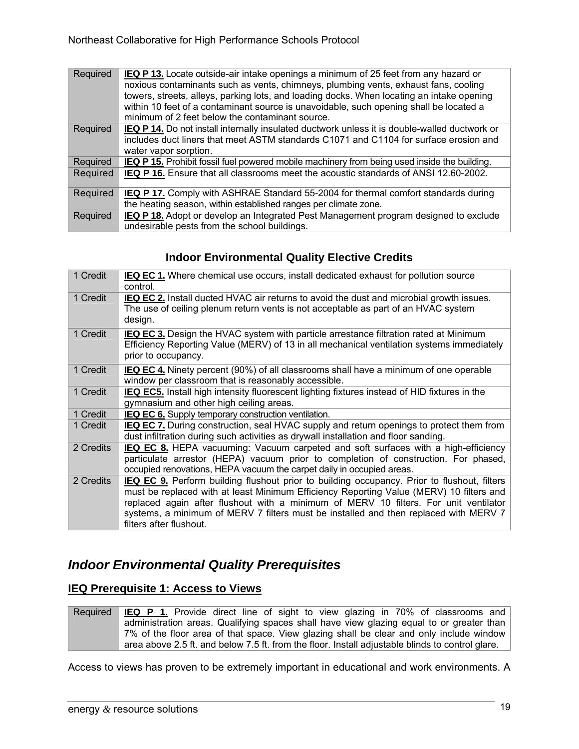| Required | **IEQ P 13.** Locate outside-air intake openings a minimum of 25 feet from any hazard or noxious contaminants such as vents, chimneys, plumbing vents, exhaust fans, cooling towers, streets, alleys, parking lots, and loading docks. When locating an intake opening within 10 feet of a contaminant source is unavoidable, such opening shall be located a minimum of 2 feet below the contaminant source. |
|---|---|
| Required | **IEQ P 14.** Do not install internally insulated ductwork unless it is double-walled ductwork or includes duct liners that meet ASTM standards C1071 and C1104 for surface erosion and water vapor sorption. |
| Required | **IEQ P 15.** Prohibit fossil fuel powered mobile machinery from being used inside the building. |
| Required | **IEQ P 16.** Ensure that all classrooms meet the acoustic standards of ANSI 12.60-2002. |
| Required | **IEQ P 17.** Comply with ASHRAE Standard 55-2004 for thermal comfort standards during the heating season, within established ranges per climate zone. |
| Required | **IEQ P 18.** Adopt or develop an Integrated Pest Management program designed to exclude undesirable pests from the school buildings. |

### Indoor Environmental Quality Elective Credits

| 1 Credit | **IEQ EC 1.** Where chemical use occurs, install dedicated exhaust for pollution source control. |
|---|---|
| 1 Credit | **IEQ EC 2.** Install ducted HVAC air returns to avoid the dust and microbial growth issues. The use of ceiling plenum return vents is not acceptable as part of an HVAC system design. |
| 1 Credit | **IEQ EC 3.** Design the HVAC system with particle arrestance filtration rated at Minimum Efficiency Reporting Value (MERV) of 13 in all mechanical ventilation systems immediately prior to occupancy. |
| 1 Credit | **IEQ EC 4.** Ninety percent (90%) of all classrooms shall have a minimum of one operable window per classroom that is reasonably accessible. |
| 1 Credit | **IEQ EC5.** Install high intensity fluorescent lighting fixtures instead of HID fixtures in the gymnasium and other high ceiling areas. |
| 1 Credit | **IEQ EC 6.** Supply temporary construction ventilation. |
| 1 Credit | **IEQ EC 7.** During construction, seal HVAC supply and return openings to protect them from dust infiltration during such activities as drywall installation and floor sanding. |
| 2 Credits | **IEQ EC 8.** HEPA vacuuming: Vacuum carpeted and soft surfaces with a high-efficiency particulate arrestor (HEPA) vacuum prior to completion of construction. For phased, occupied renovations, HEPA vacuum the carpet daily in occupied areas. |
| 2 Credits | **IEQ EC 9.** Perform building flushout prior to building occupancy. Prior to flushout, filters must be replaced with at least Minimum Efficiency Reporting Value (MERV) 10 filters and replaced again after flushout with a minimum of MERV 10 filters. For unit ventilator systems, a minimum of MERV 7 filters must be installed and then replaced with MERV 7 filters after flushout. |

## *Indoor Environmental Quality Prerequisites*

### IEQ Prerequisite 1: Access to Views

| Required | **IEQ P 1.** Provide direct line of sight to view glazing in 70% of classrooms and administration areas. Qualifying spaces shall have view glazing equal to or greater than 7% of the floor area of that space. View glazing shall be clear and only include window area above 2.5 ft. and below 7.5 ft. from the floor. Install adjustable blinds to control glare. |
|---|---|

Access to views has proven to be extremely important in educational and work environments. A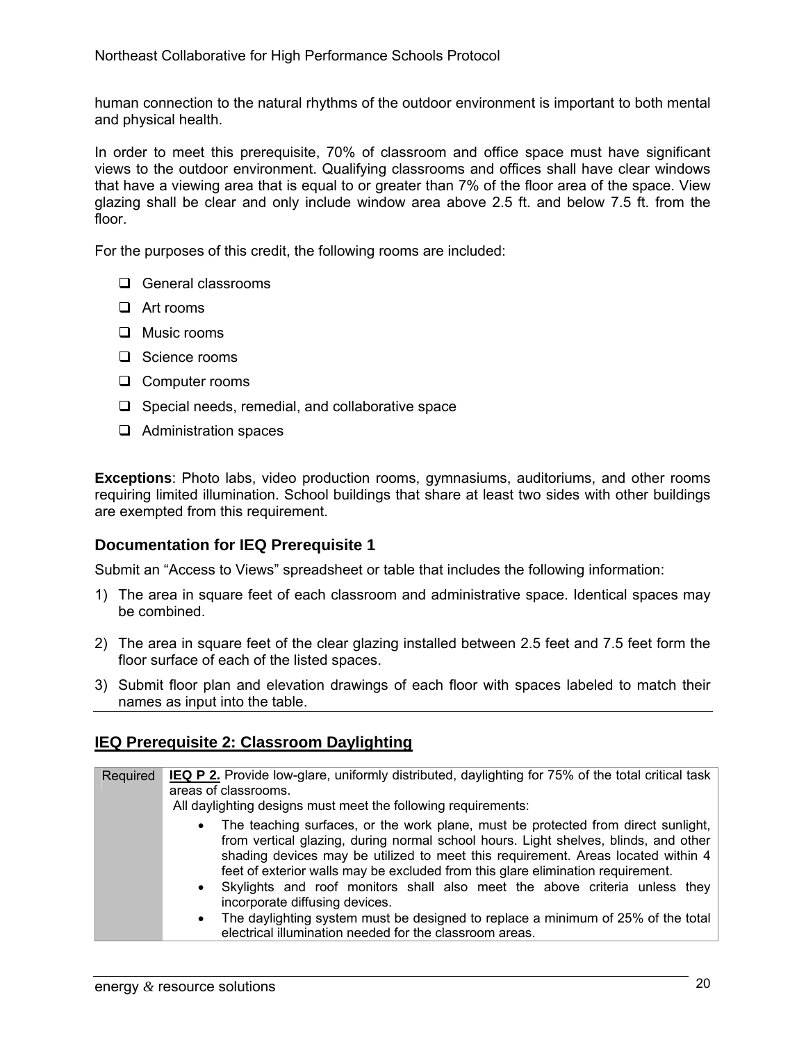human connection to the natural rhythms of the outdoor environment is important to both mental and physical health.

In order to meet this prerequisite, 70% of classroom and office space must have significant views to the outdoor environment. Qualifying classrooms and offices shall have clear windows that have a viewing area that is equal to or greater than 7% of the floor area of the space. View glazing shall be clear and only include window area above 2.5 ft. and below 7.5 ft. from the floor.

For the purposes of this credit, the following rooms are included:

- ❑ General classrooms
- ❑ Art rooms
- ❑ Music rooms
- ❑ Science rooms
- ❑ Computer rooms
- ❑ Special needs, remedial, and collaborative space
- ❑ Administration spaces

**Exceptions**: Photo labs, video production rooms, gymnasiums, auditoriums, and other rooms requiring limited illumination. School buildings that share at least two sides with other buildings are exempted from this requirement.

### Documentation for IEQ Prerequisite 1

Submit an "Access to Views" spreadsheet or table that includes the following information:

1) The area in square feet of each classroom and administrative space. Identical spaces may be combined.
2) The area in square feet of the clear glazing installed between 2.5 feet and 7.5 feet form the floor surface of each of the listed spaces.
3) Submit floor plan and elevation drawings of each floor with spaces labeled to match their names as input into the table.

## IEQ Prerequisite 2: Classroom Daylighting

| Required | **IEQ P 2.** Provide low-glare, uniformly distributed, daylighting for 75% of the total critical task areas of classrooms.<br>All daylighting designs must meet the following requirements:<br>• The teaching surfaces, or the work plane, must be protected from direct sunlight, from vertical glazing, during normal school hours. Light shelves, blinds, and other shading devices may be utilized to meet this requirement. Areas located within 4 feet of exterior walls may be excluded from this glare elimination requirement.<br>• Skylights and roof monitors shall also meet the above criteria unless they incorporate diffusing devices.<br>• The daylighting system must be designed to replace a minimum of 25% of the total electrical illumination needed for the classroom areas. |
|---|---|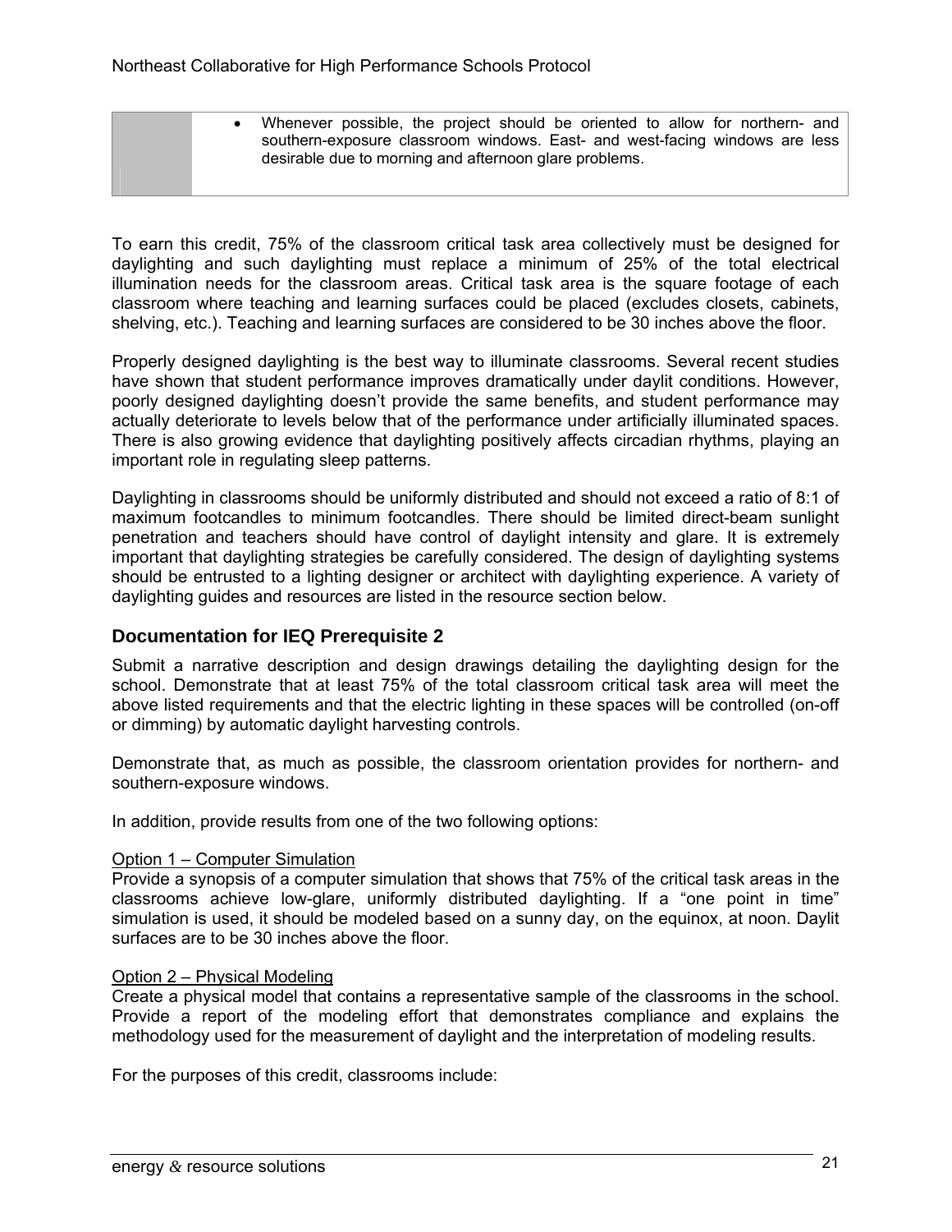- Whenever possible, the project should be oriented to allow for northern- and southern-exposure classroom windows. East- and west-facing windows are less desirable due to morning and afternoon glare problems.

To earn this credit, 75% of the classroom critical task area collectively must be designed for daylighting and such daylighting must replace a minimum of 25% of the total electrical illumination needs for the classroom areas. Critical task area is the square footage of each classroom where teaching and learning surfaces could be placed (excludes closets, cabinets, shelving, etc.). Teaching and learning surfaces are considered to be 30 inches above the floor.

Properly designed daylighting is the best way to illuminate classrooms. Several recent studies have shown that student performance improves dramatically under daylit conditions. However, poorly designed daylighting doesn't provide the same benefits, and student performance may actually deteriorate to levels below that of the performance under artificially illuminated spaces. There is also growing evidence that daylighting positively affects circadian rhythms, playing an important role in regulating sleep patterns.

Daylighting in classrooms should be uniformly distributed and should not exceed a ratio of 8:1 of maximum footcandles to minimum footcandles. There should be limited direct-beam sunlight penetration and teachers should have control of daylight intensity and glare. It is extremely important that daylighting strategies be carefully considered. The design of daylighting systems should be entrusted to a lighting designer or architect with daylighting experience. A variety of daylighting guides and resources are listed in the resource section below.

### Documentation for IEQ Prerequisite 2

Submit a narrative description and design drawings detailing the daylighting design for the school. Demonstrate that at least 75% of the total classroom critical task area will meet the above listed requirements and that the electric lighting in these spaces will be controlled (on-off or dimming) by automatic daylight harvesting controls.

Demonstrate that, as much as possible, the classroom orientation provides for northern- and southern-exposure windows.

In addition, provide results from one of the two following options:

<u>Option 1 – Computer Simulation</u>
Provide a synopsis of a computer simulation that shows that 75% of the critical task areas in the classrooms achieve low-glare, uniformly distributed daylighting. If a "one point in time" simulation is used, it should be modeled based on a sunny day, on the equinox, at noon. Daylit surfaces are to be 30 inches above the floor.

<u>Option 2 – Physical Modeling</u>
Create a physical model that contains a representative sample of the classrooms in the school. Provide a report of the modeling effort that demonstrates compliance and explains the methodology used for the measurement of daylight and the interpretation of modeling results.

For the purposes of this credit, classrooms include: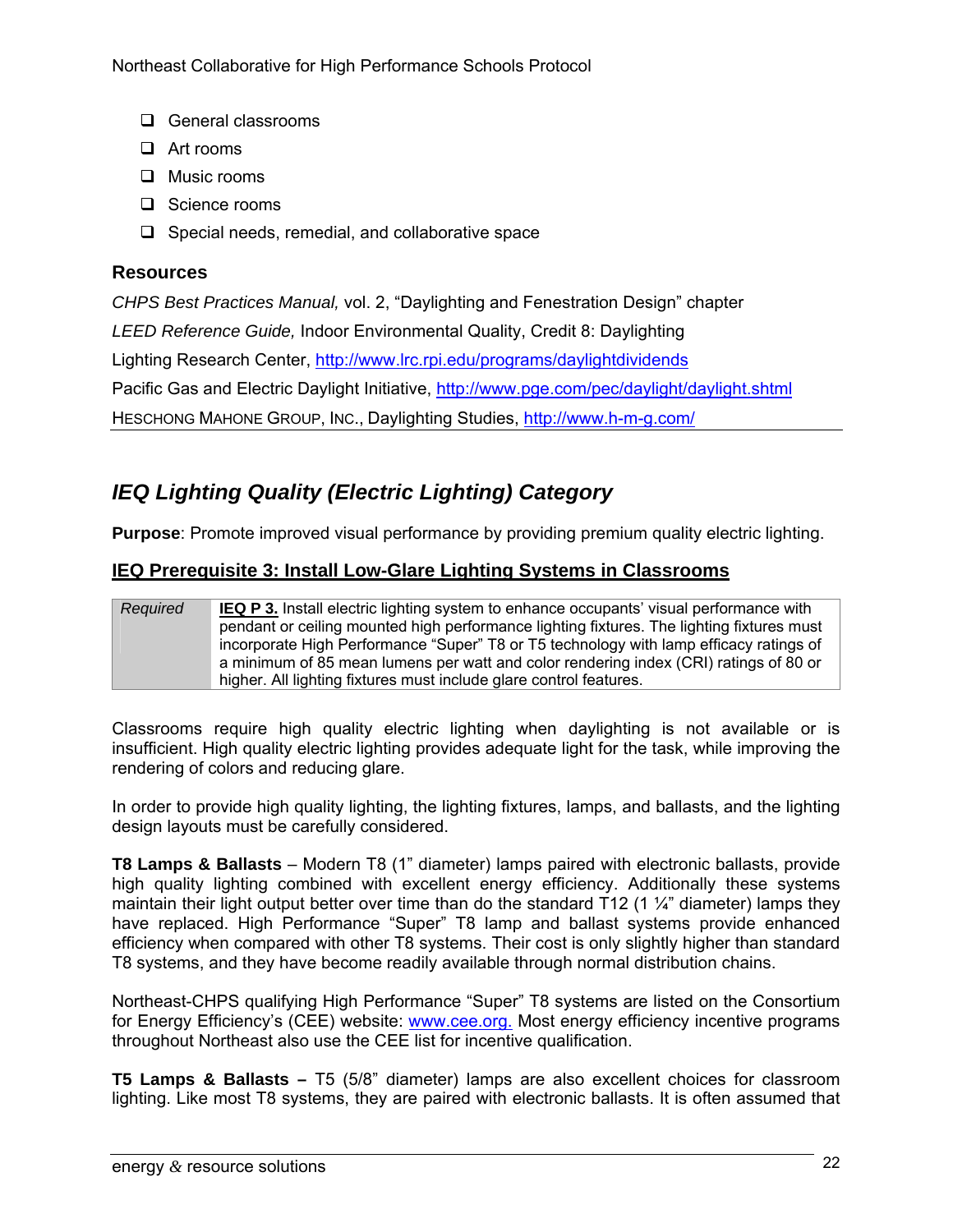- ❑ General classrooms
- ❑ Art rooms
- ❑ Music rooms
- ❑ Science rooms
- ❑ Special needs, remedial, and collaborative space

### Resources

*CHPS Best Practices Manual,* vol. 2, "Daylighting and Fenestration Design" chapter

*LEED Reference Guide,* Indoor Environmental Quality, Credit 8: Daylighting

Lighting Research Center, http://www.lrc.rpi.edu/programs/daylightdividends

Pacific Gas and Electric Daylight Initiative, http://www.pge.com/pec/daylight/daylight.shtml

HESCHONG MAHONE GROUP, INC., Daylighting Studies, http://www.h-m-g.com/

## *IEQ Lighting Quality (Electric Lighting) Category*

**Purpose**: Promote improved visual performance by providing premium quality electric lighting.

### IEQ Prerequisite 3: Install Low-Glare Lighting Systems in Classrooms

| | |
|---|---|
| *Required* | **IEQ P 3.** Install electric lighting system to enhance occupants' visual performance with pendant or ceiling mounted high performance lighting fixtures. The lighting fixtures must incorporate High Performance "Super" T8 or T5 technology with lamp efficacy ratings of a minimum of 85 mean lumens per watt and color rendering index (CRI) ratings of 80 or higher. All lighting fixtures must include glare control features. |

Classrooms require high quality electric lighting when daylighting is not available or is insufficient. High quality electric lighting provides adequate light for the task, while improving the rendering of colors and reducing glare.

In order to provide high quality lighting, the lighting fixtures, lamps, and ballasts, and the lighting design layouts must be carefully considered.

**T8 Lamps & Ballasts** – Modern T8 (1" diameter) lamps paired with electronic ballasts, provide high quality lighting combined with excellent energy efficiency. Additionally these systems maintain their light output better over time than do the standard T12 (1 ¼" diameter) lamps they have replaced. High Performance "Super" T8 lamp and ballast systems provide enhanced efficiency when compared with other T8 systems. Their cost is only slightly higher than standard T8 systems, and they have become readily available through normal distribution chains.

Northeast-CHPS qualifying High Performance "Super" T8 systems are listed on the Consortium for Energy Efficiency's (CEE) website: www.cee.org. Most energy efficiency incentive programs throughout Northeast also use the CEE list for incentive qualification.

**T5 Lamps & Ballasts –** T5 (5/8" diameter) lamps are also excellent choices for classroom lighting. Like most T8 systems, they are paired with electronic ballasts. It is often assumed that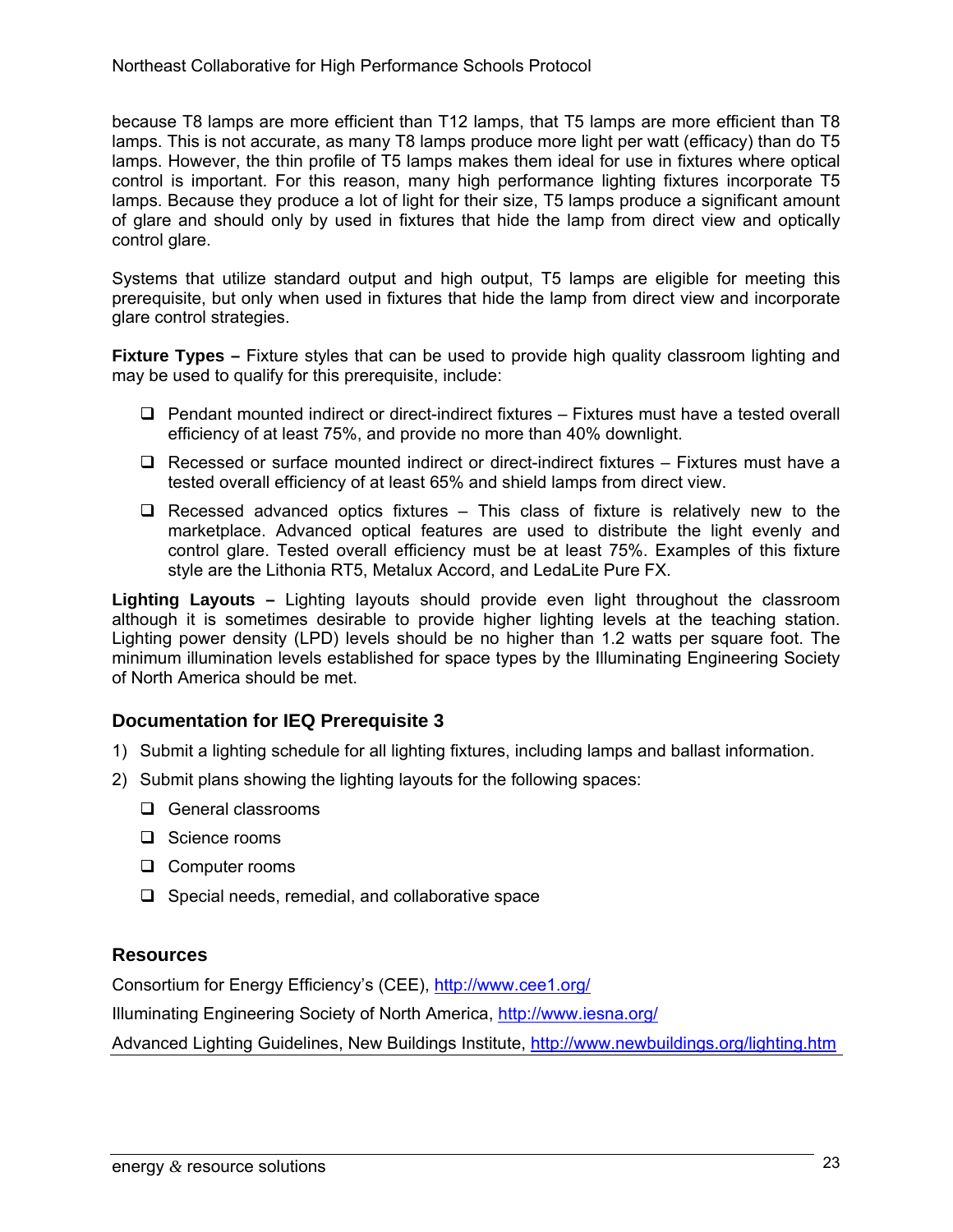because T8 lamps are more efficient than T12 lamps, that T5 lamps are more efficient than T8 lamps. This is not accurate, as many T8 lamps produce more light per watt (efficacy) than do T5 lamps. However, the thin profile of T5 lamps makes them ideal for use in fixtures where optical control is important. For this reason, many high performance lighting fixtures incorporate T5 lamps. Because they produce a lot of light for their size, T5 lamps produce a significant amount of glare and should only by used in fixtures that hide the lamp from direct view and optically control glare.

Systems that utilize standard output and high output, T5 lamps are eligible for meeting this prerequisite, but only when used in fixtures that hide the lamp from direct view and incorporate glare control strategies.

**Fixture Types –** Fixture styles that can be used to provide high quality classroom lighting and may be used to qualify for this prerequisite, include:

- Pendant mounted indirect or direct-indirect fixtures – Fixtures must have a tested overall efficiency of at least 75%, and provide no more than 40% downlight.
- Recessed or surface mounted indirect or direct-indirect fixtures – Fixtures must have a tested overall efficiency of at least 65% and shield lamps from direct view.
- Recessed advanced optics fixtures – This class of fixture is relatively new to the marketplace. Advanced optical features are used to distribute the light evenly and control glare. Tested overall efficiency must be at least 75%. Examples of this fixture style are the Lithonia RT5, Metalux Accord, and LedaLite Pure FX.

**Lighting Layouts –** Lighting layouts should provide even light throughout the classroom although it is sometimes desirable to provide higher lighting levels at the teaching station. Lighting power density (LPD) levels should be no higher than 1.2 watts per square foot. The minimum illumination levels established for space types by the Illuminating Engineering Society of North America should be met.

### Documentation for IEQ Prerequisite 3

1) Submit a lighting schedule for all lighting fixtures, including lamps and ballast information.
2) Submit plans showing the lighting layouts for the following spaces:
   - General classrooms
   - Science rooms
   - Computer rooms
   - Special needs, remedial, and collaborative space

### Resources

Consortium for Energy Efficiency's (CEE), http://www.cee1.org/

Illuminating Engineering Society of North America, http://www.iesna.org/

Advanced Lighting Guidelines, New Buildings Institute, http://www.newbuildings.org/lighting.htm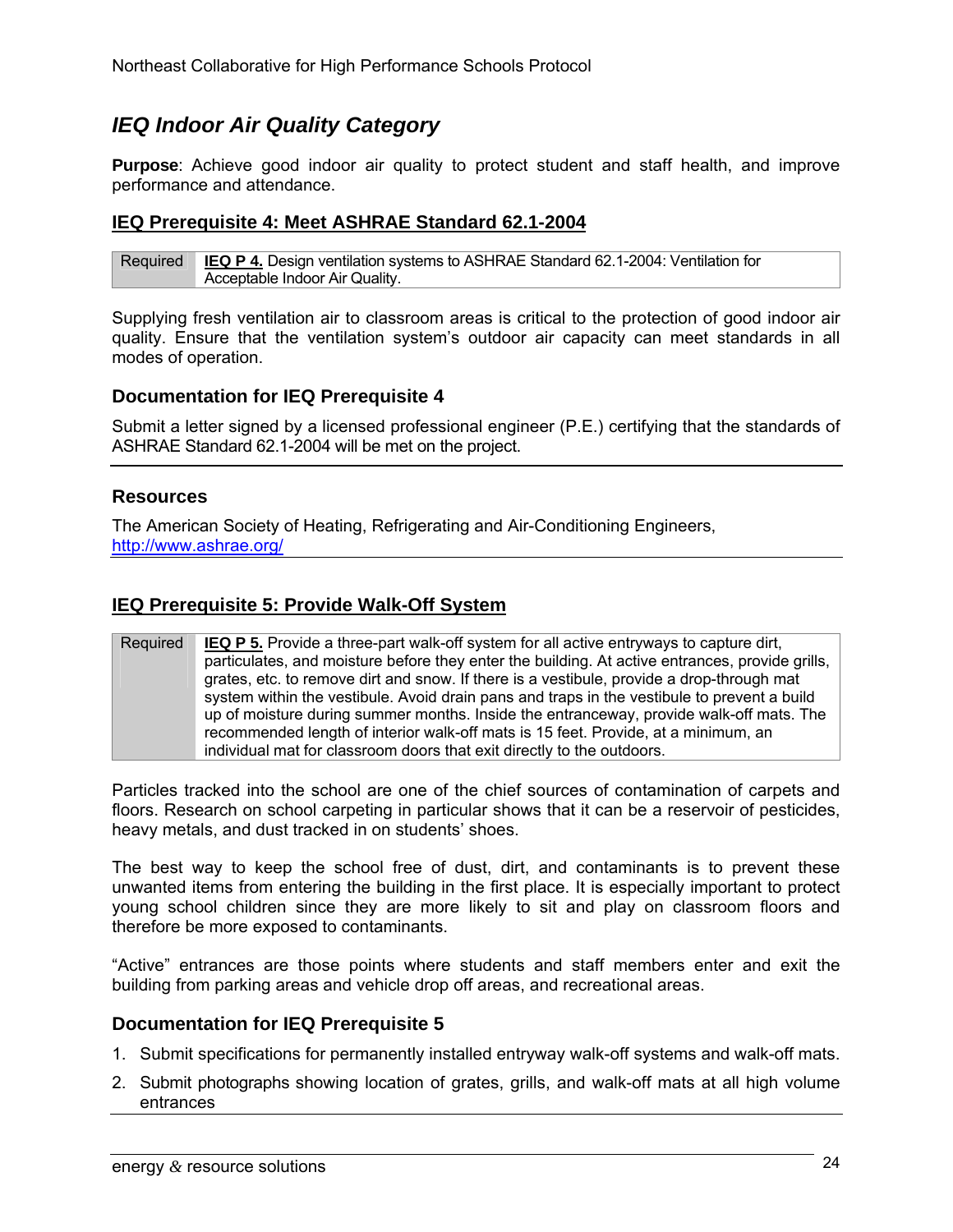## IEQ Indoor Air Quality Category

**Purpose**: Achieve good indoor air quality to protect student and staff health, and improve performance and attendance.

### IEQ Prerequisite 4: Meet ASHRAE Standard 62.1-2004

| Required | **IEQ P 4.** Design ventilation systems to ASHRAE Standard 62.1-2004: Ventilation for Acceptable Indoor Air Quality. |
|---|---|

Supplying fresh ventilation air to classroom areas is critical to the protection of good indoor air quality. Ensure that the ventilation system's outdoor air capacity can meet standards in all modes of operation.

### Documentation for IEQ Prerequisite 4

Submit a letter signed by a licensed professional engineer (P.E.) certifying that the standards of ASHRAE Standard 62.1-2004 will be met on the project.

### Resources

The American Society of Heating, Refrigerating and Air-Conditioning Engineers, http://www.ashrae.org/

### IEQ Prerequisite 5: Provide Walk-Off System

| Required | **IEQ P 5.** Provide a three-part walk-off system for all active entryways to capture dirt, particulates, and moisture before they enter the building. At active entrances, provide grills, grates, etc. to remove dirt and snow. If there is a vestibule, provide a drop-through mat system within the vestibule. Avoid drain pans and traps in the vestibule to prevent a build up of moisture during summer months. Inside the entranceway, provide walk-off mats. The recommended length of interior walk-off mats is 15 feet. Provide, at a minimum, an individual mat for classroom doors that exit directly to the outdoors. |
|---|---|

Particles tracked into the school are one of the chief sources of contamination of carpets and floors. Research on school carpeting in particular shows that it can be a reservoir of pesticides, heavy metals, and dust tracked in on students' shoes.

The best way to keep the school free of dust, dirt, and contaminants is to prevent these unwanted items from entering the building in the first place. It is especially important to protect young school children since they are more likely to sit and play on classroom floors and therefore be more exposed to contaminants.

"Active" entrances are those points where students and staff members enter and exit the building from parking areas and vehicle drop off areas, and recreational areas.

### Documentation for IEQ Prerequisite 5

1. Submit specifications for permanently installed entryway walk-off systems and walk-off mats.
2. Submit photographs showing location of grates, grills, and walk-off mats at all high volume entrances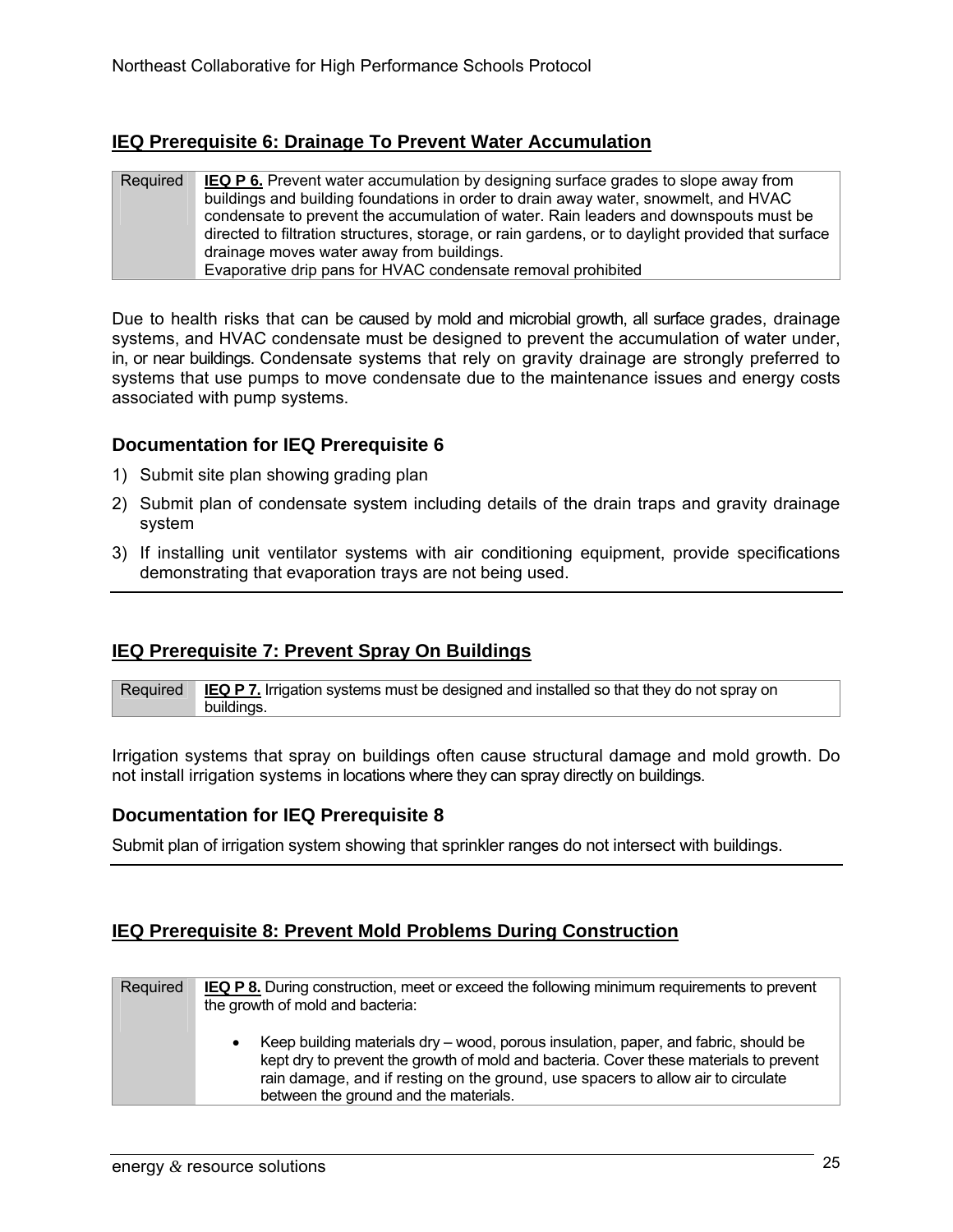## IEQ Prerequisite 6: Drainage To Prevent Water Accumulation

| Required | **IEQ P 6.** Prevent water accumulation by designing surface grades to slope away from buildings and building foundations in order to drain away water, snowmelt, and HVAC condensate to prevent the accumulation of water. Rain leaders and downspouts must be directed to filtration structures, storage, or rain gardens, or to daylight provided that surface drainage moves water away from buildings. Evaporative drip pans for HVAC condensate removal prohibited |
|---|---|

Due to health risks that can be caused by mold and microbial growth, all surface grades, drainage systems, and HVAC condensate must be designed to prevent the accumulation of water under, in, or near buildings. Condensate systems that rely on gravity drainage are strongly preferred to systems that use pumps to move condensate due to the maintenance issues and energy costs associated with pump systems.

### Documentation for IEQ Prerequisite 6

1) Submit site plan showing grading plan
2) Submit plan of condensate system including details of the drain traps and gravity drainage system
3) If installing unit ventilator systems with air conditioning equipment, provide specifications demonstrating that evaporation trays are not being used.

## IEQ Prerequisite 7: Prevent Spray On Buildings

| Required | **IEQ P 7.** Irrigation systems must be designed and installed so that they do not spray on buildings. |
|---|---|

Irrigation systems that spray on buildings often cause structural damage and mold growth. Do not install irrigation systems in locations where they can spray directly on buildings.

### Documentation for IEQ Prerequisite 8

Submit plan of irrigation system showing that sprinkler ranges do not intersect with buildings.

## IEQ Prerequisite 8: Prevent Mold Problems During Construction

| Required | **IEQ P 8.** During construction, meet or exceed the following minimum requirements to prevent the growth of mold and bacteria: <br><br> • Keep building materials dry – wood, porous insulation, paper, and fabric, should be kept dry to prevent the growth of mold and bacteria. Cover these materials to prevent rain damage, and if resting on the ground, use spacers to allow air to circulate between the ground and the materials. |
|---|---|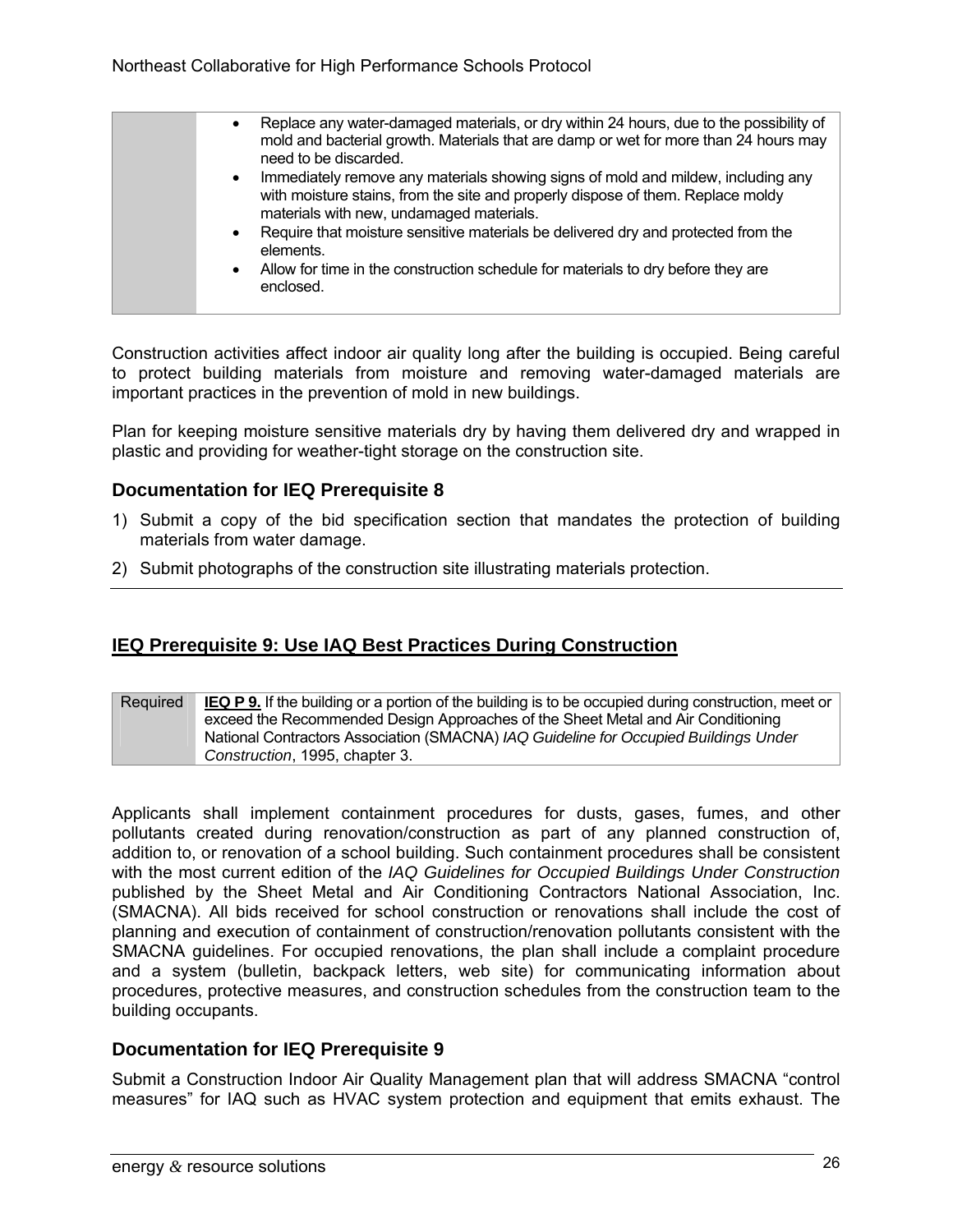| | |
|---|---|
| | • Replace any water-damaged materials, or dry within 24 hours, due to the possibility of mold and bacterial growth. Materials that are damp or wet for more than 24 hours may need to be discarded.<br>• Immediately remove any materials showing signs of mold and mildew, including any with moisture stains, from the site and properly dispose of them. Replace moldy materials with new, undamaged materials.<br>• Require that moisture sensitive materials be delivered dry and protected from the elements.<br>• Allow for time in the construction schedule for materials to dry before they are enclosed. |

Construction activities affect indoor air quality long after the building is occupied. Being careful to protect building materials from moisture and removing water-damaged materials are important practices in the prevention of mold in new buildings.

Plan for keeping moisture sensitive materials dry by having them delivered dry and wrapped in plastic and providing for weather-tight storage on the construction site.

### Documentation for IEQ Prerequisite 8

1) Submit a copy of the bid specification section that mandates the protection of building materials from water damage.
2) Submit photographs of the construction site illustrating materials protection.

## IEQ Prerequisite 9: Use IAQ Best Practices During Construction

| | |
|---|---|
| Required | **IEQ P 9.** If the building or a portion of the building is to be occupied during construction, meet or exceed the Recommended Design Approaches of the Sheet Metal and Air Conditioning National Contractors Association (SMACNA) *IAQ Guideline for Occupied Buildings Under Construction*, 1995, chapter 3. |

Applicants shall implement containment procedures for dusts, gases, fumes, and other pollutants created during renovation/construction as part of any planned construction of, addition to, or renovation of a school building. Such containment procedures shall be consistent with the most current edition of the *IAQ Guidelines for Occupied Buildings Under Construction* published by the Sheet Metal and Air Conditioning Contractors National Association, Inc. (SMACNA). All bids received for school construction or renovations shall include the cost of planning and execution of containment of construction/renovation pollutants consistent with the SMACNA guidelines. For occupied renovations, the plan shall include a complaint procedure and a system (bulletin, backpack letters, web site) for communicating information about procedures, protective measures, and construction schedules from the construction team to the building occupants.

### Documentation for IEQ Prerequisite 9

Submit a Construction Indoor Air Quality Management plan that will address SMACNA "control measures" for IAQ such as HVAC system protection and equipment that emits exhaust. The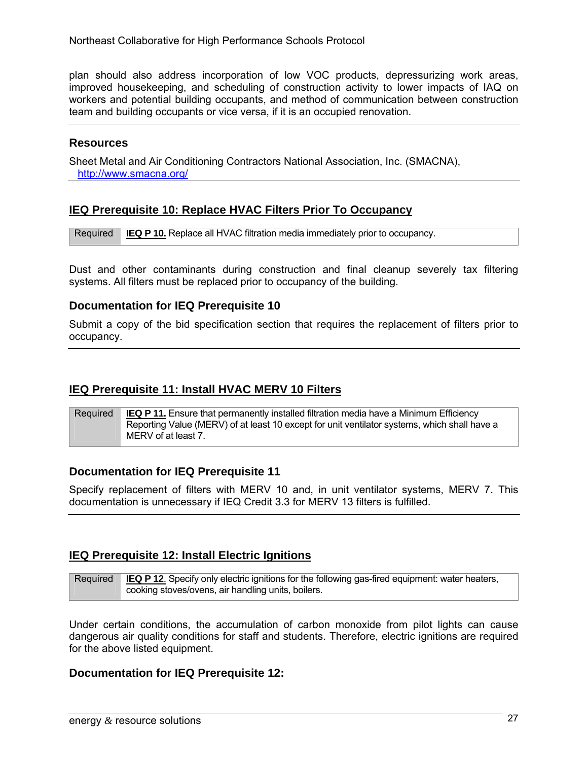plan should also address incorporation of low VOC products, depressurizing work areas, improved housekeeping, and scheduling of construction activity to lower impacts of IAQ on workers and potential building occupants, and method of communication between construction team and building occupants or vice versa, if it is an occupied renovation.

### Resources

Sheet Metal and Air Conditioning Contractors National Association, Inc. (SMACNA), http://www.smacna.org/

## IEQ Prerequisite 10: Replace HVAC Filters Prior To Occupancy

| Required | **IEQ P 10.** Replace all HVAC filtration media immediately prior to occupancy. |
|---|---|

Dust and other contaminants during construction and final cleanup severely tax filtering systems. All filters must be replaced prior to occupancy of the building.

### Documentation for IEQ Prerequisite 10

Submit a copy of the bid specification section that requires the replacement of filters prior to occupancy.

## IEQ Prerequisite 11: Install HVAC MERV 10 Filters

| Required | **IEQ P 11.** Ensure that permanently installed filtration media have a Minimum Efficiency Reporting Value (MERV) of at least 10 except for unit ventilator systems, which shall have a MERV of at least 7. |
|---|---|

### Documentation for IEQ Prerequisite 11

Specify replacement of filters with MERV 10 and, in unit ventilator systems, MERV 7. This documentation is unnecessary if IEQ Credit 3.3 for MERV 13 filters is fulfilled.

## IEQ Prerequisite 12: Install Electric Ignitions

| Required | **IEQ P 12**. Specify only electric ignitions for the following gas-fired equipment: water heaters, cooking stoves/ovens, air handling units, boilers. |
|---|---|

Under certain conditions, the accumulation of carbon monoxide from pilot lights can cause dangerous air quality conditions for staff and students. Therefore, electric ignitions are required for the above listed equipment.

### Documentation for IEQ Prerequisite 12: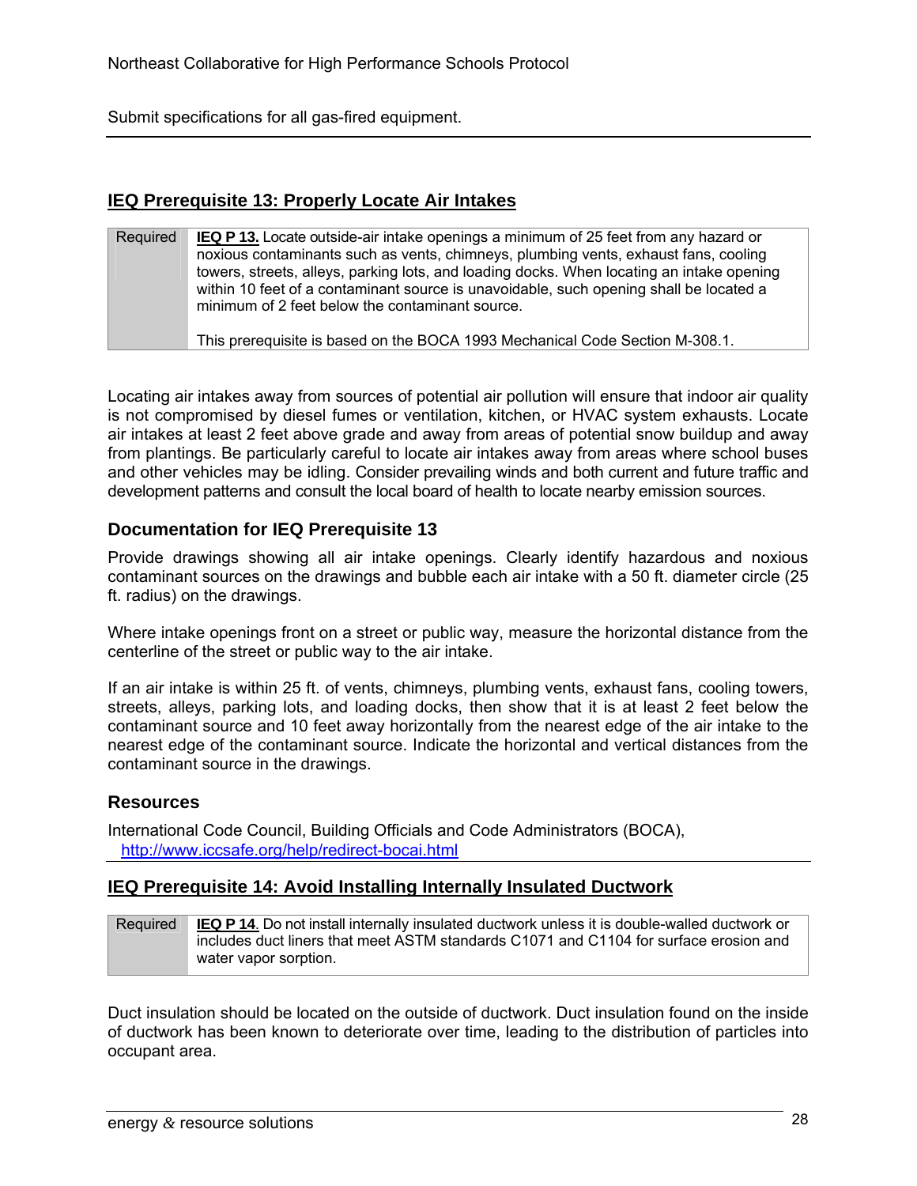Submit specifications for all gas-fired equipment.

## IEQ Prerequisite 13: Properly Locate Air Intakes

| Required | **IEQ P 13.** Locate outside-air intake openings a minimum of 25 feet from any hazard or noxious contaminants such as vents, chimneys, plumbing vents, exhaust fans, cooling towers, streets, alleys, parking lots, and loading docks. When locating an intake opening within 10 feet of a contaminant source is unavoidable, such opening shall be located a minimum of 2 feet below the contaminant source.<br><br>This prerequisite is based on the BOCA 1993 Mechanical Code Section M-308.1. |
|---|---|

Locating air intakes away from sources of potential air pollution will ensure that indoor air quality is not compromised by diesel fumes or ventilation, kitchen, or HVAC system exhausts. Locate air intakes at least 2 feet above grade and away from areas of potential snow buildup and away from plantings. Be particularly careful to locate air intakes away from areas where school buses and other vehicles may be idling. Consider prevailing winds and both current and future traffic and development patterns and consult the local board of health to locate nearby emission sources.

### Documentation for IEQ Prerequisite 13

Provide drawings showing all air intake openings. Clearly identify hazardous and noxious contaminant sources on the drawings and bubble each air intake with a 50 ft. diameter circle (25 ft. radius) on the drawings.

Where intake openings front on a street or public way, measure the horizontal distance from the centerline of the street or public way to the air intake.

If an air intake is within 25 ft. of vents, chimneys, plumbing vents, exhaust fans, cooling towers, streets, alleys, parking lots, and loading docks, then show that it is at least 2 feet below the contaminant source and 10 feet away horizontally from the nearest edge of the air intake to the nearest edge of the contaminant source. Indicate the horizontal and vertical distances from the contaminant source in the drawings.

### Resources

International Code Council, Building Officials and Code Administrators (BOCA), http://www.iccsafe.org/help/redirect-bocai.html

## IEQ Prerequisite 14: Avoid Installing Internally Insulated Ductwork

| Required | **IEQ P 14**. Do not install internally insulated ductwork unless it is double-walled ductwork or includes duct liners that meet ASTM standards C1071 and C1104 for surface erosion and water vapor sorption. |
|---|---|

Duct insulation should be located on the outside of ductwork. Duct insulation found on the inside of ductwork has been known to deteriorate over time, leading to the distribution of particles into occupant area.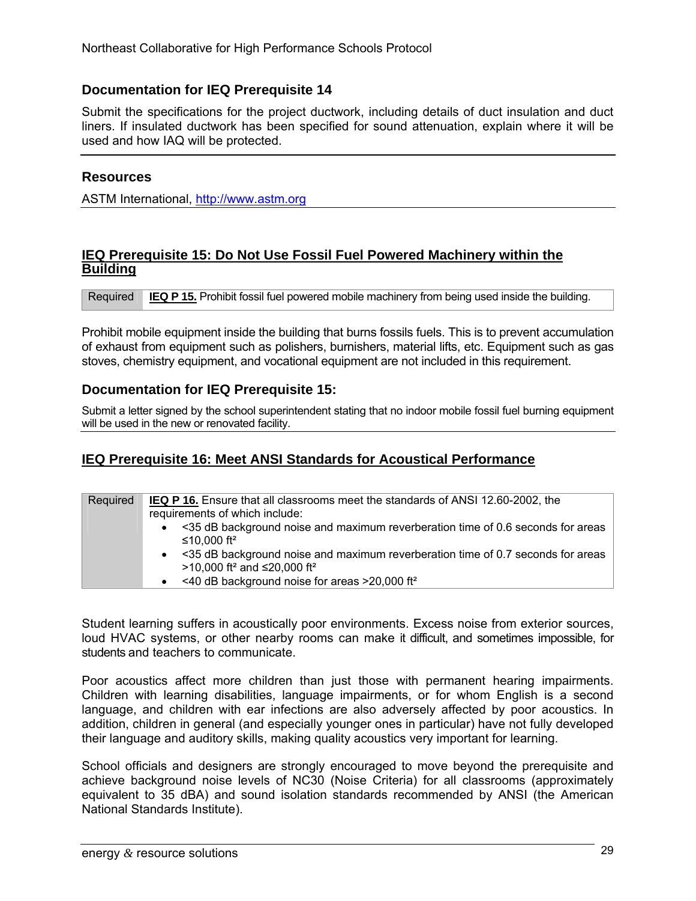## Documentation for IEQ Prerequisite 14

Submit the specifications for the project ductwork, including details of duct insulation and duct liners. If insulated ductwork has been specified for sound attenuation, explain where it will be used and how IAQ will be protected.

## Resources

ASTM International, http://www.astm.org

## IEQ Prerequisite 15: Do Not Use Fossil Fuel Powered Machinery within the Building

| Required | **IEQ P 15.** Prohibit fossil fuel powered mobile machinery from being used inside the building. |
|---|---|

Prohibit mobile equipment inside the building that burns fossils fuels. This is to prevent accumulation of exhaust from equipment such as polishers, burnishers, material lifts, etc. Equipment such as gas stoves, chemistry equipment, and vocational equipment are not included in this requirement.

## Documentation for IEQ Prerequisite 15:

Submit a letter signed by the school superintendent stating that no indoor mobile fossil fuel burning equipment will be used in the new or renovated facility.

## IEQ Prerequisite 16: Meet ANSI Standards for Acoustical Performance

| Required | **IEQ P 16.** Ensure that all classrooms meet the standards of ANSI 12.60-2002, the requirements of which include: <br>• <35 dB background noise and maximum reverberation time of 0.6 seconds for areas ≤10,000 ft² <br>• <35 dB background noise and maximum reverberation time of 0.7 seconds for areas >10,000 ft² and ≤20,000 ft² <br>• <40 dB background noise for areas >20,000 ft² |
|---|---|

Student learning suffers in acoustically poor environments. Excess noise from exterior sources, loud HVAC systems, or other nearby rooms can make it difficult, and sometimes impossible, for students and teachers to communicate.

Poor acoustics affect more children than just those with permanent hearing impairments. Children with learning disabilities, language impairments, or for whom English is a second language, and children with ear infections are also adversely affected by poor acoustics. In addition, children in general (and especially younger ones in particular) have not fully developed their language and auditory skills, making quality acoustics very important for learning.

School officials and designers are strongly encouraged to move beyond the prerequisite and achieve background noise levels of NC30 (Noise Criteria) for all classrooms (approximately equivalent to 35 dBA) and sound isolation standards recommended by ANSI (the American National Standards Institute).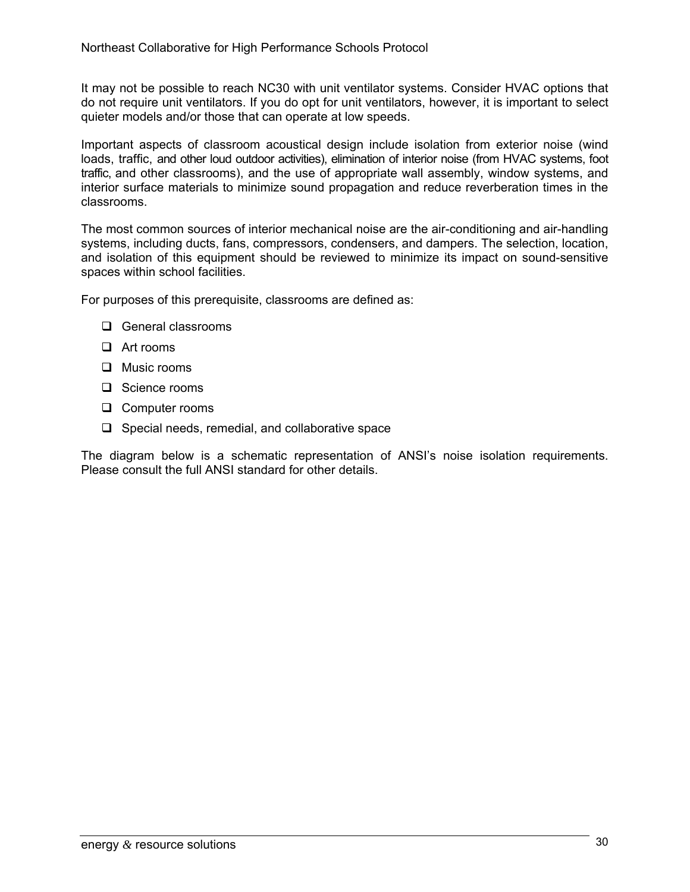It may not be possible to reach NC30 with unit ventilator systems. Consider HVAC options that do not require unit ventilators. If you do opt for unit ventilators, however, it is important to select quieter models and/or those that can operate at low speeds.

Important aspects of classroom acoustical design include isolation from exterior noise (wind loads, traffic, and other loud outdoor activities), elimination of interior noise (from HVAC systems, foot traffic, and other classrooms), and the use of appropriate wall assembly, window systems, and interior surface materials to minimize sound propagation and reduce reverberation times in the classrooms.

The most common sources of interior mechanical noise are the air-conditioning and air-handling systems, including ducts, fans, compressors, condensers, and dampers. The selection, location, and isolation of this equipment should be reviewed to minimize its impact on sound-sensitive spaces within school facilities.

For purposes of this prerequisite, classrooms are defined as:

- General classrooms
- Art rooms
- Music rooms
- Science rooms
- Computer rooms
- Special needs, remedial, and collaborative space

The diagram below is a schematic representation of ANSI's noise isolation requirements. Please consult the full ANSI standard for other details.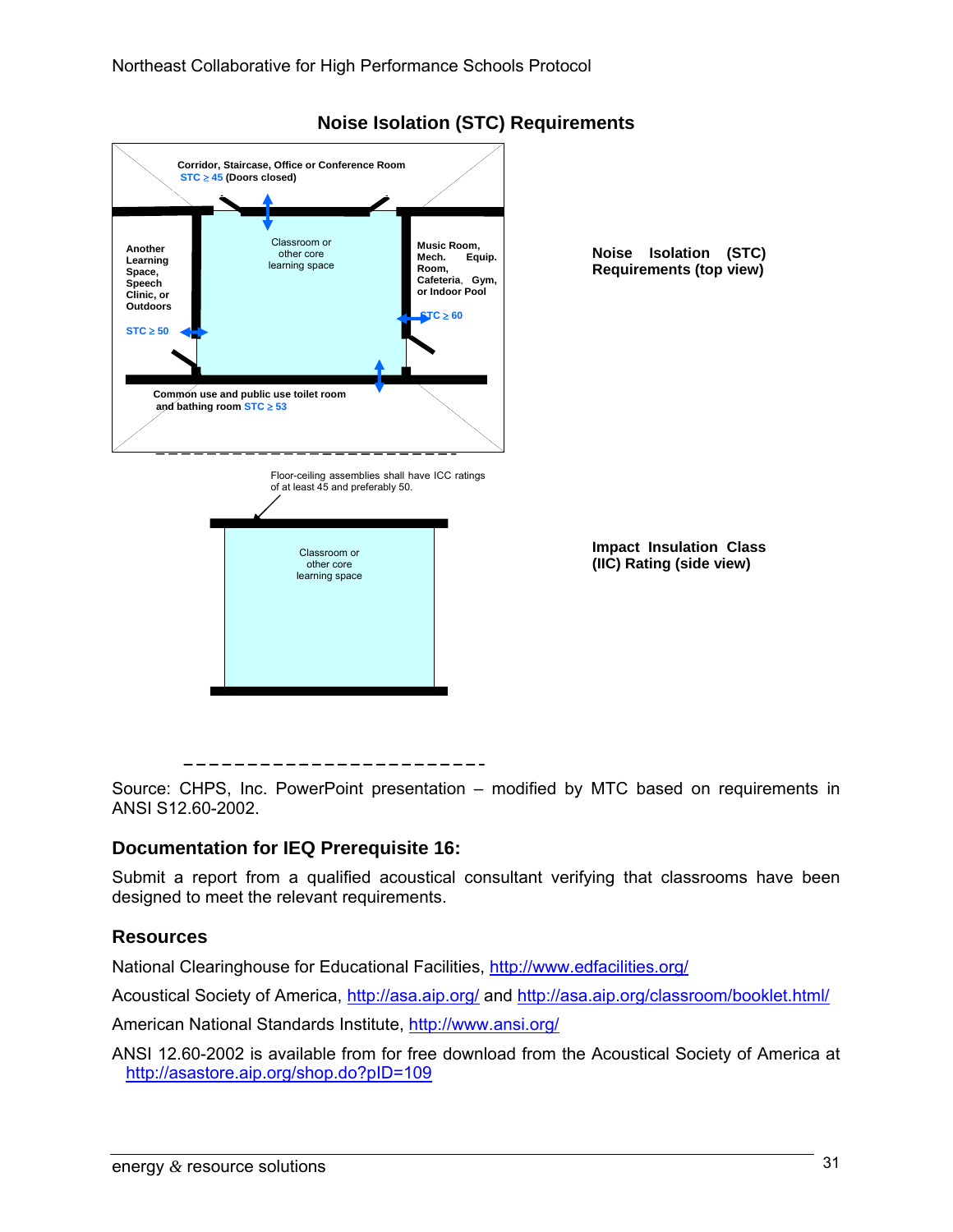## Noise Isolation (STC) Requirements

Corridor, Staircase, Office or Conference Room
STC ≥ 45 (Doors closed)

Another Learning Space, Speech Clinic, or Outdoors
STC ≥ 50

Classroom or other core learning space

Music Room, Mech. Equip. Room, Cafeteria, Gym, or Indoor Pool
STC ≥ 60

Common use and public use toilet room and bathing room STC ≥ 53

**Noise Isolation (STC) Requirements (top view)**

Floor-ceiling assemblies shall have ICC ratings of at least 45 and preferably 50.

Classroom or other core learning space

**Impact Insulation Class (IIC) Rating (side view)**

Source: CHPS, Inc. PowerPoint presentation – modified by MTC based on requirements in ANSI S12.60-2002.

### Documentation for IEQ Prerequisite 16:

Submit a report from a qualified acoustical consultant verifying that classrooms have been designed to meet the relevant requirements.

### Resources

National Clearinghouse for Educational Facilities, http://www.edfacilities.org/

Acoustical Society of America, http://asa.aip.org/ and http://asa.aip.org/classroom/booklet.html/

American National Standards Institute, http://www.ansi.org/

ANSI 12.60-2002 is available from for free download from the Acoustical Society of America at http://asastore.aip.org/shop.do?pID=109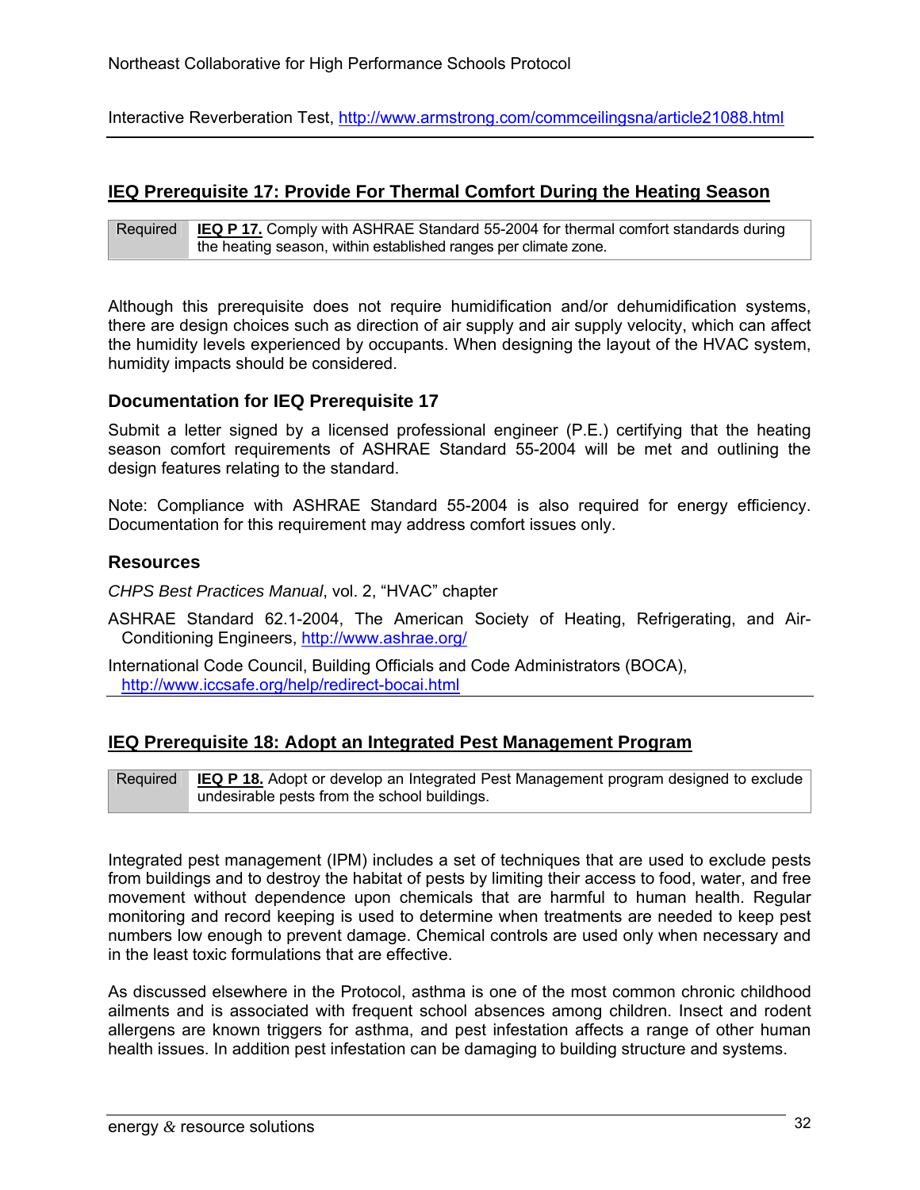Interactive Reverberation Test, http://www.armstrong.com/commceilingsna/article21088.html

---

## IEQ Prerequisite 17: Provide For Thermal Comfort During the Heating Season

| Required | **IEQ P 17.** Comply with ASHRAE Standard 55-2004 for thermal comfort standards during the heating season, within established ranges per climate zone. |
|---|---|

Although this prerequisite does not require humidification and/or dehumidification systems, there are design choices such as direction of air supply and air supply velocity, which can affect the humidity levels experienced by occupants. When designing the layout of the HVAC system, humidity impacts should be considered.

### Documentation for IEQ Prerequisite 17

Submit a letter signed by a licensed professional engineer (P.E.) certifying that the heating season comfort requirements of ASHRAE Standard 55-2004 will be met and outlining the design features relating to the standard.

Note: Compliance with ASHRAE Standard 55-2004 is also required for energy efficiency. Documentation for this requirement may address comfort issues only.

### Resources

*CHPS Best Practices Manual*, vol. 2, "HVAC" chapter

ASHRAE Standard 62.1-2004, The American Society of Heating, Refrigerating, and Air-Conditioning Engineers, http://www.ashrae.org/

International Code Council, Building Officials and Code Administrators (BOCA), http://www.iccsafe.org/help/redirect-bocai.html

---

## IEQ Prerequisite 18: Adopt an Integrated Pest Management Program

| Required | **IEQ P 18.** Adopt or develop an Integrated Pest Management program designed to exclude undesirable pests from the school buildings. |
|---|---|

Integrated pest management (IPM) includes a set of techniques that are used to exclude pests from buildings and to destroy the habitat of pests by limiting their access to food, water, and free movement without dependence upon chemicals that are harmful to human health. Regular monitoring and record keeping is used to determine when treatments are needed to keep pest numbers low enough to prevent damage. Chemical controls are used only when necessary and in the least toxic formulations that are effective.

As discussed elsewhere in the Protocol, asthma is one of the most common chronic childhood ailments and is associated with frequent school absences among children. Insect and rodent allergens are known triggers for asthma, and pest infestation affects a range of other human health issues. In addition pest infestation can be damaging to building structure and systems.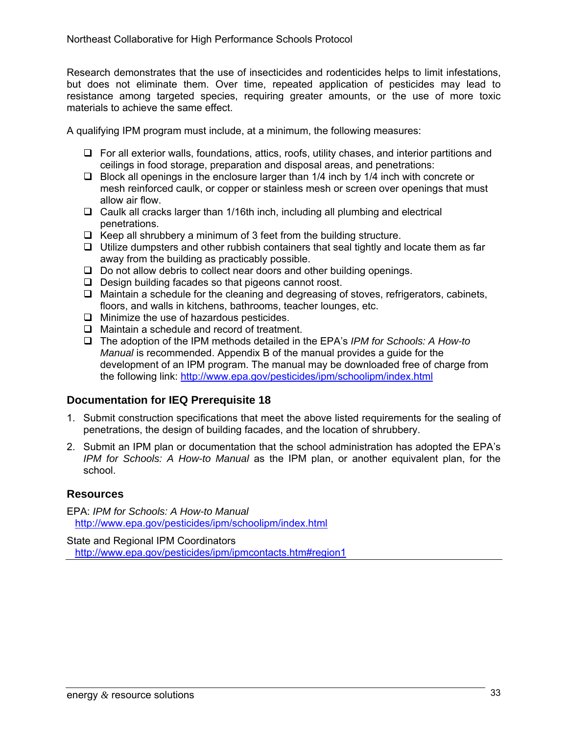Research demonstrates that the use of insecticides and rodenticides helps to limit infestations, but does not eliminate them. Over time, repeated application of pesticides may lead to resistance among targeted species, requiring greater amounts, or the use of more toxic materials to achieve the same effect.

A qualifying IPM program must include, at a minimum, the following measures:

- For all exterior walls, foundations, attics, roofs, utility chases, and interior partitions and ceilings in food storage, preparation and disposal areas, and penetrations:
- Block all openings in the enclosure larger than 1/4 inch by 1/4 inch with concrete or mesh reinforced caulk, or copper or stainless mesh or screen over openings that must allow air flow.
- Caulk all cracks larger than 1/16th inch, including all plumbing and electrical penetrations.
- Keep all shrubbery a minimum of 3 feet from the building structure.
- Utilize dumpsters and other rubbish containers that seal tightly and locate them as far away from the building as practicably possible.
- Do not allow debris to collect near doors and other building openings.
- Design building facades so that pigeons cannot roost.
- Maintain a schedule for the cleaning and degreasing of stoves, refrigerators, cabinets, floors, and walls in kitchens, bathrooms, teacher lounges, etc.
- Minimize the use of hazardous pesticides.
- Maintain a schedule and record of treatment.
- The adoption of the IPM methods detailed in the EPA's *IPM for Schools: A How-to Manual* is recommended. Appendix B of the manual provides a guide for the development of an IPM program. The manual may be downloaded free of charge from the following link: http://www.epa.gov/pesticides/ipm/schoolipm/index.html

### Documentation for IEQ Prerequisite 18

1. Submit construction specifications that meet the above listed requirements for the sealing of penetrations, the design of building facades, and the location of shrubbery.
2. Submit an IPM plan or documentation that the school administration has adopted the EPA's *IPM for Schools: A How-to Manual* as the IPM plan, or another equivalent plan, for the school.

### Resources

EPA: *IPM for Schools: A How-to Manual*
http://www.epa.gov/pesticides/ipm/schoolipm/index.html

State and Regional IPM Coordinators
http://www.epa.gov/pesticides/ipm/ipmcontacts.htm#region1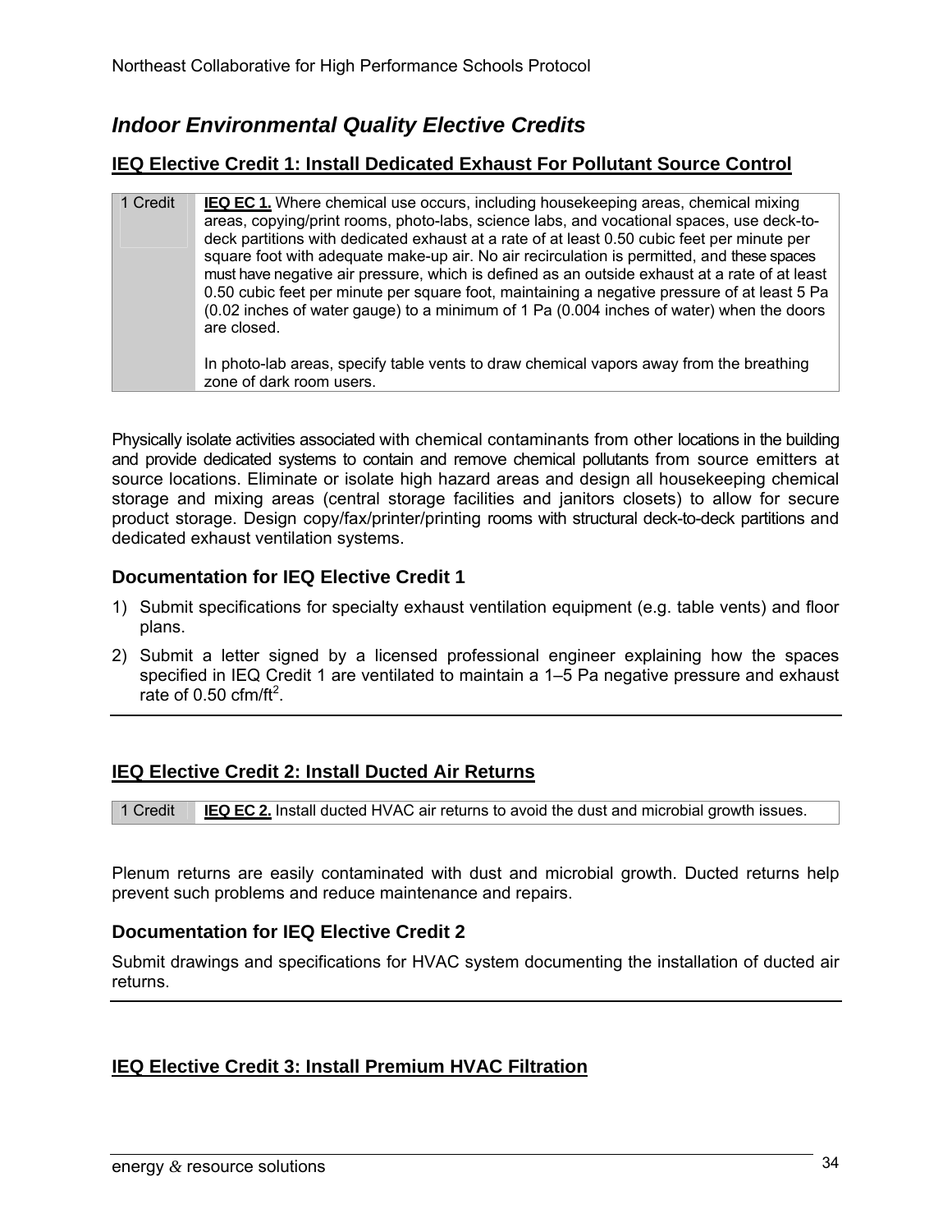## *Indoor Environmental Quality Elective Credits*

### IEQ Elective Credit 1: Install Dedicated Exhaust For Pollutant Source Control

| 1 Credit | **IEQ EC 1.** Where chemical use occurs, including housekeeping areas, chemical mixing areas, copying/print rooms, photo-labs, science labs, and vocational spaces, use deck-to-deck partitions with dedicated exhaust at a rate of at least 0.50 cubic feet per minute per square foot with adequate make-up air. No air recirculation is permitted, and these spaces must have negative air pressure, which is defined as an outside exhaust at a rate of at least 0.50 cubic feet per minute per square foot, maintaining a negative pressure of at least 5 Pa (0.02 inches of water gauge) to a minimum of 1 Pa (0.004 inches of water) when the doors are closed.<br><br>In photo-lab areas, specify table vents to draw chemical vapors away from the breathing zone of dark room users. |
|---|---|

Physically isolate activities associated with chemical contaminants from other locations in the building and provide dedicated systems to contain and remove chemical pollutants from source emitters at source locations. Eliminate or isolate high hazard areas and design all housekeeping chemical storage and mixing areas (central storage facilities and janitors closets) to allow for secure product storage. Design copy/fax/printer/printing rooms with structural deck-to-deck partitions and dedicated exhaust ventilation systems.

### Documentation for IEQ Elective Credit 1

1) Submit specifications for specialty exhaust ventilation equipment (e.g. table vents) and floor plans.
2) Submit a letter signed by a licensed professional engineer explaining how the spaces specified in IEQ Credit 1 are ventilated to maintain a 1–5 Pa negative pressure and exhaust rate of 0.50 cfm/ft$^2$.

### IEQ Elective Credit 2: Install Ducted Air Returns

| 1 Credit | **IEQ EC 2.** Install ducted HVAC air returns to avoid the dust and microbial growth issues. |
|---|---|

Plenum returns are easily contaminated with dust and microbial growth. Ducted returns help prevent such problems and reduce maintenance and repairs.

### Documentation for IEQ Elective Credit 2

Submit drawings and specifications for HVAC system documenting the installation of ducted air returns.

### IEQ Elective Credit 3: Install Premium HVAC Filtration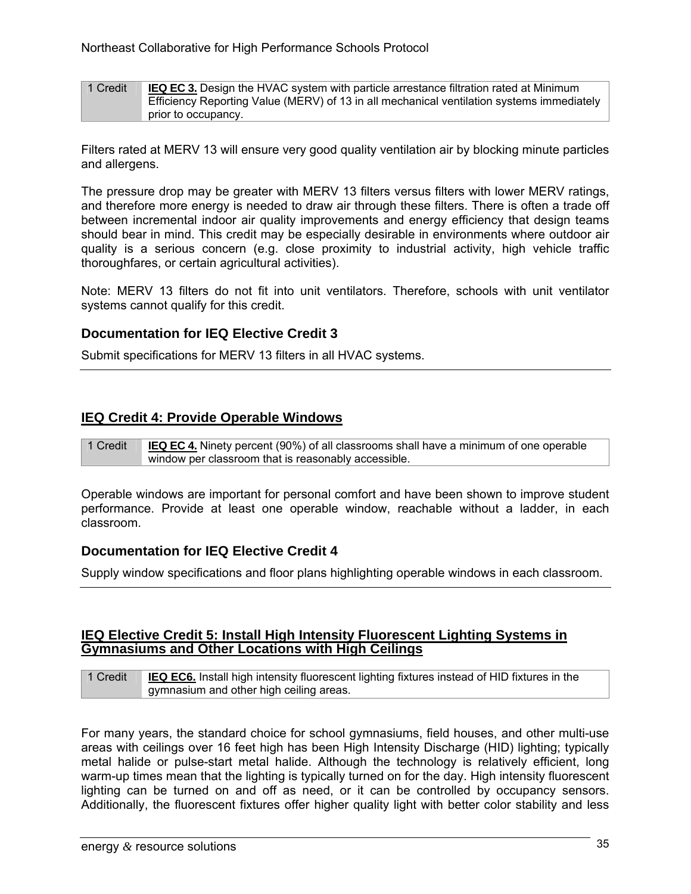| 1 Credit | **IEQ EC 3.** Design the HVAC system with particle arrestance filtration rated at Minimum Efficiency Reporting Value (MERV) of 13 in all mechanical ventilation systems immediately prior to occupancy. |
|---|---|

Filters rated at MERV 13 will ensure very good quality ventilation air by blocking minute particles and allergens.

The pressure drop may be greater with MERV 13 filters versus filters with lower MERV ratings, and therefore more energy is needed to draw air through these filters. There is often a trade off between incremental indoor air quality improvements and energy efficiency that design teams should bear in mind. This credit may be especially desirable in environments where outdoor air quality is a serious concern (e.g. close proximity to industrial activity, high vehicle traffic thoroughfares, or certain agricultural activities).

Note: MERV 13 filters do not fit into unit ventilators. Therefore, schools with unit ventilator systems cannot qualify for this credit.

### Documentation for IEQ Elective Credit 3

Submit specifications for MERV 13 filters in all HVAC systems.

---

## IEQ Credit 4: Provide Operable Windows

| 1 Credit | **IEQ EC 4.** Ninety percent (90%) of all classrooms shall have a minimum of one operable window per classroom that is reasonably accessible. |
|---|---|

Operable windows are important for personal comfort and have been shown to improve student performance. Provide at least one operable window, reachable without a ladder, in each classroom.

### Documentation for IEQ Elective Credit 4

Supply window specifications and floor plans highlighting operable windows in each classroom.

---

## IEQ Elective Credit 5: Install High Intensity Fluorescent Lighting Systems in Gymnasiums and Other Locations with High Ceilings

| 1 Credit | **IEQ EC6.** Install high intensity fluorescent lighting fixtures instead of HID fixtures in the gymnasium and other high ceiling areas. |
|---|---|

For many years, the standard choice for school gymnasiums, field houses, and other multi-use areas with ceilings over 16 feet high has been High Intensity Discharge (HID) lighting; typically metal halide or pulse-start metal halide. Although the technology is relatively efficient, long warm-up times mean that the lighting is typically turned on for the day. High intensity fluorescent lighting can be turned on and off as need, or it can be controlled by occupancy sensors. Additionally, the fluorescent fixtures offer higher quality light with better color stability and less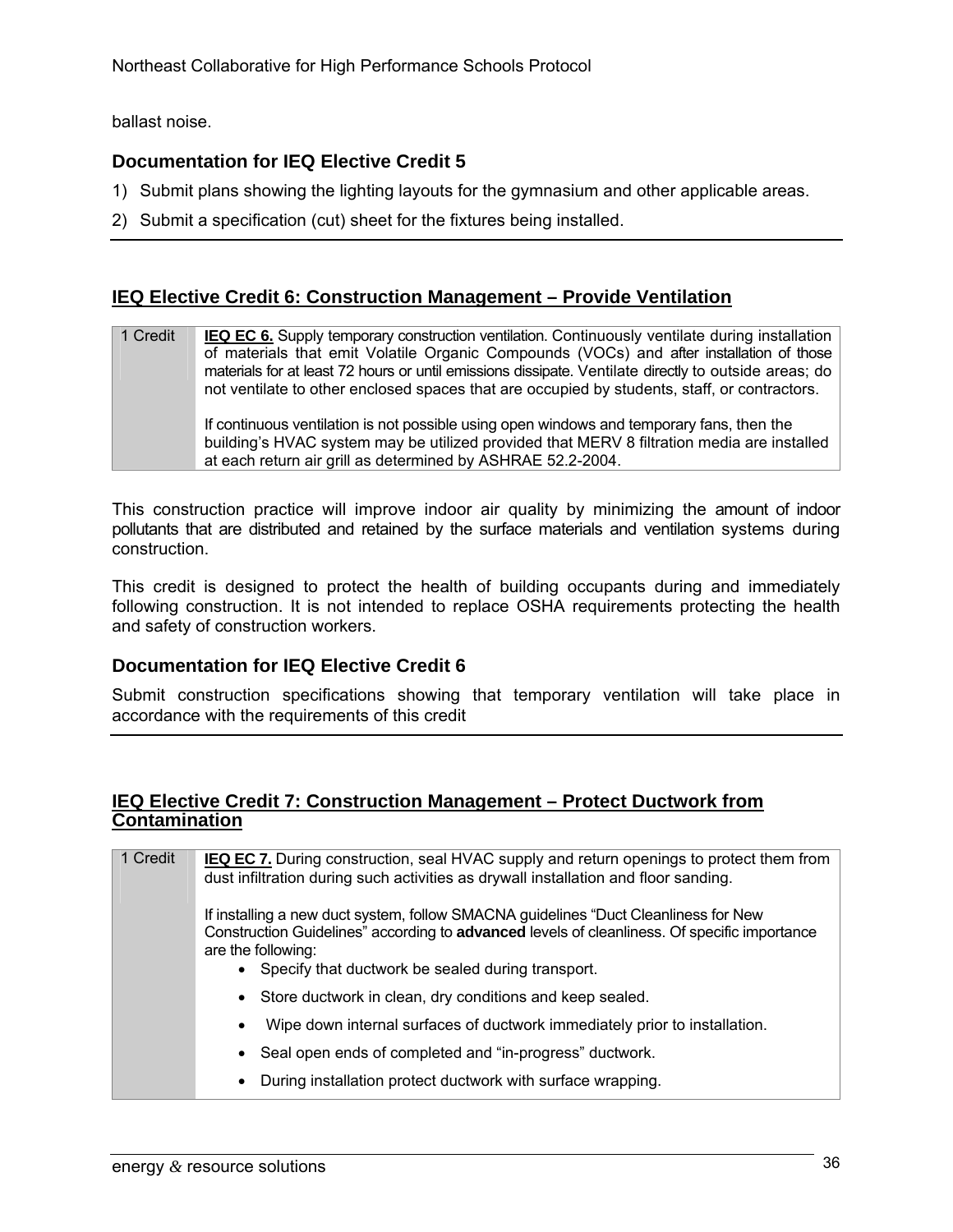ballast noise.

### Documentation for IEQ Elective Credit 5

1) Submit plans showing the lighting layouts for the gymnasium and other applicable areas.
2) Submit a specification (cut) sheet for the fixtures being installed.

## IEQ Elective Credit 6: Construction Management – Provide Ventilation

| | |
|---|---|
| 1 Credit | **IEQ EC 6.** Supply temporary construction ventilation. Continuously ventilate during installation of materials that emit Volatile Organic Compounds (VOCs) and after installation of those materials for at least 72 hours or until emissions dissipate. Ventilate directly to outside areas; do not ventilate to other enclosed spaces that are occupied by students, staff, or contractors.<br><br>If continuous ventilation is not possible using open windows and temporary fans, then the building's HVAC system may be utilized provided that MERV 8 filtration media are installed at each return air grill as determined by ASHRAE 52.2-2004. |

This construction practice will improve indoor air quality by minimizing the amount of indoor pollutants that are distributed and retained by the surface materials and ventilation systems during construction.

This credit is designed to protect the health of building occupants during and immediately following construction. It is not intended to replace OSHA requirements protecting the health and safety of construction workers.

### Documentation for IEQ Elective Credit 6

Submit construction specifications showing that temporary ventilation will take place in accordance with the requirements of this credit

## IEQ Elective Credit 7: Construction Management – Protect Ductwork from Contamination

| | |
|---|---|
| 1 Credit | **IEQ EC 7.** During construction, seal HVAC supply and return openings to protect them from dust infiltration during such activities as drywall installation and floor sanding.<br><br>If installing a new duct system, follow SMACNA guidelines "Duct Cleanliness for New Construction Guidelines" according to **advanced** levels of cleanliness. Of specific importance are the following:<br>• Specify that ductwork be sealed during transport.<br>• Store ductwork in clean, dry conditions and keep sealed.<br>• Wipe down internal surfaces of ductwork immediately prior to installation.<br>• Seal open ends of completed and "in-progress" ductwork.<br>• During installation protect ductwork with surface wrapping. |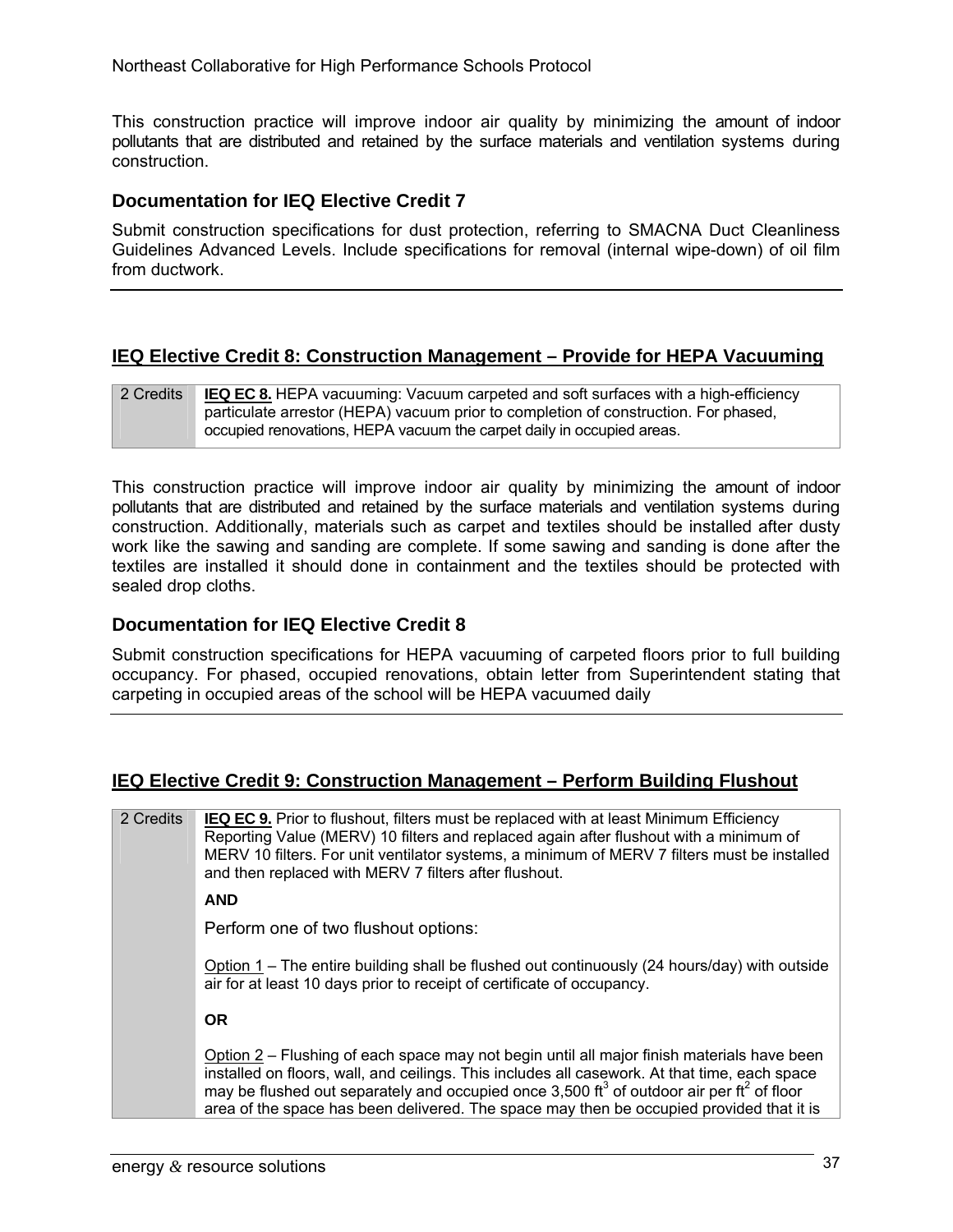This construction practice will improve indoor air quality by minimizing the amount of indoor pollutants that are distributed and retained by the surface materials and ventilation systems during construction.

### Documentation for IEQ Elective Credit 7

Submit construction specifications for dust protection, referring to SMACNA Duct Cleanliness Guidelines Advanced Levels. Include specifications for removal (internal wipe-down) of oil film from ductwork.

---

## IEQ Elective Credit 8: Construction Management – Provide for HEPA Vacuuming

| 2 Credits | **IEQ EC 8.** HEPA vacuuming: Vacuum carpeted and soft surfaces with a high-efficiency particulate arrestor (HEPA) vacuum prior to completion of construction. For phased, occupied renovations, HEPA vacuum the carpet daily in occupied areas. |
|---|---|

This construction practice will improve indoor air quality by minimizing the amount of indoor pollutants that are distributed and retained by the surface materials and ventilation systems during construction. Additionally, materials such as carpet and textiles should be installed after dusty work like the sawing and sanding are complete. If some sawing and sanding is done after the textiles are installed it should done in containment and the textiles should be protected with sealed drop cloths.

### Documentation for IEQ Elective Credit 8

Submit construction specifications for HEPA vacuuming of carpeted floors prior to full building occupancy. For phased, occupied renovations, obtain letter from Superintendent stating that carpeting in occupied areas of the school will be HEPA vacuumed daily

---

## IEQ Elective Credit 9: Construction Management – Perform Building Flushout

| 2 Credits | **IEQ EC 9.** Prior to flushout, filters must be replaced with at least Minimum Efficiency Reporting Value (MERV) 10 filters and replaced again after flushout with a minimum of MERV 10 filters. For unit ventilator systems, a minimum of MERV 7 filters must be installed and then replaced with MERV 7 filters after flushout.<br><br>**AND**<br><br>Perform one of two flushout options:<br><br><u>Option 1</u> – The entire building shall be flushed out continuously (24 hours/day) with outside air for at least 10 days prior to receipt of certificate of occupancy.<br><br>**OR**<br><br><u>Option 2</u> – Flushing of each space may not begin until all major finish materials have been installed on floors, wall, and ceilings. This includes all casework. At that time, each space may be flushed out separately and occupied once 3,500 $ft^3$ of outdoor air per $ft^2$ of floor area of the space has been delivered. The space may then be occupied provided that it is |
|---|---|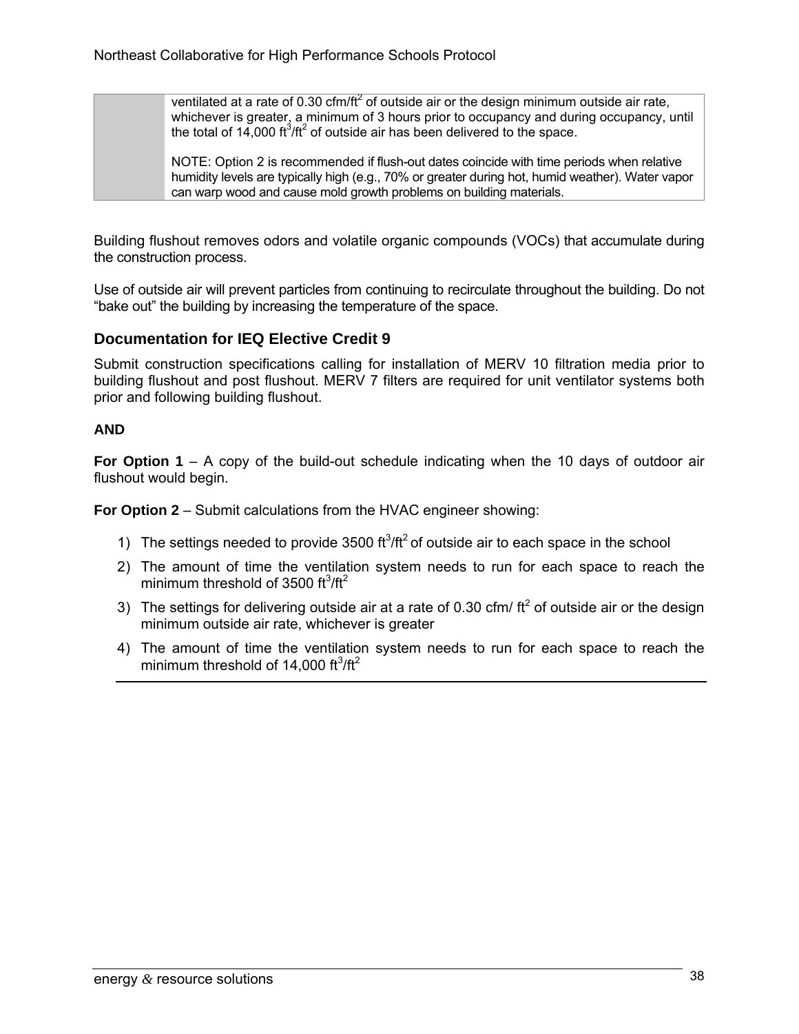|  | ventilated at a rate of 0.30 cfm/ft$^2$ of outside air or the design minimum outside air rate, whichever is greater, a minimum of 3 hours prior to occupancy and during occupancy, until the total of 14,000 ft$^3$/ft$^2$ of outside air has been delivered to the space.<br><br>NOTE: Option 2 is recommended if flush-out dates coincide with time periods when relative humidity levels are typically high (e.g., 70% or greater during hot, humid weather). Water vapor can warp wood and cause mold growth problems on building materials. |
|---|---|

Building flushout removes odors and volatile organic compounds (VOCs) that accumulate during the construction process.

Use of outside air will prevent particles from continuing to recirculate throughout the building. Do not "bake out" the building by increasing the temperature of the space.

### Documentation for IEQ Elective Credit 9

Submit construction specifications calling for installation of MERV 10 filtration media prior to building flushout and post flushout. MERV 7 filters are required for unit ventilator systems both prior and following building flushout.

**AND**

**For Option 1** – A copy of the build-out schedule indicating when the 10 days of outdoor air flushout would begin.

**For Option 2** – Submit calculations from the HVAC engineer showing:

1) The settings needed to provide 3500 ft$^3$/ft$^2$ of outside air to each space in the school
2) The amount of time the ventilation system needs to run for each space to reach the minimum threshold of 3500 ft$^3$/ft$^2$
3) The settings for delivering outside air at a rate of 0.30 cfm/ ft$^2$ of outside air or the design minimum outside air rate, whichever is greater
4) The amount of time the ventilation system needs to run for each space to reach the minimum threshold of 14,000 ft$^3$/ft$^2$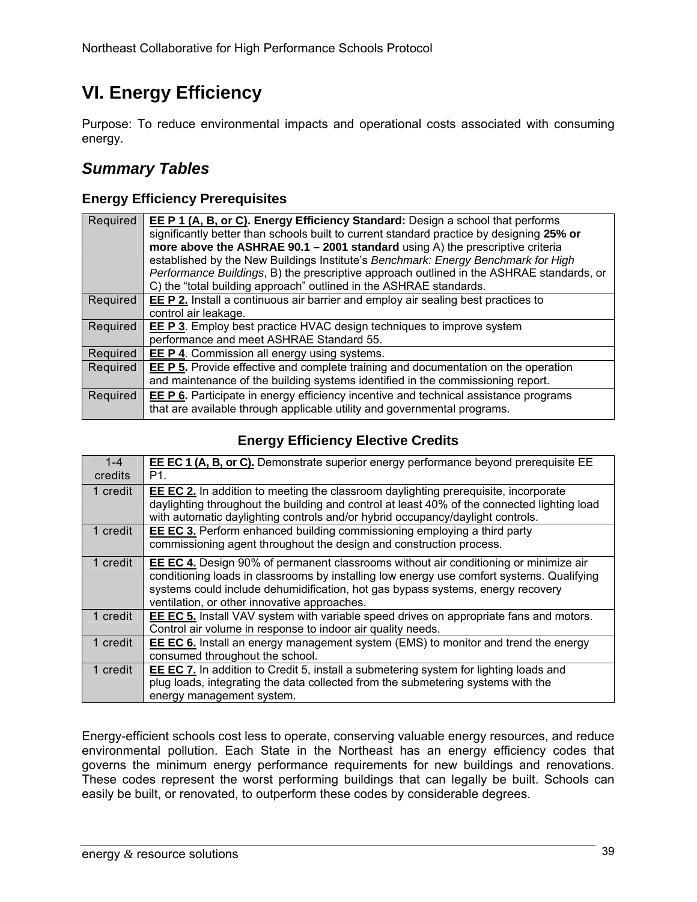# VI. Energy Efficiency

Purpose: To reduce environmental impacts and operational costs associated with consuming energy.

## *Summary Tables*

### Energy Efficiency Prerequisites

| | |
|---|---|
| Required | **EE P 1 (A, B, or C). Energy Efficiency Standard:** Design a school that performs significantly better than schools built to current standard practice by designing **25% or more above the ASHRAE 90.1 – 2001 standard** using A) the prescriptive criteria established by the New Buildings Institute's *Benchmark: Energy Benchmark for High Performance Buildings*, B) the prescriptive approach outlined in the ASHRAE standards, or C) the "total building approach" outlined in the ASHRAE standards. |
| Required | **EE P 2.** Install a continuous air barrier and employ air sealing best practices to control air leakage. |
| Required | **EE P 3**. Employ best practice HVAC design techniques to improve system performance and meet ASHRAE Standard 55. |
| Required | **EE P 4**. Commission all energy using systems. |
| Required | **EE P 5.** Provide effective and complete training and documentation on the operation and maintenance of the building systems identified in the commissioning report. |
| Required | **EE P 6.** Participate in energy efficiency incentive and technical assistance programs that are available through applicable utility and governmental programs. |

### Energy Efficiency Elective Credits

| | |
|---|---|
| 1-4 credits | **EE EC 1 (A, B, or C).** Demonstrate superior energy performance beyond prerequisite EE P1. |
| 1 credit | **EE EC 2.** In addition to meeting the classroom daylighting prerequisite, incorporate daylighting throughout the building and control at least 40% of the connected lighting load with automatic daylighting controls and/or hybrid occupancy/daylight controls. |
| 1 credit | **EE EC 3.** Perform enhanced building commissioning employing a third party commissioning agent throughout the design and construction process. |
| 1 credit | **EE EC 4.** Design 90% of permanent classrooms without air conditioning or minimize air conditioning loads in classrooms by installing low energy use comfort systems. Qualifying systems could include dehumidification, hot gas bypass systems, energy recovery ventilation, or other innovative approaches. |
| 1 credit | **EE EC 5.** Install VAV system with variable speed drives on appropriate fans and motors. Control air volume in response to indoor air quality needs. |
| 1 credit | **EE EC 6.** Install an energy management system (EMS) to monitor and trend the energy consumed throughout the school. |
| 1 credit | **EE EC 7.** In addition to Credit 5, install a submetering system for lighting loads and plug loads, integrating the data collected from the submetering systems with the energy management system. |

Energy-efficient schools cost less to operate, conserving valuable energy resources, and reduce environmental pollution. Each State in the Northeast has an energy efficiency codes that governs the minimum energy performance requirements for new buildings and renovations. These codes represent the worst performing buildings that can legally be built. Schools can easily be built, or renovated, to outperform these codes by considerable degrees.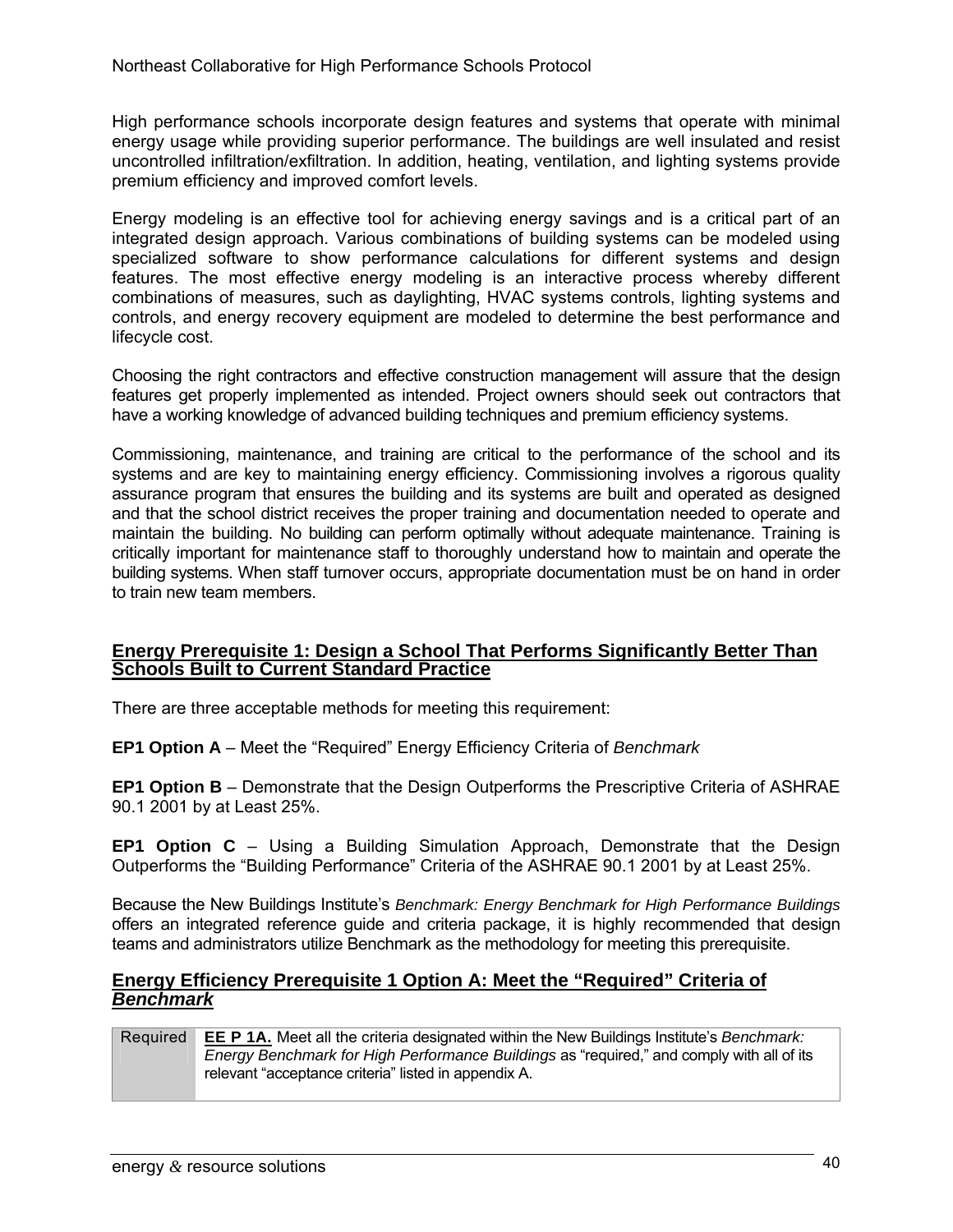High performance schools incorporate design features and systems that operate with minimal energy usage while providing superior performance. The buildings are well insulated and resist uncontrolled infiltration/exfiltration. In addition, heating, ventilation, and lighting systems provide premium efficiency and improved comfort levels.

Energy modeling is an effective tool for achieving energy savings and is a critical part of an integrated design approach. Various combinations of building systems can be modeled using specialized software to show performance calculations for different systems and design features. The most effective energy modeling is an interactive process whereby different combinations of measures, such as daylighting, HVAC systems controls, lighting systems and controls, and energy recovery equipment are modeled to determine the best performance and lifecycle cost.

Choosing the right contractors and effective construction management will assure that the design features get properly implemented as intended. Project owners should seek out contractors that have a working knowledge of advanced building techniques and premium efficiency systems.

Commissioning, maintenance, and training are critical to the performance of the school and its systems and are key to maintaining energy efficiency. Commissioning involves a rigorous quality assurance program that ensures the building and its systems are built and operated as designed and that the school district receives the proper training and documentation needed to operate and maintain the building. No building can perform optimally without adequate maintenance. Training is critically important for maintenance staff to thoroughly understand how to maintain and operate the building systems. When staff turnover occurs, appropriate documentation must be on hand in order to train new team members.

## Energy Prerequisite 1: Design a School That Performs Significantly Better Than Schools Built to Current Standard Practice

There are three acceptable methods for meeting this requirement:

**EP1 Option A** – Meet the "Required" Energy Efficiency Criteria of *Benchmark*

**EP1 Option B** – Demonstrate that the Design Outperforms the Prescriptive Criteria of ASHRAE 90.1 2001 by at Least 25%.

**EP1 Option C** – Using a Building Simulation Approach, Demonstrate that the Design Outperforms the "Building Performance" Criteria of the ASHRAE 90.1 2001 by at Least 25%.

Because the New Buildings Institute's *Benchmark: Energy Benchmark for High Performance Buildings* offers an integrated reference guide and criteria package, it is highly recommended that design teams and administrators utilize Benchmark as the methodology for meeting this prerequisite.

## Energy Efficiency Prerequisite 1 Option A: Meet the "Required" Criteria of *Benchmark*

| Required | **EE P 1A.** Meet all the criteria designated within the New Buildings Institute's *Benchmark: Energy Benchmark for High Performance Buildings* as "required," and comply with all of its relevant "acceptance criteria" listed in appendix A. |
|---|---|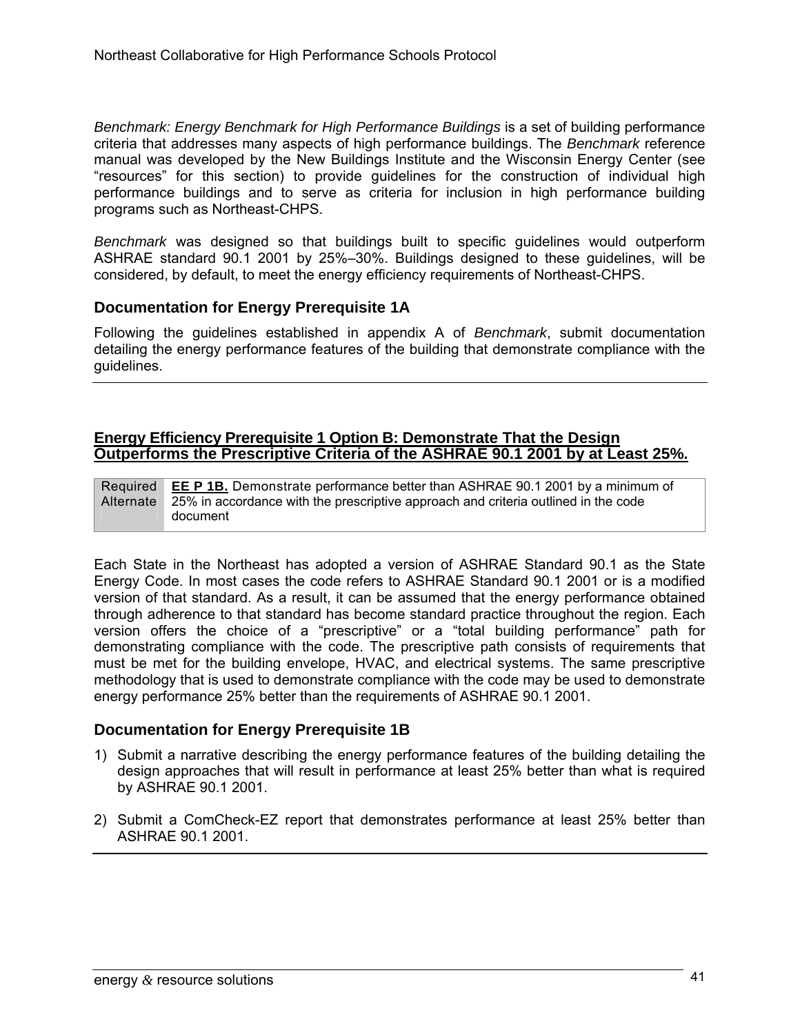*Benchmark: Energy Benchmark for High Performance Buildings* is a set of building performance criteria that addresses many aspects of high performance buildings. The *Benchmark* reference manual was developed by the New Buildings Institute and the Wisconsin Energy Center (see "resources" for this section) to provide guidelines for the construction of individual high performance buildings and to serve as criteria for inclusion in high performance building programs such as Northeast-CHPS.

*Benchmark* was designed so that buildings built to specific guidelines would outperform ASHRAE standard 90.1 2001 by 25%–30%. Buildings designed to these guidelines, will be considered, by default, to meet the energy efficiency requirements of Northeast-CHPS.

### Documentation for Energy Prerequisite 1A

Following the guidelines established in appendix A of *Benchmark*, submit documentation detailing the energy performance features of the building that demonstrate compliance with the guidelines.

## Energy Efficiency Prerequisite 1 Option B: Demonstrate That the Design Outperforms the Prescriptive Criteria of the ASHRAE 90.1 2001 by at Least 25%.

| Required Alternate | **EE P 1B.** Demonstrate performance better than ASHRAE 90.1 2001 by a minimum of 25% in accordance with the prescriptive approach and criteria outlined in the code document |
|---|---|

Each State in the Northeast has adopted a version of ASHRAE Standard 90.1 as the State Energy Code. In most cases the code refers to ASHRAE Standard 90.1 2001 or is a modified version of that standard. As a result, it can be assumed that the energy performance obtained through adherence to that standard has become standard practice throughout the region. Each version offers the choice of a "prescriptive" or a "total building performance" path for demonstrating compliance with the code. The prescriptive path consists of requirements that must be met for the building envelope, HVAC, and electrical systems. The same prescriptive methodology that is used to demonstrate compliance with the code may be used to demonstrate energy performance 25% better than the requirements of ASHRAE 90.1 2001.

### Documentation for Energy Prerequisite 1B

1) Submit a narrative describing the energy performance features of the building detailing the design approaches that will result in performance at least 25% better than what is required by ASHRAE 90.1 2001.

2) Submit a ComCheck-EZ report that demonstrates performance at least 25% better than ASHRAE 90.1 2001.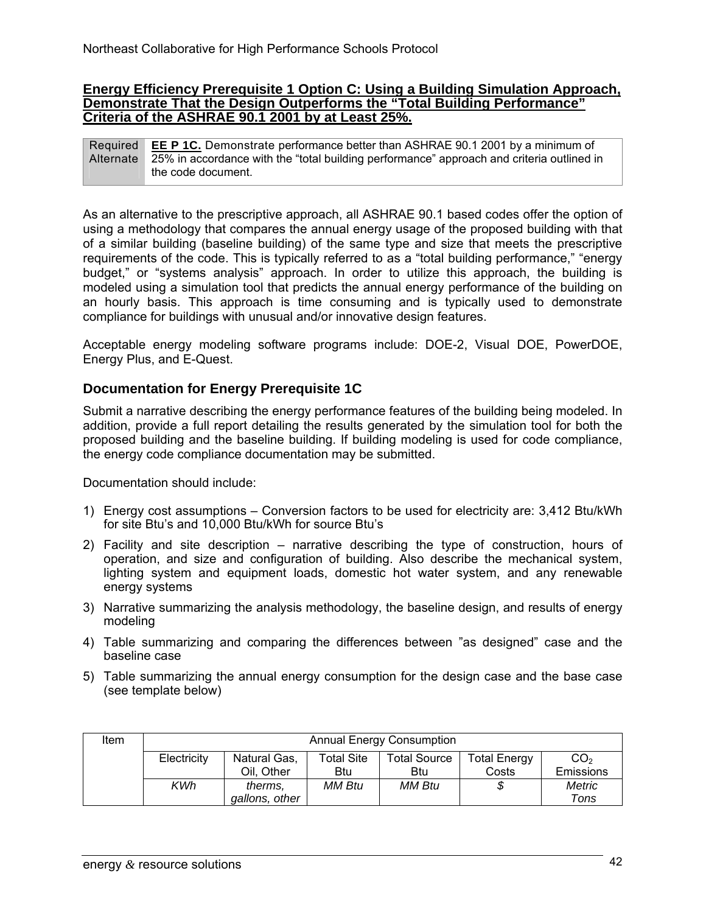## Energy Efficiency Prerequisite 1 Option C: Using a Building Simulation Approach, Demonstrate That the Design Outperforms the "Total Building Performance" Criteria of the ASHRAE 90.1 2001 by at Least 25%.

| Required Alternate | **EE P 1C.** Demonstrate performance better than ASHRAE 90.1 2001 by a minimum of 25% in accordance with the "total building performance" approach and criteria outlined in the code document. |
|---|---|

As an alternative to the prescriptive approach, all ASHRAE 90.1 based codes offer the option of using a methodology that compares the annual energy usage of the proposed building with that of a similar building (baseline building) of the same type and size that meets the prescriptive requirements of the code. This is typically referred to as a "total building performance," "energy budget," or "systems analysis" approach. In order to utilize this approach, the building is modeled using a simulation tool that predicts the annual energy performance of the building on an hourly basis. This approach is time consuming and is typically used to demonstrate compliance for buildings with unusual and/or innovative design features.

Acceptable energy modeling software programs include: DOE-2, Visual DOE, PowerDOE, Energy Plus, and E-Quest.

### Documentation for Energy Prerequisite 1C

Submit a narrative describing the energy performance features of the building being modeled. In addition, provide a full report detailing the results generated by the simulation tool for both the proposed building and the baseline building. If building modeling is used for code compliance, the energy code compliance documentation may be submitted.

Documentation should include:

1) Energy cost assumptions – Conversion factors to be used for electricity are: 3,412 Btu/kWh for site Btu's and 10,000 Btu/kWh for source Btu's
2) Facility and site description – narrative describing the type of construction, hours of operation, and size and configuration of building. Also describe the mechanical system, lighting system and equipment loads, domestic hot water system, and any renewable energy systems
3) Narrative summarizing the analysis methodology, the baseline design, and results of energy modeling
4) Table summarizing and comparing the differences between "as designed" case and the baseline case
5) Table summarizing the annual energy consumption for the design case and the base case (see template below)

| Item | Annual Energy Consumption | | | | | |
|---|---|---|---|---|---|---|
| | Electricity | Natural Gas, Oil, Other | Total Site Btu | Total Source Btu | Total Energy Costs | $CO_2$ Emissions |
| | *KWh* | *therms, gallons, other* | *MM Btu* | *MM Btu* | *$* | *Metric Tons* |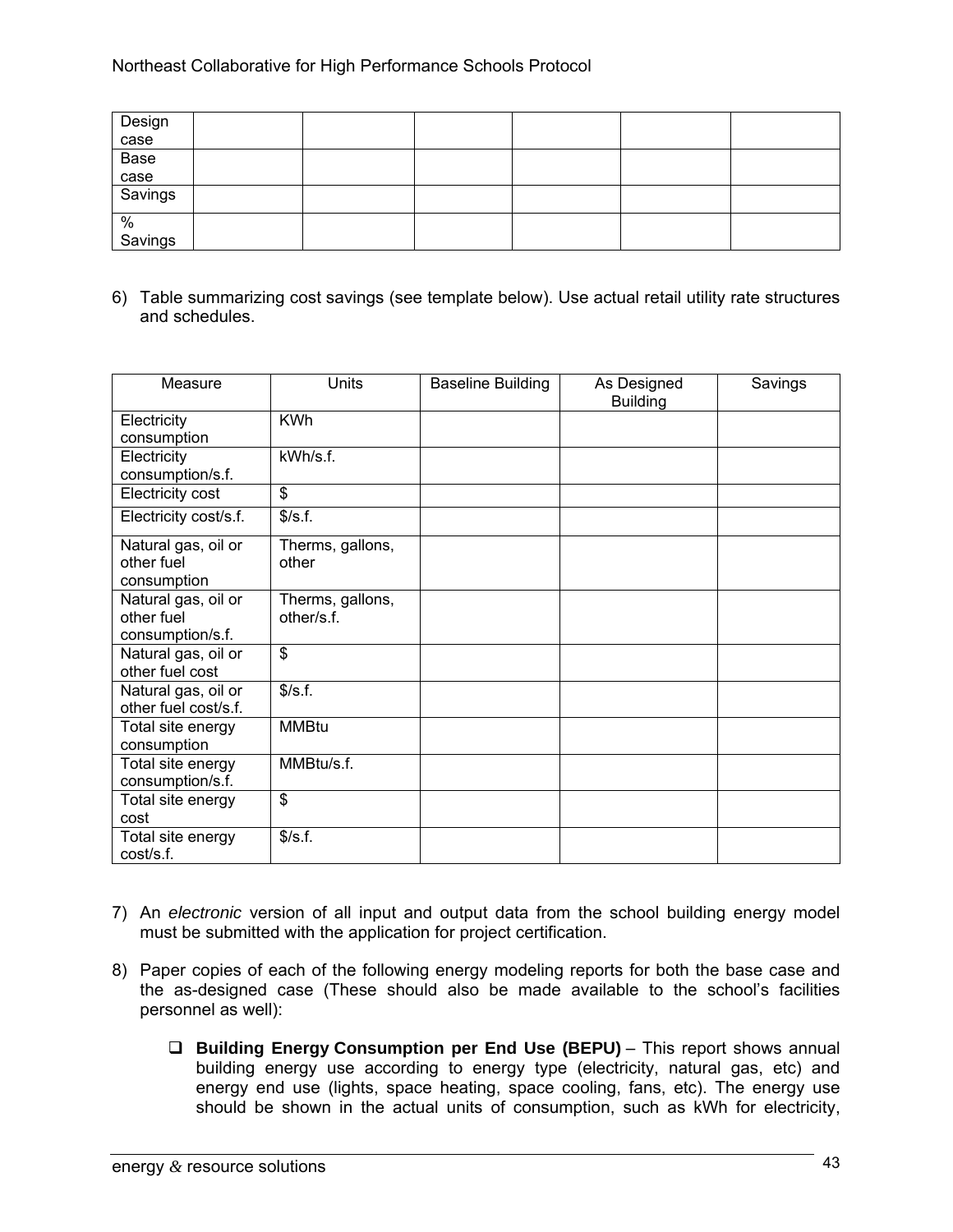| Design case | | | | | | |
|---|---|---|---|---|---|---|
| Base case | | | | | | |
| Savings | | | | | | |
| % Savings | | | | | | |

6) Table summarizing cost savings (see template below). Use actual retail utility rate structures and schedules.

| Measure | Units | Baseline Building | As Designed Building | Savings |
|---|---|---|---|---|
| Electricity consumption | KWh | | | |
| Electricity consumption/s.f. | kWh/s.f. | | | |
| Electricity cost | $ | | | |
| Electricity cost/s.f. | $/s.f. | | | |
| Natural gas, oil or other fuel consumption | Therms, gallons, other | | | |
| Natural gas, oil or other fuel consumption/s.f. | Therms, gallons, other/s.f. | | | |
| Natural gas, oil or other fuel cost | $ | | | |
| Natural gas, oil or other fuel cost/s.f. | $/s.f. | | | |
| Total site energy consumption | MMBtu | | | |
| Total site energy consumption/s.f. | MMBtu/s.f. | | | |
| Total site energy cost | $ | | | |
| Total site energy cost/s.f. | $/s.f. | | | |

7) An *electronic* version of all input and output data from the school building energy model must be submitted with the application for project certification.

8) Paper copies of each of the following energy modeling reports for both the base case and the as-designed case (These should also be made available to the school's facilities personnel as well):

   - ❑ **Building Energy Consumption per End Use (BEPU)** – This report shows annual building energy use according to energy type (electricity, natural gas, etc) and energy end use (lights, space heating, space cooling, fans, etc). The energy use should be shown in the actual units of consumption, such as kWh for electricity,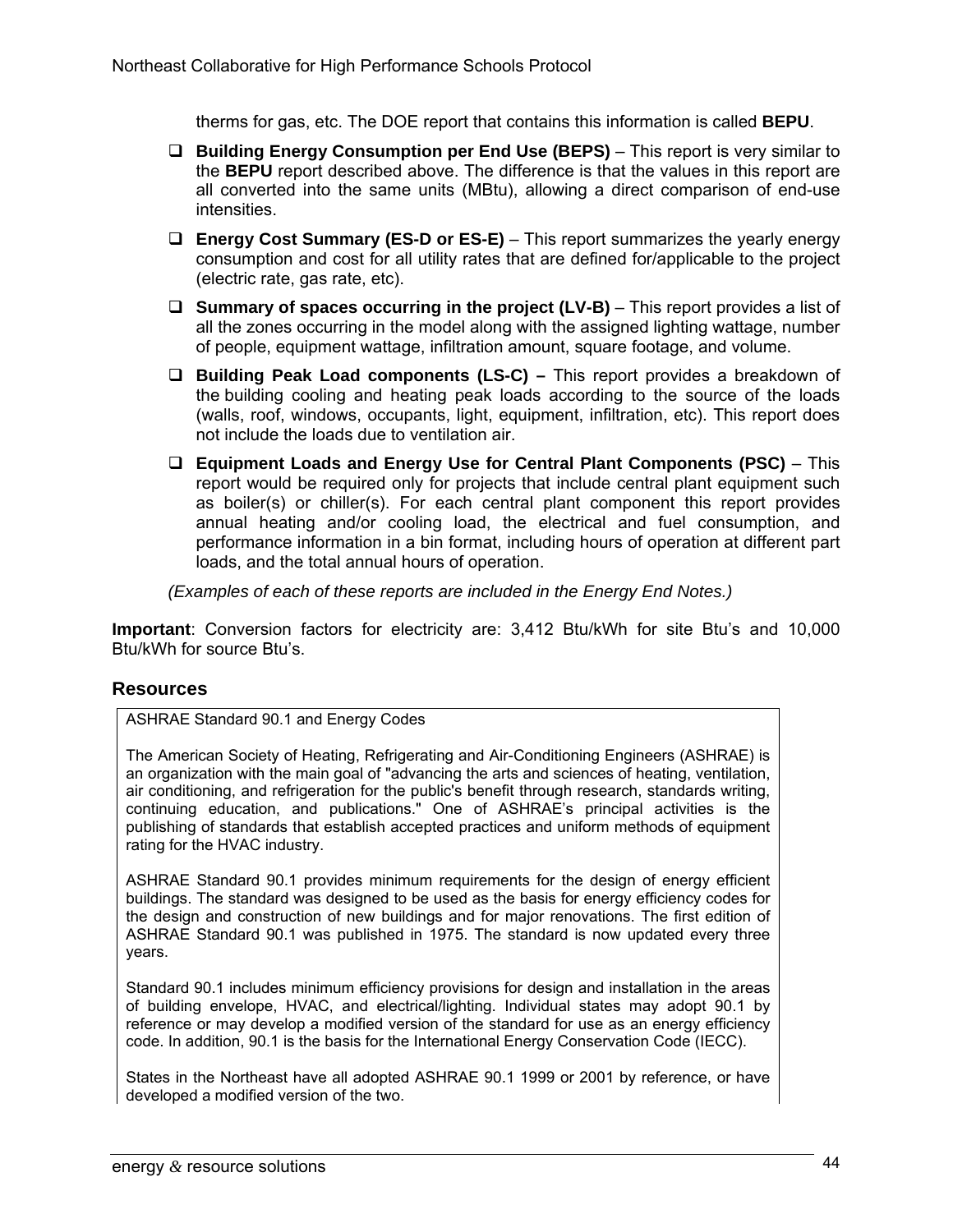therms for gas, etc. The DOE report that contains this information is called **BEPU**.

- **Building Energy Consumption per End Use (BEPS)** – This report is very similar to the **BEPU** report described above. The difference is that the values in this report are all converted into the same units (MBtu), allowing a direct comparison of end-use intensities.
- **Energy Cost Summary (ES-D or ES-E)** – This report summarizes the yearly energy consumption and cost for all utility rates that are defined for/applicable to the project (electric rate, gas rate, etc).
- **Summary of spaces occurring in the project (LV-B)** – This report provides a list of all the zones occurring in the model along with the assigned lighting wattage, number of people, equipment wattage, infiltration amount, square footage, and volume.
- **Building Peak Load components (LS-C) –** This report provides a breakdown of the building cooling and heating peak loads according to the source of the loads (walls, roof, windows, occupants, light, equipment, infiltration, etc). This report does not include the loads due to ventilation air.
- **Equipment Loads and Energy Use for Central Plant Components (PSC)** – This report would be required only for projects that include central plant equipment such as boiler(s) or chiller(s). For each central plant component this report provides annual heating and/or cooling load, the electrical and fuel consumption, and performance information in a bin format, including hours of operation at different part loads, and the total annual hours of operation.

*(Examples of each of these reports are included in the Energy End Notes.)*

**Important**: Conversion factors for electricity are: 3,412 Btu/kWh for site Btu's and 10,000 Btu/kWh for source Btu's.

## Resources

ASHRAE Standard 90.1 and Energy Codes

The American Society of Heating, Refrigerating and Air-Conditioning Engineers (ASHRAE) is an organization with the main goal of "advancing the arts and sciences of heating, ventilation, air conditioning, and refrigeration for the public's benefit through research, standards writing, continuing education, and publications." One of ASHRAE's principal activities is the publishing of standards that establish accepted practices and uniform methods of equipment rating for the HVAC industry.

ASHRAE Standard 90.1 provides minimum requirements for the design of energy efficient buildings. The standard was designed to be used as the basis for energy efficiency codes for the design and construction of new buildings and for major renovations. The first edition of ASHRAE Standard 90.1 was published in 1975. The standard is now updated every three years.

Standard 90.1 includes minimum efficiency provisions for design and installation in the areas of building envelope, HVAC, and electrical/lighting. Individual states may adopt 90.1 by reference or may develop a modified version of the standard for use as an energy efficiency code. In addition, 90.1 is the basis for the International Energy Conservation Code (IECC).

States in the Northeast have all adopted ASHRAE 90.1 1999 or 2001 by reference, or have developed a modified version of the two.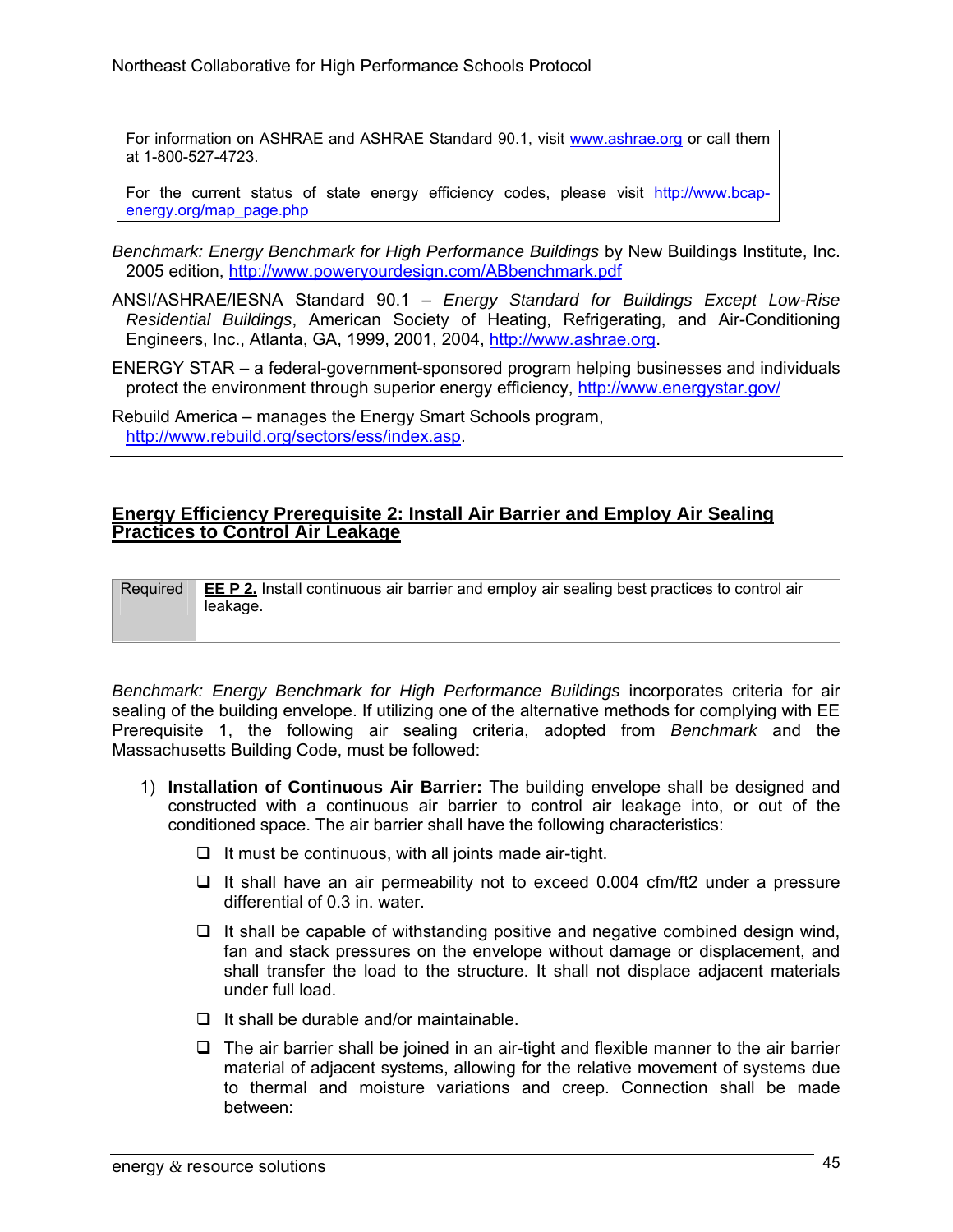For information on ASHRAE and ASHRAE Standard 90.1, visit www.ashrae.org or call them at 1-800-527-4723.

For the current status of state energy efficiency codes, please visit http://www.bcap-energy.org/map_page.php

*Benchmark: Energy Benchmark for High Performance Buildings* by New Buildings Institute, Inc. 2005 edition, http://www.poweryourdesign.com/ABbenchmark.pdf

ANSI/ASHRAE/IESNA Standard 90.1 – *Energy Standard for Buildings Except Low-Rise Residential Buildings*, American Society of Heating, Refrigerating, and Air-Conditioning Engineers, Inc., Atlanta, GA, 1999, 2001, 2004, http://www.ashrae.org.

ENERGY STAR – a federal-government-sponsored program helping businesses and individuals protect the environment through superior energy efficiency, http://www.energystar.gov/

Rebuild America – manages the Energy Smart Schools program, http://www.rebuild.org/sectors/ess/index.asp.

---

## Energy Efficiency Prerequisite 2: Install Air Barrier and Employ Air Sealing Practices to Control Air Leakage

| Required | **EE P 2.** Install continuous air barrier and employ air sealing best practices to control air leakage. |
|---|---|

*Benchmark: Energy Benchmark for High Performance Buildings* incorporates criteria for air sealing of the building envelope. If utilizing one of the alternative methods for complying with EE Prerequisite 1, the following air sealing criteria, adopted from *Benchmark* and the Massachusetts Building Code, must be followed:

1) **Installation of Continuous Air Barrier:** The building envelope shall be designed and constructed with a continuous air barrier to control air leakage into, or out of the conditioned space. The air barrier shall have the following characteristics:
   - It must be continuous, with all joints made air-tight.
   - It shall have an air permeability not to exceed 0.004 cfm/ft2 under a pressure differential of 0.3 in. water.
   - It shall be capable of withstanding positive and negative combined design wind, fan and stack pressures on the envelope without damage or displacement, and shall transfer the load to the structure. It shall not displace adjacent materials under full load.
   - It shall be durable and/or maintainable.
   - The air barrier shall be joined in an air-tight and flexible manner to the air barrier material of adjacent systems, allowing for the relative movement of systems due to thermal and moisture variations and creep. Connection shall be made between: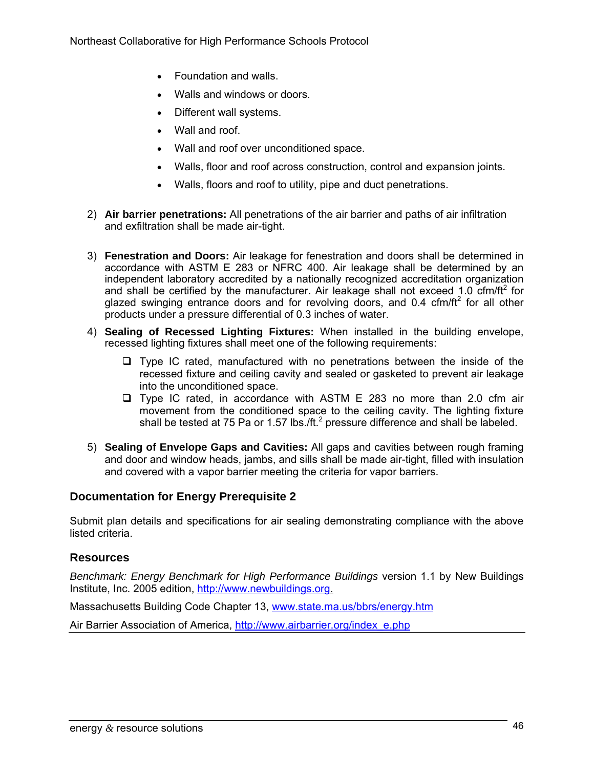- Foundation and walls.
- Walls and windows or doors.
- Different wall systems.
- Wall and roof.
- Wall and roof over unconditioned space.
- Walls, floor and roof across construction, control and expansion joints.
- Walls, floors and roof to utility, pipe and duct penetrations.

2) **Air barrier penetrations:** All penetrations of the air barrier and paths of air infiltration and exfiltration shall be made air-tight.

3) **Fenestration and Doors:** Air leakage for fenestration and doors shall be determined in accordance with ASTM E 283 or NFRC 400. Air leakage shall be determined by an independent laboratory accredited by a nationally recognized accreditation organization and shall be certified by the manufacturer. Air leakage shall not exceed 1.0 cfm/ft$^2$ for glazed swinging entrance doors and for revolving doors, and 0.4 cfm/ft$^2$ for all other products under a pressure differential of 0.3 inches of water.

4) **Sealing of Recessed Lighting Fixtures:** When installed in the building envelope, recessed lighting fixtures shall meet one of the following requirements:
   - ❑ Type IC rated, manufactured with no penetrations between the inside of the recessed fixture and ceiling cavity and sealed or gasketed to prevent air leakage into the unconditioned space.
   - ❑ Type IC rated, in accordance with ASTM E 283 no more than 2.0 cfm air movement from the conditioned space to the ceiling cavity. The lighting fixture shall be tested at 75 Pa or 1.57 lbs./ft.$^2$ pressure difference and shall be labeled.

5) **Sealing of Envelope Gaps and Cavities:** All gaps and cavities between rough framing and door and window heads, jambs, and sills shall be made air-tight, filled with insulation and covered with a vapor barrier meeting the criteria for vapor barriers.

### Documentation for Energy Prerequisite 2

Submit plan details and specifications for air sealing demonstrating compliance with the above listed criteria.

### Resources

*Benchmark: Energy Benchmark for High Performance Buildings* version 1.1 by New Buildings Institute, Inc. 2005 edition, http://www.newbuildings.org.

Massachusetts Building Code Chapter 13, www.state.ma.us/bbrs/energy.htm

Air Barrier Association of America, http://www.airbarrier.org/index_e.php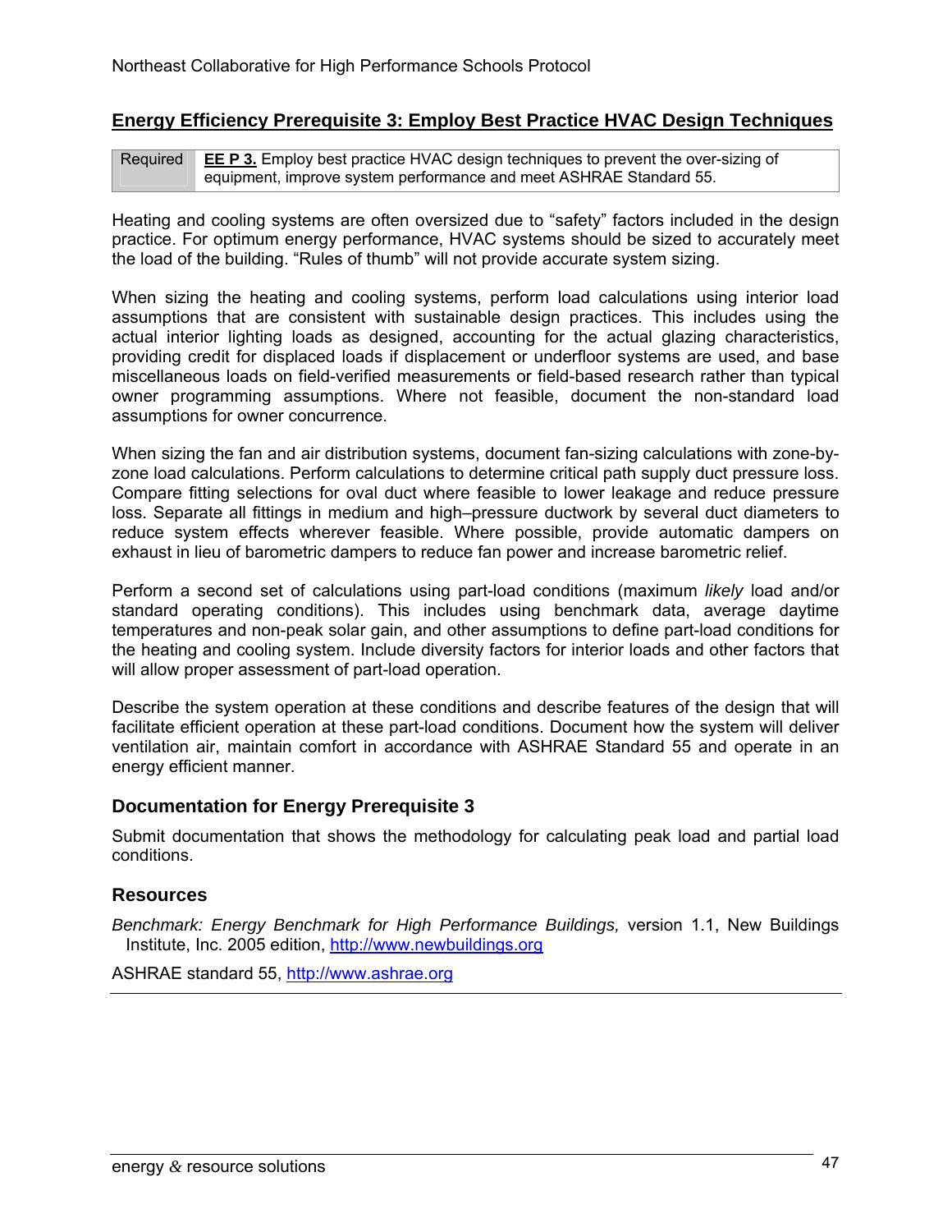## Energy Efficiency Prerequisite 3: Employ Best Practice HVAC Design Techniques

| Required | **EE P 3.** Employ best practice HVAC design techniques to prevent the over-sizing of equipment, improve system performance and meet ASHRAE Standard 55. |
|---|---|

Heating and cooling systems are often oversized due to "safety" factors included in the design practice. For optimum energy performance, HVAC systems should be sized to accurately meet the load of the building. "Rules of thumb" will not provide accurate system sizing.

When sizing the heating and cooling systems, perform load calculations using interior load assumptions that are consistent with sustainable design practices. This includes using the actual interior lighting loads as designed, accounting for the actual glazing characteristics, providing credit for displaced loads if displacement or underfloor systems are used, and base miscellaneous loads on field-verified measurements or field-based research rather than typical owner programming assumptions. Where not feasible, document the non-standard load assumptions for owner concurrence.

When sizing the fan and air distribution systems, document fan-sizing calculations with zone-by-zone load calculations. Perform calculations to determine critical path supply duct pressure loss. Compare fitting selections for oval duct where feasible to lower leakage and reduce pressure loss. Separate all fittings in medium and high–pressure ductwork by several duct diameters to reduce system effects wherever feasible. Where possible, provide automatic dampers on exhaust in lieu of barometric dampers to reduce fan power and increase barometric relief.

Perform a second set of calculations using part-load conditions (maximum *likely* load and/or standard operating conditions). This includes using benchmark data, average daytime temperatures and non-peak solar gain, and other assumptions to define part-load conditions for the heating and cooling system. Include diversity factors for interior loads and other factors that will allow proper assessment of part-load operation.

Describe the system operation at these conditions and describe features of the design that will facilitate efficient operation at these part-load conditions. Document how the system will deliver ventilation air, maintain comfort in accordance with ASHRAE Standard 55 and operate in an energy efficient manner.

### Documentation for Energy Prerequisite 3

Submit documentation that shows the methodology for calculating peak load and partial load conditions.

### Resources

*Benchmark: Energy Benchmark for High Performance Buildings,* version 1.1, New Buildings Institute, Inc. 2005 edition, http://www.newbuildings.org

ASHRAE standard 55, http://www.ashrae.org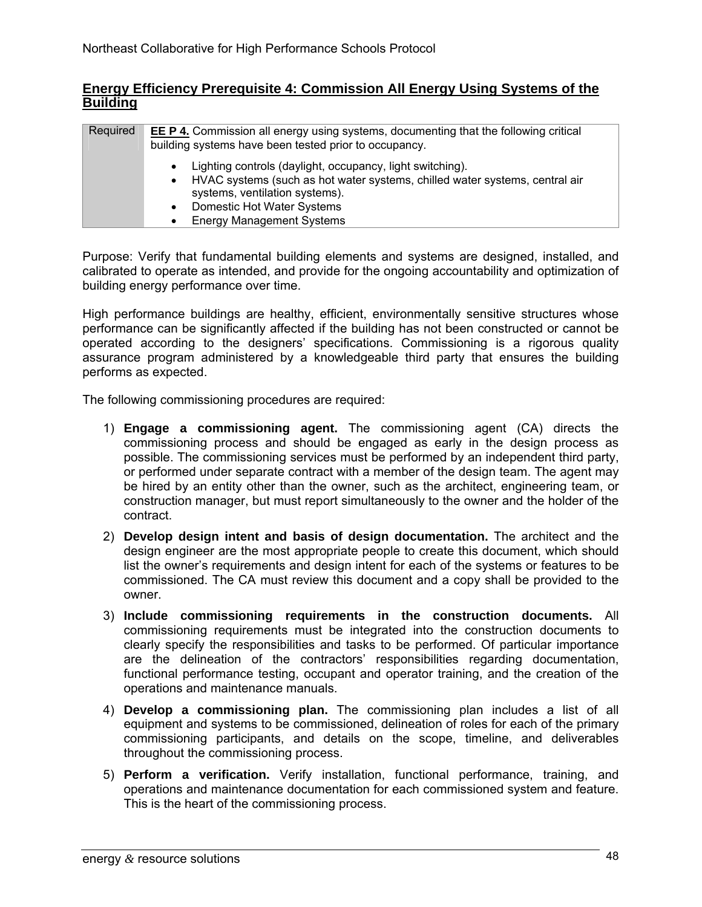## Energy Efficiency Prerequisite 4: Commission All Energy Using Systems of the Building

| Required | **EE P 4.** Commission all energy using systems, documenting that the following critical building systems have been tested prior to occupancy.<br>• Lighting controls (daylight, occupancy, light switching).<br>• HVAC systems (such as hot water systems, chilled water systems, central air systems, ventilation systems).<br>• Domestic Hot Water Systems<br>• Energy Management Systems |
|---|---|

Purpose: Verify that fundamental building elements and systems are designed, installed, and calibrated to operate as intended, and provide for the ongoing accountability and optimization of building energy performance over time.

High performance buildings are healthy, efficient, environmentally sensitive structures whose performance can be significantly affected if the building has not been constructed or cannot be operated according to the designers' specifications. Commissioning is a rigorous quality assurance program administered by a knowledgeable third party that ensures the building performs as expected.

The following commissioning procedures are required:

1) **Engage a commissioning agent.** The commissioning agent (CA) directs the commissioning process and should be engaged as early in the design process as possible. The commissioning services must be performed by an independent third party, or performed under separate contract with a member of the design team. The agent may be hired by an entity other than the owner, such as the architect, engineering team, or construction manager, but must report simultaneously to the owner and the holder of the contract.
2) **Develop design intent and basis of design documentation.** The architect and the design engineer are the most appropriate people to create this document, which should list the owner's requirements and design intent for each of the systems or features to be commissioned. The CA must review this document and a copy shall be provided to the owner.
3) **Include commissioning requirements in the construction documents.** All commissioning requirements must be integrated into the construction documents to clearly specify the responsibilities and tasks to be performed. Of particular importance are the delineation of the contractors' responsibilities regarding documentation, functional performance testing, occupant and operator training, and the creation of the operations and maintenance manuals.
4) **Develop a commissioning plan.** The commissioning plan includes a list of all equipment and systems to be commissioned, delineation of roles for each of the primary commissioning participants, and details on the scope, timeline, and deliverables throughout the commissioning process.
5) **Perform a verification.** Verify installation, functional performance, training, and operations and maintenance documentation for each commissioned system and feature. This is the heart of the commissioning process.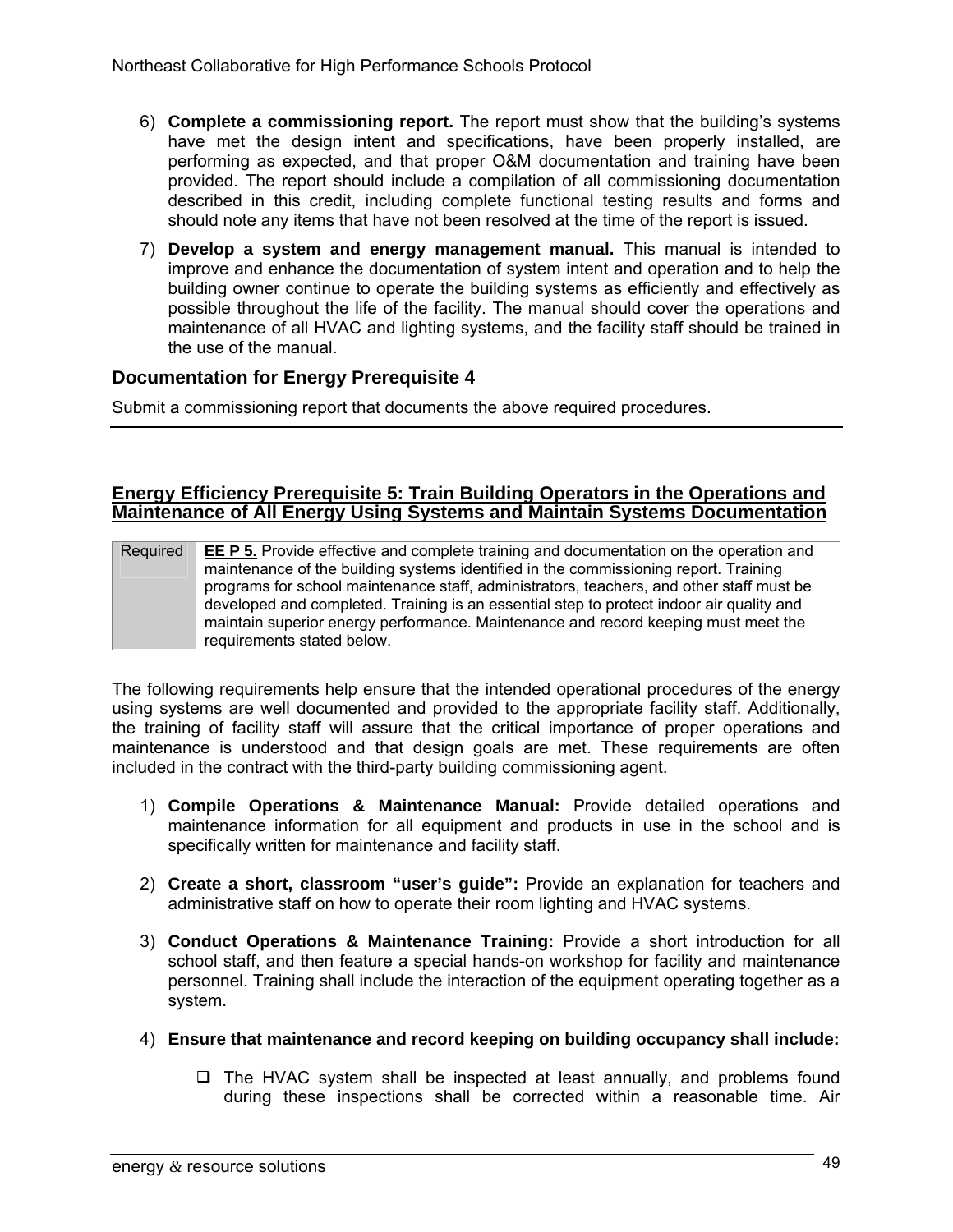6) **Complete a commissioning report.** The report must show that the building's systems have met the design intent and specifications, have been properly installed, are performing as expected, and that proper O&M documentation and training have been provided. The report should include a compilation of all commissioning documentation described in this credit, including complete functional testing results and forms and should note any items that have not been resolved at the time of the report is issued.

7) **Develop a system and energy management manual.** This manual is intended to improve and enhance the documentation of system intent and operation and to help the building owner continue to operate the building systems as efficiently and effectively as possible throughout the life of the facility. The manual should cover the operations and maintenance of all HVAC and lighting systems, and the facility staff should be trained in the use of the manual.

### Documentation for Energy Prerequisite 4

Submit a commissioning report that documents the above required procedures.

---

## Energy Efficiency Prerequisite 5: Train Building Operators in the Operations and Maintenance of All Energy Using Systems and Maintain Systems Documentation

| Required | **EE P 5.** Provide effective and complete training and documentation on the operation and maintenance of the building systems identified in the commissioning report. Training programs for school maintenance staff, administrators, teachers, and other staff must be developed and completed. Training is an essential step to protect indoor air quality and maintain superior energy performance. Maintenance and record keeping must meet the requirements stated below. |
|---|---|

The following requirements help ensure that the intended operational procedures of the energy using systems are well documented and provided to the appropriate facility staff. Additionally, the training of facility staff will assure that the critical importance of proper operations and maintenance is understood and that design goals are met. These requirements are often included in the contract with the third-party building commissioning agent.

1) **Compile Operations & Maintenance Manual:** Provide detailed operations and maintenance information for all equipment and products in use in the school and is specifically written for maintenance and facility staff.

2) **Create a short, classroom "user's guide":** Provide an explanation for teachers and administrative staff on how to operate their room lighting and HVAC systems.

3) **Conduct Operations & Maintenance Training:** Provide a short introduction for all school staff, and then feature a special hands-on workshop for facility and maintenance personnel. Training shall include the interaction of the equipment operating together as a system.

4) **Ensure that maintenance and record keeping on building occupancy shall include:**

   - ❑ The HVAC system shall be inspected at least annually, and problems found during these inspections shall be corrected within a reasonable time. Air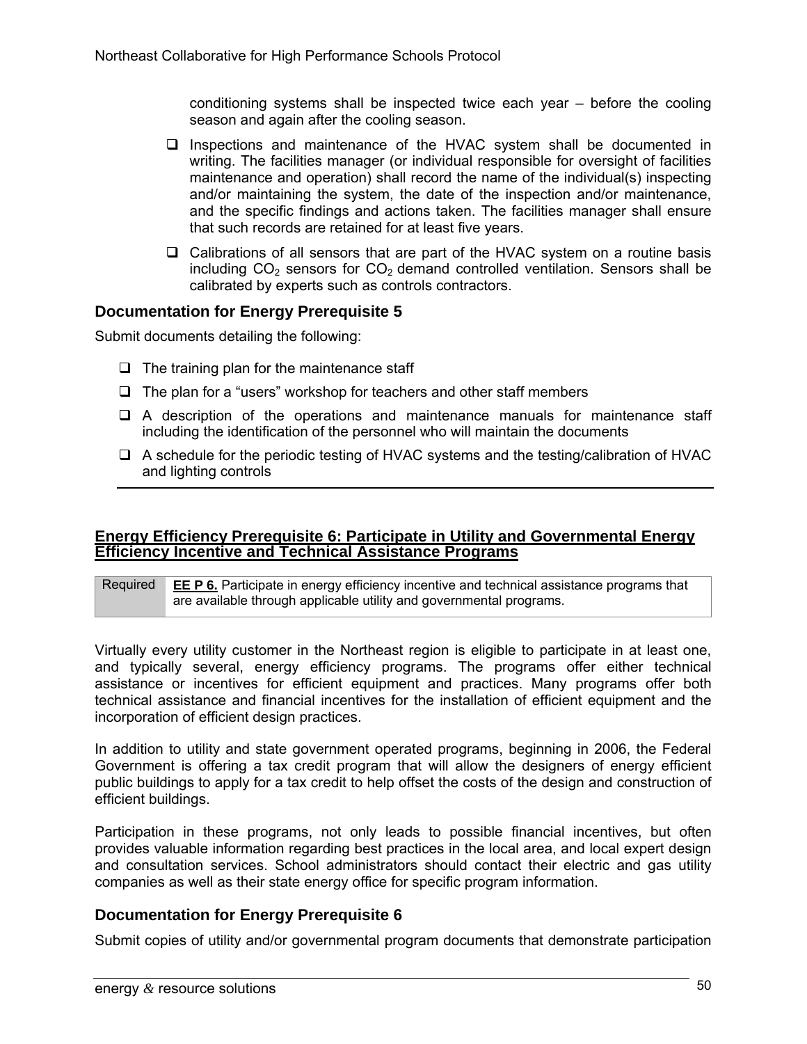conditioning systems shall be inspected twice each year – before the cooling season and again after the cooling season.

- Inspections and maintenance of the HVAC system shall be documented in writing. The facilities manager (or individual responsible for oversight of facilities maintenance and operation) shall record the name of the individual(s) inspecting and/or maintaining the system, the date of the inspection and/or maintenance, and the specific findings and actions taken. The facilities manager shall ensure that such records are retained for at least five years.
- Calibrations of all sensors that are part of the HVAC system on a routine basis including $CO_2$ sensors for $CO_2$ demand controlled ventilation. Sensors shall be calibrated by experts such as controls contractors.

### Documentation for Energy Prerequisite 5

Submit documents detailing the following:

- The training plan for the maintenance staff
- The plan for a "users" workshop for teachers and other staff members
- A description of the operations and maintenance manuals for maintenance staff including the identification of the personnel who will maintain the documents
- A schedule for the periodic testing of HVAC systems and the testing/calibration of HVAC and lighting controls

---

## Energy Efficiency Prerequisite 6: Participate in Utility and Governmental Energy Efficiency Incentive and Technical Assistance Programs

| Required | **EE P 6.** Participate in energy efficiency incentive and technical assistance programs that are available through applicable utility and governmental programs. |
|---|---|

Virtually every utility customer in the Northeast region is eligible to participate in at least one, and typically several, energy efficiency programs. The programs offer either technical assistance or incentives for efficient equipment and practices. Many programs offer both technical assistance and financial incentives for the installation of efficient equipment and the incorporation of efficient design practices.

In addition to utility and state government operated programs, beginning in 2006, the Federal Government is offering a tax credit program that will allow the designers of energy efficient public buildings to apply for a tax credit to help offset the costs of the design and construction of efficient buildings.

Participation in these programs, not only leads to possible financial incentives, but often provides valuable information regarding best practices in the local area, and local expert design and consultation services. School administrators should contact their electric and gas utility companies as well as their state energy office for specific program information.

### Documentation for Energy Prerequisite 6

Submit copies of utility and/or governmental program documents that demonstrate participation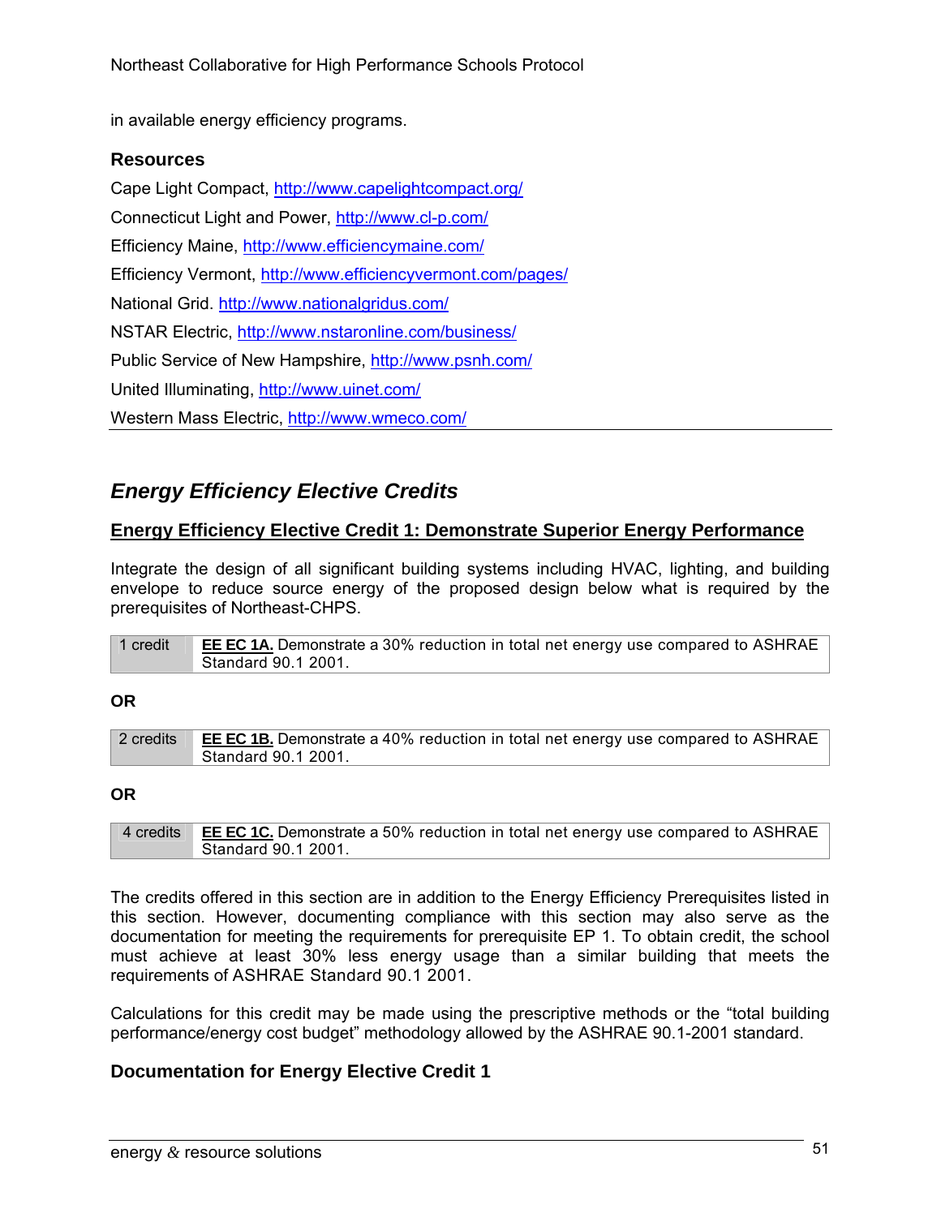in available energy efficiency programs.

### Resources

Cape Light Compact, http://www.capelightcompact.org/

Connecticut Light and Power, http://www.cl-p.com/

Efficiency Maine, http://www.efficiencymaine.com/

Efficiency Vermont, http://www.efficiencyvermont.com/pages/

National Grid. http://www.nationalgridus.com/

NSTAR Electric, http://www.nstaronline.com/business/

Public Service of New Hampshire, http://www.psnh.com/

United Illuminating, http://www.uinet.com/

Western Mass Electric, http://www.wmeco.com/

---

## *Energy Efficiency Elective Credits*

### Energy Efficiency Elective Credit 1: Demonstrate Superior Energy Performance

Integrate the design of all significant building systems including HVAC, lighting, and building envelope to reduce source energy of the proposed design below what is required by the prerequisites of Northeast-CHPS.

| 1 credit | **EE EC 1A.** Demonstrate a 30% reduction in total net energy use compared to ASHRAE Standard 90.1 2001. |
|---|---|

**OR**

| 2 credits | **EE EC 1B.** Demonstrate a 40% reduction in total net energy use compared to ASHRAE Standard 90.1 2001. |
|---|---|

**OR**

| 4 credits | **EE EC 1C.** Demonstrate a 50% reduction in total net energy use compared to ASHRAE Standard 90.1 2001. |
|---|---|

The credits offered in this section are in addition to the Energy Efficiency Prerequisites listed in this section. However, documenting compliance with this section may also serve as the documentation for meeting the requirements for prerequisite EP 1. To obtain credit, the school must achieve at least 30% less energy usage than a similar building that meets the requirements of ASHRAE Standard 90.1 2001.

Calculations for this credit may be made using the prescriptive methods or the "total building performance/energy cost budget" methodology allowed by the ASHRAE 90.1-2001 standard.

### Documentation for Energy Elective Credit 1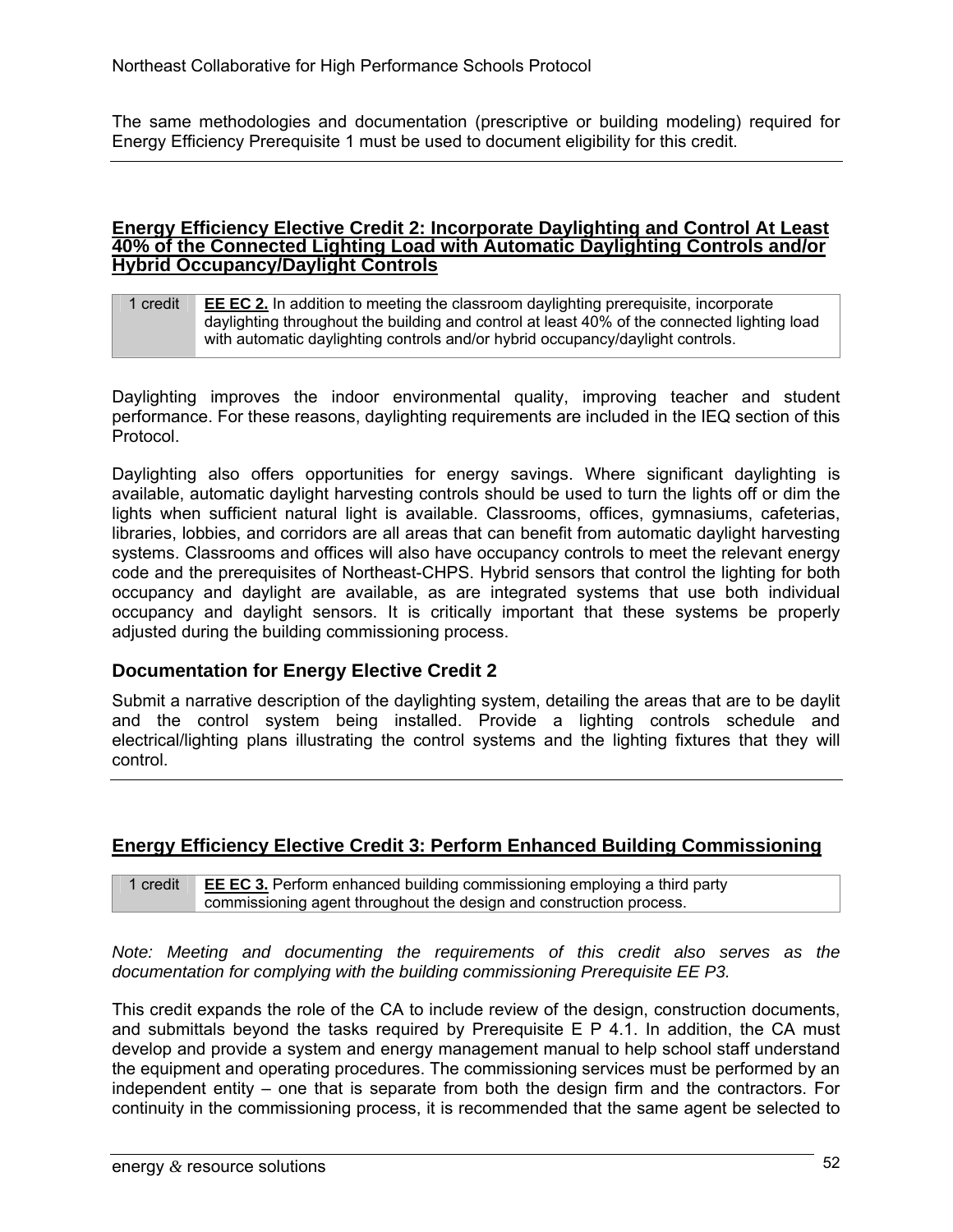The same methodologies and documentation (prescriptive or building modeling) required for Energy Efficiency Prerequisite 1 must be used to document eligibility for this credit.

---

## Energy Efficiency Elective Credit 2: Incorporate Daylighting and Control At Least 40% of the Connected Lighting Load with Automatic Daylighting Controls and/or Hybrid Occupancy/Daylight Controls

| 1 credit | **EE EC 2.** In addition to meeting the classroom daylighting prerequisite, incorporate daylighting throughout the building and control at least 40% of the connected lighting load with automatic daylighting controls and/or hybrid occupancy/daylight controls. |
|---|---|

Daylighting improves the indoor environmental quality, improving teacher and student performance. For these reasons, daylighting requirements are included in the IEQ section of this Protocol.

Daylighting also offers opportunities for energy savings. Where significant daylighting is available, automatic daylight harvesting controls should be used to turn the lights off or dim the lights when sufficient natural light is available. Classrooms, offices, gymnasiums, cafeterias, libraries, lobbies, and corridors are all areas that can benefit from automatic daylight harvesting systems. Classrooms and offices will also have occupancy controls to meet the relevant energy code and the prerequisites of Northeast-CHPS. Hybrid sensors that control the lighting for both occupancy and daylight are available, as are integrated systems that use both individual occupancy and daylight sensors. It is critically important that these systems be properly adjusted during the building commissioning process.

### Documentation for Energy Elective Credit 2

Submit a narrative description of the daylighting system, detailing the areas that are to be daylit and the control system being installed. Provide a lighting controls schedule and electrical/lighting plans illustrating the control systems and the lighting fixtures that they will control.

---

## Energy Efficiency Elective Credit 3: Perform Enhanced Building Commissioning

| 1 credit | **EE EC 3.** Perform enhanced building commissioning employing a third party commissioning agent throughout the design and construction process. |
|---|---|

*Note: Meeting and documenting the requirements of this credit also serves as the documentation for complying with the building commissioning Prerequisite EE P3.*

This credit expands the role of the CA to include review of the design, construction documents, and submittals beyond the tasks required by Prerequisite E P 4.1. In addition, the CA must develop and provide a system and energy management manual to help school staff understand the equipment and operating procedures. The commissioning services must be performed by an independent entity – one that is separate from both the design firm and the contractors. For continuity in the commissioning process, it is recommended that the same agent be selected to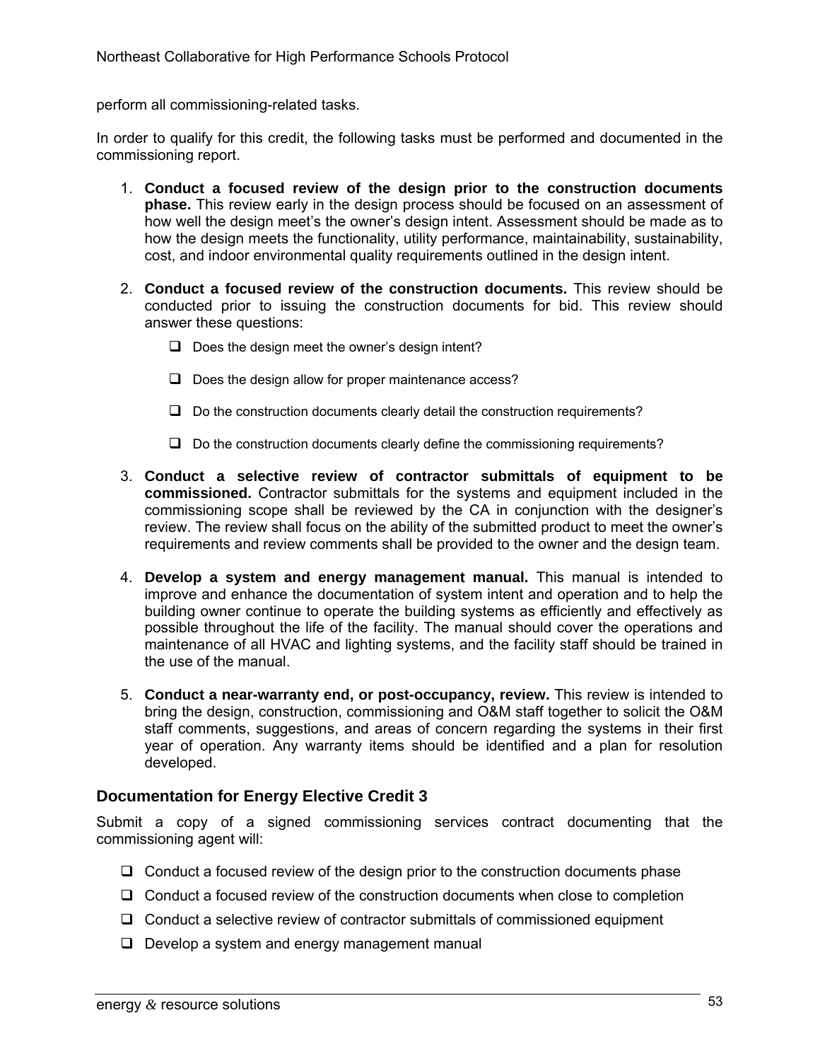perform all commissioning-related tasks.

In order to qualify for this credit, the following tasks must be performed and documented in the commissioning report.

1. **Conduct a focused review of the design prior to the construction documents phase.** This review early in the design process should be focused on an assessment of how well the design meet's the owner's design intent. Assessment should be made as to how the design meets the functionality, utility performance, maintainability, sustainability, cost, and indoor environmental quality requirements outlined in the design intent.

2. **Conduct a focused review of the construction documents.** This review should be conducted prior to issuing the construction documents for bid. This review should answer these questions:

   - ❑ Does the design meet the owner's design intent?
   - ❑ Does the design allow for proper maintenance access?
   - ❑ Do the construction documents clearly detail the construction requirements?
   - ❑ Do the construction documents clearly define the commissioning requirements?

3. **Conduct a selective review of contractor submittals of equipment to be commissioned.** Contractor submittals for the systems and equipment included in the commissioning scope shall be reviewed by the CA in conjunction with the designer's review. The review shall focus on the ability of the submitted product to meet the owner's requirements and review comments shall be provided to the owner and the design team.

4. **Develop a system and energy management manual.** This manual is intended to improve and enhance the documentation of system intent and operation and to help the building owner continue to operate the building systems as efficiently and effectively as possible throughout the life of the facility. The manual should cover the operations and maintenance of all HVAC and lighting systems, and the facility staff should be trained in the use of the manual.

5. **Conduct a near-warranty end, or post-occupancy, review.** This review is intended to bring the design, construction, commissioning and O&M staff together to solicit the O&M staff comments, suggestions, and areas of concern regarding the systems in their first year of operation. Any warranty items should be identified and a plan for resolution developed.

## Documentation for Energy Elective Credit 3

Submit a copy of a signed commissioning services contract documenting that the commissioning agent will:

- ❑ Conduct a focused review of the design prior to the construction documents phase
- ❑ Conduct a focused review of the construction documents when close to completion
- ❑ Conduct a selective review of contractor submittals of commissioned equipment
- ❑ Develop a system and energy management manual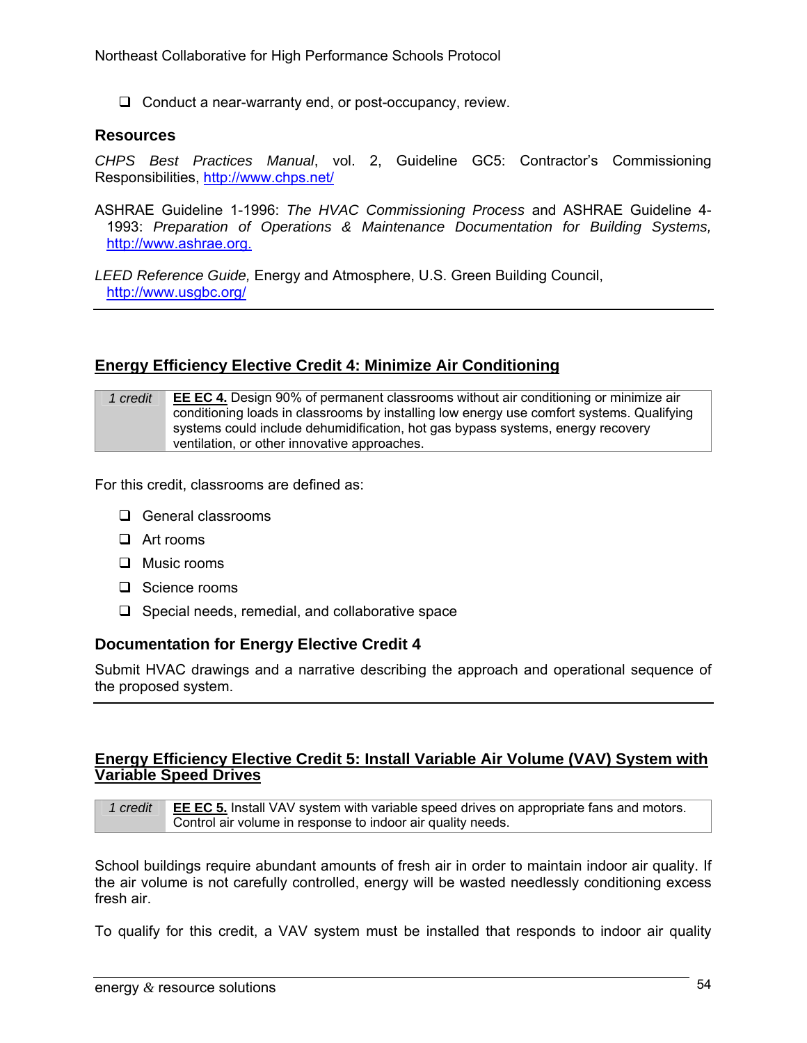- Conduct a near-warranty end, or post-occupancy, review.

### Resources

*CHPS Best Practices Manual*, vol. 2, Guideline GC5: Contractor's Commissioning Responsibilities, http://www.chps.net/

ASHRAE Guideline 1-1996: *The HVAC Commissioning Process* and ASHRAE Guideline 4-1993: *Preparation of Operations & Maintenance Documentation for Building Systems,* http://www.ashrae.org.

*LEED Reference Guide,* Energy and Atmosphere, U.S. Green Building Council, http://www.usgbc.org/

---

## Energy Efficiency Elective Credit 4: Minimize Air Conditioning

| *1 credit* | **EE EC 4.** Design 90% of permanent classrooms without air conditioning or minimize air conditioning loads in classrooms by installing low energy use comfort systems. Qualifying systems could include dehumidification, hot gas bypass systems, energy recovery ventilation, or other innovative approaches. |
|---|---|

For this credit, classrooms are defined as:

- General classrooms
- Art rooms
- Music rooms
- Science rooms
- Special needs, remedial, and collaborative space

### Documentation for Energy Elective Credit 4

Submit HVAC drawings and a narrative describing the approach and operational sequence of the proposed system.

---

## Energy Efficiency Elective Credit 5: Install Variable Air Volume (VAV) System with Variable Speed Drives

| *1 credit* | **EE EC 5.** Install VAV system with variable speed drives on appropriate fans and motors. Control air volume in response to indoor air quality needs. |
|---|---|

School buildings require abundant amounts of fresh air in order to maintain indoor air quality. If the air volume is not carefully controlled, energy will be wasted needlessly conditioning excess fresh air.

To qualify for this credit, a VAV system must be installed that responds to indoor air quality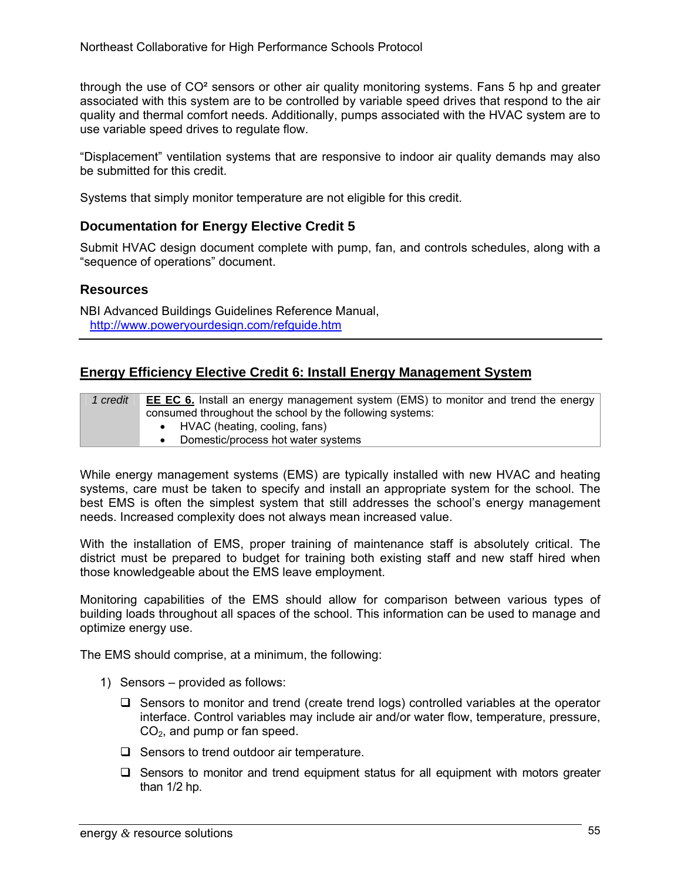through the use of $CO^2$ sensors or other air quality monitoring systems. Fans 5 hp and greater associated with this system are to be controlled by variable speed drives that respond to the air quality and thermal comfort needs. Additionally, pumps associated with the HVAC system are to use variable speed drives to regulate flow.

"Displacement" ventilation systems that are responsive to indoor air quality demands may also be submitted for this credit.

Systems that simply monitor temperature are not eligible for this credit.

### Documentation for Energy Elective Credit 5

Submit HVAC design document complete with pump, fan, and controls schedules, along with a "sequence of operations" document.

### Resources

NBI Advanced Buildings Guidelines Reference Manual, http://www.poweryourdesign.com/refguide.htm

## Energy Efficiency Elective Credit 6: Install Energy Management System

| | |
|---|---|
| *1 credit* | **EE EC 6.** Install an energy management system (EMS) to monitor and trend the energy consumed throughout the school by the following systems:<br>• HVAC (heating, cooling, fans)<br>• Domestic/process hot water systems |

While energy management systems (EMS) are typically installed with new HVAC and heating systems, care must be taken to specify and install an appropriate system for the school. The best EMS is often the simplest system that still addresses the school's energy management needs. Increased complexity does not always mean increased value.

With the installation of EMS, proper training of maintenance staff is absolutely critical. The district must be prepared to budget for training both existing staff and new staff hired when those knowledgeable about the EMS leave employment.

Monitoring capabilities of the EMS should allow for comparison between various types of building loads throughout all spaces of the school. This information can be used to manage and optimize energy use.

The EMS should comprise, at a minimum, the following:

1) Sensors – provided as follows:
   - ❑ Sensors to monitor and trend (create trend logs) controlled variables at the operator interface. Control variables may include air and/or water flow, temperature, pressure, $CO_2$, and pump or fan speed.
   - ❑ Sensors to trend outdoor air temperature.
   - ❑ Sensors to monitor and trend equipment status for all equipment with motors greater than 1/2 hp.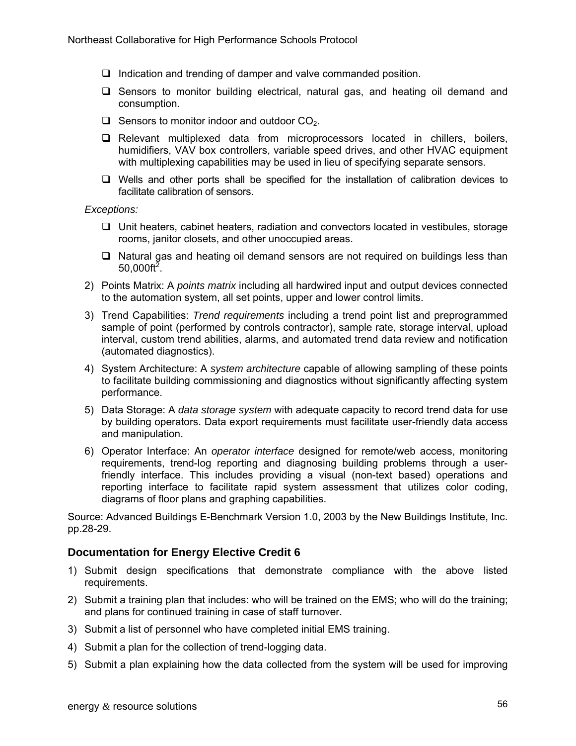- ❑ Indication and trending of damper and valve commanded position.
- ❑ Sensors to monitor building electrical, natural gas, and heating oil demand and consumption.
- ❑ Sensors to monitor indoor and outdoor $CO_2$.
- ❑ Relevant multiplexed data from microprocessors located in chillers, boilers, humidifiers, VAV box controllers, variable speed drives, and other HVAC equipment with multiplexing capabilities may be used in lieu of specifying separate sensors.
- ❑ Wells and other ports shall be specified for the installation of calibration devices to facilitate calibration of sensors.

*Exceptions:*

- ❑ Unit heaters, cabinet heaters, radiation and convectors located in vestibules, storage rooms, janitor closets, and other unoccupied areas.
- ❑ Natural gas and heating oil demand sensors are not required on buildings less than 50,000ft$^2$.

2) Points Matrix: A *points matrix* including all hardwired input and output devices connected to the automation system, all set points, upper and lower control limits.
3) Trend Capabilities: *Trend requirements* including a trend point list and preprogrammed sample of point (performed by controls contractor), sample rate, storage interval, upload interval, custom trend abilities, alarms, and automated trend data review and notification (automated diagnostics).
4) System Architecture: A *system architecture* capable of allowing sampling of these points to facilitate building commissioning and diagnostics without significantly affecting system performance.
5) Data Storage: A *data storage system* with adequate capacity to record trend data for use by building operators. Data export requirements must facilitate user-friendly data access and manipulation.
6) Operator Interface: An *operator interface* designed for remote/web access, monitoring requirements, trend-log reporting and diagnosing building problems through a user-friendly interface. This includes providing a visual (non-text based) operations and reporting interface to facilitate rapid system assessment that utilizes color coding, diagrams of floor plans and graphing capabilities.

Source: Advanced Buildings E-Benchmark Version 1.0, 2003 by the New Buildings Institute, Inc. pp.28-29.

### Documentation for Energy Elective Credit 6

1) Submit design specifications that demonstrate compliance with the above listed requirements.
2) Submit a training plan that includes: who will be trained on the EMS; who will do the training; and plans for continued training in case of staff turnover.
3) Submit a list of personnel who have completed initial EMS training.
4) Submit a plan for the collection of trend-logging data.
5) Submit a plan explaining how the data collected from the system will be used for improving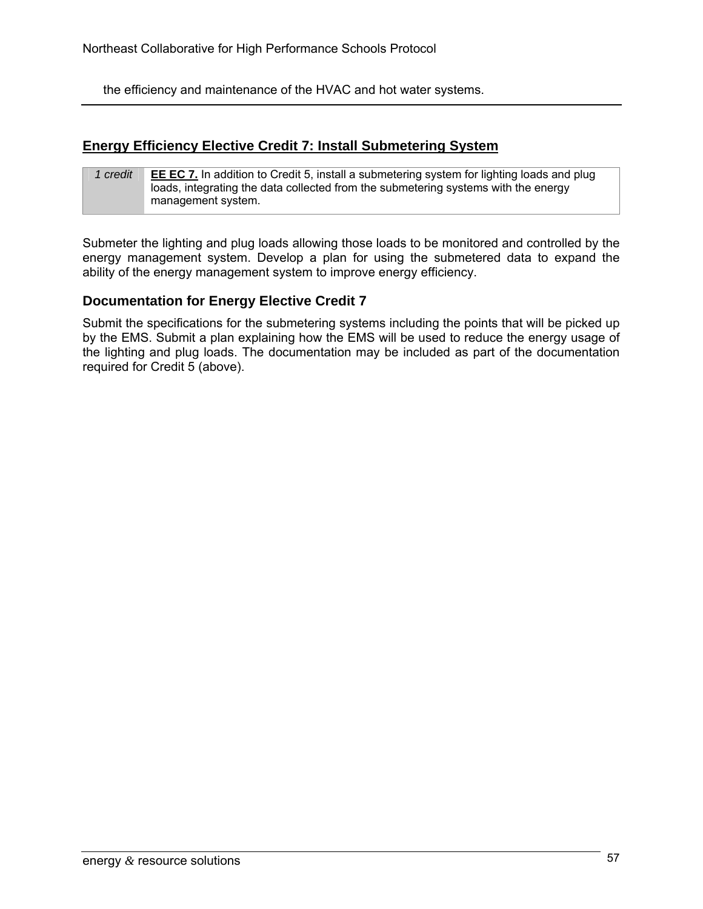the efficiency and maintenance of the HVAC and hot water systems.

## Energy Efficiency Elective Credit 7: Install Submetering System

| 1 credit | **EE EC 7.** In addition to Credit 5, install a submetering system for lighting loads and plug loads, integrating the data collected from the submetering systems with the energy management system. |
|---|---|

Submeter the lighting and plug loads allowing those loads to be monitored and controlled by the energy management system. Develop a plan for using the submetered data to expand the ability of the energy management system to improve energy efficiency.

### Documentation for Energy Elective Credit 7

Submit the specifications for the submetering systems including the points that will be picked up by the EMS. Submit a plan explaining how the EMS will be used to reduce the energy usage of the lighting and plug loads. The documentation may be included as part of the documentation required for Credit 5 (above).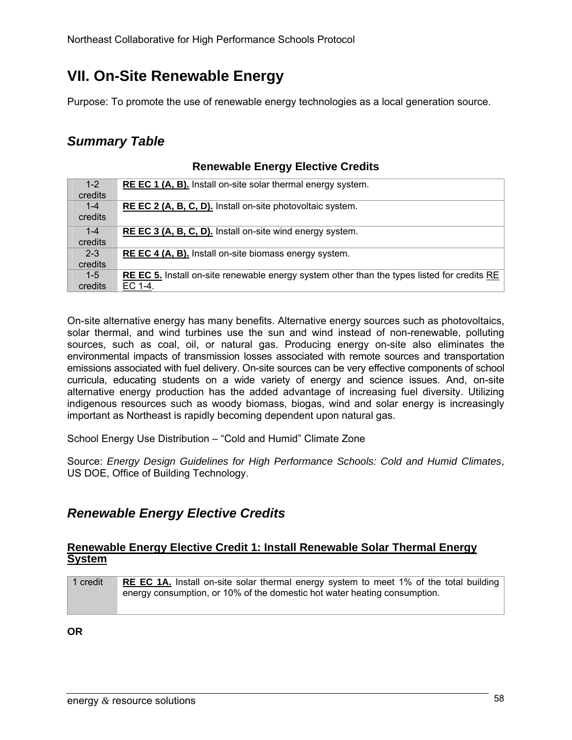# VII. On-Site Renewable Energy

Purpose: To promote the use of renewable energy technologies as a local generation source.

## *Summary Table*

### Renewable Energy Elective Credits

| | |
|---|---|
| 1-2 credits | **RE EC 1 (A, B).** Install on-site solar thermal energy system. |
| 1-4 credits | **RE EC 2 (A, B, C, D).** Install on-site photovoltaic system. |
| 1-4 credits | **RE EC 3 (A, B, C, D).** Install on-site wind energy system. |
| 2-3 credits | **RE EC 4 (A, B).** Install on-site biomass energy system. |
| 1-5 credits | **RE EC 5.** Install on-site renewable energy system other than the types listed for credits RE EC 1-4. |

On-site alternative energy has many benefits. Alternative energy sources such as photovoltaics, solar thermal, and wind turbines use the sun and wind instead of non-renewable, polluting sources, such as coal, oil, or natural gas. Producing energy on-site also eliminates the environmental impacts of transmission losses associated with remote sources and transportation emissions associated with fuel delivery. On-site sources can be very effective components of school curricula, educating students on a wide variety of energy and science issues. And, on-site alternative energy production has the added advantage of increasing fuel diversity. Utilizing indigenous resources such as woody biomass, biogas, wind and solar energy is increasingly important as Northeast is rapidly becoming dependent upon natural gas.

School Energy Use Distribution – "Cold and Humid" Climate Zone

Source: *Energy Design Guidelines for High Performance Schools: Cold and Humid Climates*, US DOE, Office of Building Technology.

## *Renewable Energy Elective Credits*

### Renewable Energy Elective Credit 1: Install Renewable Solar Thermal Energy System

| | |
|---|---|
| 1 credit | **RE EC 1A.** Install on-site solar thermal energy system to meet 1% of the total building energy consumption, or 10% of the domestic hot water heating consumption. |

**OR**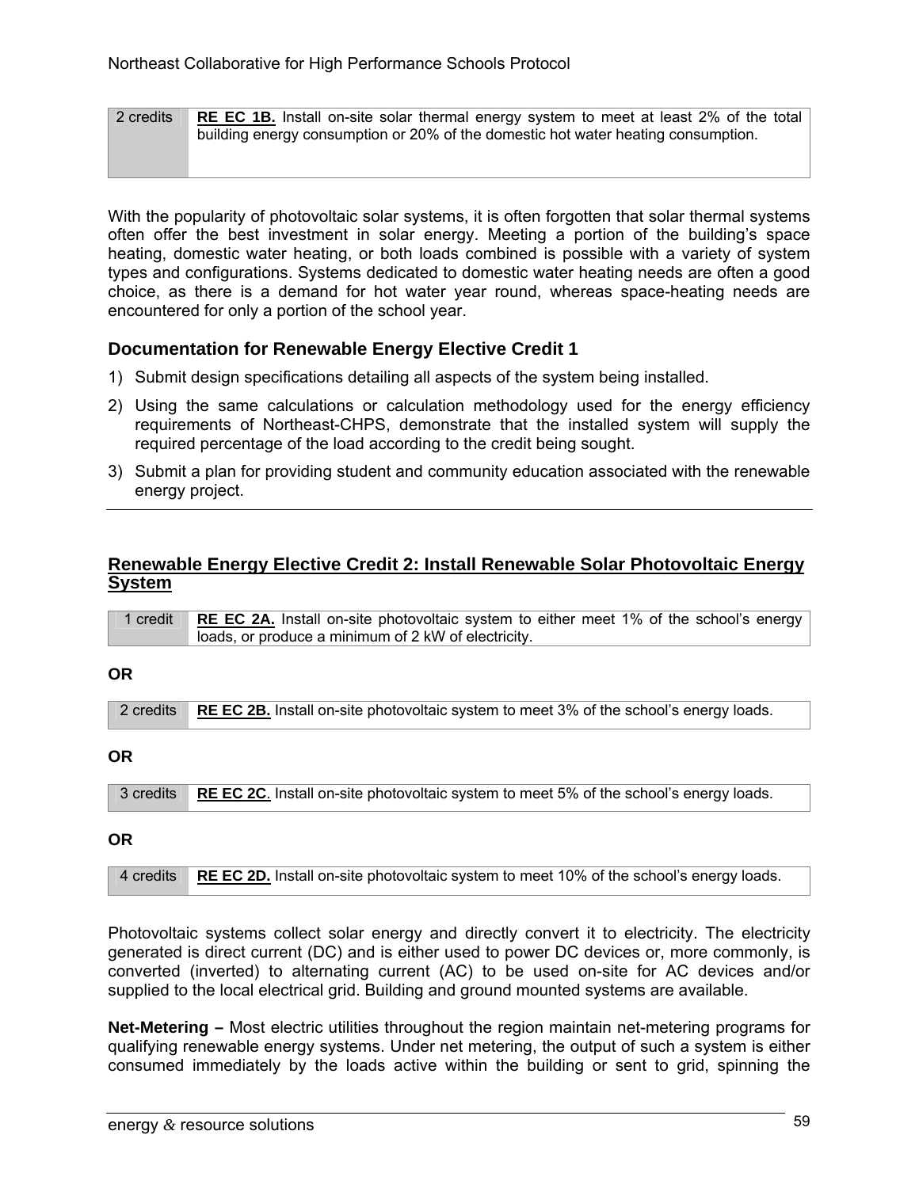| 2 credits | **RE EC 1B.** Install on-site solar thermal energy system to meet at least 2% of the total building energy consumption or 20% of the domestic hot water heating consumption. |
|---|---|

With the popularity of photovoltaic solar systems, it is often forgotten that solar thermal systems often offer the best investment in solar energy. Meeting a portion of the building's space heating, domestic water heating, or both loads combined is possible with a variety of system types and configurations. Systems dedicated to domestic water heating needs are often a good choice, as there is a demand for hot water year round, whereas space-heating needs are encountered for only a portion of the school year.

### Documentation for Renewable Energy Elective Credit 1

1) Submit design specifications detailing all aspects of the system being installed.
2) Using the same calculations or calculation methodology used for the energy efficiency requirements of Northeast-CHPS, demonstrate that the installed system will supply the required percentage of the load according to the credit being sought.
3) Submit a plan for providing student and community education associated with the renewable energy project.

---

## Renewable Energy Elective Credit 2: Install Renewable Solar Photovoltaic Energy System

| 1 credit | **RE EC 2A.** Install on-site photovoltaic system to either meet 1% of the school's energy loads, or produce a minimum of 2 kW of electricity. |
|---|---|

**OR**

| 2 credits | **RE EC 2B.** Install on-site photovoltaic system to meet 3% of the school's energy loads. |
|---|---|

**OR**

| 3 credits | **RE EC 2C**. Install on-site photovoltaic system to meet 5% of the school's energy loads. |
|---|---|

**OR**

| 4 credits | **RE EC 2D.** Install on-site photovoltaic system to meet 10% of the school's energy loads. |
|---|---|

Photovoltaic systems collect solar energy and directly convert it to electricity. The electricity generated is direct current (DC) and is either used to power DC devices or, more commonly, is converted (inverted) to alternating current (AC) to be used on-site for AC devices and/or supplied to the local electrical grid. Building and ground mounted systems are available.

**Net-Metering –** Most electric utilities throughout the region maintain net-metering programs for qualifying renewable energy systems. Under net metering, the output of such a system is either consumed immediately by the loads active within the building or sent to grid, spinning the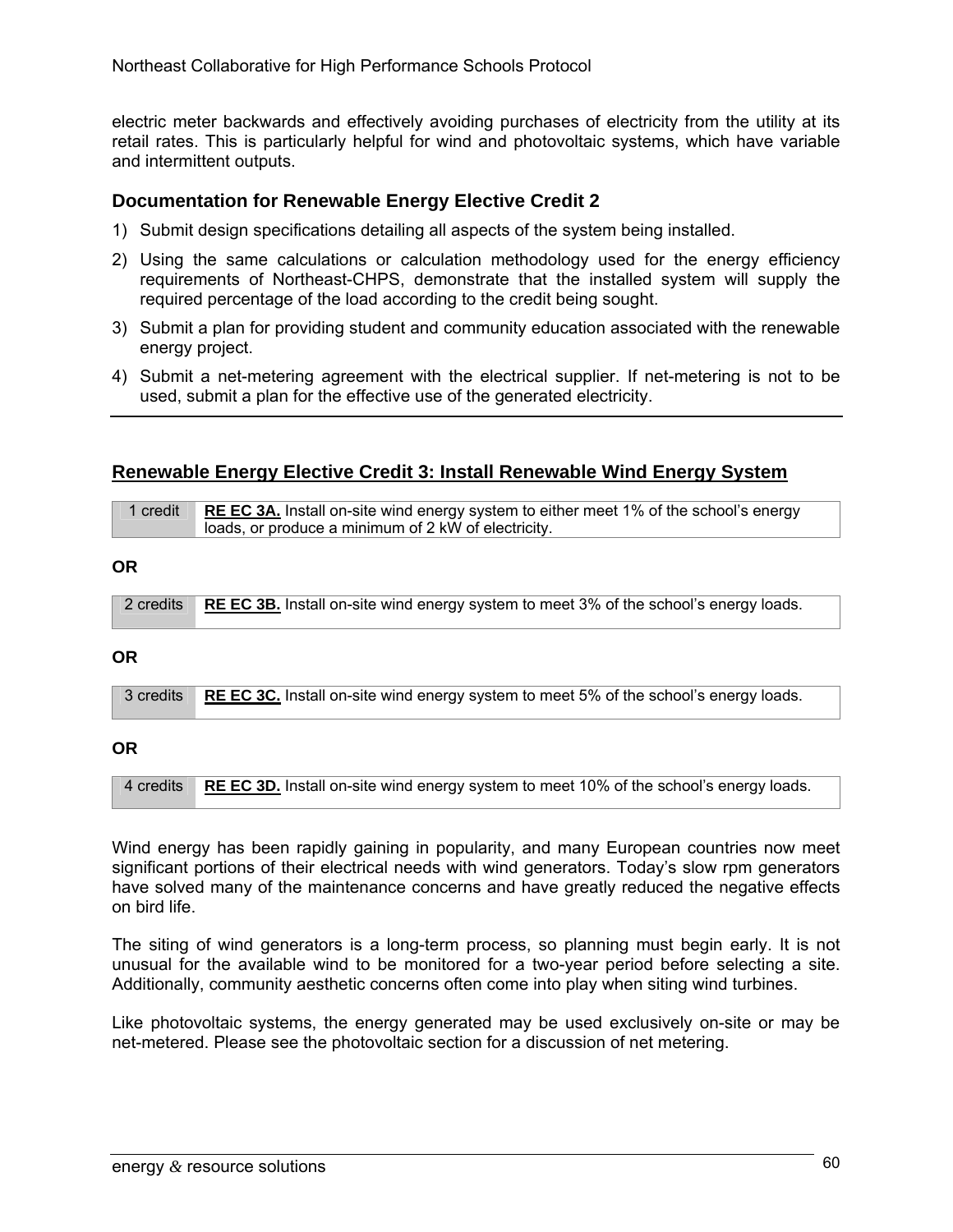electric meter backwards and effectively avoiding purchases of electricity from the utility at its retail rates. This is particularly helpful for wind and photovoltaic systems, which have variable and intermittent outputs.

### Documentation for Renewable Energy Elective Credit 2

1) Submit design specifications detailing all aspects of the system being installed.
2) Using the same calculations or calculation methodology used for the energy efficiency requirements of Northeast-CHPS, demonstrate that the installed system will supply the required percentage of the load according to the credit being sought.
3) Submit a plan for providing student and community education associated with the renewable energy project.
4) Submit a net-metering agreement with the electrical supplier. If net-metering is not to be used, submit a plan for the effective use of the generated electricity.

---

## Renewable Energy Elective Credit 3: Install Renewable Wind Energy System

| 1 credit | **RE EC 3A.** Install on-site wind energy system to either meet 1% of the school's energy loads, or produce a minimum of 2 kW of electricity. |
|---|---|

**OR**

| 2 credits | **RE EC 3B.** Install on-site wind energy system to meet 3% of the school's energy loads. |
|---|---|

**OR**

| 3 credits | **RE EC 3C.** Install on-site wind energy system to meet 5% of the school's energy loads. |
|---|---|

**OR**

| 4 credits | **RE EC 3D.** Install on-site wind energy system to meet 10% of the school's energy loads. |
|---|---|

Wind energy has been rapidly gaining in popularity, and many European countries now meet significant portions of their electrical needs with wind generators. Today's slow rpm generators have solved many of the maintenance concerns and have greatly reduced the negative effects on bird life.

The siting of wind generators is a long-term process, so planning must begin early. It is not unusual for the available wind to be monitored for a two-year period before selecting a site. Additionally, community aesthetic concerns often come into play when siting wind turbines.

Like photovoltaic systems, the energy generated may be used exclusively on-site or may be net-metered. Please see the photovoltaic section for a discussion of net metering.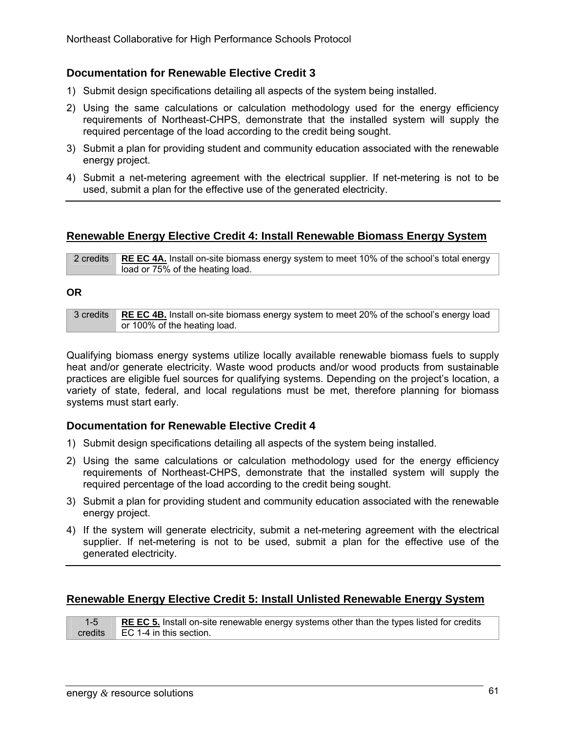### Documentation for Renewable Elective Credit 3

1) Submit design specifications detailing all aspects of the system being installed.
2) Using the same calculations or calculation methodology used for the energy efficiency requirements of Northeast-CHPS, demonstrate that the installed system will supply the required percentage of the load according to the credit being sought.
3) Submit a plan for providing student and community education associated with the renewable energy project.
4) Submit a net-metering agreement with the electrical supplier. If net-metering is not to be used, submit a plan for the effective use of the generated electricity.

## Renewable Energy Elective Credit 4: Install Renewable Biomass Energy System

| 2 credits | **RE EC 4A.** Install on-site biomass energy system to meet 10% of the school's total energy load or 75% of the heating load. |
|---|---|

**OR**

| 3 credits | **RE EC 4B.** Install on-site biomass energy system to meet 20% of the school's energy load or 100% of the heating load. |
|---|---|

Qualifying biomass energy systems utilize locally available renewable biomass fuels to supply heat and/or generate electricity. Waste wood products and/or wood products from sustainable practices are eligible fuel sources for qualifying systems. Depending on the project's location, a variety of state, federal, and local regulations must be met, therefore planning for biomass systems must start early.

### Documentation for Renewable Elective Credit 4

1) Submit design specifications detailing all aspects of the system being installed.
2) Using the same calculations or calculation methodology used for the energy efficiency requirements of Northeast-CHPS, demonstrate that the installed system will supply the required percentage of the load according to the credit being sought.
3) Submit a plan for providing student and community education associated with the renewable energy project.
4) If the system will generate electricity, submit a net-metering agreement with the electrical supplier. If net-metering is not to be used, submit a plan for the effective use of the generated electricity.

## Renewable Energy Elective Credit 5: Install Unlisted Renewable Energy System

| 1-5 credits | **RE EC 5.** Install on-site renewable energy systems other than the types listed for credits EC 1-4 in this section. |
|---|---|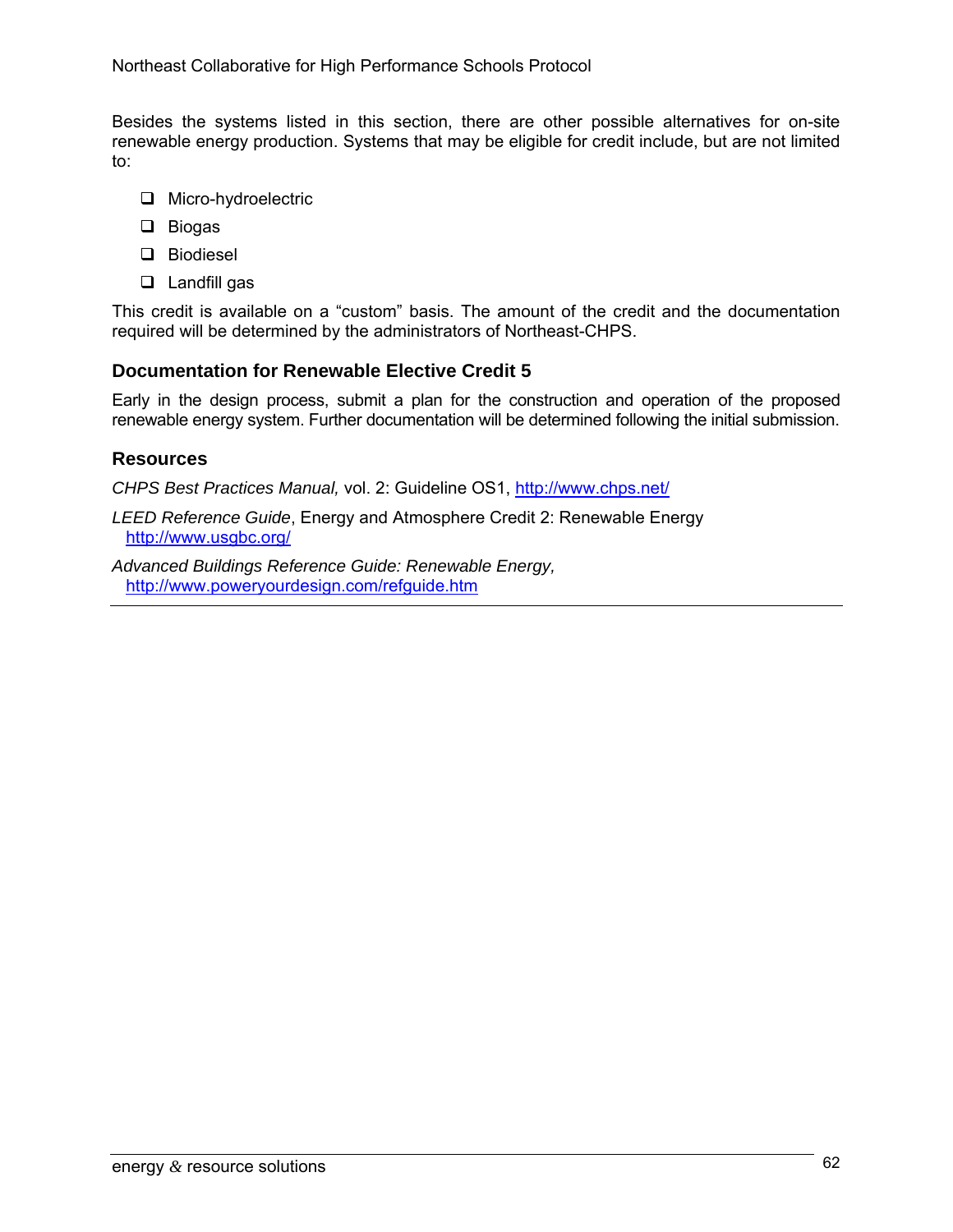Besides the systems listed in this section, there are other possible alternatives for on-site renewable energy production. Systems that may be eligible for credit include, but are not limited to:

- Micro-hydroelectric
- Biogas
- Biodiesel
- Landfill gas

This credit is available on a “custom” basis. The amount of the credit and the documentation required will be determined by the administrators of Northeast-CHPS.

### Documentation for Renewable Elective Credit 5

Early in the design process, submit a plan for the construction and operation of the proposed renewable energy system. Further documentation will be determined following the initial submission.

### Resources

*CHPS Best Practices Manual,* vol. 2: Guideline OS1, http://www.chps.net/

*LEED Reference Guide*, Energy and Atmosphere Credit 2: Renewable Energy
http://www.usgbc.org/

*Advanced Buildings Reference Guide: Renewable Energy,*
http://www.poweryourdesign.com/refguide.htm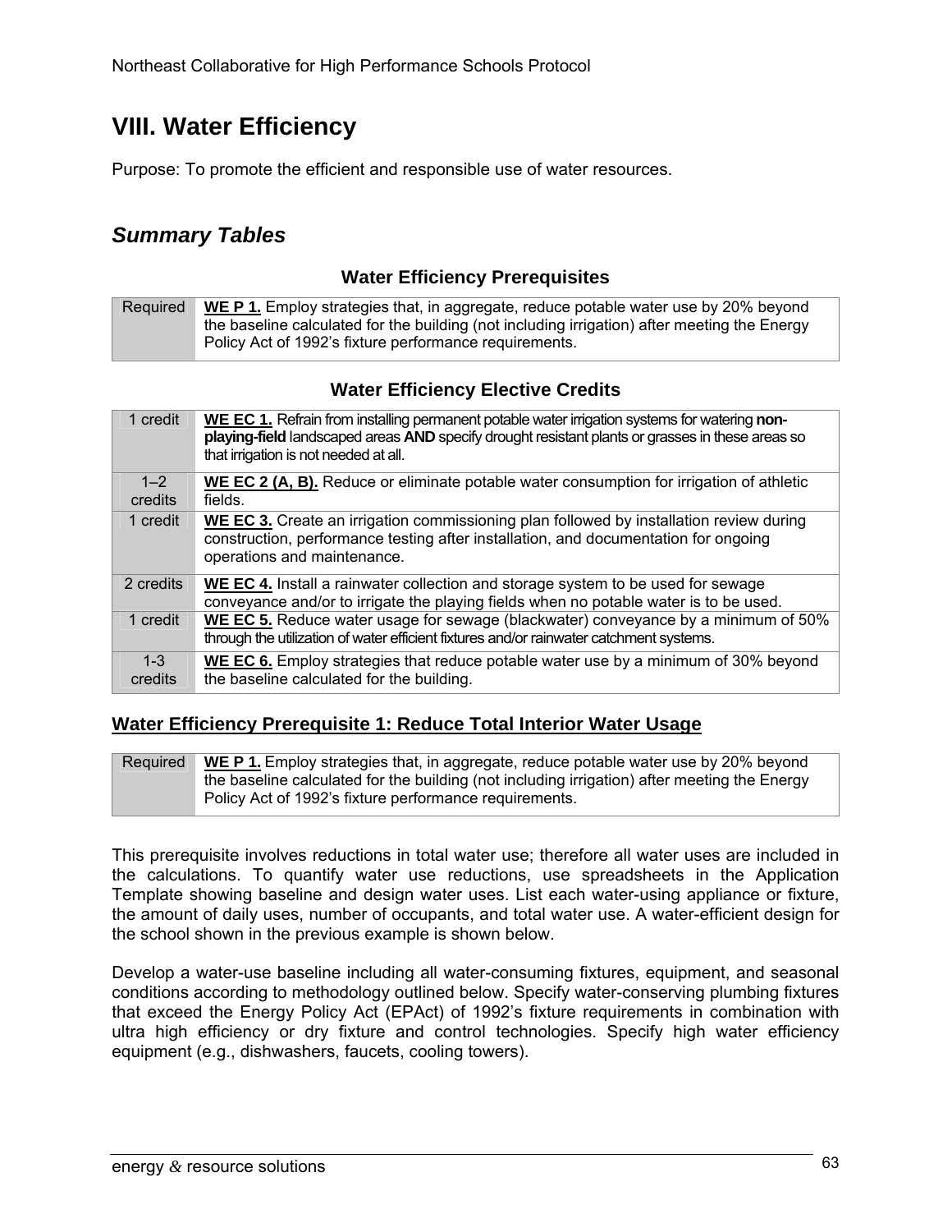# VIII. Water Efficiency

Purpose: To promote the efficient and responsible use of water resources.

## *Summary Tables*

### Water Efficiency Prerequisites

| | |
|---|---|
| Required | **WE P 1.** Employ strategies that, in aggregate, reduce potable water use by 20% beyond the baseline calculated for the building (not including irrigation) after meeting the Energy Policy Act of 1992's fixture performance requirements. |

### Water Efficiency Elective Credits

| | |
|---|---|
| 1 credit | **WE EC 1.** Refrain from installing permanent potable water irrigation systems for watering **non-playing-field** landscaped areas **AND** specify drought resistant plants or grasses in these areas so that irrigation is not needed at all. |
| 1–2 credits | **WE EC 2 (A, B).** Reduce or eliminate potable water consumption for irrigation of athletic fields. |
| 1 credit | **WE EC 3.** Create an irrigation commissioning plan followed by installation review during construction, performance testing after installation, and documentation for ongoing operations and maintenance. |
| 2 credits | **WE EC 4.** Install a rainwater collection and storage system to be used for sewage conveyance and/or to irrigate the playing fields when no potable water is to be used. |
| 1 credit | **WE EC 5.** Reduce water usage for sewage (blackwater) conveyance by a minimum of 50% through the utilization of water efficient fixtures and/or rainwater catchment systems. |
| 1-3 credits | **WE EC 6.** Employ strategies that reduce potable water use by a minimum of 30% beyond the baseline calculated for the building. |

### Water Efficiency Prerequisite 1: Reduce Total Interior Water Usage

| | |
|---|---|
| Required | **WE P 1.** Employ strategies that, in aggregate, reduce potable water use by 20% beyond the baseline calculated for the building (not including irrigation) after meeting the Energy Policy Act of 1992's fixture performance requirements. |

This prerequisite involves reductions in total water use; therefore all water uses are included in the calculations. To quantify water use reductions, use spreadsheets in the Application Template showing baseline and design water uses. List each water-using appliance or fixture, the amount of daily uses, number of occupants, and total water use. A water-efficient design for the school shown in the previous example is shown below.

Develop a water-use baseline including all water-consuming fixtures, equipment, and seasonal conditions according to methodology outlined below. Specify water-conserving plumbing fixtures that exceed the Energy Policy Act (EPAct) of 1992's fixture requirements in combination with ultra high efficiency or dry fixture and control technologies. Specify high water efficiency equipment (e.g., dishwashers, faucets, cooling towers).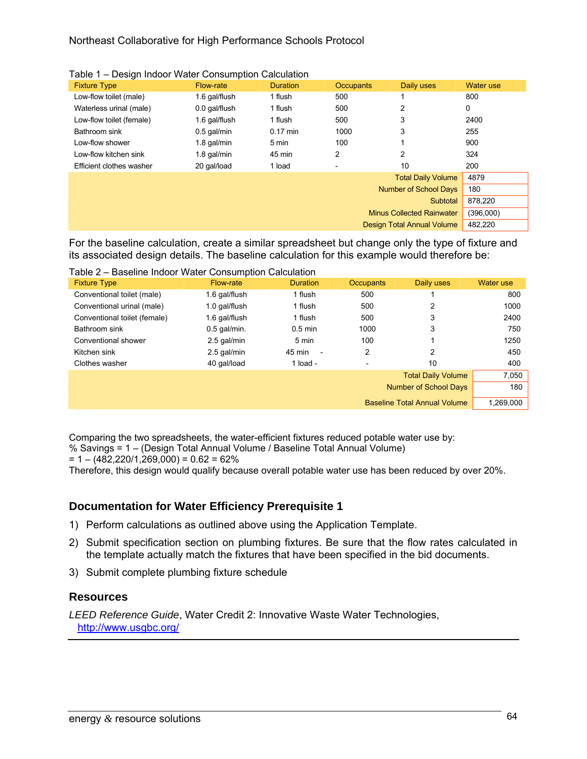Table 1 – Design Indoor Water Consumption Calculation

| Fixture Type | Flow-rate | Duration | Occupants | Daily uses | Water use |
|---|---|---|---|---|---|
| Low-flow toilet (male) | 1.6 gal/flush | 1 flush | 500 | 1 | 800 |
| Waterless urinal (male) | 0.0 gal/flush | 1 flush | 500 | 2 | 0 |
| Low-flow toilet (female) | 1.6 gal/flush | 1 flush | 500 | 3 | 2400 |
| Bathroom sink | 0.5 gal/min | 0.17 min | 1000 | 3 | 255 |
| Low-flow shower | 1.8 gal/min | 5 min | 100 | 1 | 900 |
| Low-flow kitchen sink | 1.8 gal/min | 45 min | 2 | 2 | 324 |
| Efficient clothes washer | 20 gal/load | 1 load | - | 10 | 200 |
| | | | | Total Daily Volume | 4879 |
| | | | | Number of School Days | 180 |
| | | | | Subtotal | 878,220 |
| | | | | Minus Collected Rainwater | (396,000) |
| | | | | Design Total Annual Volume | 482,220 |

For the baseline calculation, create a similar spreadsheet but change only the type of fixture and its associated design details. The baseline calculation for this example would therefore be:

Table 2 – Baseline Indoor Water Consumption Calculation

| Fixture Type | Flow-rate | Duration | Occupants | Daily uses | Water use |
|---|---|---|---|---|---|
| Conventional toilet (male) | 1.6 gal/flush | 1 flush | 500 | 1 | 800 |
| Conventional urinal (male) | 1.0 gal/flush | 1 flush | 500 | 2 | 1000 |
| Conventional toilet (female) | 1.6 gal/flush | 1 flush | 500 | 3 | 2400 |
| Bathroom sink | 0.5 gal/min. | 0.5 min | 1000 | 3 | 750 |
| Conventional shower | 2.5 gal/min | 5 min | 100 | 1 | 1250 |
| Kitchen sink | 2.5 gal/min | 45 min - | 2 | 2 | 450 |
| Clothes washer | 40 gal/load | 1 load - | - | 10 | 400 |
| | | | | Total Daily Volume | 7,050 |
| | | | | Number of School Days | 180 |
| | | | | Baseline Total Annual Volume | 1,269,000 |

Comparing the two spreadsheets, the water-efficient fixtures reduced potable water use by:
% Savings = 1 – (Design Total Annual Volume / Baseline Total Annual Volume)
= 1 – (482,220/1,269,000) = 0.62 = 62%
Therefore, this design would qualify because overall potable water use has been reduced by over 20%.

### Documentation for Water Efficiency Prerequisite 1

1) Perform calculations as outlined above using the Application Template.
2) Submit specification section on plumbing fixtures. Be sure that the flow rates calculated in the template actually match the fixtures that have been specified in the bid documents.
3) Submit complete plumbing fixture schedule

### Resources

*LEED Reference Guide*, Water Credit 2: Innovative Waste Water Technologies, http://www.usgbc.org/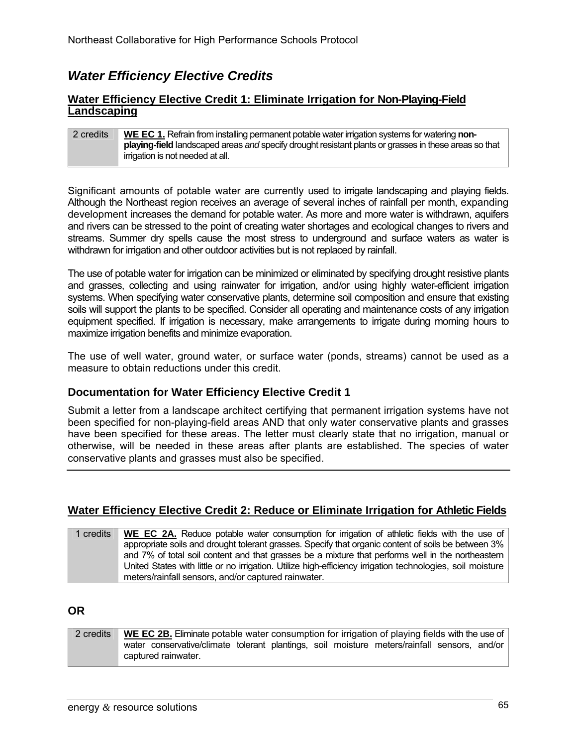## *Water Efficiency Elective Credits*

### Water Efficiency Elective Credit 1: Eliminate Irrigation for Non-Playing-Field Landscaping

| 2 credits | **WE EC 1.** Refrain from installing permanent potable water irrigation systems for watering **non-playing-field** landscaped areas *and* specify drought resistant plants or grasses in these areas so that irrigation is not needed at all. |
|---|---|

Significant amounts of potable water are currently used to irrigate landscaping and playing fields. Although the Northeast region receives an average of several inches of rainfall per month, expanding development increases the demand for potable water. As more and more water is withdrawn, aquifers and rivers can be stressed to the point of creating water shortages and ecological changes to rivers and streams. Summer dry spells cause the most stress to underground and surface waters as water is withdrawn for irrigation and other outdoor activities but is not replaced by rainfall.

The use of potable water for irrigation can be minimized or eliminated by specifying drought resistive plants and grasses, collecting and using rainwater for irrigation, and/or using highly water-efficient irrigation systems. When specifying water conservative plants, determine soil composition and ensure that existing soils will support the plants to be specified. Consider all operating and maintenance costs of any irrigation equipment specified. If irrigation is necessary, make arrangements to irrigate during morning hours to maximize irrigation benefits and minimize evaporation.

The use of well water, ground water, or surface water (ponds, streams) cannot be used as a measure to obtain reductions under this credit.

### Documentation for Water Efficiency Elective Credit 1

Submit a letter from a landscape architect certifying that permanent irrigation systems have not been specified for non-playing-field areas AND that only water conservative plants and grasses have been specified for these areas. The letter must clearly state that no irrigation, manual or otherwise, will be needed in these areas after plants are established. The species of water conservative plants and grasses must also be specified.

---

### Water Efficiency Elective Credit 2: Reduce or Eliminate Irrigation for Athletic Fields

| 1 credits | **WE EC 2A.** Reduce potable water consumption for irrigation of athletic fields with the use of appropriate soils and drought tolerant grasses. Specify that organic content of soils be between 3% and 7% of total soil content and that grasses be a mixture that performs well in the northeastern United States with little or no irrigation. Utilize high-efficiency irrigation technologies, soil moisture meters/rainfall sensors, and/or captured rainwater. |
|---|---|

**OR**

| 2 credits | **WE EC 2B.** Eliminate potable water consumption for irrigation of playing fields with the use of water conservative/climate tolerant plantings, soil moisture meters/rainfall sensors, and/or captured rainwater. |
|---|---|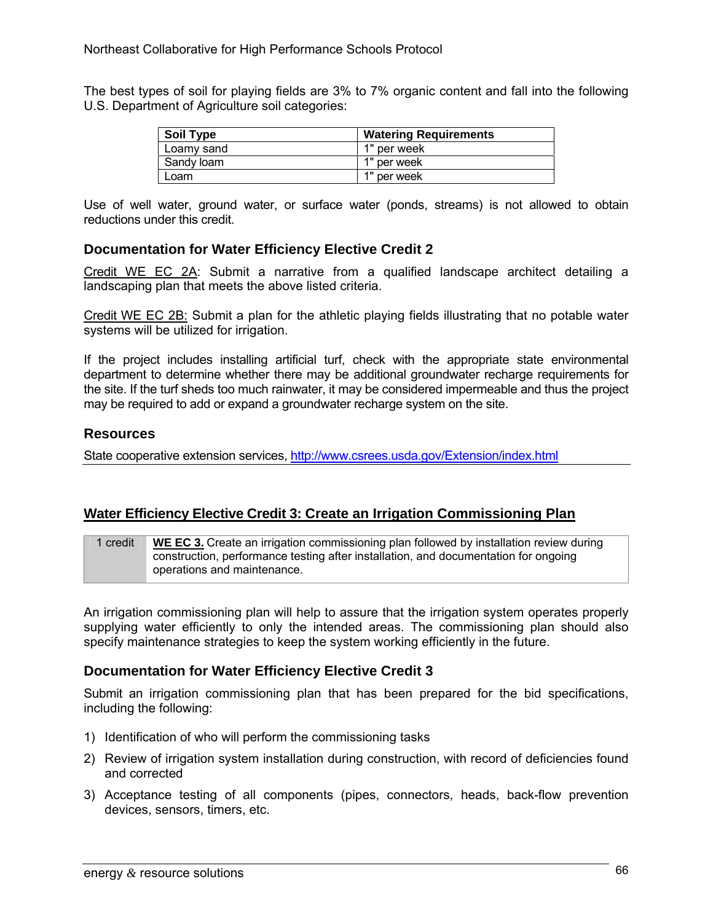The best types of soil for playing fields are 3% to 7% organic content and fall into the following U.S. Department of Agriculture soil categories:

| Soil Type | Watering Requirements |
|---|---|
| Loamy sand | 1" per week |
| Sandy loam | 1" per week |
| Loam | 1" per week |

Use of well water, ground water, or surface water (ponds, streams) is not allowed to obtain reductions under this credit.

### Documentation for Water Efficiency Elective Credit 2

Credit WE EC 2A: Submit a narrative from a qualified landscape architect detailing a landscaping plan that meets the above listed criteria.

Credit WE EC 2B: Submit a plan for the athletic playing fields illustrating that no potable water systems will be utilized for irrigation.

If the project includes installing artificial turf, check with the appropriate state environmental department to determine whether there may be additional groundwater recharge requirements for the site. If the turf sheds too much rainwater, it may be considered impermeable and thus the project may be required to add or expand a groundwater recharge system on the site.

### Resources

State cooperative extension services, http://www.csrees.usda.gov/Extension/index.html

## Water Efficiency Elective Credit 3: Create an Irrigation Commissioning Plan

| 1 credit | **WE EC 3.** Create an irrigation commissioning plan followed by installation review during construction, performance testing after installation, and documentation for ongoing operations and maintenance. |
|---|---|

An irrigation commissioning plan will help to assure that the irrigation system operates properly supplying water efficiently to only the intended areas. The commissioning plan should also specify maintenance strategies to keep the system working efficiently in the future.

### Documentation for Water Efficiency Elective Credit 3

Submit an irrigation commissioning plan that has been prepared for the bid specifications, including the following:

1) Identification of who will perform the commissioning tasks
2) Review of irrigation system installation during construction, with record of deficiencies found and corrected
3) Acceptance testing of all components (pipes, connectors, heads, back-flow prevention devices, sensors, timers, etc.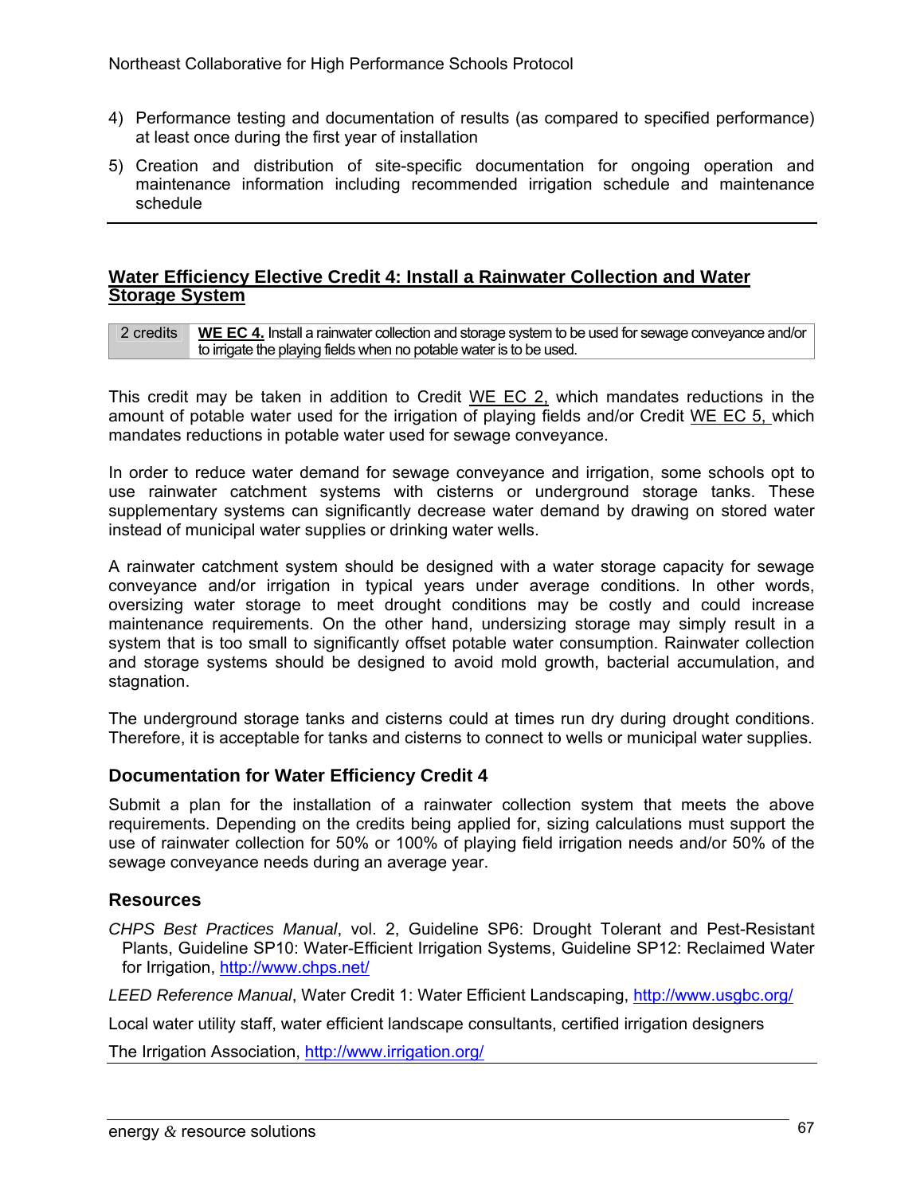4) Performance testing and documentation of results (as compared to specified performance) at least once during the first year of installation
5) Creation and distribution of site-specific documentation for ongoing operation and maintenance information including recommended irrigation schedule and maintenance schedule

## Water Efficiency Elective Credit 4: Install a Rainwater Collection and Water Storage System

| 2 credits | **WE EC 4.** Install a rainwater collection and storage system to be used for sewage conveyance and/or to irrigate the playing fields when no potable water is to be used. |
|---|---|

This credit may be taken in addition to Credit WE EC 2, which mandates reductions in the amount of potable water used for the irrigation of playing fields and/or Credit WE EC 5, which mandates reductions in potable water used for sewage conveyance.

In order to reduce water demand for sewage conveyance and irrigation, some schools opt to use rainwater catchment systems with cisterns or underground storage tanks. These supplementary systems can significantly decrease water demand by drawing on stored water instead of municipal water supplies or drinking water wells.

A rainwater catchment system should be designed with a water storage capacity for sewage conveyance and/or irrigation in typical years under average conditions. In other words, oversizing water storage to meet drought conditions may be costly and could increase maintenance requirements. On the other hand, undersizing storage may simply result in a system that is too small to significantly offset potable water consumption. Rainwater collection and storage systems should be designed to avoid mold growth, bacterial accumulation, and stagnation.

The underground storage tanks and cisterns could at times run dry during drought conditions. Therefore, it is acceptable for tanks and cisterns to connect to wells or municipal water supplies.

### Documentation for Water Efficiency Credit 4

Submit a plan for the installation of a rainwater collection system that meets the above requirements. Depending on the credits being applied for, sizing calculations must support the use of rainwater collection for 50% or 100% of playing field irrigation needs and/or 50% of the sewage conveyance needs during an average year.

### Resources

*CHPS Best Practices Manual*, vol. 2, Guideline SP6: Drought Tolerant and Pest-Resistant Plants, Guideline SP10: Water-Efficient Irrigation Systems, Guideline SP12: Reclaimed Water for Irrigation, http://www.chps.net/

*LEED Reference Manual*, Water Credit 1: Water Efficient Landscaping, http://www.usgbc.org/

Local water utility staff, water efficient landscape consultants, certified irrigation designers

The Irrigation Association, http://www.irrigation.org/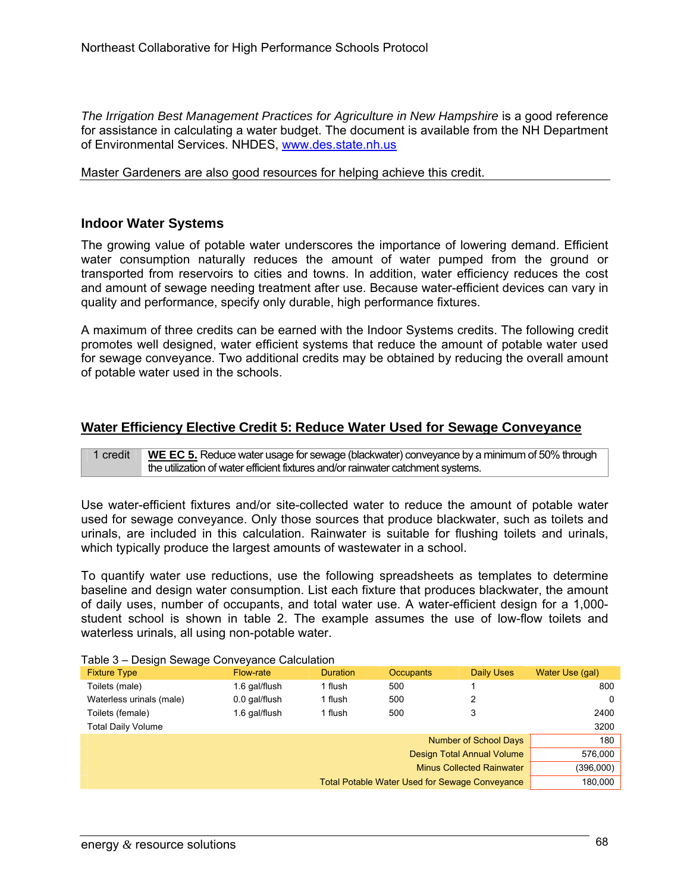*The Irrigation Best Management Practices for Agriculture in New Hampshire* is a good reference for assistance in calculating a water budget. The document is available from the NH Department of Environmental Services. NHDES, www.des.state.nh.us

Master Gardeners are also good resources for helping achieve this credit.

## Indoor Water Systems

The growing value of potable water underscores the importance of lowering demand. Efficient water consumption naturally reduces the amount of water pumped from the ground or transported from reservoirs to cities and towns. In addition, water efficiency reduces the cost and amount of sewage needing treatment after use. Because water-efficient devices can vary in quality and performance, specify only durable, high performance fixtures.

A maximum of three credits can be earned with the Indoor Systems credits. The following credit promotes well designed, water efficient systems that reduce the amount of potable water used for sewage conveyance. Two additional credits may be obtained by reducing the overall amount of potable water used in the schools.

## Water Efficiency Elective Credit 5: Reduce Water Used for Sewage Conveyance

| 1 credit | **WE EC 5.** Reduce water usage for sewage (blackwater) conveyance by a minimum of 50% through the utilization of water efficient fixtures and/or rainwater catchment systems. |
|---|---|

Use water-efficient fixtures and/or site-collected water to reduce the amount of potable water used for sewage conveyance. Only those sources that produce blackwater, such as toilets and urinals, are included in this calculation. Rainwater is suitable for flushing toilets and urinals, which typically produce the largest amounts of wastewater in a school.

To quantify water use reductions, use the following spreadsheets as templates to determine baseline and design water consumption. List each fixture that produces blackwater, the amount of daily uses, number of occupants, and total water use. A water-efficient design for a 1,000-student school is shown in table 2. The example assumes the use of low-flow toilets and waterless urinals, all using non-potable water.

Table 3 – Design Sewage Conveyance Calculation

| Fixture Type | Flow-rate | Duration | Occupants | Daily Uses | Water Use (gal) |
|---|---|---|---|---|---|
| Toilets (male) | 1.6 gal/flush | 1 flush | 500 | 1 | 800 |
| Waterless urinals (male) | 0.0 gal/flush | 1 flush | 500 | 2 | 0 |
| Toilets (female) | 1.6 gal/flush | 1 flush | 500 | 3 | 2400 |
| Total Daily Volume | | | | | 3200 |
| | | | | Number of School Days | 180 |
| | | | | Design Total Annual Volume | 576,000 |
| | | | | Minus Collected Rainwater | (396,000) |
| | | | | Total Potable Water Used for Sewage Conveyance | 180,000 |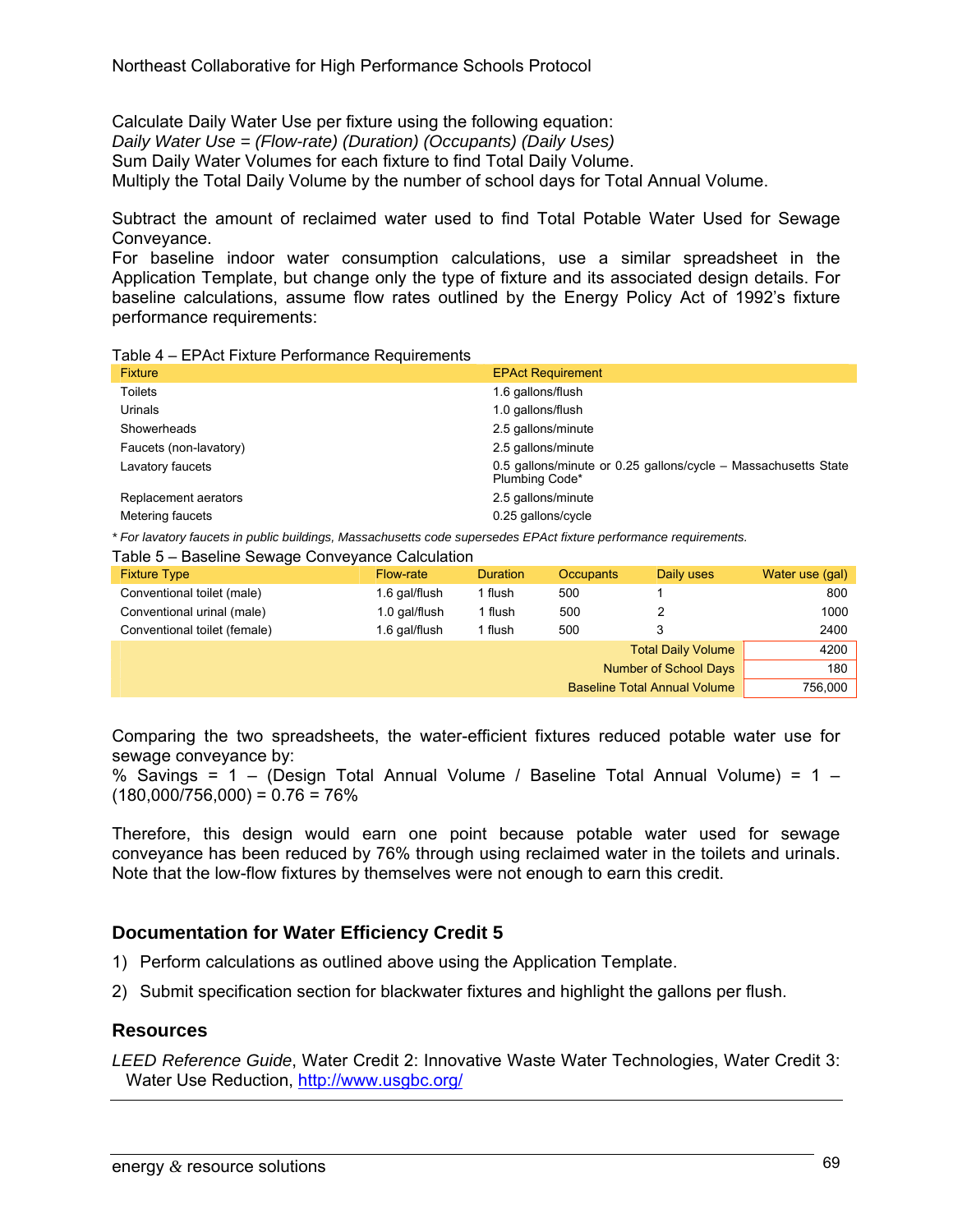Calculate Daily Water Use per fixture using the following equation:
*Daily Water Use = (Flow-rate) (Duration) (Occupants) (Daily Uses)*
Sum Daily Water Volumes for each fixture to find Total Daily Volume.
Multiply the Total Daily Volume by the number of school days for Total Annual Volume.

Subtract the amount of reclaimed water used to find Total Potable Water Used for Sewage Conveyance.
For baseline indoor water consumption calculations, use a similar spreadsheet in the Application Template, but change only the type of fixture and its associated design details. For baseline calculations, assume flow rates outlined by the Energy Policy Act of 1992's fixture performance requirements:

Table 4 – EPAct Fixture Performance Requirements

| Fixture | EPAct Requirement |
|---|---|
| Toilets | 1.6 gallons/flush |
| Urinals | 1.0 gallons/flush |
| Showerheads | 2.5 gallons/minute |
| Faucets (non-lavatory) | 2.5 gallons/minute |
| Lavatory faucets | 0.5 gallons/minute or 0.25 gallons/cycle – Massachusetts State Plumbing Code* |
| Replacement aerators | 2.5 gallons/minute |
| Metering faucets | 0.25 gallons/cycle |

*\* For lavatory faucets in public buildings, Massachusetts code supersedes EPAct fixture performance requirements.*

Table 5 – Baseline Sewage Conveyance Calculation

| Fixture Type | Flow-rate | Duration | Occupants | Daily uses | Water use (gal) |
|---|---|---|---|---|---|
| Conventional toilet (male) | 1.6 gal/flush | 1 flush | 500 | 1 | 800 |
| Conventional urinal (male) | 1.0 gal/flush | 1 flush | 500 | 2 | 1000 |
| Conventional toilet (female) | 1.6 gal/flush | 1 flush | 500 | 3 | 2400 |
| | | | | Total Daily Volume | 4200 |
| | | | | Number of School Days | 180 |
| | | | | Baseline Total Annual Volume | 756,000 |

Comparing the two spreadsheets, the water-efficient fixtures reduced potable water use for sewage conveyance by:
% Savings = 1 – (Design Total Annual Volume / Baseline Total Annual Volume) = 1 – (180,000/756,000) = 0.76 = 76%

Therefore, this design would earn one point because potable water used for sewage conveyance has been reduced by 76% through using reclaimed water in the toilets and urinals. Note that the low-flow fixtures by themselves were not enough to earn this credit.

### Documentation for Water Efficiency Credit 5

1) Perform calculations as outlined above using the Application Template.
2) Submit specification section for blackwater fixtures and highlight the gallons per flush.

### Resources

*LEED Reference Guide*, Water Credit 2: Innovative Waste Water Technologies, Water Credit 3: Water Use Reduction, http://www.usgbc.org/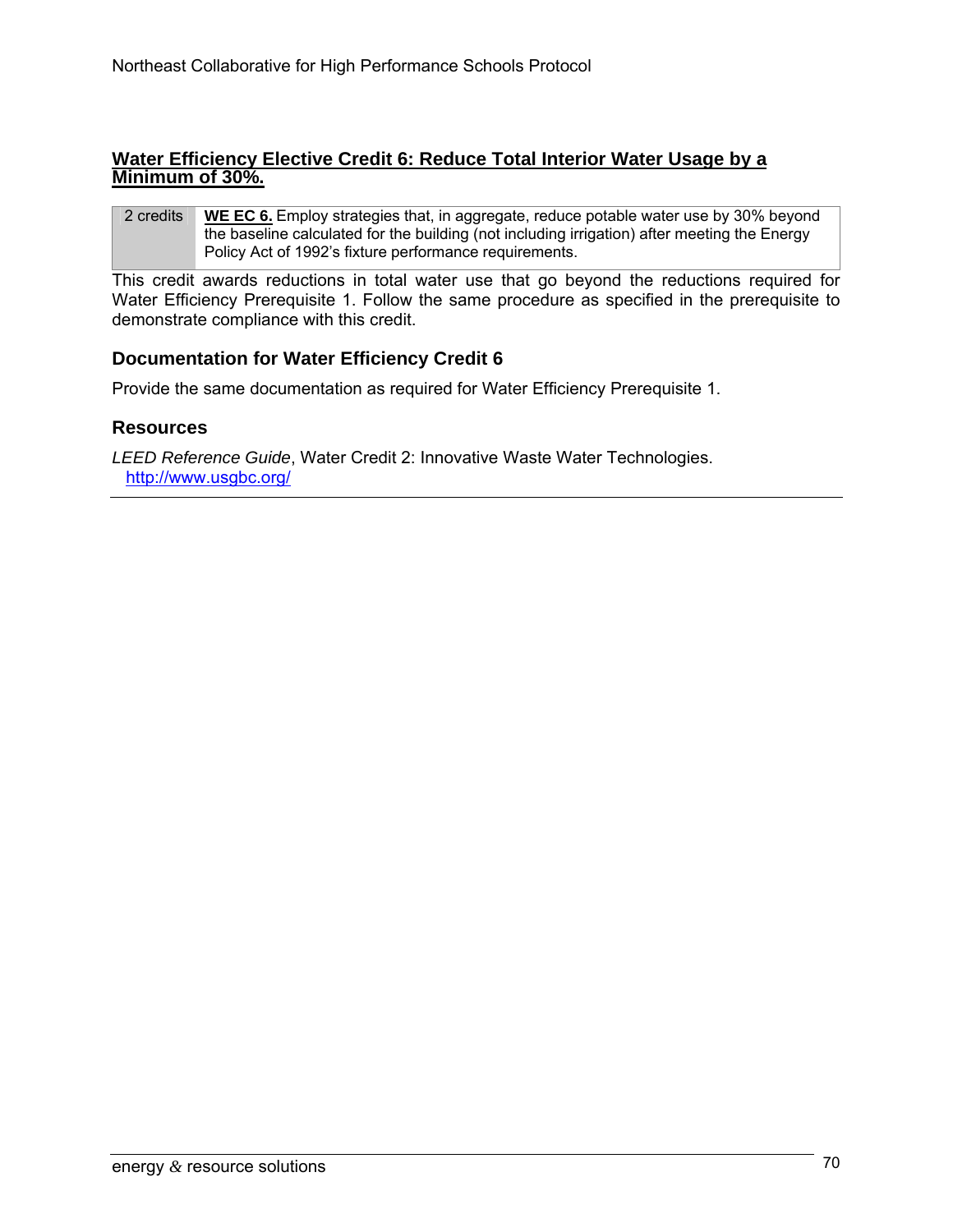## Water Efficiency Elective Credit 6: Reduce Total Interior Water Usage by a Minimum of 30%.

| 2 credits | **WE EC 6.** Employ strategies that, in aggregate, reduce potable water use by 30% beyond the baseline calculated for the building (not including irrigation) after meeting the Energy Policy Act of 1992's fixture performance requirements. |
|---|---|

This credit awards reductions in total water use that go beyond the reductions required for Water Efficiency Prerequisite 1. Follow the same procedure as specified in the prerequisite to demonstrate compliance with this credit.

### Documentation for Water Efficiency Credit 6

Provide the same documentation as required for Water Efficiency Prerequisite 1.

### Resources

*LEED Reference Guide*, Water Credit 2: Innovative Waste Water Technologies. http://www.usgbc.org/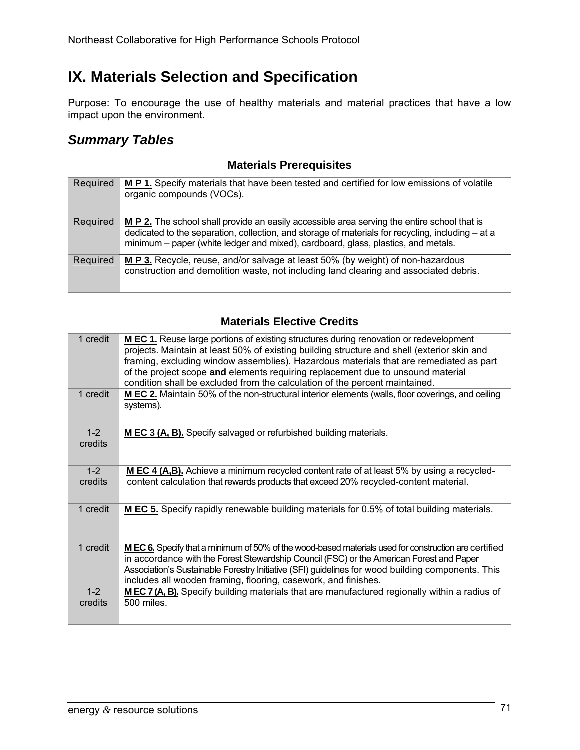# IX. Materials Selection and Specification

Purpose: To encourage the use of healthy materials and material practices that have a low impact upon the environment.

## *Summary Tables*

### Materials Prerequisites

| | |
|---|---|
| Required | **M P 1.** Specify materials that have been tested and certified for low emissions of volatile organic compounds (VOCs). |
| Required | **M P 2.** The school shall provide an easily accessible area serving the entire school that is dedicated to the separation, collection, and storage of materials for recycling, including – at a minimum – paper (white ledger and mixed), cardboard, glass, plastics, and metals. |
| Required | **M P 3.** Recycle, reuse, and/or salvage at least 50% (by weight) of non-hazardous construction and demolition waste, not including land clearing and associated debris. |

### Materials Elective Credits

| | |
|---|---|
| 1 credit | **M EC 1.** Reuse large portions of existing structures during renovation or redevelopment projects. Maintain at least 50% of existing building structure and shell (exterior skin and framing, excluding window assemblies). Hazardous materials that are remediated as part of the project scope **and** elements requiring replacement due to unsound material condition shall be excluded from the calculation of the percent maintained. |
| 1 credit | **M EC 2.** Maintain 50% of the non-structural interior elements (walls, floor coverings, and ceiling systems). |
| 1-2 credits | **M EC 3 (A, B).** Specify salvaged or refurbished building materials. |
| 1-2 credits | **M EC 4 (A,B).** Achieve a minimum recycled content rate of at least 5% by using a recycled-content calculation that rewards products that exceed 20% recycled-content material. |
| 1 credit | **M EC 5.** Specify rapidly renewable building materials for 0.5% of total building materials. |
| 1 credit | **M EC 6.** Specify that a minimum of 50% of the wood-based materials used for construction are certified in accordance with the Forest Stewardship Council (FSC) or the American Forest and Paper Association's Sustainable Forestry Initiative (SFI) guidelines for wood building components. This includes all wooden framing, flooring, casework, and finishes. |
| 1-2 credits | **M EC 7 (A, B).** Specify building materials that are manufactured regionally within a radius of 500 miles. |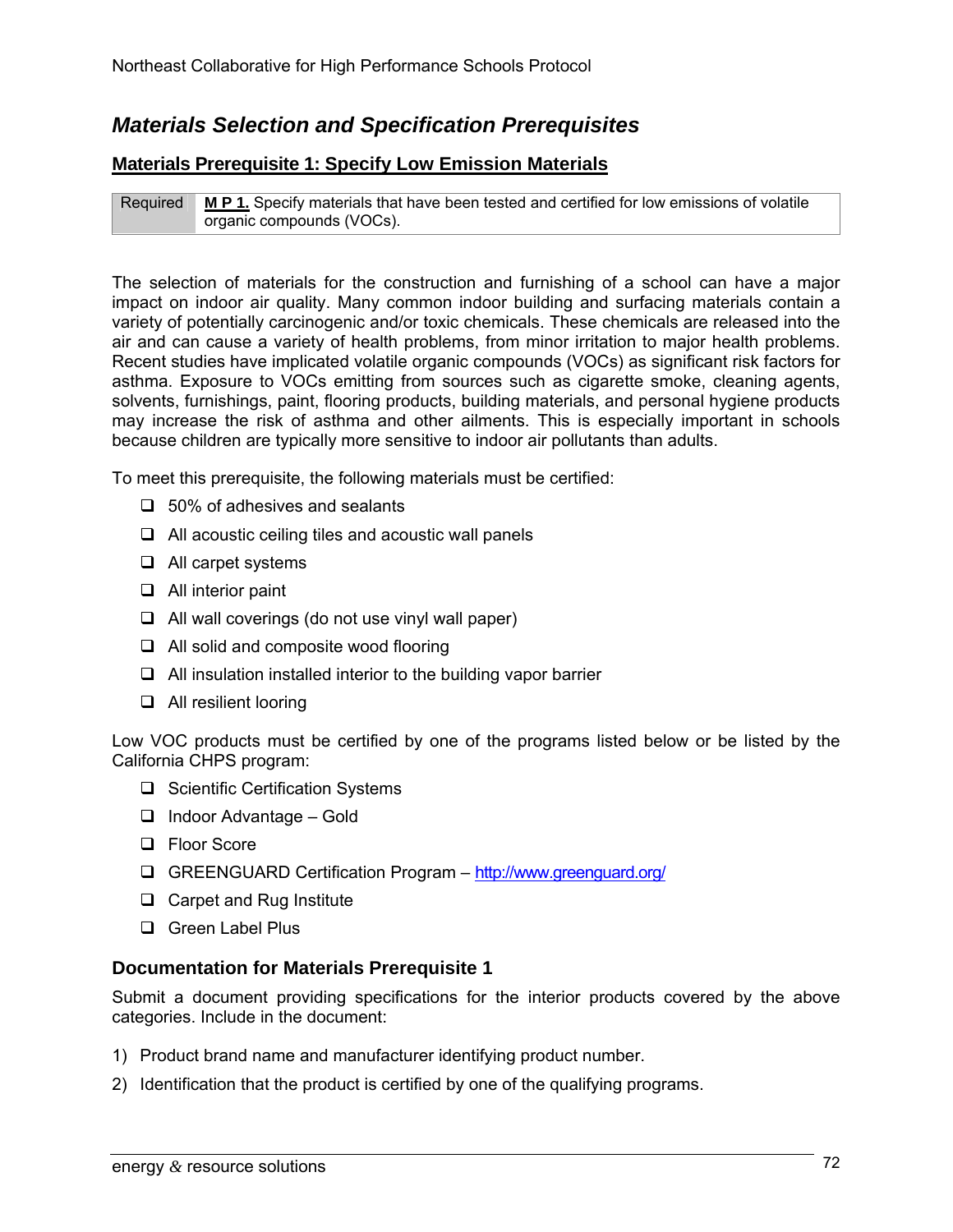## Materials Selection and Specification Prerequisites

### Materials Prerequisite 1: Specify Low Emission Materials

| Required | **M P 1.** Specify materials that have been tested and certified for low emissions of volatile organic compounds (VOCs). |
|---|---|

The selection of materials for the construction and furnishing of a school can have a major impact on indoor air quality. Many common indoor building and surfacing materials contain a variety of potentially carcinogenic and/or toxic chemicals. These chemicals are released into the air and can cause a variety of health problems, from minor irritation to major health problems. Recent studies have implicated volatile organic compounds (VOCs) as significant risk factors for asthma. Exposure to VOCs emitting from sources such as cigarette smoke, cleaning agents, solvents, furnishings, paint, flooring products, building materials, and personal hygiene products may increase the risk of asthma and other ailments. This is especially important in schools because children are typically more sensitive to indoor air pollutants than adults.

To meet this prerequisite, the following materials must be certified:

- ❑ 50% of adhesives and sealants
- ❑ All acoustic ceiling tiles and acoustic wall panels
- ❑ All carpet systems
- ❑ All interior paint
- ❑ All wall coverings (do not use vinyl wall paper)
- ❑ All solid and composite wood flooring
- ❑ All insulation installed interior to the building vapor barrier
- ❑ All resilient looring

Low VOC products must be certified by one of the programs listed below or be listed by the California CHPS program:

- ❑ Scientific Certification Systems
- ❑ Indoor Advantage – Gold
- ❑ Floor Score
- ❑ GREENGUARD Certification Program – http://www.greenguard.org/
- ❑ Carpet and Rug Institute
- ❑ Green Label Plus

### Documentation for Materials Prerequisite 1

Submit a document providing specifications for the interior products covered by the above categories. Include in the document:

1) Product brand name and manufacturer identifying product number.
2) Identification that the product is certified by one of the qualifying programs.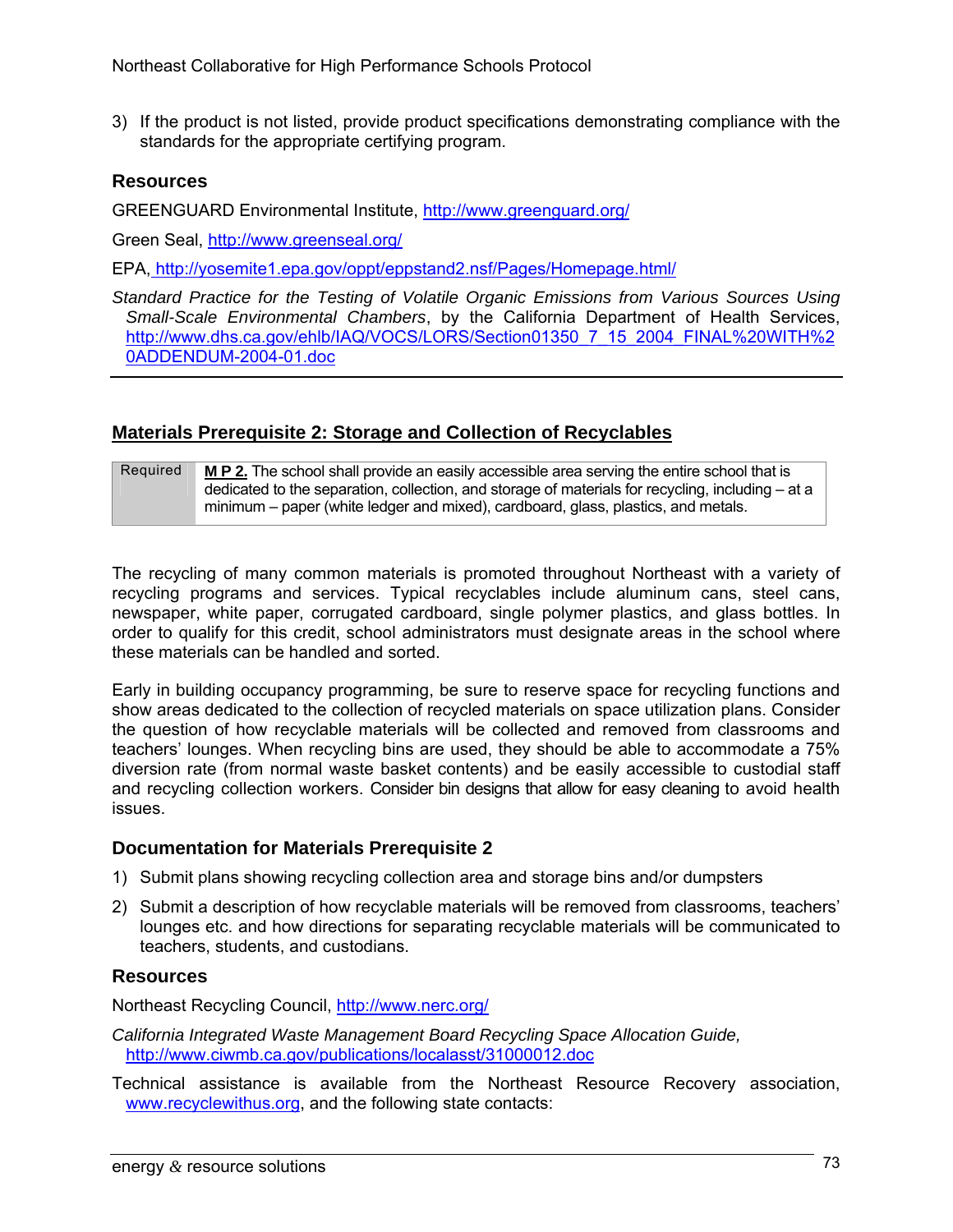3) If the product is not listed, provide product specifications demonstrating compliance with the standards for the appropriate certifying program.

### Resources

GREENGUARD Environmental Institute, http://www.greenguard.org/

Green Seal, http://www.greenseal.org/

EPA, http://yosemite1.epa.gov/oppt/eppstand2.nsf/Pages/Homepage.html/

*Standard Practice for the Testing of Volatile Organic Emissions from Various Sources Using Small-Scale Environmental Chambers*, by the California Department of Health Services, http://www.dhs.ca.gov/ehlb/IAQ/VOCS/LORS/Section01350_7_15_2004_FINAL%20WITH%20ADDENDUM-2004-01.doc

## Materials Prerequisite 2: Storage and Collection of Recyclables

| Required | **M P 2.** The school shall provide an easily accessible area serving the entire school that is dedicated to the separation, collection, and storage of materials for recycling, including – at a minimum – paper (white ledger and mixed), cardboard, glass, plastics, and metals. |
|---|---|

The recycling of many common materials is promoted throughout Northeast with a variety of recycling programs and services. Typical recyclables include aluminum cans, steel cans, newspaper, white paper, corrugated cardboard, single polymer plastics, and glass bottles. In order to qualify for this credit, school administrators must designate areas in the school where these materials can be handled and sorted.

Early in building occupancy programming, be sure to reserve space for recycling functions and show areas dedicated to the collection of recycled materials on space utilization plans. Consider the question of how recyclable materials will be collected and removed from classrooms and teachers' lounges. When recycling bins are used, they should be able to accommodate a 75% diversion rate (from normal waste basket contents) and be easily accessible to custodial staff and recycling collection workers. Consider bin designs that allow for easy cleaning to avoid health issues.

### Documentation for Materials Prerequisite 2

1) Submit plans showing recycling collection area and storage bins and/or dumpsters
2) Submit a description of how recyclable materials will be removed from classrooms, teachers' lounges etc. and how directions for separating recyclable materials will be communicated to teachers, students, and custodians.

### Resources

Northeast Recycling Council, http://www.nerc.org/

*California Integrated Waste Management Board Recycling Space Allocation Guide,* http://www.ciwmb.ca.gov/publications/localasst/31000012.doc

Technical assistance is available from the Northeast Resource Recovery association, www.recyclewithus.org, and the following state contacts: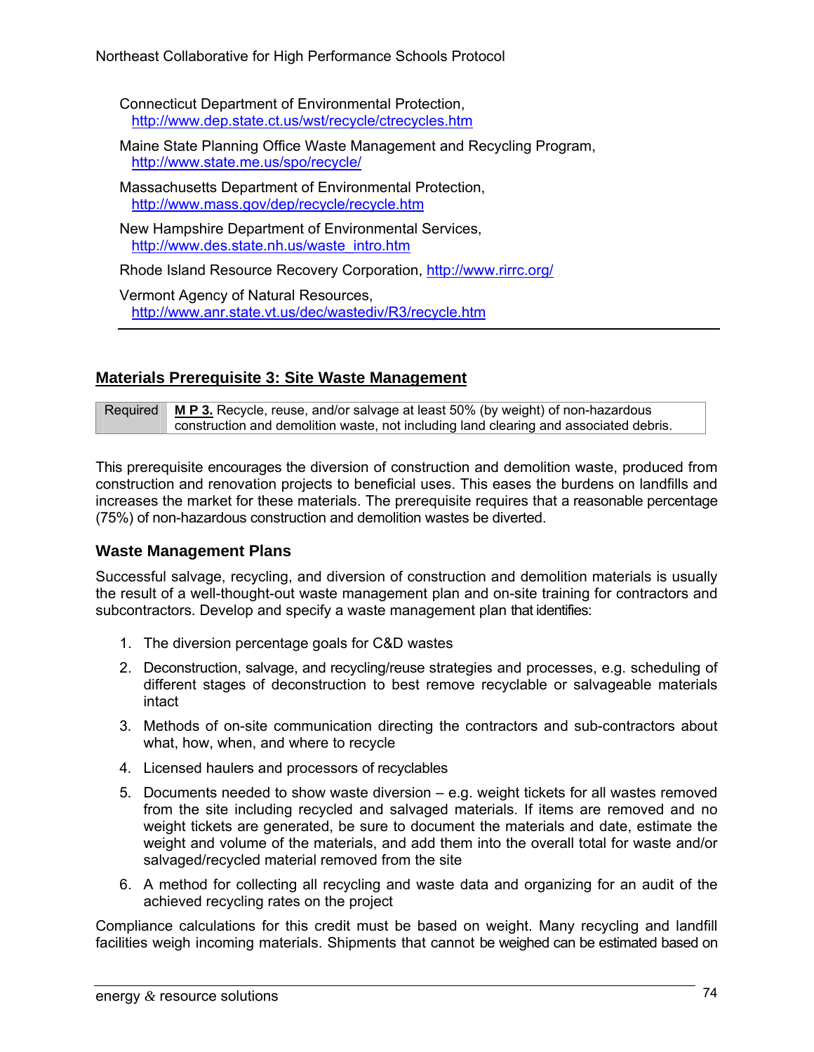Connecticut Department of Environmental Protection, http://www.dep.state.ct.us/wst/recycle/ctrecycles.htm

Maine State Planning Office Waste Management and Recycling Program, http://www.state.me.us/spo/recycle/

Massachusetts Department of Environmental Protection, http://www.mass.gov/dep/recycle/recycle.htm

New Hampshire Department of Environmental Services, http://www.des.state.nh.us/waste_intro.htm

Rhode Island Resource Recovery Corporation, http://www.rirrc.org/

Vermont Agency of Natural Resources, http://www.anr.state.vt.us/dec/wastediv/R3/recycle.htm

## Materials Prerequisite 3: Site Waste Management

| Required | **M P 3.** Recycle, reuse, and/or salvage at least 50% (by weight) of non-hazardous construction and demolition waste, not including land clearing and associated debris. |
|---|---|

This prerequisite encourages the diversion of construction and demolition waste, produced from construction and renovation projects to beneficial uses. This eases the burdens on landfills and increases the market for these materials. The prerequisite requires that a reasonable percentage (75%) of non-hazardous construction and demolition wastes be diverted.

### Waste Management Plans

Successful salvage, recycling, and diversion of construction and demolition materials is usually the result of a well-thought-out waste management plan and on-site training for contractors and subcontractors. Develop and specify a waste management plan that identifies:

1. The diversion percentage goals for C&D wastes
2. Deconstruction, salvage, and recycling/reuse strategies and processes, e.g. scheduling of different stages of deconstruction to best remove recyclable or salvageable materials intact
3. Methods of on-site communication directing the contractors and sub-contractors about what, how, when, and where to recycle
4. Licensed haulers and processors of recyclables
5. Documents needed to show waste diversion – e.g. weight tickets for all wastes removed from the site including recycled and salvaged materials. If items are removed and no weight tickets are generated, be sure to document the materials and date, estimate the weight and volume of the materials, and add them into the overall total for waste and/or salvaged/recycled material removed from the site
6. A method for collecting all recycling and waste data and organizing for an audit of the achieved recycling rates on the project

Compliance calculations for this credit must be based on weight. Many recycling and landfill facilities weigh incoming materials. Shipments that cannot be weighed can be estimated based on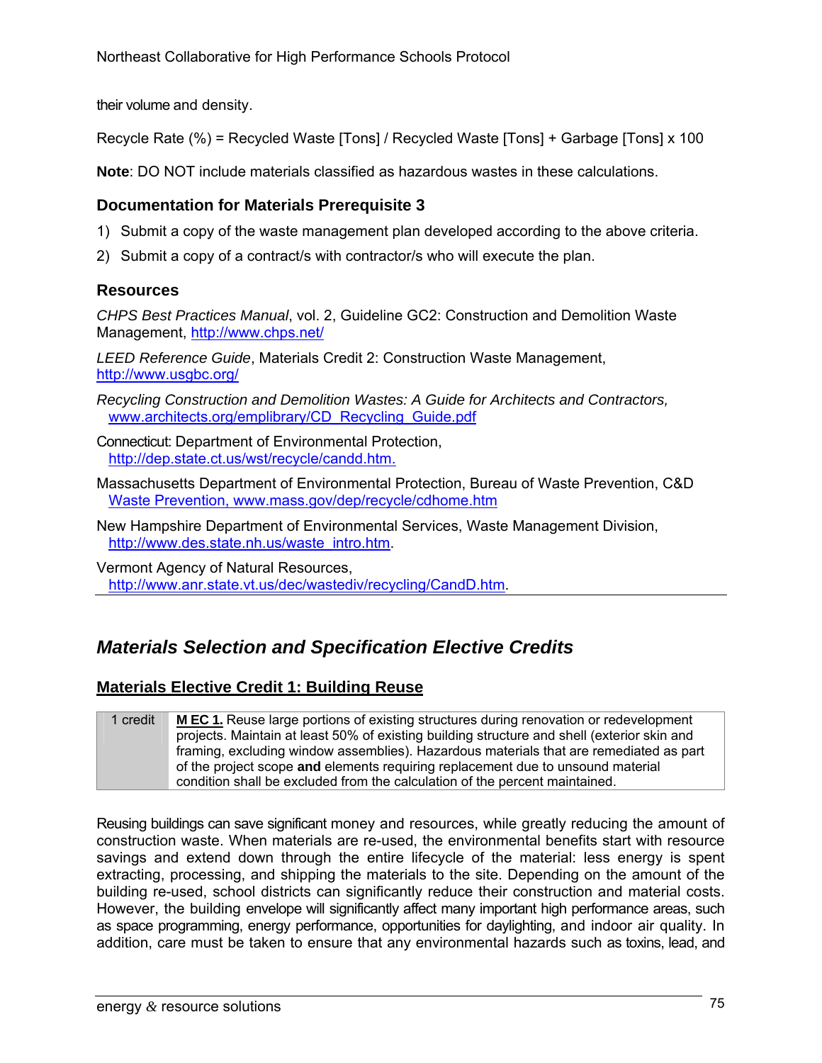their volume and density.

Recycle Rate (%) = Recycled Waste [Tons] / Recycled Waste [Tons] + Garbage [Tons] x 100

**Note**: DO NOT include materials classified as hazardous wastes in these calculations.

### Documentation for Materials Prerequisite 3

1) Submit a copy of the waste management plan developed according to the above criteria.
2) Submit a copy of a contract/s with contractor/s who will execute the plan.

### Resources

*CHPS Best Practices Manual*, vol. 2, Guideline GC2: Construction and Demolition Waste Management, http://www.chps.net/

*LEED Reference Guide*, Materials Credit 2: Construction Waste Management, http://www.usgbc.org/

*Recycling Construction and Demolition Wastes: A Guide for Architects and Contractors,* www.architects.org/emplibrary/CD_Recycling_Guide.pdf

Connecticut: Department of Environmental Protection, http://dep.state.ct.us/wst/recycle/candd.htm.

Massachusetts Department of Environmental Protection, Bureau of Waste Prevention, C&D Waste Prevention, www.mass.gov/dep/recycle/cdhome.htm

New Hampshire Department of Environmental Services, Waste Management Division, http://www.des.state.nh.us/waste_intro.htm.

Vermont Agency of Natural Resources, http://www.anr.state.vt.us/dec/wastediv/recycling/CandD.htm.

## *Materials Selection and Specification Elective Credits*

### Materials Elective Credit 1: Building Reuse

| 1 credit | **M EC 1.** Reuse large portions of existing structures during renovation or redevelopment projects. Maintain at least 50% of existing building structure and shell (exterior skin and framing, excluding window assemblies). Hazardous materials that are remediated as part of the project scope **and** elements requiring replacement due to unsound material condition shall be excluded from the calculation of the percent maintained. |
|---|---|

Reusing buildings can save significant money and resources, while greatly reducing the amount of construction waste. When materials are re-used, the environmental benefits start with resource savings and extend down through the entire lifecycle of the material: less energy is spent extracting, processing, and shipping the materials to the site. Depending on the amount of the building re-used, school districts can significantly reduce their construction and material costs. However, the building envelope will significantly affect many important high performance areas, such as space programming, energy performance, opportunities for daylighting, and indoor air quality. In addition, care must be taken to ensure that any environmental hazards such as toxins, lead, and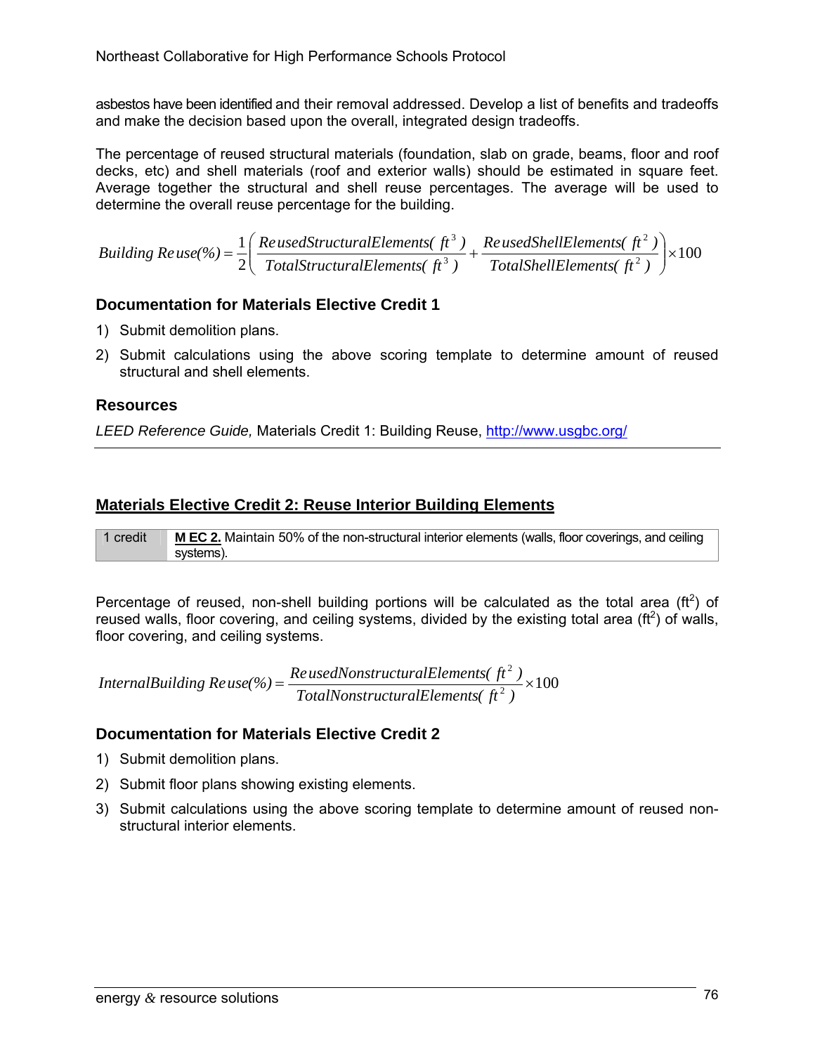asbestos have been identified and their removal addressed. Develop a list of benefits and tradeoffs and make the decision based upon the overall, integrated design tradeoffs.

The percentage of reused structural materials (foundation, slab on grade, beams, floor and roof decks, etc) and shell materials (roof and exterior walls) should be estimated in square feet. Average together the structural and shell reuse percentages. The average will be used to determine the overall reuse percentage for the building.

$$Building\ Reuse(\%) = \frac{1}{2}\left(\frac{ReusedStructuralElements(\ ft^3\ )}{TotalStructuralElements(\ ft^3\ )} + \frac{ReusedShellElements(\ ft^2\ )}{TotalShellElements(\ ft^2\ )}\right) \times 100$$

### Documentation for Materials Elective Credit 1

1) Submit demolition plans.
2) Submit calculations using the above scoring template to determine amount of reused structural and shell elements.

### Resources

*LEED Reference Guide,* Materials Credit 1: Building Reuse, http://www.usgbc.org/

---

## Materials Elective Credit 2: Reuse Interior Building Elements

| 1 credit | **M EC 2.** Maintain 50% of the non-structural interior elements (walls, floor coverings, and ceiling systems). |
|---|---|

Percentage of reused, non-shell building portions will be calculated as the total area ($ft^2$) of reused walls, floor covering, and ceiling systems, divided by the existing total area ($ft^2$) of walls, floor covering, and ceiling systems.

$$InternalBuilding\ Reuse(\%) = \frac{ReusedNonstructuralElements(\ ft^2\ )}{TotalNonstructuralElements(\ ft^2\ )} \times 100$$

### Documentation for Materials Elective Credit 2

1) Submit demolition plans.
2) Submit floor plans showing existing elements.
3) Submit calculations using the above scoring template to determine amount of reused non-structural interior elements.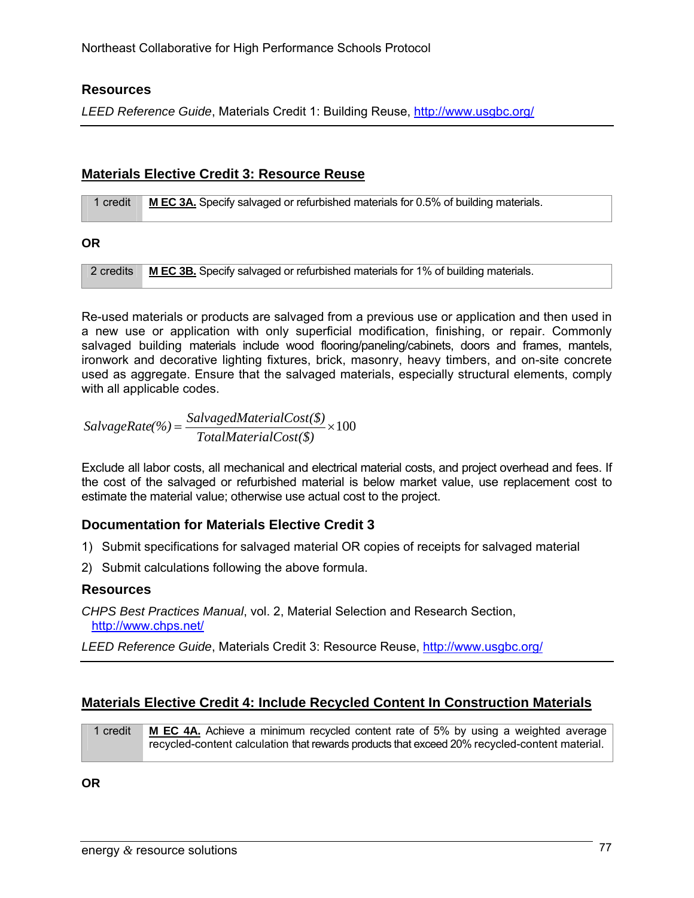### Resources

*LEED Reference Guide*, Materials Credit 1: Building Reuse, http://www.usgbc.org/

## Materials Elective Credit 3: Resource Reuse

| 1 credit | **M EC 3A.** Specify salvaged or refurbished materials for 0.5% of building materials. |
|---|---|

**OR**

| 2 credits | **M EC 3B.** Specify salvaged or refurbished materials for 1% of building materials. |
|---|---|

Re-used materials or products are salvaged from a previous use or application and then used in a new use or application with only superficial modification, finishing, or repair. Commonly salvaged building materials include wood flooring/paneling/cabinets, doors and frames, mantels, ironwork and decorative lighting fixtures, brick, masonry, heavy timbers, and on-site concrete used as aggregate. Ensure that the salvaged materials, especially structural elements, comply with all applicable codes.

$$SalvageRate(\%) = \frac{SalvagedMaterialCost(\$)}{TotalMaterialCost(\$)} \times 100$$

Exclude all labor costs, all mechanical and electrical material costs, and project overhead and fees. If the cost of the salvaged or refurbished material is below market value, use replacement cost to estimate the material value; otherwise use actual cost to the project.

### Documentation for Materials Elective Credit 3

1) Submit specifications for salvaged material OR copies of receipts for salvaged material
2) Submit calculations following the above formula.

### Resources

*CHPS Best Practices Manual*, vol. 2, Material Selection and Research Section, http://www.chps.net/

*LEED Reference Guide*, Materials Credit 3: Resource Reuse, http://www.usgbc.org/

## Materials Elective Credit 4: Include Recycled Content In Construction Materials

| 1 credit | **M EC 4A.** Achieve a minimum recycled content rate of 5% by using a weighted average recycled-content calculation that rewards products that exceed 20% recycled-content material. |
|---|---|

**OR**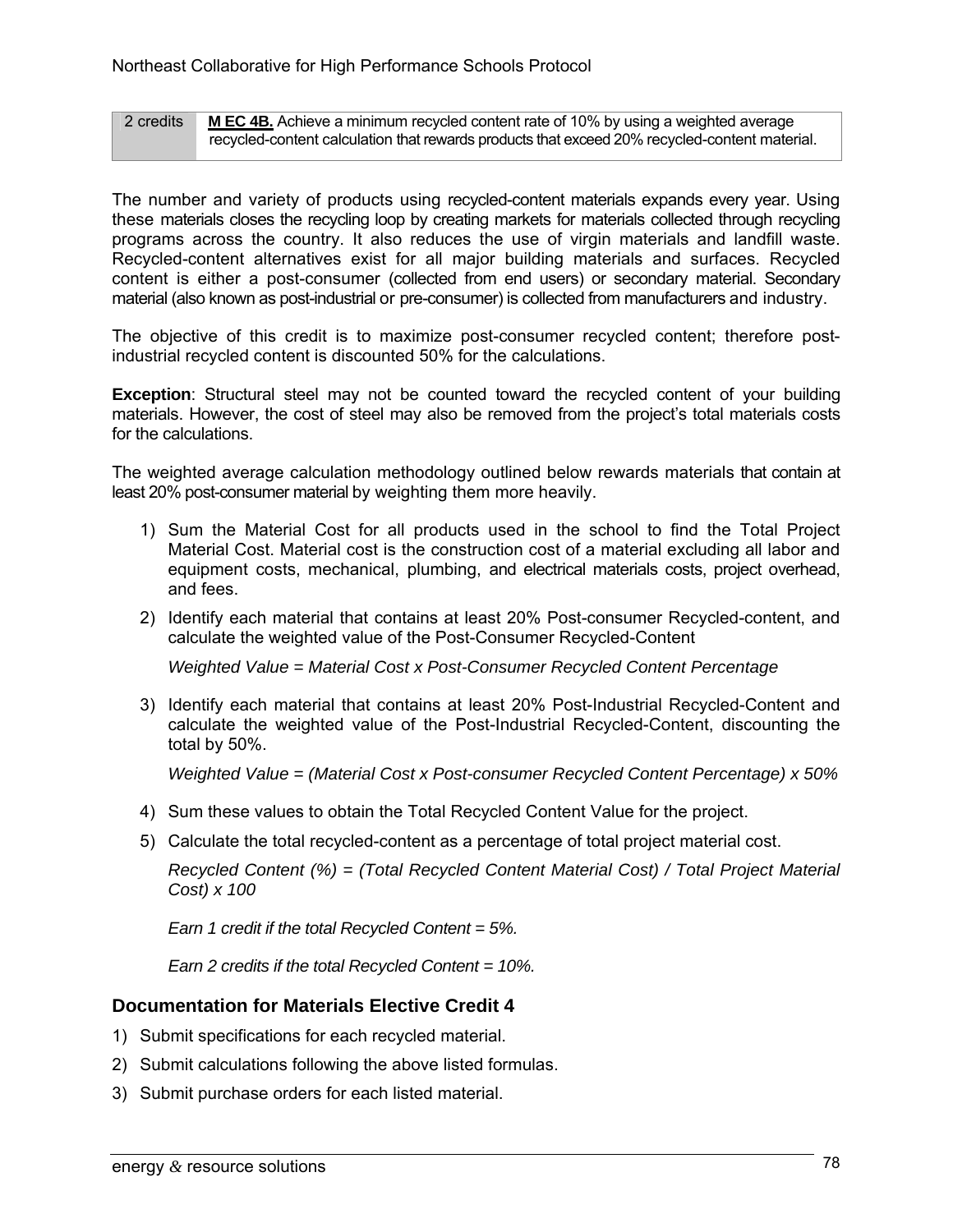| 2 credits | **M EC 4B.** Achieve a minimum recycled content rate of 10% by using a weighted average recycled-content calculation that rewards products that exceed 20% recycled-content material. |
|---|---|

The number and variety of products using recycled-content materials expands every year. Using these materials closes the recycling loop by creating markets for materials collected through recycling programs across the country. It also reduces the use of virgin materials and landfill waste. Recycled-content alternatives exist for all major building materials and surfaces. Recycled content is either a post-consumer (collected from end users) or secondary material. Secondary material (also known as post-industrial or pre-consumer) is collected from manufacturers and industry.

The objective of this credit is to maximize post-consumer recycled content; therefore post-industrial recycled content is discounted 50% for the calculations.

**Exception**: Structural steel may not be counted toward the recycled content of your building materials. However, the cost of steel may also be removed from the project's total materials costs for the calculations.

The weighted average calculation methodology outlined below rewards materials that contain at least 20% post-consumer material by weighting them more heavily.

1) Sum the Material Cost for all products used in the school to find the Total Project Material Cost. Material cost is the construction cost of a material excluding all labor and equipment costs, mechanical, plumbing, and electrical materials costs, project overhead, and fees.

2) Identify each material that contains at least 20% Post-consumer Recycled-content, and calculate the weighted value of the Post-Consumer Recycled-Content

   *Weighted Value = Material Cost x Post-Consumer Recycled Content Percentage*

3) Identify each material that contains at least 20% Post-Industrial Recycled-Content and calculate the weighted value of the Post-Industrial Recycled-Content, discounting the total by 50%.

   *Weighted Value = (Material Cost x Post-consumer Recycled Content Percentage) x 50%*

4) Sum these values to obtain the Total Recycled Content Value for the project.

5) Calculate the total recycled-content as a percentage of total project material cost.

   *Recycled Content (%) = (Total Recycled Content Material Cost) / Total Project Material Cost) x 100*

   *Earn 1 credit if the total Recycled Content = 5%.*

   *Earn 2 credits if the total Recycled Content = 10%.*

## Documentation for Materials Elective Credit 4

1) Submit specifications for each recycled material.
2) Submit calculations following the above listed formulas.
3) Submit purchase orders for each listed material.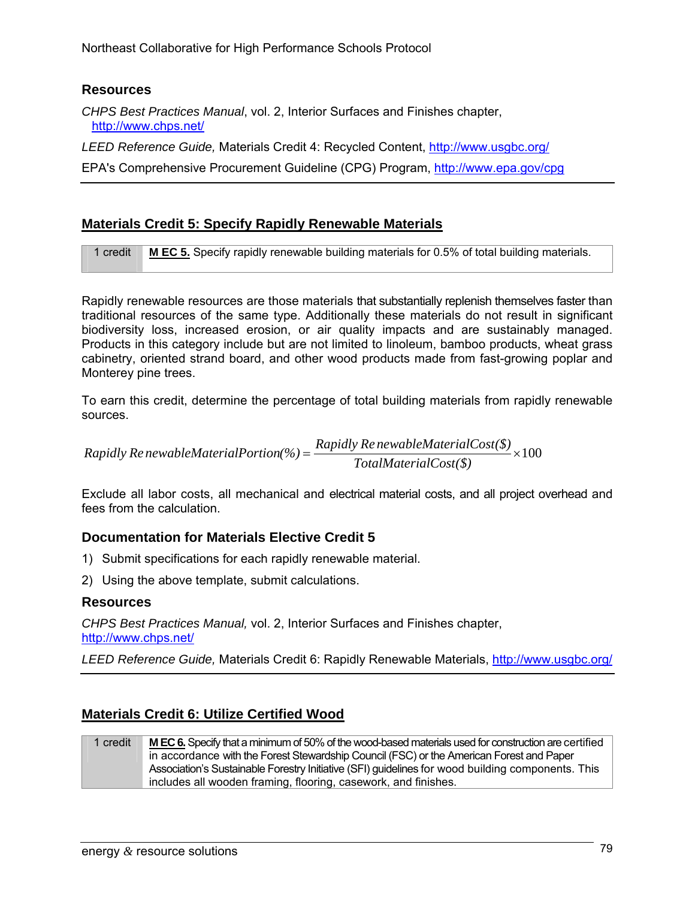### Resources

*CHPS Best Practices Manual*, vol. 2, Interior Surfaces and Finishes chapter, http://www.chps.net/

*LEED Reference Guide,* Materials Credit 4: Recycled Content, http://www.usgbc.org/

EPA's Comprehensive Procurement Guideline (CPG) Program, http://www.epa.gov/cpg

## Materials Credit 5: Specify Rapidly Renewable Materials

| 1 credit | **M EC 5.** Specify rapidly renewable building materials for 0.5% of total building materials. |
|---|---|

Rapidly renewable resources are those materials that substantially replenish themselves faster than traditional resources of the same type. Additionally these materials do not result in significant biodiversity loss, increased erosion, or air quality impacts and are sustainably managed. Products in this category include but are not limited to linoleum, bamboo products, wheat grass cabinetry, oriented strand board, and other wood products made from fast-growing poplar and Monterey pine trees.

To earn this credit, determine the percentage of total building materials from rapidly renewable sources.

$$Rapidly\,RenewableMaterialPortion(\%) = \frac{Rapidly\,RenewableMaterialCost(\$)}{TotalMaterialCost(\$)} \times 100$$

Exclude all labor costs, all mechanical and electrical material costs, and all project overhead and fees from the calculation.

### Documentation for Materials Elective Credit 5

1) Submit specifications for each rapidly renewable material.
2) Using the above template, submit calculations.

### Resources

*CHPS Best Practices Manual,* vol. 2, Interior Surfaces and Finishes chapter, http://www.chps.net/

*LEED Reference Guide,* Materials Credit 6: Rapidly Renewable Materials, http://www.usgbc.org/

## Materials Credit 6: Utilize Certified Wood

| 1 credit | **M EC 6.** Specify that a minimum of 50% of the wood-based materials used for construction are certified in accordance with the Forest Stewardship Council (FSC) or the American Forest and Paper Association's Sustainable Forestry Initiative (SFI) guidelines for wood building components. This includes all wooden framing, flooring, casework, and finishes. |
|---|---|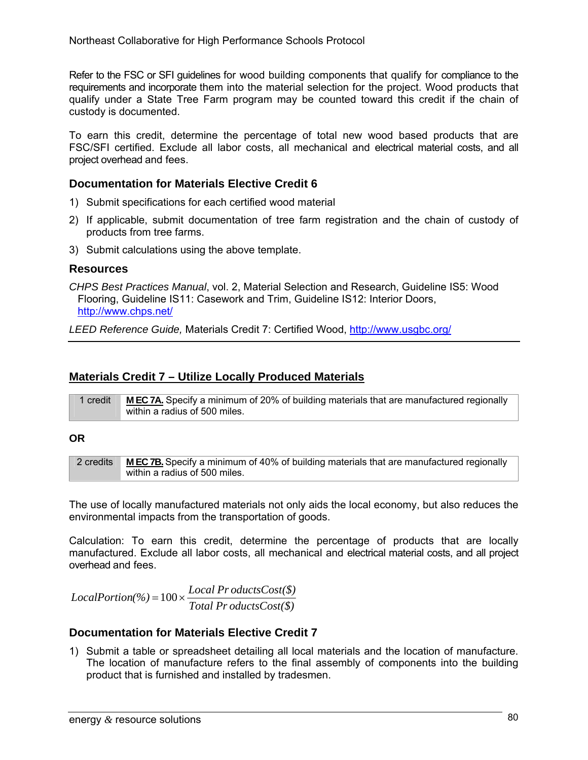Refer to the FSC or SFI guidelines for wood building components that qualify for compliance to the requirements and incorporate them into the material selection for the project. Wood products that qualify under a State Tree Farm program may be counted toward this credit if the chain of custody is documented.

To earn this credit, determine the percentage of total new wood based products that are FSC/SFI certified. Exclude all labor costs, all mechanical and electrical material costs, and all project overhead and fees.

### Documentation for Materials Elective Credit 6

1) Submit specifications for each certified wood material
2) If applicable, submit documentation of tree farm registration and the chain of custody of products from tree farms.
3) Submit calculations using the above template.

### Resources

*CHPS Best Practices Manual*, vol. 2, Material Selection and Research, Guideline IS5: Wood Flooring, Guideline IS11: Casework and Trim, Guideline IS12: Interior Doors, http://www.chps.net/

*LEED Reference Guide,* Materials Credit 7: Certified Wood, http://www.usgbc.org/

---

## Materials Credit 7 – Utilize Locally Produced Materials

| 1 credit | **M EC 7A.** Specify a minimum of 20% of building materials that are manufactured regionally within a radius of 500 miles. |
|---|---|

**OR**

| 2 credits | **M EC 7B.** Specify a minimum of 40% of building materials that are manufactured regionally within a radius of 500 miles. |
|---|---|

The use of locally manufactured materials not only aids the local economy, but also reduces the environmental impacts from the transportation of goods.

Calculation: To earn this credit, determine the percentage of products that are locally manufactured. Exclude all labor costs, all mechanical and electrical material costs, and all project overhead and fees.

$$LocalPortion(\%) = 100 \times \frac{Local\ ProductsCost(\$)}{Total\ ProductsCost(\$)}$$

### Documentation for Materials Elective Credit 7

1) Submit a table or spreadsheet detailing all local materials and the location of manufacture. The location of manufacture refers to the final assembly of components into the building product that is furnished and installed by tradesmen.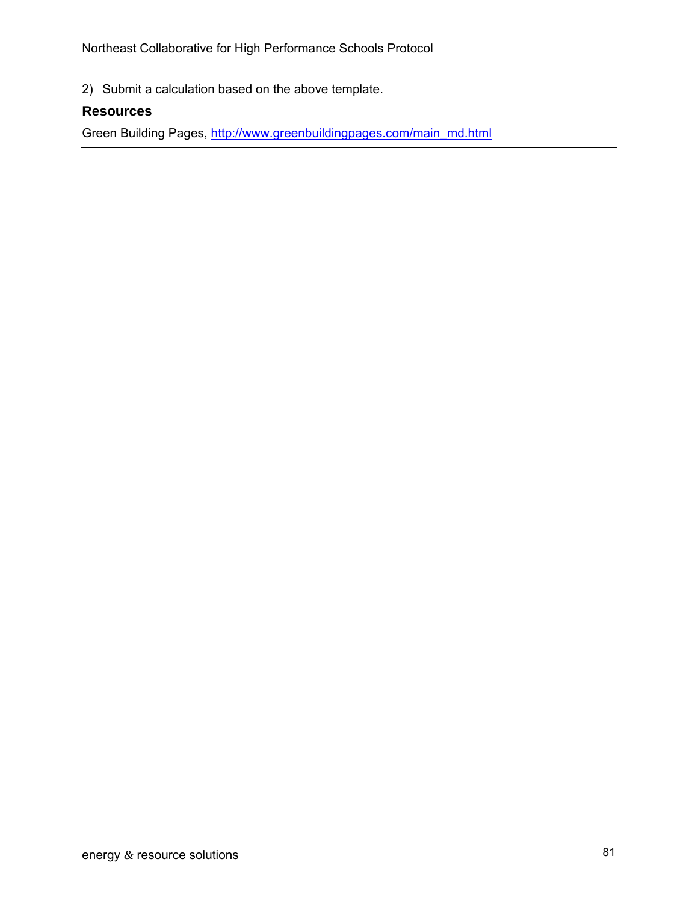2) Submit a calculation based on the above template.

### Resources

Green Building Pages, [http://www.greenbuildingpages.com/main_md.html](http://www.greenbuildingpages.com/main_md.html)

---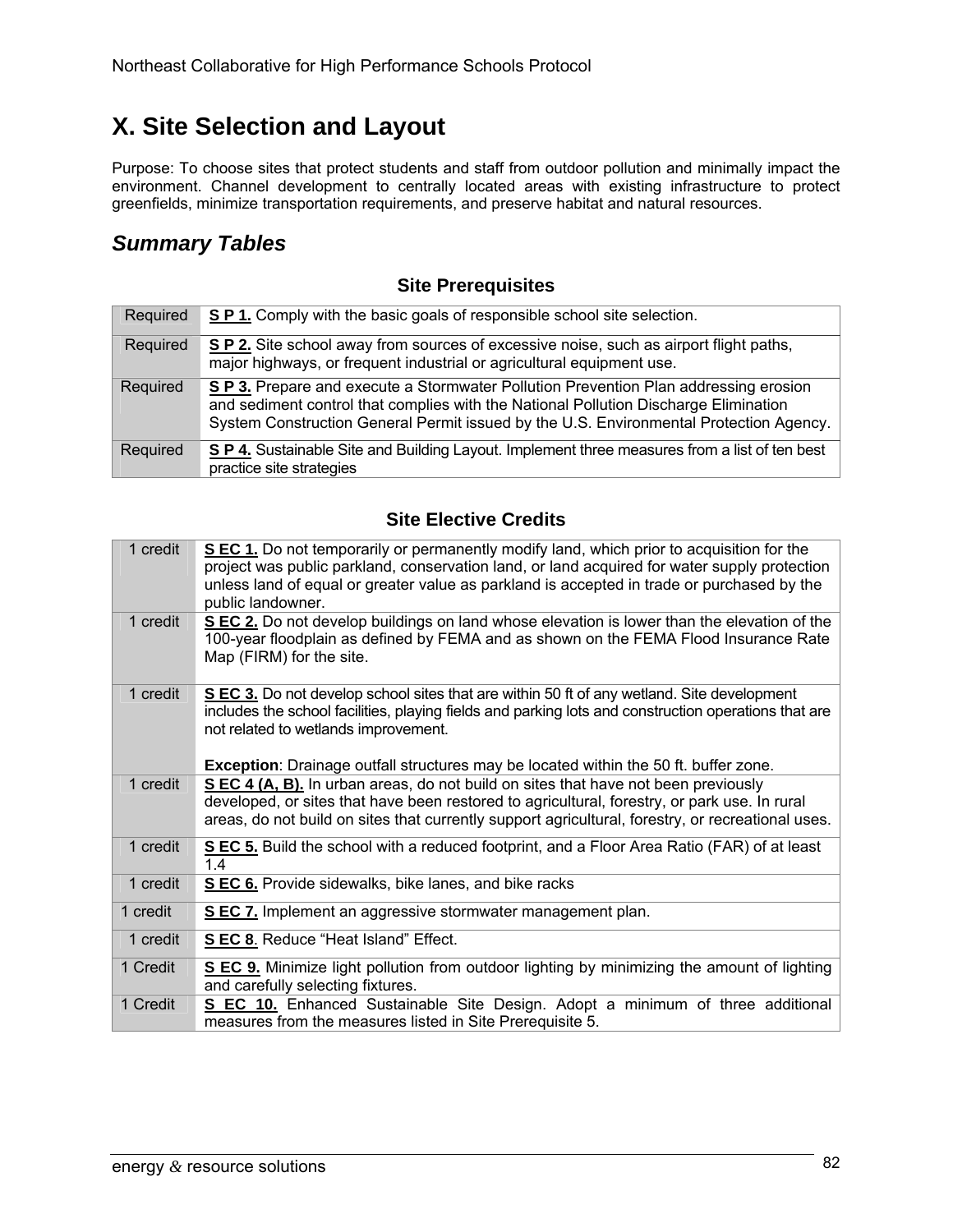# X. Site Selection and Layout

Purpose: To choose sites that protect students and staff from outdoor pollution and minimally impact the environment. Channel development to centrally located areas with existing infrastructure to protect greenfields, minimize transportation requirements, and preserve habitat and natural resources.

## *Summary Tables*

### Site Prerequisites

| | |
|---|---|
| Required | **S P 1.** Comply with the basic goals of responsible school site selection. |
| Required | **S P 2.** Site school away from sources of excessive noise, such as airport flight paths, major highways, or frequent industrial or agricultural equipment use. |
| Required | **S P 3.** Prepare and execute a Stormwater Pollution Prevention Plan addressing erosion and sediment control that complies with the National Pollution Discharge Elimination System Construction General Permit issued by the U.S. Environmental Protection Agency. |
| Required | **S P 4.** Sustainable Site and Building Layout. Implement three measures from a list of ten best practice site strategies |

### Site Elective Credits

| | |
|---|---|
| 1 credit | **S EC 1.** Do not temporarily or permanently modify land, which prior to acquisition for the project was public parkland, conservation land, or land acquired for water supply protection unless land of equal or greater value as parkland is accepted in trade or purchased by the public landowner. |
| 1 credit | **S EC 2.** Do not develop buildings on land whose elevation is lower than the elevation of the 100-year floodplain as defined by FEMA and as shown on the FEMA Flood Insurance Rate Map (FIRM) for the site. |
| 1 credit | **S EC 3.** Do not develop school sites that are within 50 ft of any wetland. Site development includes the school facilities, playing fields and parking lots and construction operations that are not related to wetlands improvement.<br><br>**Exception**: Drainage outfall structures may be located within the 50 ft. buffer zone. |
| 1 credit | **S EC 4 (A, B).** In urban areas, do not build on sites that have not been previously developed, or sites that have been restored to agricultural, forestry, or park use. In rural areas, do not build on sites that currently support agricultural, forestry, or recreational uses. |
| 1 credit | **S EC 5.** Build the school with a reduced footprint, and a Floor Area Ratio (FAR) of at least 1.4 |
| 1 credit | **S EC 6.** Provide sidewalks, bike lanes, and bike racks |
| 1 credit | **S EC 7.** Implement an aggressive stormwater management plan. |
| 1 credit | **S EC 8**. Reduce "Heat Island" Effect. |
| 1 Credit | **S EC 9.** Minimize light pollution from outdoor lighting by minimizing the amount of lighting and carefully selecting fixtures. |
| 1 Credit | **S EC 10.** Enhanced Sustainable Site Design. Adopt a minimum of three additional measures from the measures listed in Site Prerequisite 5. |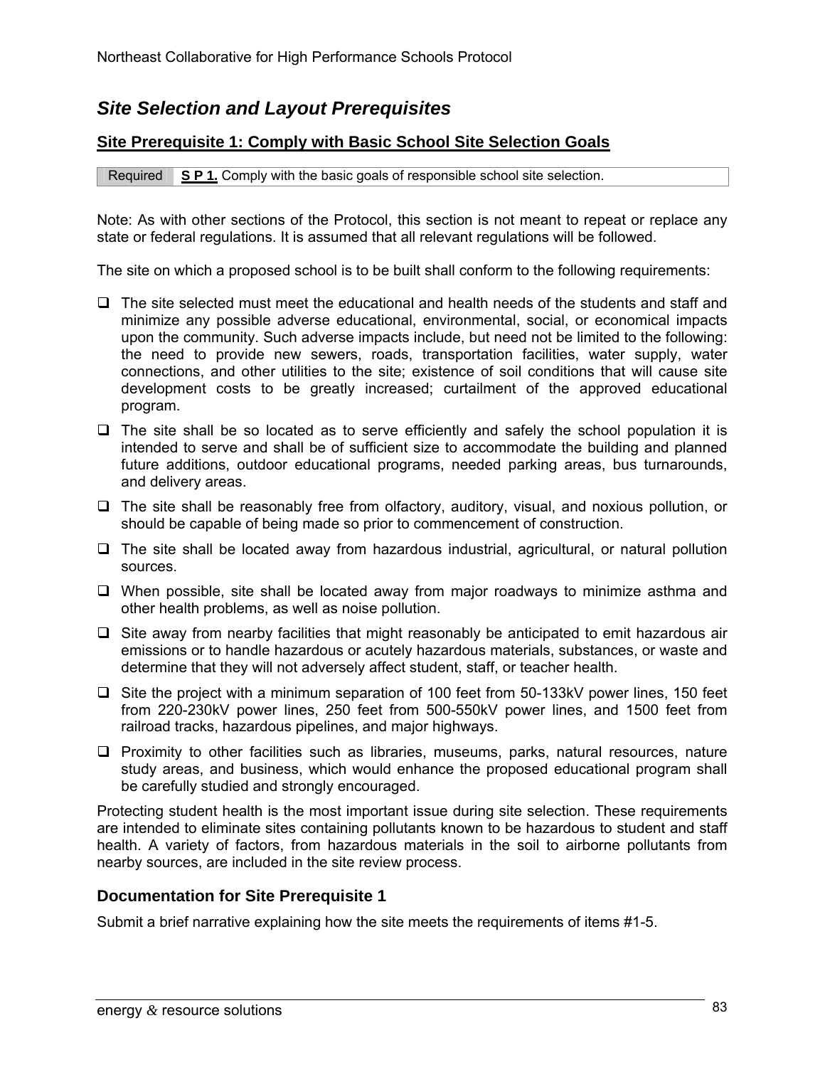## Site Selection and Layout Prerequisites

### Site Prerequisite 1: Comply with Basic School Site Selection Goals

| Required | **S P 1.** Comply with the basic goals of responsible school site selection. |
|---|---|

Note: As with other sections of the Protocol, this section is not meant to repeat or replace any state or federal regulations. It is assumed that all relevant regulations will be followed.

The site on which a proposed school is to be built shall conform to the following requirements:

- ❑ The site selected must meet the educational and health needs of the students and staff and minimize any possible adverse educational, environmental, social, or economical impacts upon the community. Such adverse impacts include, but need not be limited to the following: the need to provide new sewers, roads, transportation facilities, water supply, water connections, and other utilities to the site; existence of soil conditions that will cause site development costs to be greatly increased; curtailment of the approved educational program.
- ❑ The site shall be so located as to serve efficiently and safely the school population it is intended to serve and shall be of sufficient size to accommodate the building and planned future additions, outdoor educational programs, needed parking areas, bus turnarounds, and delivery areas.
- ❑ The site shall be reasonably free from olfactory, auditory, visual, and noxious pollution, or should be capable of being made so prior to commencement of construction.
- ❑ The site shall be located away from hazardous industrial, agricultural, or natural pollution sources.
- ❑ When possible, site shall be located away from major roadways to minimize asthma and other health problems, as well as noise pollution.
- ❑ Site away from nearby facilities that might reasonably be anticipated to emit hazardous air emissions or to handle hazardous or acutely hazardous materials, substances, or waste and determine that they will not adversely affect student, staff, or teacher health.
- ❑ Site the project with a minimum separation of 100 feet from 50-133kV power lines, 150 feet from 220-230kV power lines, 250 feet from 500-550kV power lines, and 1500 feet from railroad tracks, hazardous pipelines, and major highways.
- ❑ Proximity to other facilities such as libraries, museums, parks, natural resources, nature study areas, and business, which would enhance the proposed educational program shall be carefully studied and strongly encouraged.

Protecting student health is the most important issue during site selection. These requirements are intended to eliminate sites containing pollutants known to be hazardous to student and staff health. A variety of factors, from hazardous materials in the soil to airborne pollutants from nearby sources, are included in the site review process.

### Documentation for Site Prerequisite 1

Submit a brief narrative explaining how the site meets the requirements of items #1-5.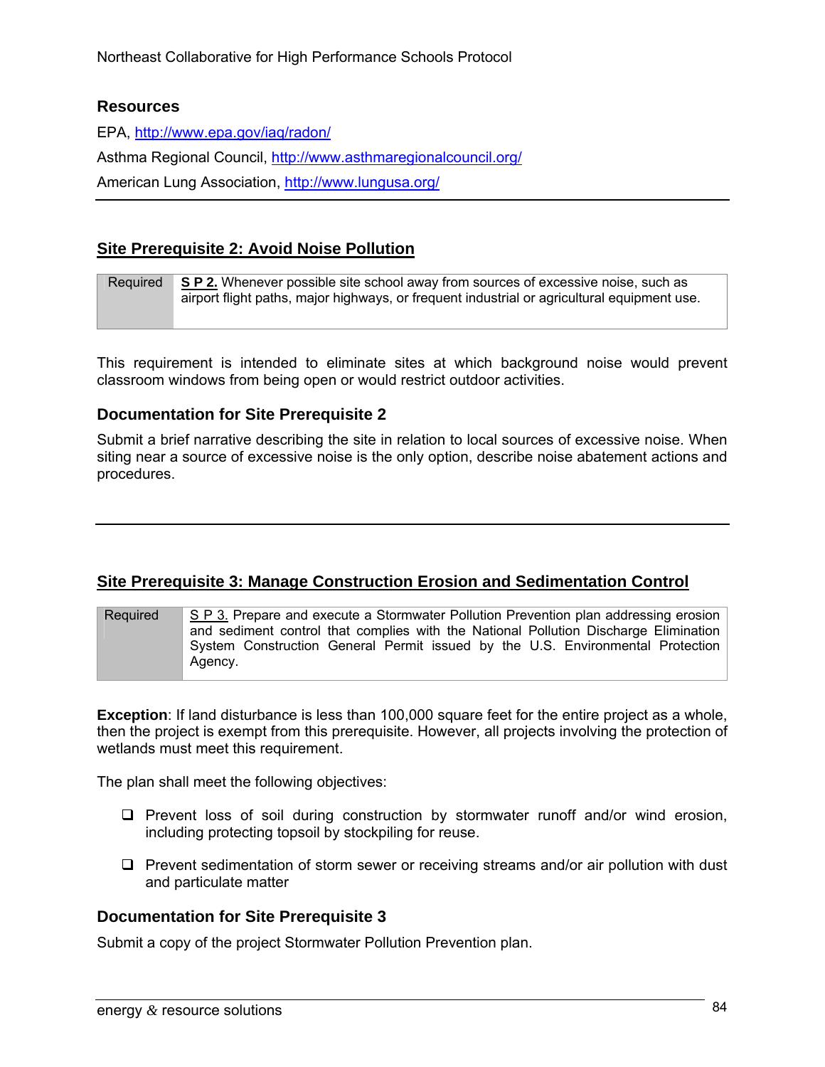### Resources

EPA, http://www.epa.gov/iaq/radon/

Asthma Regional Council, http://www.asthmaregionalcouncil.org/

American Lung Association, http://www.lungusa.org/

---

## Site Prerequisite 2: Avoid Noise Pollution

| Required | **S P 2.** Whenever possible site school away from sources of excessive noise, such as airport flight paths, major highways, or frequent industrial or agricultural equipment use. |
|---|---|

This requirement is intended to eliminate sites at which background noise would prevent classroom windows from being open or would restrict outdoor activities.

### Documentation for Site Prerequisite 2

Submit a brief narrative describing the site in relation to local sources of excessive noise. When siting near a source of excessive noise is the only option, describe noise abatement actions and procedures.

---

## Site Prerequisite 3: Manage Construction Erosion and Sedimentation Control

| Required | S P 3. Prepare and execute a Stormwater Pollution Prevention plan addressing erosion and sediment control that complies with the National Pollution Discharge Elimination System Construction General Permit issued by the U.S. Environmental Protection Agency. |
|---|---|

**Exception**: If land disturbance is less than 100,000 square feet for the entire project as a whole, then the project is exempt from this prerequisite. However, all projects involving the protection of wetlands must meet this requirement.

The plan shall meet the following objectives:

- ❑ Prevent loss of soil during construction by stormwater runoff and/or wind erosion, including protecting topsoil by stockpiling for reuse.
- ❑ Prevent sedimentation of storm sewer or receiving streams and/or air pollution with dust and particulate matter

### Documentation for Site Prerequisite 3

Submit a copy of the project Stormwater Pollution Prevention plan.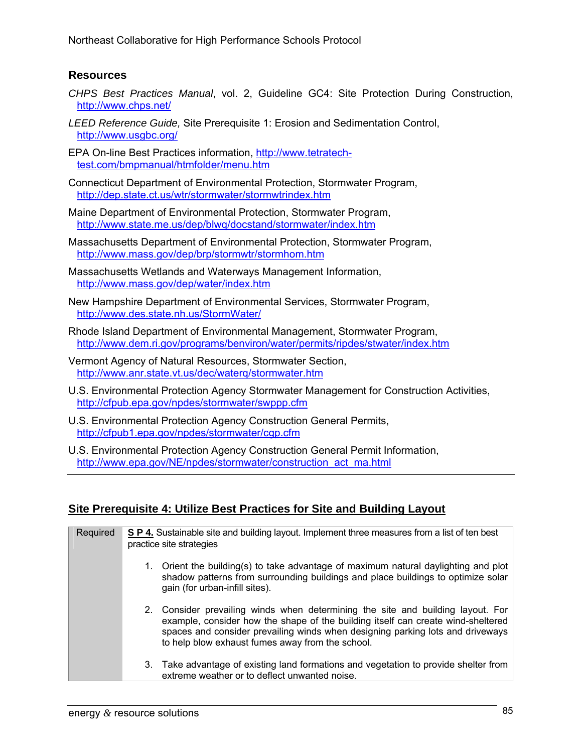## Resources

*CHPS Best Practices Manual*, vol. 2, Guideline GC4: Site Protection During Construction, http://www.chps.net/

*LEED Reference Guide,* Site Prerequisite 1: Erosion and Sedimentation Control, http://www.usgbc.org/

EPA On-line Best Practices information, http://www.tetratech-test.com/bmpmanual/htmfolder/menu.htm

Connecticut Department of Environmental Protection, Stormwater Program, http://dep.state.ct.us/wtr/stormwater/stormwtrindex.htm

Maine Department of Environmental Protection, Stormwater Program, http://www.state.me.us/dep/blwq/docstand/stormwater/index.htm

Massachusetts Department of Environmental Protection, Stormwater Program, http://www.mass.gov/dep/brp/stormwtr/stormhom.htm

Massachusetts Wetlands and Waterways Management Information, http://www.mass.gov/dep/water/index.htm

New Hampshire Department of Environmental Services, Stormwater Program, http://www.des.state.nh.us/StormWater/

Rhode Island Department of Environmental Management, Stormwater Program, http://www.dem.ri.gov/programs/benviron/water/permits/ripdes/stwater/index.htm

Vermont Agency of Natural Resources, Stormwater Section, http://www.anr.state.vt.us/dec/waterq/stormwater.htm

U.S. Environmental Protection Agency Stormwater Management for Construction Activities, http://cfpub.epa.gov/npdes/stormwater/swppp.cfm

U.S. Environmental Protection Agency Construction General Permits, http://cfpub1.epa.gov/npdes/stormwater/cgp.cfm

U.S. Environmental Protection Agency Construction General Permit Information, http://www.epa.gov/NE/npdes/stormwater/construction_act_ma.html

---

## Site Prerequisite 4: Utilize Best Practices for Site and Building Layout

| Required | **S P 4.** Sustainable site and building layout. Implement three measures from a list of ten best practice site strategies<br><br>1. Orient the building(s) to take advantage of maximum natural daylighting and plot shadow patterns from surrounding buildings and place buildings to optimize solar gain (for urban-infill sites).<br><br>2. Consider prevailing winds when determining the site and building layout. For example, consider how the shape of the building itself can create wind-sheltered spaces and consider prevailing winds when designing parking lots and driveways to help blow exhaust fumes away from the school.<br><br>3. Take advantage of existing land formations and vegetation to provide shelter from extreme weather or to deflect unwanted noise. |
|---|---|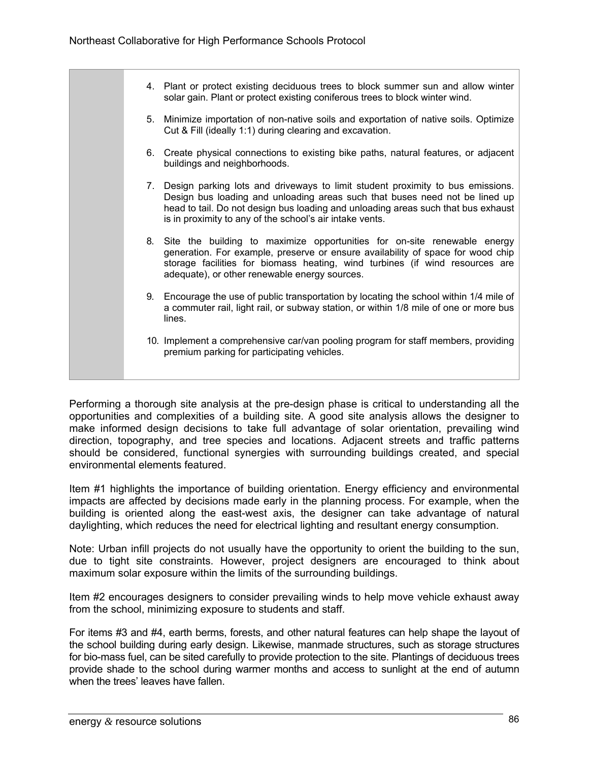4. Plant or protect existing deciduous trees to block summer sun and allow winter solar gain. Plant or protect existing coniferous trees to block winter wind.

5. Minimize importation of non-native soils and exportation of native soils. Optimize Cut & Fill (ideally 1:1) during clearing and excavation.

6. Create physical connections to existing bike paths, natural features, or adjacent buildings and neighborhoods.

7. Design parking lots and driveways to limit student proximity to bus emissions. Design bus loading and unloading areas such that buses need not be lined up head to tail. Do not design bus loading and unloading areas such that bus exhaust is in proximity to any of the school's air intake vents.

8. Site the building to maximize opportunities for on-site renewable energy generation. For example, preserve or ensure availability of space for wood chip storage facilities for biomass heating, wind turbines (if wind resources are adequate), or other renewable energy sources.

9. Encourage the use of public transportation by locating the school within 1/4 mile of a commuter rail, light rail, or subway station, or within 1/8 mile of one or more bus lines.

10. Implement a comprehensive car/van pooling program for staff members, providing premium parking for participating vehicles.

Performing a thorough site analysis at the pre-design phase is critical to understanding all the opportunities and complexities of a building site. A good site analysis allows the designer to make informed design decisions to take full advantage of solar orientation, prevailing wind direction, topography, and tree species and locations. Adjacent streets and traffic patterns should be considered, functional synergies with surrounding buildings created, and special environmental elements featured.

Item #1 highlights the importance of building orientation. Energy efficiency and environmental impacts are affected by decisions made early in the planning process. For example, when the building is oriented along the east-west axis, the designer can take advantage of natural daylighting, which reduces the need for electrical lighting and resultant energy consumption.

Note: Urban infill projects do not usually have the opportunity to orient the building to the sun, due to tight site constraints. However, project designers are encouraged to think about maximum solar exposure within the limits of the surrounding buildings.

Item #2 encourages designers to consider prevailing winds to help move vehicle exhaust away from the school, minimizing exposure to students and staff.

For items #3 and #4, earth berms, forests, and other natural features can help shape the layout of the school building during early design. Likewise, manmade structures, such as storage structures for bio-mass fuel, can be sited carefully to provide protection to the site. Plantings of deciduous trees provide shade to the school during warmer months and access to sunlight at the end of autumn when the trees' leaves have fallen.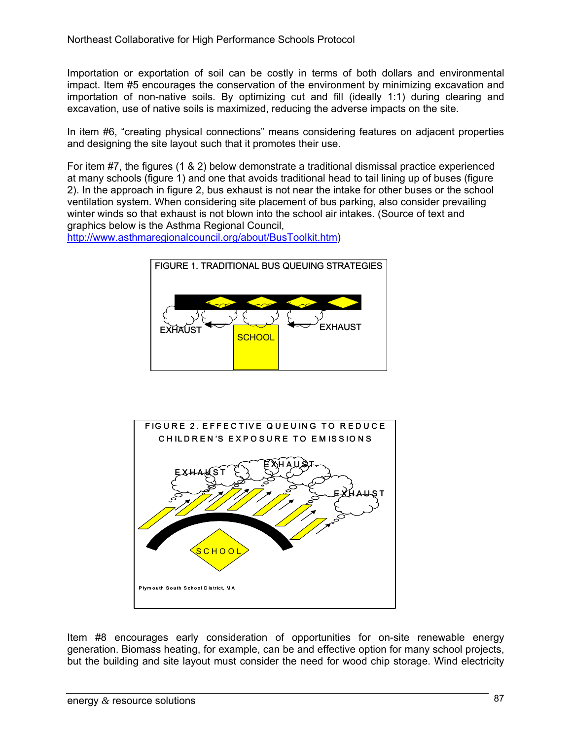Importation or exportation of soil can be costly in terms of both dollars and environmental impact. Item #5 encourages the conservation of the environment by minimizing excavation and importation of non-native soils. By optimizing cut and fill (ideally 1:1) during clearing and excavation, use of native soils is maximized, reducing the adverse impacts on the site.

In item #6, "creating physical connections" means considering features on adjacent properties and designing the site layout such that it promotes their use.

For item #7, the figures (1 & 2) below demonstrate a traditional dismissal practice experienced at many schools (figure 1) and one that avoids traditional head to tail lining up of buses (figure 2). In the approach in figure 2, bus exhaust is not near the intake for other buses or the school ventilation system. When considering site placement of bus parking, also consider prevailing winter winds so that exhaust is not blown into the school air intakes. (Source of text and graphics below is the Asthma Regional Council, http://www.asthmaregionalcouncil.org/about/BusToolkit.htm)

FIGURE 1. TRADITIONAL BUS QUEUING STRATEGIES

EXHAUST SCHOOL EXHAUST

FIGURE 2. EFFECTIVE QUEUING TO REDUCE CHILDREN'S EXPOSURE TO EMISSIONS

EXHAUST EXHAUST EXHAUST SCHOOL

Plymouth South School District, MA

Item #8 encourages early consideration of opportunities for on-site renewable energy generation. Biomass heating, for example, can be and effective option for many school projects, but the building and site layout must consider the need for wood chip storage. Wind electricity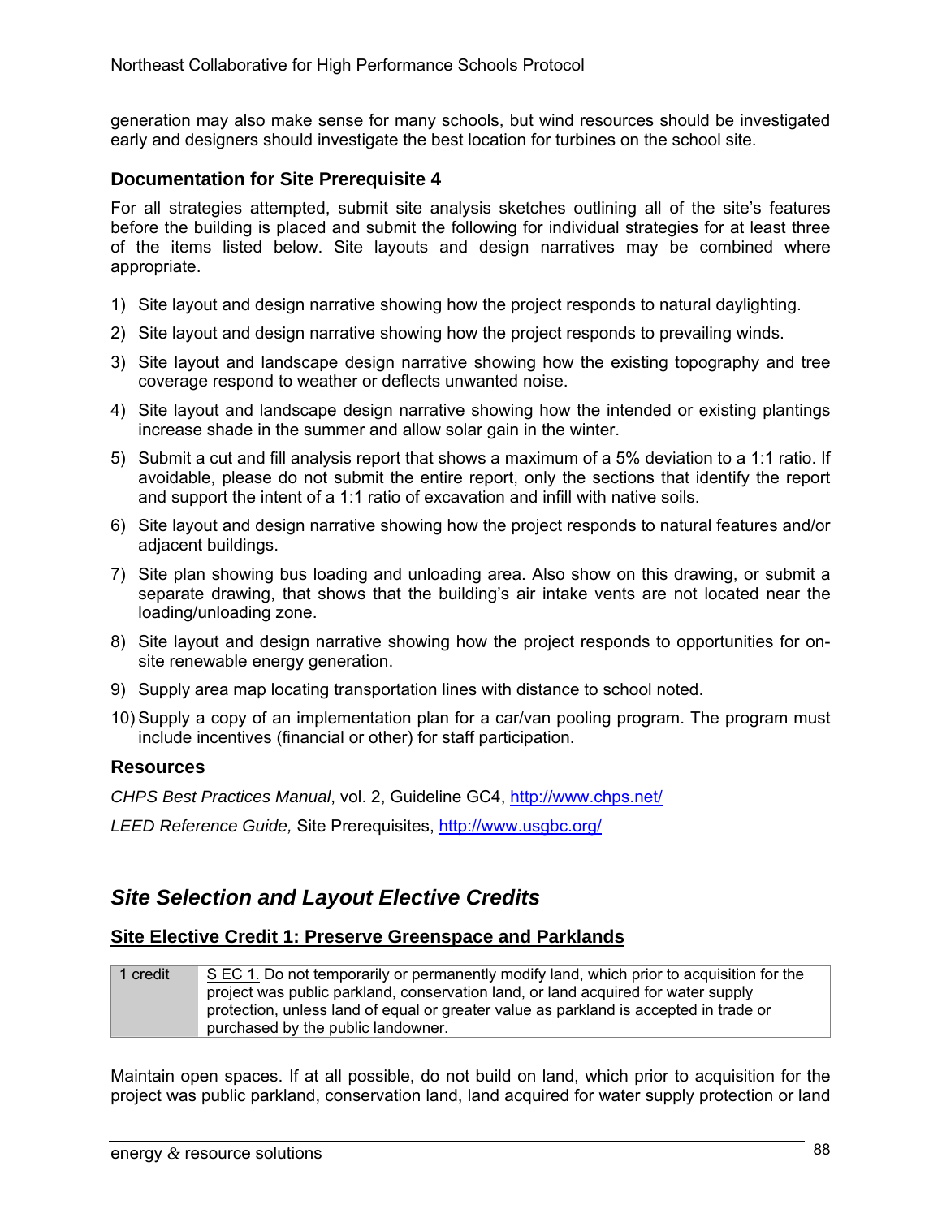generation may also make sense for many schools, but wind resources should be investigated early and designers should investigate the best location for turbines on the school site.

### Documentation for Site Prerequisite 4

For all strategies attempted, submit site analysis sketches outlining all of the site's features before the building is placed and submit the following for individual strategies for at least three of the items listed below. Site layouts and design narratives may be combined where appropriate.

1) Site layout and design narrative showing how the project responds to natural daylighting.
2) Site layout and design narrative showing how the project responds to prevailing winds.
3) Site layout and landscape design narrative showing how the existing topography and tree coverage respond to weather or deflects unwanted noise.
4) Site layout and landscape design narrative showing how the intended or existing plantings increase shade in the summer and allow solar gain in the winter.
5) Submit a cut and fill analysis report that shows a maximum of a 5% deviation to a 1:1 ratio. If avoidable, please do not submit the entire report, only the sections that identify the report and support the intent of a 1:1 ratio of excavation and infill with native soils.
6) Site layout and design narrative showing how the project responds to natural features and/or adjacent buildings.
7) Site plan showing bus loading and unloading area. Also show on this drawing, or submit a separate drawing, that shows that the building's air intake vents are not located near the loading/unloading zone.
8) Site layout and design narrative showing how the project responds to opportunities for on-site renewable energy generation.
9) Supply area map locating transportation lines with distance to school noted.
10) Supply a copy of an implementation plan for a car/van pooling program. The program must include incentives (financial or other) for staff participation.

### Resources

*CHPS Best Practices Manual*, vol. 2, Guideline GC4, http://www.chps.net/

*LEED Reference Guide,* Site Prerequisites, http://www.usgbc.org/

## *Site Selection and Layout Elective Credits*

### Site Elective Credit 1: Preserve Greenspace and Parklands

| | |
|---|---|
| 1 credit | S EC 1. Do not temporarily or permanently modify land, which prior to acquisition for the project was public parkland, conservation land, or land acquired for water supply protection, unless land of equal or greater value as parkland is accepted in trade or purchased by the public landowner. |

Maintain open spaces. If at all possible, do not build on land, which prior to acquisition for the project was public parkland, conservation land, land acquired for water supply protection or land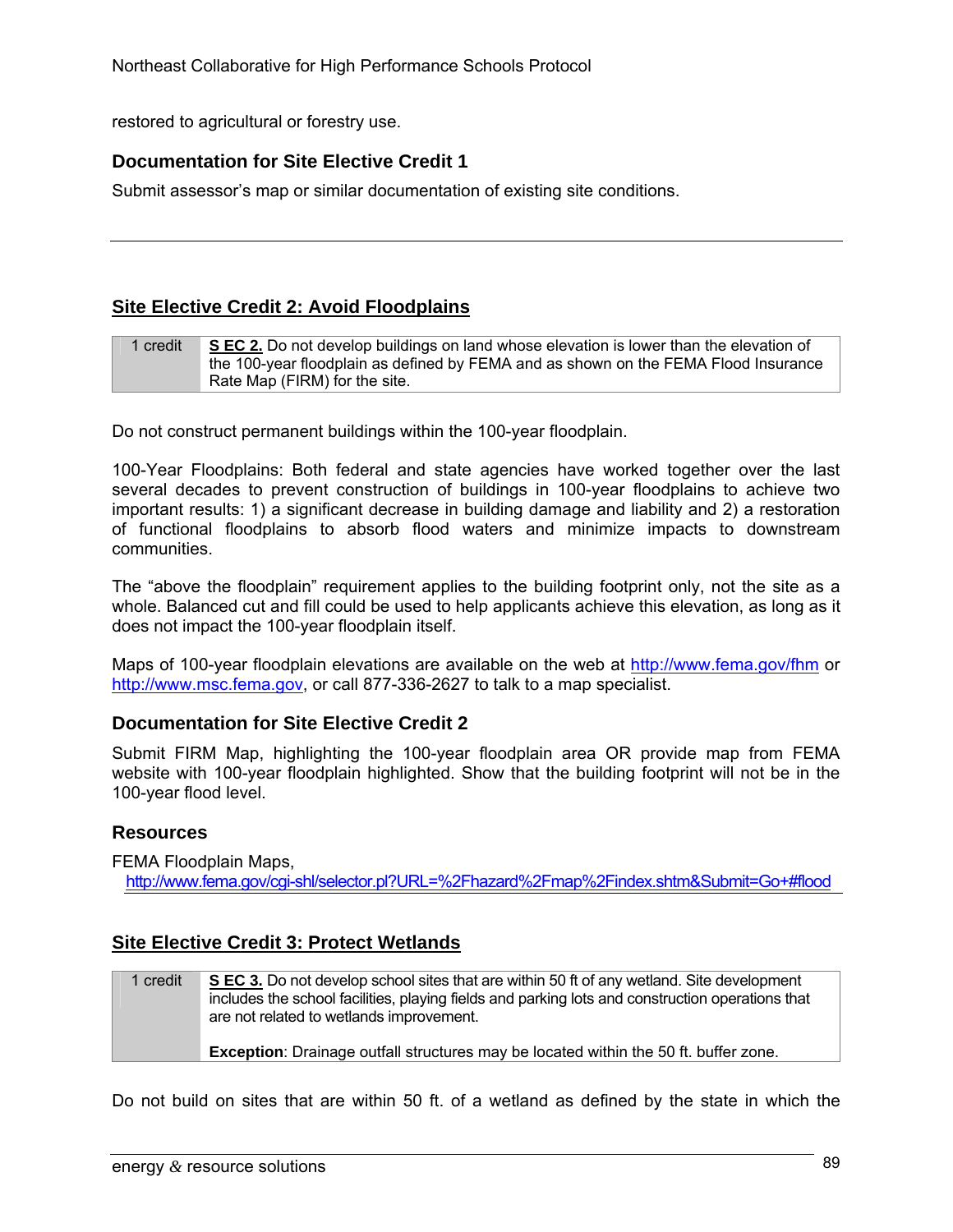restored to agricultural or forestry use.

### Documentation for Site Elective Credit 1

Submit assessor's map or similar documentation of existing site conditions.

---

## Site Elective Credit 2: Avoid Floodplains

| 1 credit | **S EC 2.** Do not develop buildings on land whose elevation is lower than the elevation of the 100-year floodplain as defined by FEMA and as shown on the FEMA Flood Insurance Rate Map (FIRM) for the site. |
|---|---|

Do not construct permanent buildings within the 100-year floodplain.

100-Year Floodplains: Both federal and state agencies have worked together over the last several decades to prevent construction of buildings in 100-year floodplains to achieve two important results: 1) a significant decrease in building damage and liability and 2) a restoration of functional floodplains to absorb flood waters and minimize impacts to downstream communities.

The "above the floodplain" requirement applies to the building footprint only, not the site as a whole. Balanced cut and fill could be used to help applicants achieve this elevation, as long as it does not impact the 100-year floodplain itself.

Maps of 100-year floodplain elevations are available on the web at http://www.fema.gov/fhm or http://www.msc.fema.gov, or call 877-336-2627 to talk to a map specialist.

### Documentation for Site Elective Credit 2

Submit FIRM Map, highlighting the 100-year floodplain area OR provide map from FEMA website with 100-year floodplain highlighted. Show that the building footprint will not be in the 100-year flood level.

### Resources

FEMA Floodplain Maps,
http://www.fema.gov/cgi-shl/selector.pl?URL=%2Fhazard%2Fmap%2Findex.shtm&Submit=Go+#flood

## Site Elective Credit 3: Protect Wetlands

| 1 credit | **S EC 3.** Do not develop school sites that are within 50 ft of any wetland. Site development includes the school facilities, playing fields and parking lots and construction operations that are not related to wetlands improvement.<br><br>**Exception**: Drainage outfall structures may be located within the 50 ft. buffer zone. |
|---|---|

Do not build on sites that are within 50 ft. of a wetland as defined by the state in which the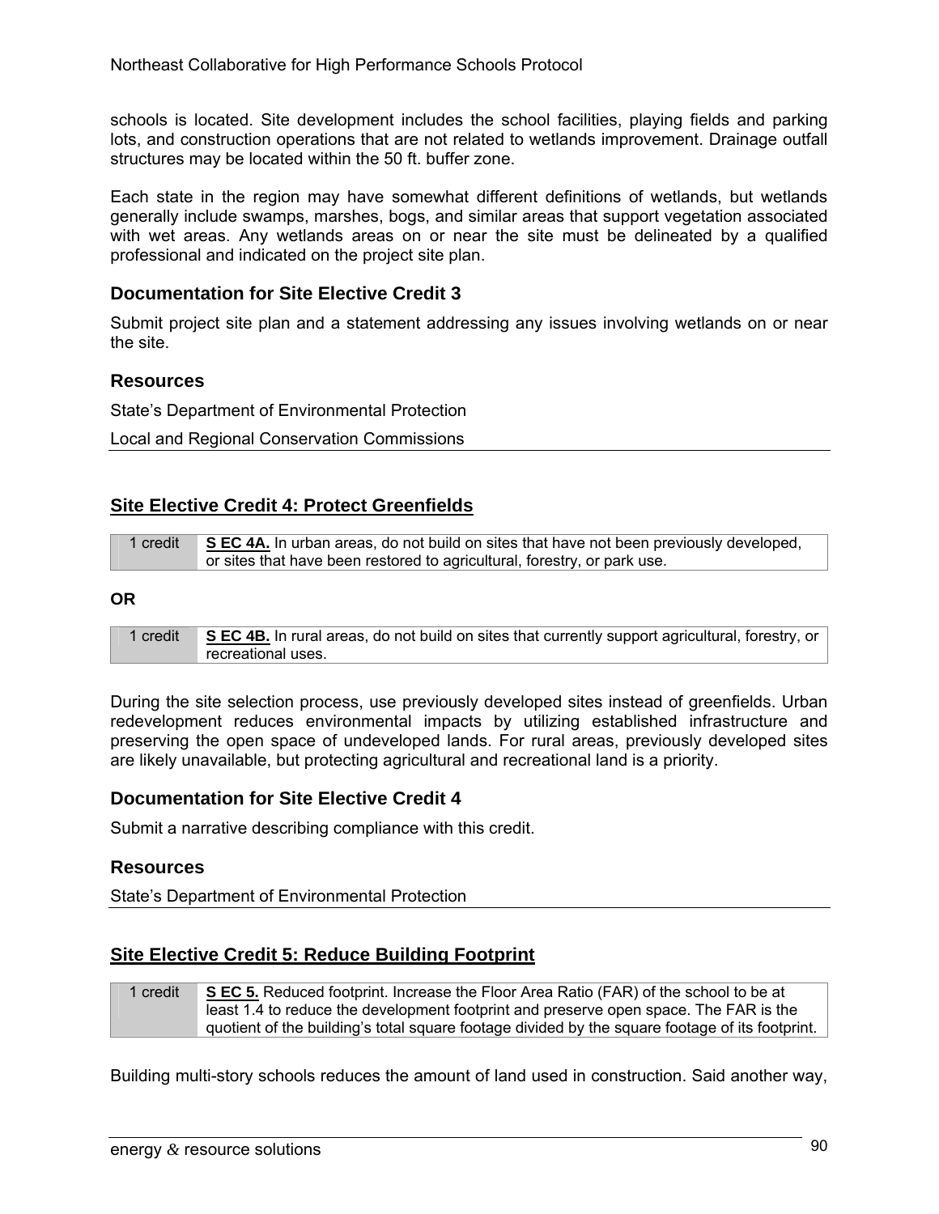schools is located. Site development includes the school facilities, playing fields and parking lots, and construction operations that are not related to wetlands improvement. Drainage outfall structures may be located within the 50 ft. buffer zone.

Each state in the region may have somewhat different definitions of wetlands, but wetlands generally include swamps, marshes, bogs, and similar areas that support vegetation associated with wet areas. Any wetlands areas on or near the site must be delineated by a qualified professional and indicated on the project site plan.

### Documentation for Site Elective Credit 3

Submit project site plan and a statement addressing any issues involving wetlands on or near the site.

### Resources

State's Department of Environmental Protection

Local and Regional Conservation Commissions

## Site Elective Credit 4: Protect Greenfields

| 1 credit | **S EC 4A.** In urban areas, do not build on sites that have not been previously developed, or sites that have been restored to agricultural, forestry, or park use. |
|---|---|

**OR**

| 1 credit | **S EC 4B.** In rural areas, do not build on sites that currently support agricultural, forestry, or recreational uses. |
|---|---|

During the site selection process, use previously developed sites instead of greenfields. Urban redevelopment reduces environmental impacts by utilizing established infrastructure and preserving the open space of undeveloped lands. For rural areas, previously developed sites are likely unavailable, but protecting agricultural and recreational land is a priority.

### Documentation for Site Elective Credit 4

Submit a narrative describing compliance with this credit.

### Resources

State's Department of Environmental Protection

## Site Elective Credit 5: Reduce Building Footprint

| 1 credit | **S EC 5.** Reduced footprint. Increase the Floor Area Ratio (FAR) of the school to be at least 1.4 to reduce the development footprint and preserve open space. The FAR is the quotient of the building's total square footage divided by the square footage of its footprint. |
|---|---|

Building multi-story schools reduces the amount of land used in construction. Said another way,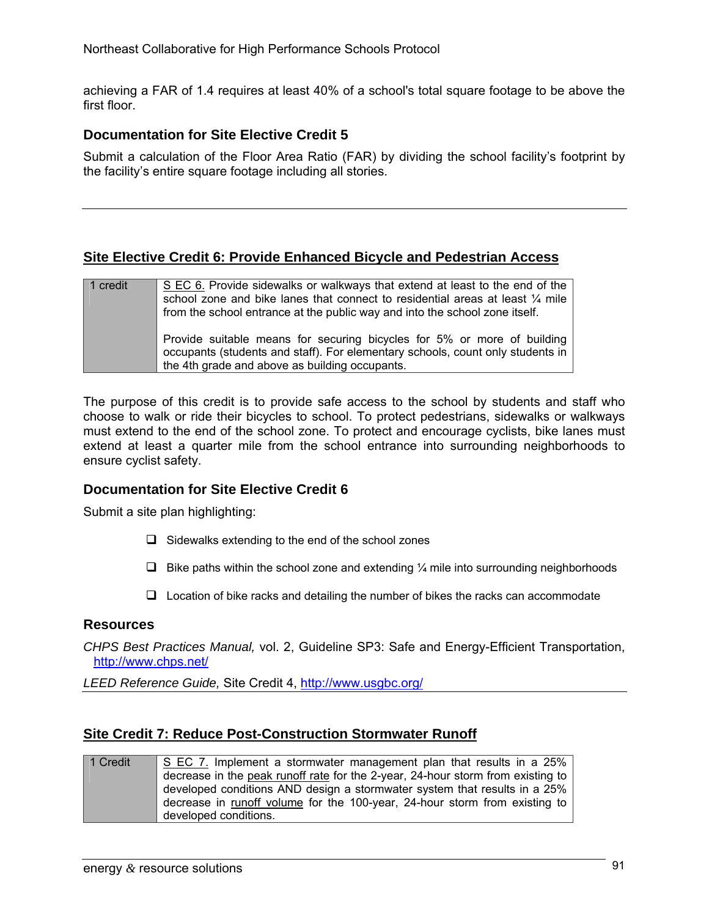achieving a FAR of 1.4 requires at least 40% of a school's total square footage to be above the first floor.

### Documentation for Site Elective Credit 5

Submit a calculation of the Floor Area Ratio (FAR) by dividing the school facility's footprint by the facility's entire square footage including all stories.

---

## Site Elective Credit 6: Provide Enhanced Bicycle and Pedestrian Access

| 1 credit | S EC 6. Provide sidewalks or walkways that extend at least to the end of the school zone and bike lanes that connect to residential areas at least ¼ mile from the school entrance at the public way and into the school zone itself.<br><br>Provide suitable means for securing bicycles for 5% or more of building occupants (students and staff). For elementary schools, count only students in the 4th grade and above as building occupants. |
|---|---|

The purpose of this credit is to provide safe access to the school by students and staff who choose to walk or ride their bicycles to school. To protect pedestrians, sidewalks or walkways must extend to the end of the school zone. To protect and encourage cyclists, bike lanes must extend at least a quarter mile from the school entrance into surrounding neighborhoods to ensure cyclist safety.

### Documentation for Site Elective Credit 6

Submit a site plan highlighting:

- ❑ Sidewalks extending to the end of the school zones
- ❑ Bike paths within the school zone and extending ¼ mile into surrounding neighborhoods
- ❑ Location of bike racks and detailing the number of bikes the racks can accommodate

### Resources

*CHPS Best Practices Manual,* vol. 2, Guideline SP3: Safe and Energy-Efficient Transportation, http://www.chps.net/

*LEED Reference Guide,* Site Credit 4, http://www.usgbc.org/

---

## Site Credit 7: Reduce Post-Construction Stormwater Runoff

| 1 Credit | S EC 7. Implement a stormwater management plan that results in a 25% decrease in the peak runoff rate for the 2-year, 24-hour storm from existing to developed conditions AND design a stormwater system that results in a 25% decrease in runoff volume for the 100-year, 24-hour storm from existing to developed conditions. |
|---|---|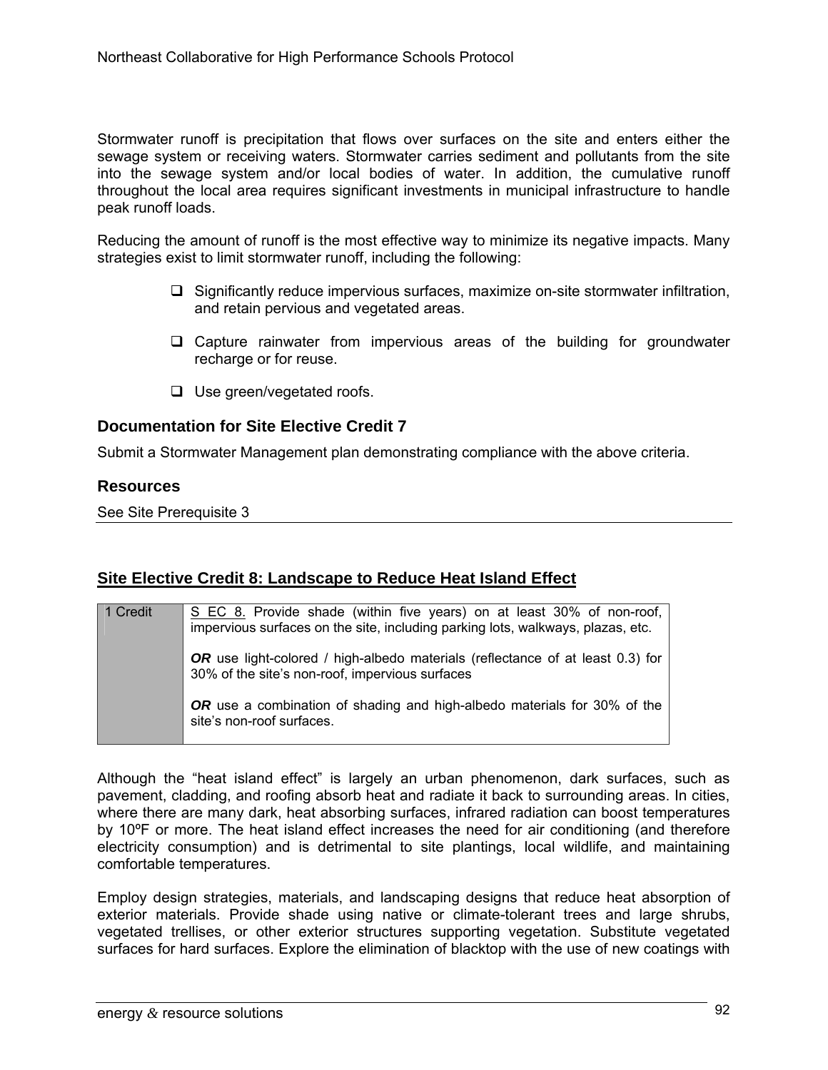Stormwater runoff is precipitation that flows over surfaces on the site and enters either the sewage system or receiving waters. Stormwater carries sediment and pollutants from the site into the sewage system and/or local bodies of water. In addition, the cumulative runoff throughout the local area requires significant investments in municipal infrastructure to handle peak runoff loads.

Reducing the amount of runoff is the most effective way to minimize its negative impacts. Many strategies exist to limit stormwater runoff, including the following:

- Significantly reduce impervious surfaces, maximize on-site stormwater infiltration, and retain pervious and vegetated areas.
- Capture rainwater from impervious areas of the building for groundwater recharge or for reuse.
- Use green/vegetated roofs.

### Documentation for Site Elective Credit 7

Submit a Stormwater Management plan demonstrating compliance with the above criteria.

### Resources

See Site Prerequisite 3

## Site Elective Credit 8: Landscape to Reduce Heat Island Effect

| 1 Credit | S EC 8. Provide shade (within five years) on at least 30% of non-roof, impervious surfaces on the site, including parking lots, walkways, plazas, etc.<br><br>***OR*** use light-colored / high-albedo materials (reflectance of at least 0.3) for 30% of the site's non-roof, impervious surfaces<br><br>***OR*** use a combination of shading and high-albedo materials for 30% of the site's non-roof surfaces. |
|---|---|

Although the "heat island effect" is largely an urban phenomenon, dark surfaces, such as pavement, cladding, and roofing absorb heat and radiate it back to surrounding areas. In cities, where there are many dark, heat absorbing surfaces, infrared radiation can boost temperatures by 10ºF or more. The heat island effect increases the need for air conditioning (and therefore electricity consumption) and is detrimental to site plantings, local wildlife, and maintaining comfortable temperatures.

Employ design strategies, materials, and landscaping designs that reduce heat absorption of exterior materials. Provide shade using native or climate-tolerant trees and large shrubs, vegetated trellises, or other exterior structures supporting vegetation. Substitute vegetated surfaces for hard surfaces. Explore the elimination of blacktop with the use of new coatings with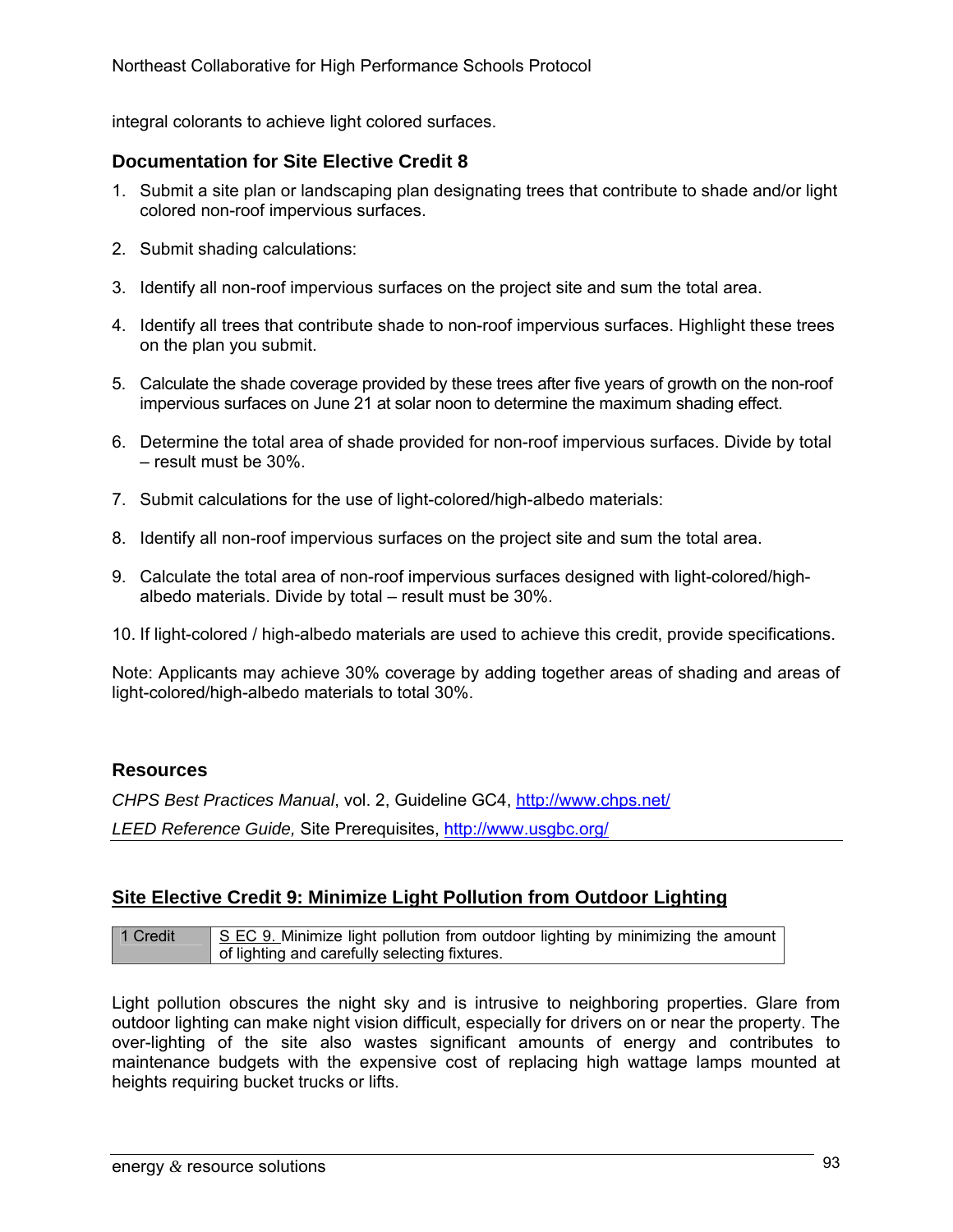integral colorants to achieve light colored surfaces.

### Documentation for Site Elective Credit 8

1. Submit a site plan or landscaping plan designating trees that contribute to shade and/or light colored non-roof impervious surfaces.

2. Submit shading calculations:

3. Identify all non-roof impervious surfaces on the project site and sum the total area.

4. Identify all trees that contribute shade to non-roof impervious surfaces. Highlight these trees on the plan you submit.

5. Calculate the shade coverage provided by these trees after five years of growth on the non-roof impervious surfaces on June 21 at solar noon to determine the maximum shading effect.

6. Determine the total area of shade provided for non-roof impervious surfaces. Divide by total – result must be 30%.

7. Submit calculations for the use of light-colored/high-albedo materials:

8. Identify all non-roof impervious surfaces on the project site and sum the total area.

9. Calculate the total area of non-roof impervious surfaces designed with light-colored/high-albedo materials. Divide by total – result must be 30%.

10. If light-colored / high-albedo materials are used to achieve this credit, provide specifications.

Note: Applicants may achieve 30% coverage by adding together areas of shading and areas of light-colored/high-albedo materials to total 30%.

### Resources

*CHPS Best Practices Manual*, vol. 2, Guideline GC4, http://www.chps.net/

*LEED Reference Guide,* Site Prerequisites, http://www.usgbc.org/

## Site Elective Credit 9: Minimize Light Pollution from Outdoor Lighting

| 1 Credit | S EC 9. Minimize light pollution from outdoor lighting by minimizing the amount of lighting and carefully selecting fixtures. |
|---|---|

Light pollution obscures the night sky and is intrusive to neighboring properties. Glare from outdoor lighting can make night vision difficult, especially for drivers on or near the property. The over-lighting of the site also wastes significant amounts of energy and contributes to maintenance budgets with the expensive cost of replacing high wattage lamps mounted at heights requiring bucket trucks or lifts.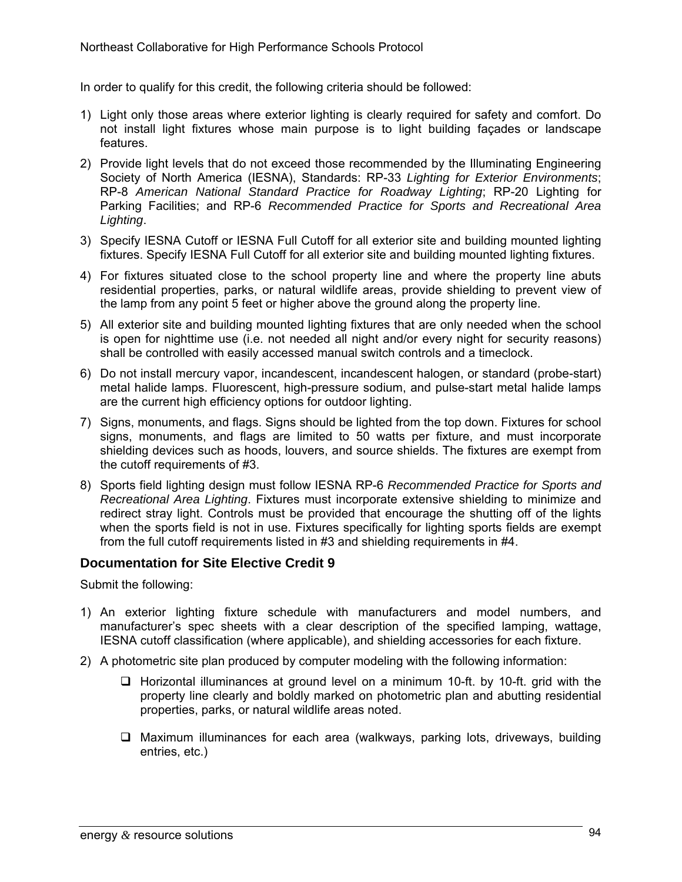In order to qualify for this credit, the following criteria should be followed:

1) Light only those areas where exterior lighting is clearly required for safety and comfort. Do not install light fixtures whose main purpose is to light building façades or landscape features.
2) Provide light levels that do not exceed those recommended by the Illuminating Engineering Society of North America (IESNA), Standards: RP-33 *Lighting for Exterior Environments*; RP-8 *American National Standard Practice for Roadway Lighting*; RP-20 Lighting for Parking Facilities; and RP-6 *Recommended Practice for Sports and Recreational Area Lighting*.
3) Specify IESNA Cutoff or IESNA Full Cutoff for all exterior site and building mounted lighting fixtures. Specify IESNA Full Cutoff for all exterior site and building mounted lighting fixtures.
4) For fixtures situated close to the school property line and where the property line abuts residential properties, parks, or natural wildlife areas, provide shielding to prevent view of the lamp from any point 5 feet or higher above the ground along the property line.
5) All exterior site and building mounted lighting fixtures that are only needed when the school is open for nighttime use (i.e. not needed all night and/or every night for security reasons) shall be controlled with easily accessed manual switch controls and a timeclock.
6) Do not install mercury vapor, incandescent, incandescent halogen, or standard (probe-start) metal halide lamps. Fluorescent, high-pressure sodium, and pulse-start metal halide lamps are the current high efficiency options for outdoor lighting.
7) Signs, monuments, and flags. Signs should be lighted from the top down. Fixtures for school signs, monuments, and flags are limited to 50 watts per fixture, and must incorporate shielding devices such as hoods, louvers, and source shields. The fixtures are exempt from the cutoff requirements of #3.
8) Sports field lighting design must follow IESNA RP-6 *Recommended Practice for Sports and Recreational Area Lighting*. Fixtures must incorporate extensive shielding to minimize and redirect stray light. Controls must be provided that encourage the shutting off of the lights when the sports field is not in use. Fixtures specifically for lighting sports fields are exempt from the full cutoff requirements listed in #3 and shielding requirements in #4.

## Documentation for Site Elective Credit 9

Submit the following:

1) An exterior lighting fixture schedule with manufacturers and model numbers, and manufacturer's spec sheets with a clear description of the specified lamping, wattage, IESNA cutoff classification (where applicable), and shielding accessories for each fixture.
2) A photometric site plan produced by computer modeling with the following information:
   - ❑ Horizontal illuminances at ground level on a minimum 10-ft. by 10-ft. grid with the property line clearly and boldly marked on photometric plan and abutting residential properties, parks, or natural wildlife areas noted.
   - ❑ Maximum illuminances for each area (walkways, parking lots, driveways, building entries, etc.)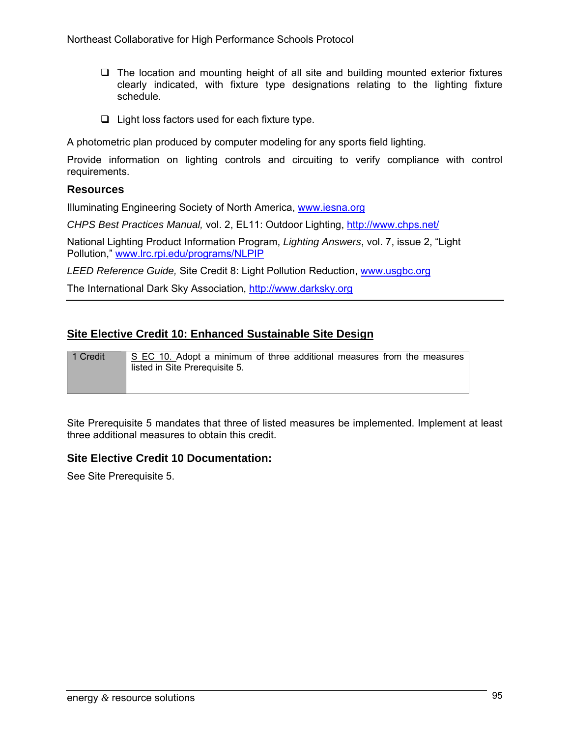- The location and mounting height of all site and building mounted exterior fixtures clearly indicated, with fixture type designations relating to the lighting fixture schedule.
- Light loss factors used for each fixture type.

A photometric plan produced by computer modeling for any sports field lighting.

Provide information on lighting controls and circuiting to verify compliance with control requirements.

### Resources

Illuminating Engineering Society of North America, www.iesna.org

*CHPS Best Practices Manual,* vol. 2, EL11: Outdoor Lighting, http://www.chps.net/

National Lighting Product Information Program, *Lighting Answers*, vol. 7, issue 2, "Light Pollution," www.lrc.rpi.edu/programs/NLPIP

*LEED Reference Guide,* Site Credit 8: Light Pollution Reduction, www.usgbc.org

The International Dark Sky Association, http://www.darksky.org

---

## Site Elective Credit 10: Enhanced Sustainable Site Design

| 1 Credit | S EC 10. Adopt a minimum of three additional measures from the measures listed in Site Prerequisite 5. |
|---|---|

Site Prerequisite 5 mandates that three of listed measures be implemented. Implement at least three additional measures to obtain this credit.

### Site Elective Credit 10 Documentation:

See Site Prerequisite 5.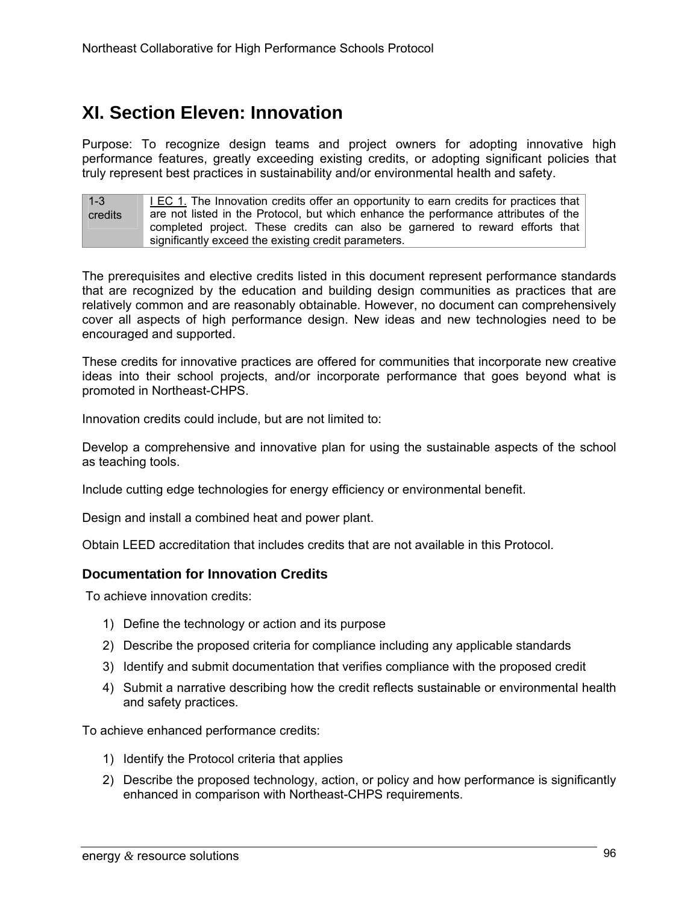# XI. Section Eleven: Innovation

Purpose: To recognize design teams and project owners for adopting innovative high performance features, greatly exceeding existing credits, or adopting significant policies that truly represent best practices in sustainability and/or environmental health and safety.

| 1-3 credits | I EC 1. The Innovation credits offer an opportunity to earn credits for practices that are not listed in the Protocol, but which enhance the performance attributes of the completed project. These credits can also be garnered to reward efforts that significantly exceed the existing credit parameters. |
|---|---|

The prerequisites and elective credits listed in this document represent performance standards that are recognized by the education and building design communities as practices that are relatively common and are reasonably obtainable. However, no document can comprehensively cover all aspects of high performance design. New ideas and new technologies need to be encouraged and supported.

These credits for innovative practices are offered for communities that incorporate new creative ideas into their school projects, and/or incorporate performance that goes beyond what is promoted in Northeast-CHPS.

Innovation credits could include, but are not limited to:

Develop a comprehensive and innovative plan for using the sustainable aspects of the school as teaching tools.

Include cutting edge technologies for energy efficiency or environmental benefit.

Design and install a combined heat and power plant.

Obtain LEED accreditation that includes credits that are not available in this Protocol.

### Documentation for Innovation Credits

To achieve innovation credits:

1) Define the technology or action and its purpose
2) Describe the proposed criteria for compliance including any applicable standards
3) Identify and submit documentation that verifies compliance with the proposed credit
4) Submit a narrative describing how the credit reflects sustainable or environmental health and safety practices.

To achieve enhanced performance credits:

1) Identify the Protocol criteria that applies
2) Describe the proposed technology, action, or policy and how performance is significantly enhanced in comparison with Northeast-CHPS requirements.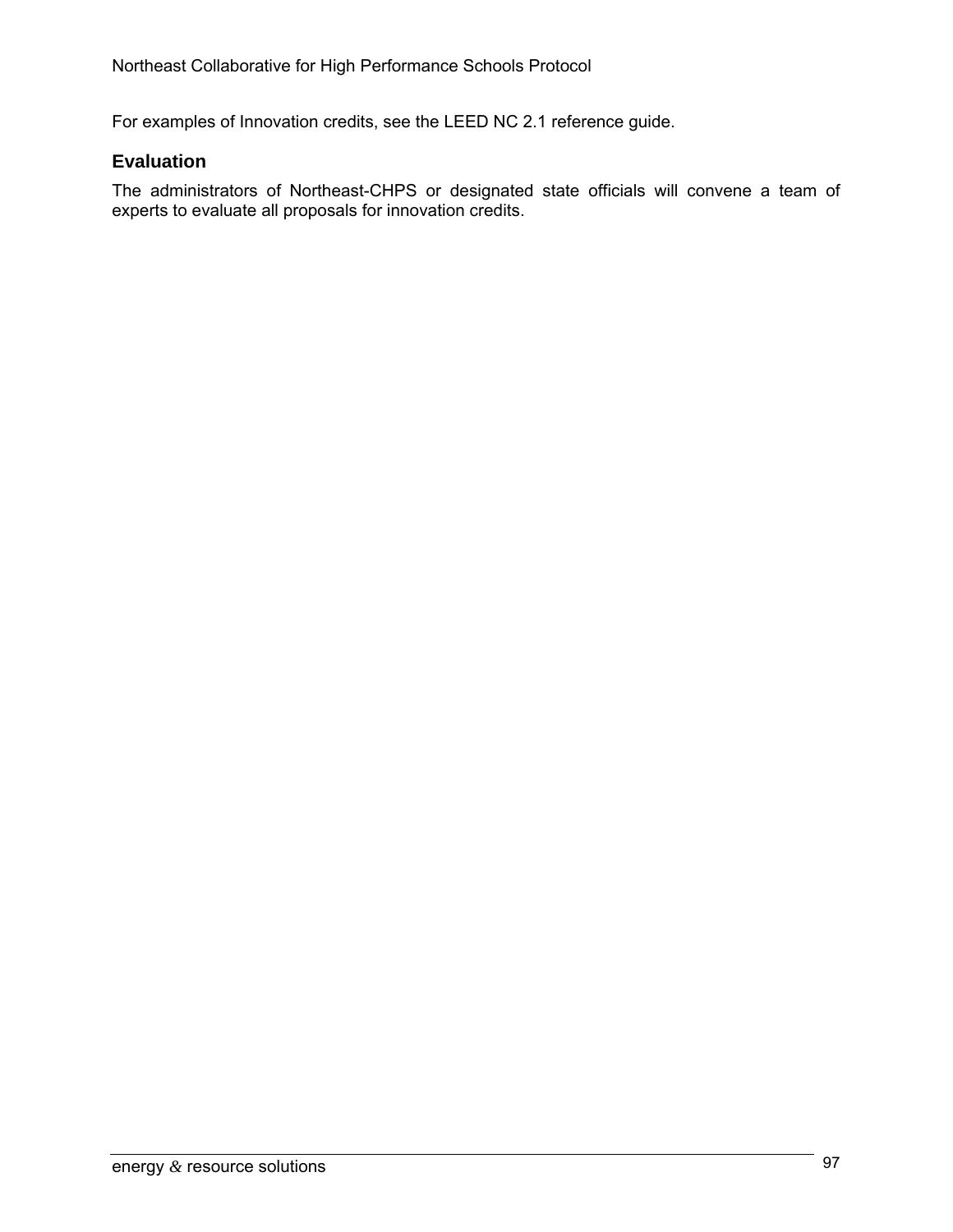For examples of Innovation credits, see the LEED NC 2.1 reference guide.

### Evaluation

The administrators of Northeast-CHPS or designated state officials will convene a team of experts to evaluate all proposals for innovation credits.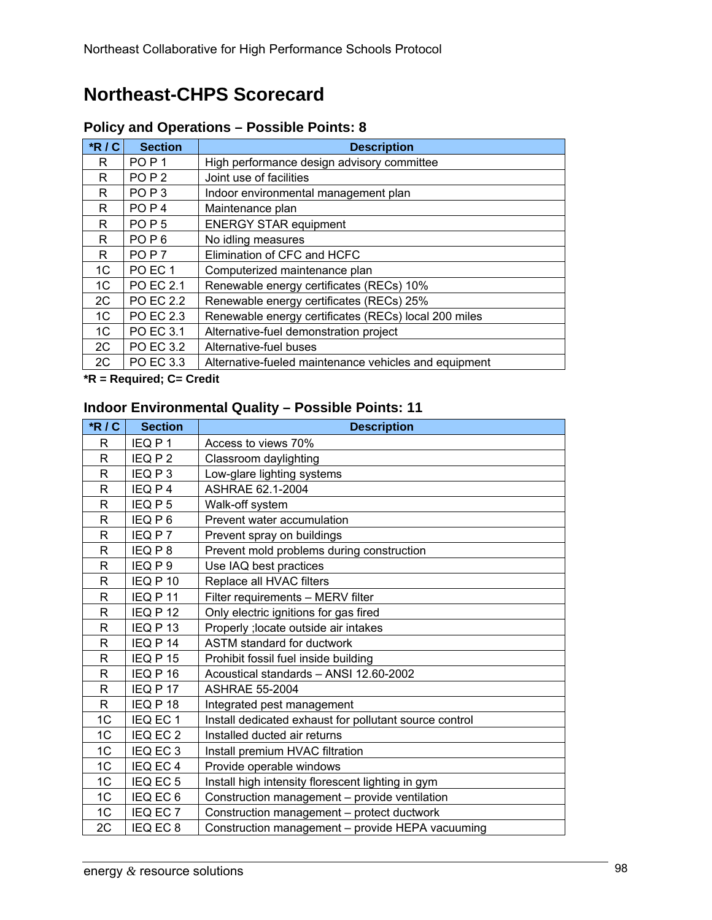# Northeast-CHPS Scorecard

### Policy and Operations – Possible Points: 8

| *R / C | Section | Description |
|---|---|---|
| R | PO P 1 | High performance design advisory committee |
| R | PO P 2 | Joint use of facilities |
| R | PO P 3 | Indoor environmental management plan |
| R | PO P 4 | Maintenance plan |
| R | PO P 5 | ENERGY STAR equipment |
| R | PO P 6 | No idling measures |
| R | PO P 7 | Elimination of CFC and HCFC |
| 1C | PO EC 1 | Computerized maintenance plan |
| 1C | PO EC 2.1 | Renewable energy certificates (RECs) 10% |
| 2C | PO EC 2.2 | Renewable energy certificates (RECs) 25% |
| 1C | PO EC 2.3 | Renewable energy certificates (RECs) local 200 miles |
| 1C | PO EC 3.1 | Alternative-fuel demonstration project |
| 2C | PO EC 3.2 | Alternative-fuel buses |
| 2C | PO EC 3.3 | Alternative-fueled maintenance vehicles and equipment |

**\*R = Required; C= Credit**

### Indoor Environmental Quality – Possible Points: 11

| *R / C | Section | Description |
|---|---|---|
| R | IEQ P 1 | Access to views 70% |
| R | IEQ P 2 | Classroom daylighting |
| R | IEQ P 3 | Low-glare lighting systems |
| R | IEQ P 4 | ASHRAE 62.1-2004 |
| R | IEQ P 5 | Walk-off system |
| R | IEQ P 6 | Prevent water accumulation |
| R | IEQ P 7 | Prevent spray on buildings |
| R | IEQ P 8 | Prevent mold problems during construction |
| R | IEQ P 9 | Use IAQ best practices |
| R | IEQ P 10 | Replace all HVAC filters |
| R | IEQ P 11 | Filter requirements – MERV filter |
| R | IEQ P 12 | Only electric ignitions for gas fired |
| R | IEQ P 13 | Properly ;locate outside air intakes |
| R | IEQ P 14 | ASTM standard for ductwork |
| R | IEQ P 15 | Prohibit fossil fuel inside building |
| R | IEQ P 16 | Acoustical standards – ANSI 12.60-2002 |
| R | IEQ P 17 | ASHRAE 55-2004 |
| R | IEQ P 18 | Integrated pest management |
| 1C | IEQ EC 1 | Install dedicated exhaust for pollutant source control |
| 1C | IEQ EC 2 | Installed ducted air returns |
| 1C | IEQ EC 3 | Install premium HVAC filtration |
| 1C | IEQ EC 4 | Provide operable windows |
| 1C | IEQ EC 5 | Install high intensity florescent lighting in gym |
| 1C | IEQ EC 6 | Construction management – provide ventilation |
| 1C | IEQ EC 7 | Construction management – protect ductwork |
| 2C | IEQ EC 8 | Construction management – provide HEPA vacuuming |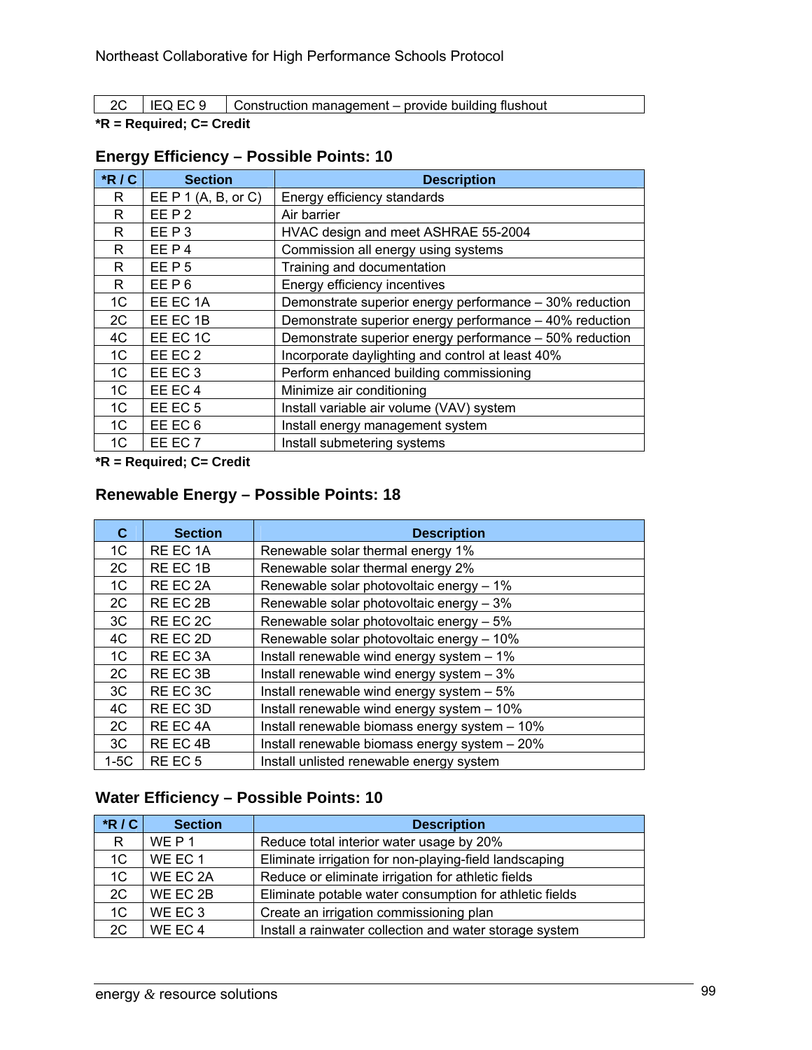| 2C | IEQ EC 9 | Construction management – provide building flushout |
|---|---|---|

**\*R = Required; C= Credit**

### Energy Efficiency – Possible Points: 10

| *R / C | Section | Description |
|---|---|---|
| R | EE P 1 (A, B, or C) | Energy efficiency standards |
| R | EE P 2 | Air barrier |
| R | EE P 3 | HVAC design and meet ASHRAE 55-2004 |
| R | EE P 4 | Commission all energy using systems |
| R | EE P 5 | Training and documentation |
| R | EE P 6 | Energy efficiency incentives |
| 1C | EE EC 1A | Demonstrate superior energy performance – 30% reduction |
| 2C | EE EC 1B | Demonstrate superior energy performance – 40% reduction |
| 4C | EE EC 1C | Demonstrate superior energy performance – 50% reduction |
| 1C | EE EC 2 | Incorporate daylighting and control at least 40% |
| 1C | EE EC 3 | Perform enhanced building commissioning |
| 1C | EE EC 4 | Minimize air conditioning |
| 1C | EE EC 5 | Install variable air volume (VAV) system |
| 1C | EE EC 6 | Install energy management system |
| 1C | EE EC 7 | Install submetering systems |

**\*R = Required; C= Credit**

### Renewable Energy – Possible Points: 18

| C | Section | Description |
|---|---|---|
| 1C | RE EC 1A | Renewable solar thermal energy 1% |
| 2C | RE EC 1B | Renewable solar thermal energy 2% |
| 1C | RE EC 2A | Renewable solar photovoltaic energy – 1% |
| 2C | RE EC 2B | Renewable solar photovoltaic energy – 3% |
| 3C | RE EC 2C | Renewable solar photovoltaic energy – 5% |
| 4C | RE EC 2D | Renewable solar photovoltaic energy – 10% |
| 1C | RE EC 3A | Install renewable wind energy system – 1% |
| 2C | RE EC 3B | Install renewable wind energy system – 3% |
| 3C | RE EC 3C | Install renewable wind energy system – 5% |
| 4C | RE EC 3D | Install renewable wind energy system – 10% |
| 2C | RE EC 4A | Install renewable biomass energy system – 10% |
| 3C | RE EC 4B | Install renewable biomass energy system – 20% |
| 1-5C | RE EC 5 | Install unlisted renewable energy system |

### Water Efficiency – Possible Points: 10

| *R / C | Section | Description |
|---|---|---|
| R | WE P 1 | Reduce total interior water usage by 20% |
| 1C | WE EC 1 | Eliminate irrigation for non-playing-field landscaping |
| 1C | WE EC 2A | Reduce or eliminate irrigation for athletic fields |
| 2C | WE EC 2B | Eliminate potable water consumption for athletic fields |
| 1C | WE EC 3 | Create an irrigation commissioning plan |
| 2C | WE EC 4 | Install a rainwater collection and water storage system |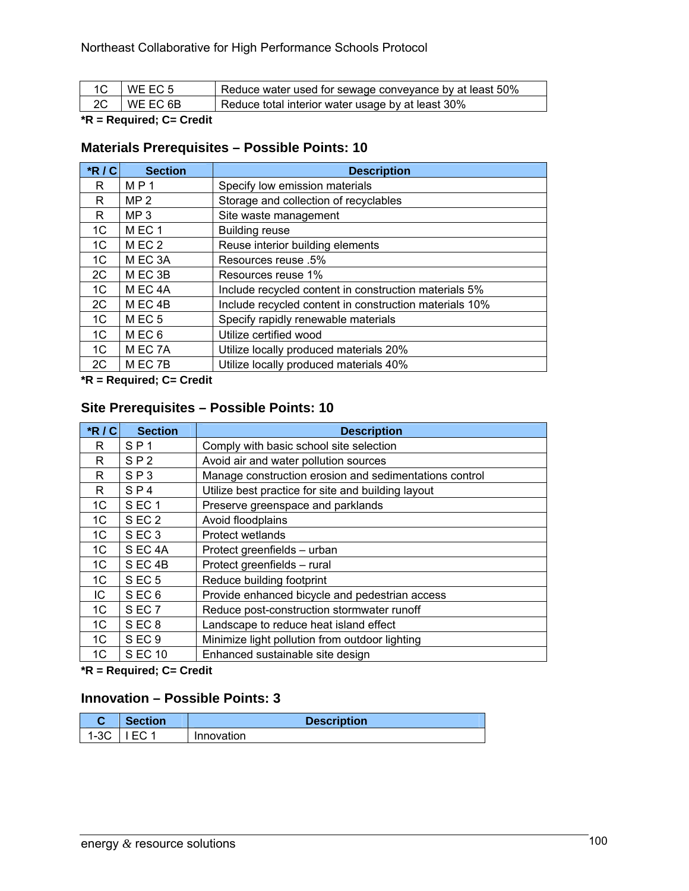| 1C | WE EC 5 | Reduce water used for sewage conveyance by at least 50% |
|---|---|---|
| 2C | WE EC 6B | Reduce total interior water usage by at least 30% |

**\*R = Required; C= Credit**

### Materials Prerequisites – Possible Points: 10

| *R / C | Section | Description |
|---|---|---|
| R | M P 1 | Specify low emission materials |
| R | MP 2 | Storage and collection of recyclables |
| R | MP 3 | Site waste management |
| 1C | M EC 1 | Building reuse |
| 1C | M EC 2 | Reuse interior building elements |
| 1C | M EC 3A | Resources reuse .5% |
| 2C | M EC 3B | Resources reuse 1% |
| 1C | M EC 4A | Include recycled content in construction materials 5% |
| 2C | M EC 4B | Include recycled content in construction materials 10% |
| 1C | M EC 5 | Specify rapidly renewable materials |
| 1C | M EC 6 | Utilize certified wood |
| 1C | M EC 7A | Utilize locally produced materials 20% |
| 2C | M EC 7B | Utilize locally produced materials 40% |

**\*R = Required; C= Credit**

### Site Prerequisites – Possible Points: 10

| *R / C | Section | Description |
|---|---|---|
| R | S P 1 | Comply with basic school site selection |
| R | S P 2 | Avoid air and water pollution sources |
| R | S P 3 | Manage construction erosion and sedimentations control |
| R | S P 4 | Utilize best practice for site and building layout |
| 1C | S EC 1 | Preserve greenspace and parklands |
| 1C | S EC 2 | Avoid floodplains |
| 1C | S EC 3 | Protect wetlands |
| 1C | S EC 4A | Protect greenfields – urban |
| 1C | S EC 4B | Protect greenfields – rural |
| 1C | S EC 5 | Reduce building footprint |
| IC | S EC 6 | Provide enhanced bicycle and pedestrian access |
| 1C | S EC 7 | Reduce post-construction stormwater runoff |
| 1C | S EC 8 | Landscape to reduce heat island effect |
| 1C | S EC 9 | Minimize light pollution from outdoor lighting |
| 1C | S EC 10 | Enhanced sustainable site design |

**\*R = Required; C= Credit**

### Innovation – Possible Points: 3

| C | Section | Description |
|---|---|---|
| 1-3C | I EC 1 | Innovation |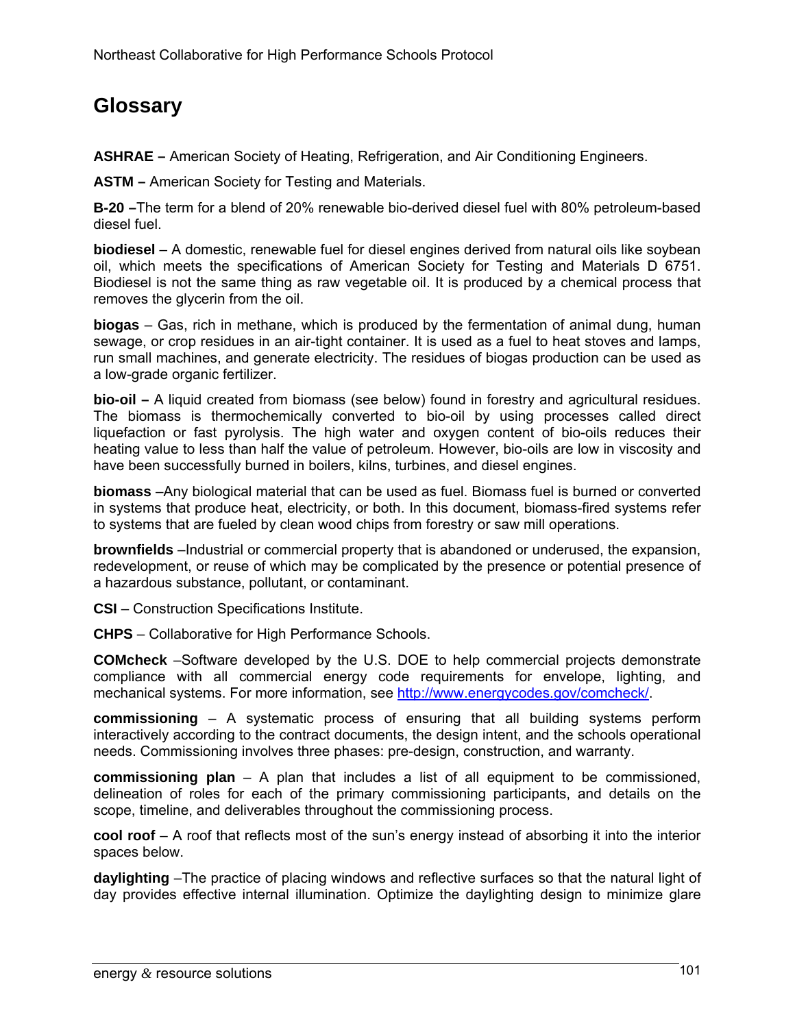# Glossary

**ASHRAE –** American Society of Heating, Refrigeration, and Air Conditioning Engineers.

**ASTM –** American Society for Testing and Materials.

**B-20 –**The term for a blend of 20% renewable bio-derived diesel fuel with 80% petroleum-based diesel fuel.

**biodiesel** – A domestic, renewable fuel for diesel engines derived from natural oils like soybean oil, which meets the specifications of American Society for Testing and Materials D 6751. Biodiesel is not the same thing as raw vegetable oil. It is produced by a chemical process that removes the glycerin from the oil.

**biogas** – Gas, rich in methane, which is produced by the fermentation of animal dung, human sewage, or crop residues in an air-tight container. It is used as a fuel to heat stoves and lamps, run small machines, and generate electricity. The residues of biogas production can be used as a low-grade organic fertilizer.

**bio-oil –** A liquid created from biomass (see below) found in forestry and agricultural residues. The biomass is thermochemically converted to bio-oil by using processes called direct liquefaction or fast pyrolysis. The high water and oxygen content of bio-oils reduces their heating value to less than half the value of petroleum. However, bio-oils are low in viscosity and have been successfully burned in boilers, kilns, turbines, and diesel engines.

**biomass** –Any biological material that can be used as fuel. Biomass fuel is burned or converted in systems that produce heat, electricity, or both. In this document, biomass-fired systems refer to systems that are fueled by clean wood chips from forestry or saw mill operations.

**brownfields** –Industrial or commercial property that is abandoned or underused, the expansion, redevelopment, or reuse of which may be complicated by the presence or potential presence of a hazardous substance, pollutant, or contaminant.

**CSI** – Construction Specifications Institute.

**CHPS** – Collaborative for High Performance Schools.

**COMcheck** –Software developed by the U.S. DOE to help commercial projects demonstrate compliance with all commercial energy code requirements for envelope, lighting, and mechanical systems. For more information, see http://www.energycodes.gov/comcheck/.

**commissioning** – A systematic process of ensuring that all building systems perform interactively according to the contract documents, the design intent, and the schools operational needs. Commissioning involves three phases: pre-design, construction, and warranty.

**commissioning plan** – A plan that includes a list of all equipment to be commissioned, delineation of roles for each of the primary commissioning participants, and details on the scope, timeline, and deliverables throughout the commissioning process.

**cool roof** – A roof that reflects most of the sun's energy instead of absorbing it into the interior spaces below.

**daylighting** –The practice of placing windows and reflective surfaces so that the natural light of day provides effective internal illumination. Optimize the daylighting design to minimize glare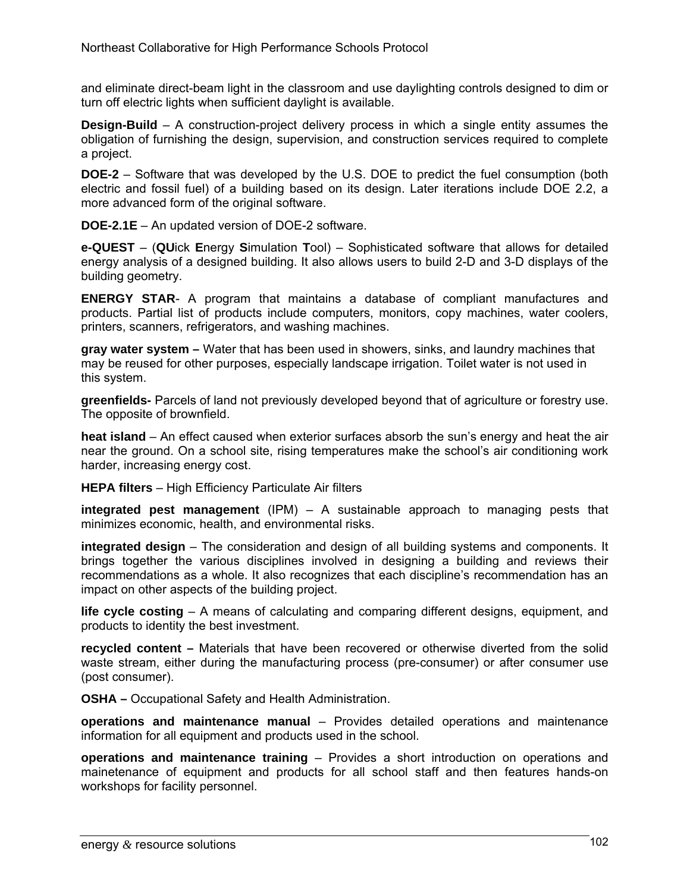and eliminate direct-beam light in the classroom and use daylighting controls designed to dim or turn off electric lights when sufficient daylight is available.

**Design-Build** – A construction-project delivery process in which a single entity assumes the obligation of furnishing the design, supervision, and construction services required to complete a project.

**DOE-2** – Software that was developed by the U.S. DOE to predict the fuel consumption (both electric and fossil fuel) of a building based on its design. Later iterations include DOE 2.2, a more advanced form of the original software.

**DOE-2.1E** – An updated version of DOE-2 software.

**e-QUEST** – (**QU**ick **E**nergy **S**imulation **T**ool) – Sophisticated software that allows for detailed energy analysis of a designed building. It also allows users to build 2-D and 3-D displays of the building geometry.

**ENERGY STAR**- A program that maintains a database of compliant manufactures and products. Partial list of products include computers, monitors, copy machines, water coolers, printers, scanners, refrigerators, and washing machines.

**gray water system –** Water that has been used in showers, sinks, and laundry machines that may be reused for other purposes, especially landscape irrigation. Toilet water is not used in this system.

**greenfields-** Parcels of land not previously developed beyond that of agriculture or forestry use. The opposite of brownfield.

**heat island** – An effect caused when exterior surfaces absorb the sun's energy and heat the air near the ground. On a school site, rising temperatures make the school's air conditioning work harder, increasing energy cost.

**HEPA filters** – High Efficiency Particulate Air filters

**integrated pest management** (IPM) – A sustainable approach to managing pests that minimizes economic, health, and environmental risks.

**integrated design** – The consideration and design of all building systems and components. It brings together the various disciplines involved in designing a building and reviews their recommendations as a whole. It also recognizes that each discipline's recommendation has an impact on other aspects of the building project.

**life cycle costing** – A means of calculating and comparing different designs, equipment, and products to identity the best investment.

**recycled content –** Materials that have been recovered or otherwise diverted from the solid waste stream, either during the manufacturing process (pre-consumer) or after consumer use (post consumer).

**OSHA –** Occupational Safety and Health Administration.

**operations and maintenance manual** – Provides detailed operations and maintenance information for all equipment and products used in the school.

**operations and maintenance training** – Provides a short introduction on operations and mainetenance of equipment and products for all school staff and then features hands-on workshops for facility personnel.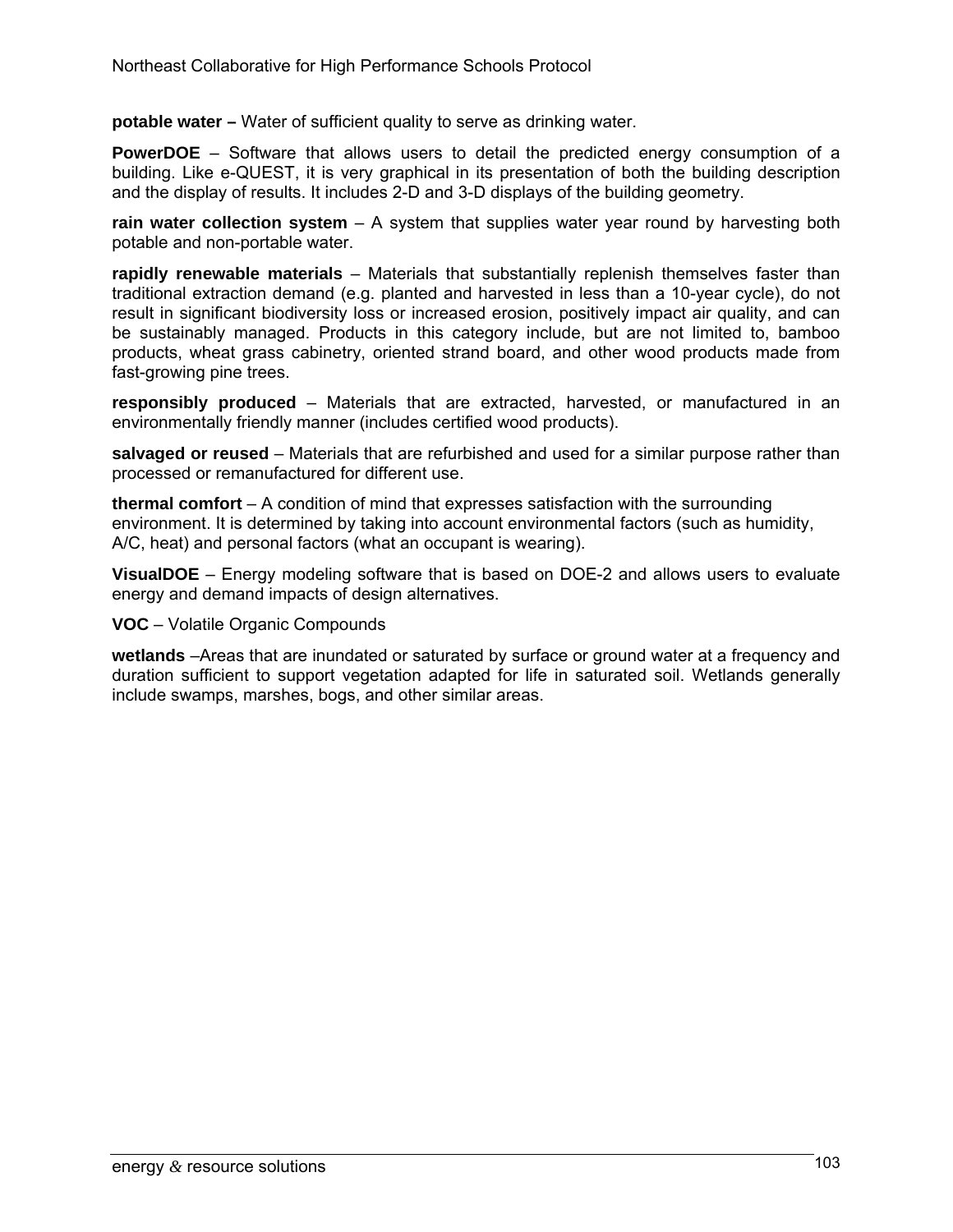**potable water –** Water of sufficient quality to serve as drinking water.

**PowerDOE** – Software that allows users to detail the predicted energy consumption of a building. Like e-QUEST, it is very graphical in its presentation of both the building description and the display of results. It includes 2-D and 3-D displays of the building geometry.

**rain water collection system** – A system that supplies water year round by harvesting both potable and non-portable water.

**rapidly renewable materials** – Materials that substantially replenish themselves faster than traditional extraction demand (e.g. planted and harvested in less than a 10-year cycle), do not result in significant biodiversity loss or increased erosion, positively impact air quality, and can be sustainably managed. Products in this category include, but are not limited to, bamboo products, wheat grass cabinetry, oriented strand board, and other wood products made from fast-growing pine trees.

**responsibly produced** – Materials that are extracted, harvested, or manufactured in an environmentally friendly manner (includes certified wood products).

**salvaged or reused** – Materials that are refurbished and used for a similar purpose rather than processed or remanufactured for different use.

**thermal comfort** – A condition of mind that expresses satisfaction with the surrounding environment. It is determined by taking into account environmental factors (such as humidity, A/C, heat) and personal factors (what an occupant is wearing).

**VisualDOE** – Energy modeling software that is based on DOE-2 and allows users to evaluate energy and demand impacts of design alternatives.

**VOC** – Volatile Organic Compounds

**wetlands** –Areas that are inundated or saturated by surface or ground water at a frequency and duration sufficient to support vegetation adapted for life in saturated soil. Wetlands generally include swamps, marshes, bogs, and other similar areas.